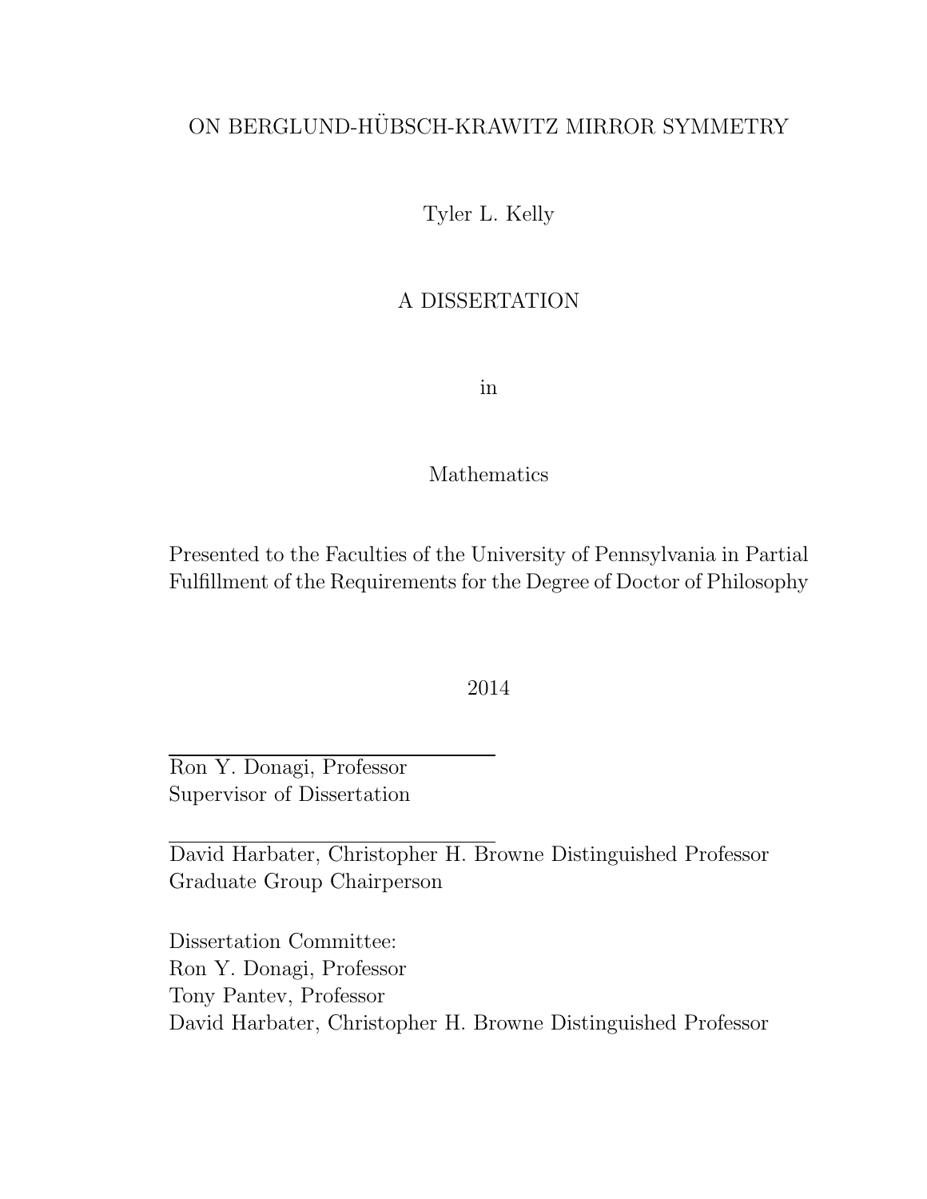# ON BERGLUND-HÜBSCH-KRAWITZ MIRROR SYMMETRY

Tyler L. Kelly

A DISSERTATION

in

Mathematics

Presented to the Faculties of the University of Pennsylvania in Partial Fulfillment of the Requirements for the Degree of Doctor of Philosophy

2014

Ron Y. Donagi, Professor
Supervisor of Dissertation

David Harbater, Christopher H. Browne Distinguished Professor
Graduate Group Chairperson

Dissertation Committee:
Ron Y. Donagi, Professor
Tony Pantev, Professor
David Harbater, Christopher H. Browne Distinguished Professor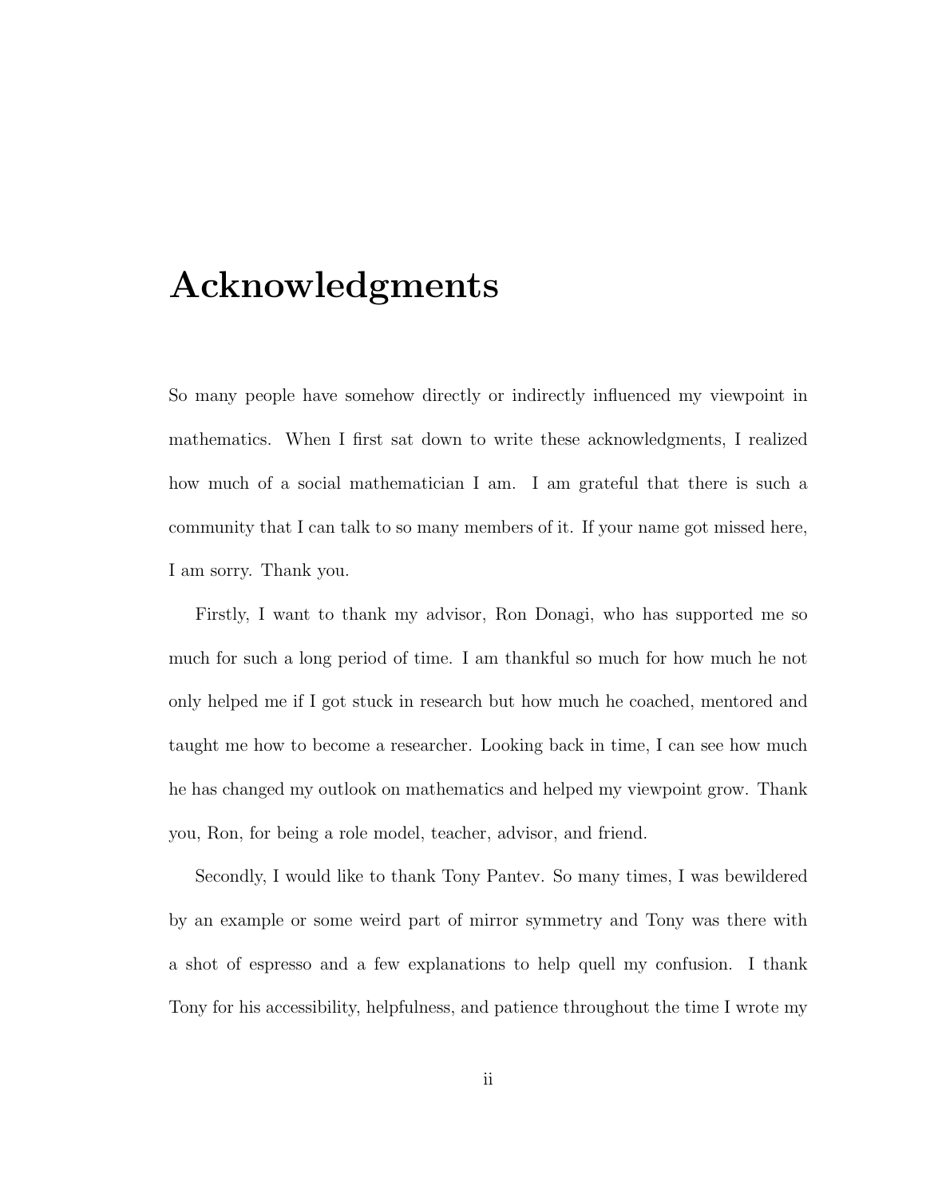# Acknowledgments

So many people have somehow directly or indirectly influenced my viewpoint in mathematics. When I first sat down to write these acknowledgments, I realized how much of a social mathematician I am. I am grateful that there is such a community that I can talk to so many members of it. If your name got missed here, I am sorry. Thank you.

Firstly, I want to thank my advisor, Ron Donagi, who has supported me so much for such a long period of time. I am thankful so much for how much he not only helped me if I got stuck in research but how much he coached, mentored and taught me how to become a researcher. Looking back in time, I can see how much he has changed my outlook on mathematics and helped my viewpoint grow. Thank you, Ron, for being a role model, teacher, advisor, and friend.

Secondly, I would like to thank Tony Pantev. So many times, I was bewildered by an example or some weird part of mirror symmetry and Tony was there with a shot of espresso and a few explanations to help quell my confusion. I thank Tony for his accessibility, helpfulness, and patience throughout the time I wrote my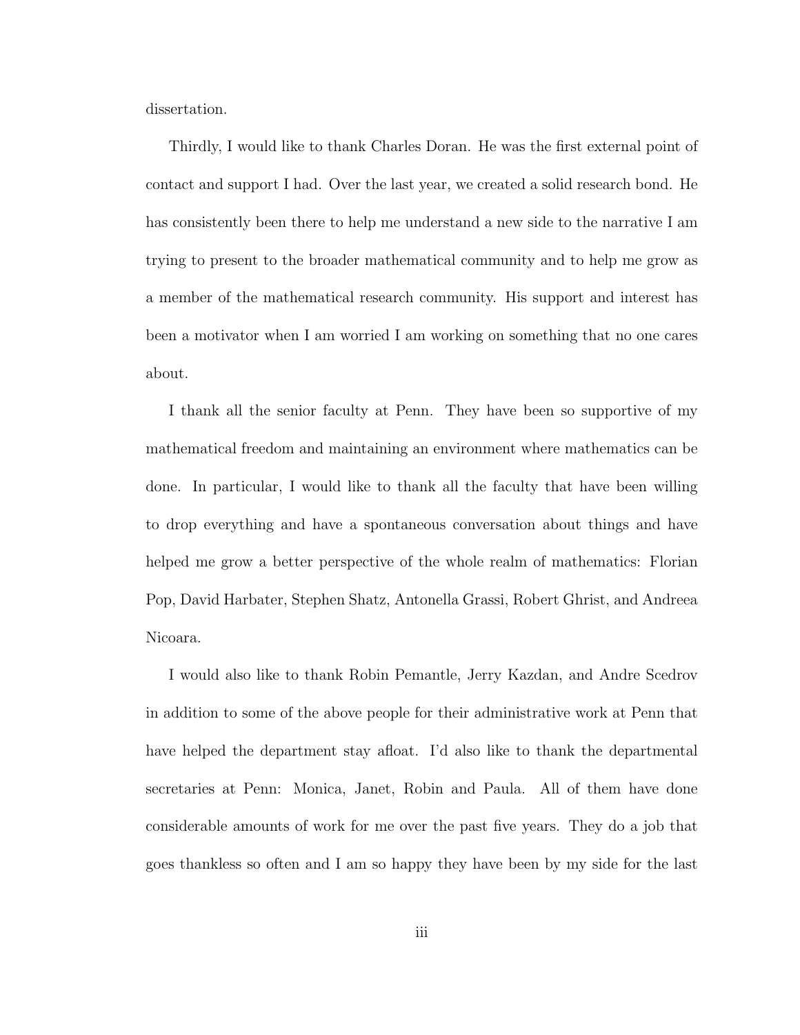dissertation.

Thirdly, I would like to thank Charles Doran. He was the first external point of contact and support I had. Over the last year, we created a solid research bond. He has consistently been there to help me understand a new side to the narrative I am trying to present to the broader mathematical community and to help me grow as a member of the mathematical research community. His support and interest has been a motivator when I am worried I am working on something that no one cares about.

I thank all the senior faculty at Penn. They have been so supportive of my mathematical freedom and maintaining an environment where mathematics can be done. In particular, I would like to thank all the faculty that have been willing to drop everything and have a spontaneous conversation about things and have helped me grow a better perspective of the whole realm of mathematics: Florian Pop, David Harbater, Stephen Shatz, Antonella Grassi, Robert Ghrist, and Andreea Nicoara.

I would also like to thank Robin Pemantle, Jerry Kazdan, and Andre Scedrov in addition to some of the above people for their administrative work at Penn that have helped the department stay afloat. I'd also like to thank the departmental secretaries at Penn: Monica, Janet, Robin and Paula. All of them have done considerable amounts of work for me over the past five years. They do a job that goes thankless so often and I am so happy they have been by my side for the last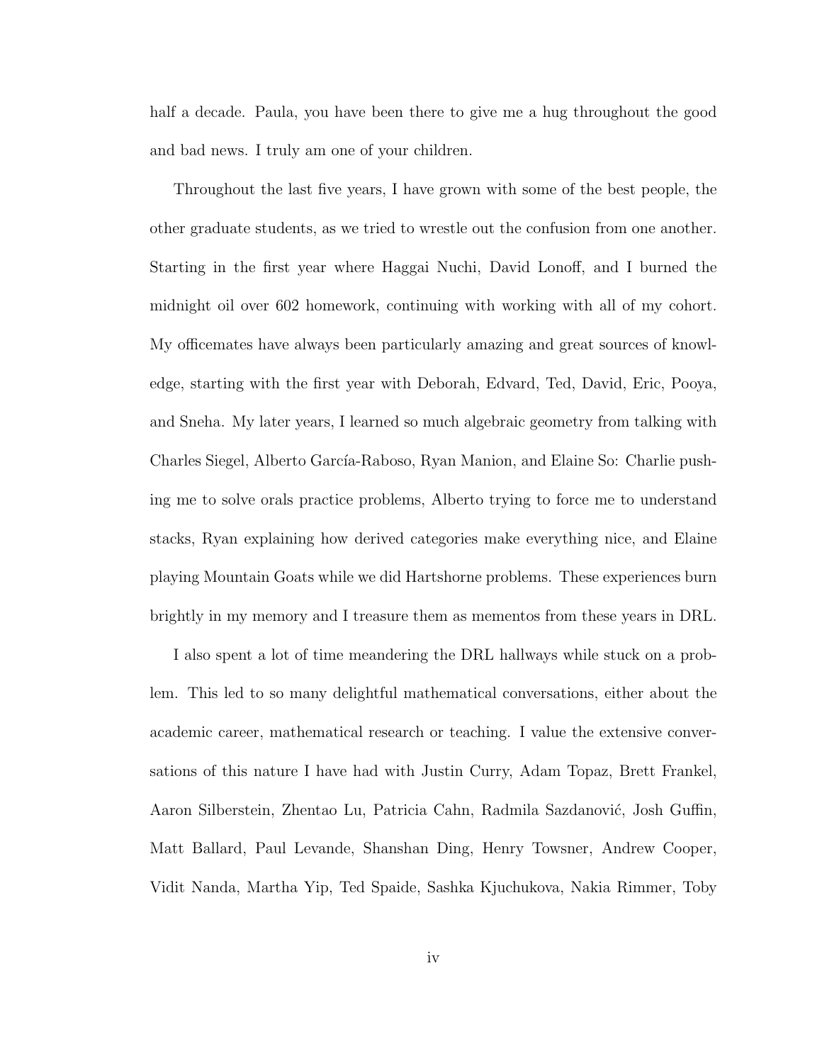half a decade. Paula, you have been there to give me a hug throughout the good and bad news. I truly am one of your children.

Throughout the last five years, I have grown with some of the best people, the other graduate students, as we tried to wrestle out the confusion from one another. Starting in the first year where Haggai Nuchi, David Lonoff, and I burned the midnight oil over 602 homework, continuing with working with all of my cohort. My officemates have always been particularly amazing and great sources of knowledge, starting with the first year with Deborah, Edvard, Ted, David, Eric, Pooya, and Sneha. My later years, I learned so much algebraic geometry from talking with Charles Siegel, Alberto García-Raboso, Ryan Manion, and Elaine So: Charlie pushing me to solve orals practice problems, Alberto trying to force me to understand stacks, Ryan explaining how derived categories make everything nice, and Elaine playing Mountain Goats while we did Hartshorne problems. These experiences burn brightly in my memory and I treasure them as mementos from these years in DRL.

I also spent a lot of time meandering the DRL hallways while stuck on a problem. This led to so many delightful mathematical conversations, either about the academic career, mathematical research or teaching. I value the extensive conversations of this nature I have had with Justin Curry, Adam Topaz, Brett Frankel, Aaron Silberstein, Zhentao Lu, Patricia Cahn, Radmila Sazdanović, Josh Guffin, Matt Ballard, Paul Levande, Shanshan Ding, Henry Towsner, Andrew Cooper, Vidit Nanda, Martha Yip, Ted Spaide, Sashka Kjuchukova, Nakia Rimmer, Toby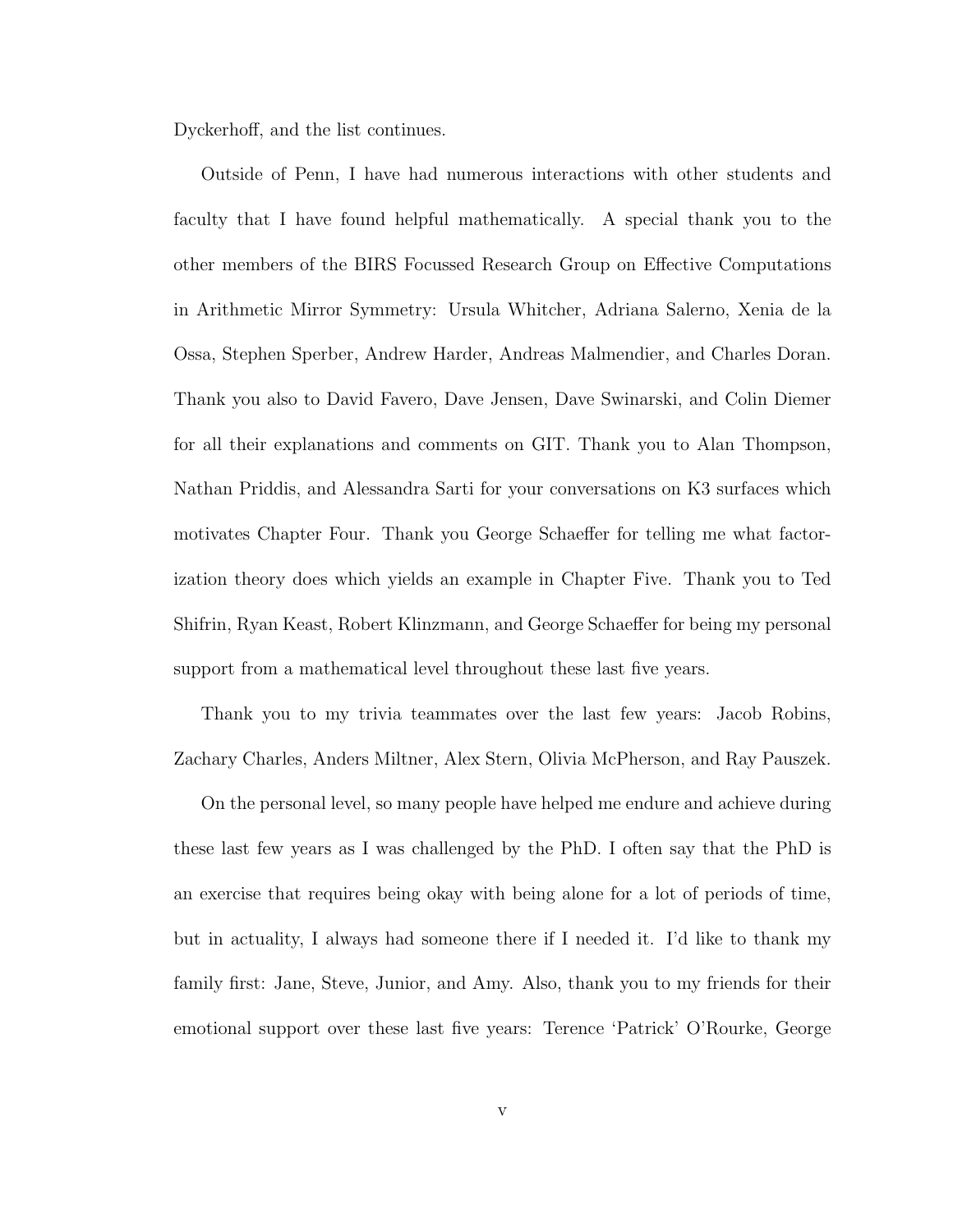Dyckerhoff, and the list continues.

Outside of Penn, I have had numerous interactions with other students and faculty that I have found helpful mathematically. A special thank you to the other members of the BIRS Focussed Research Group on Effective Computations in Arithmetic Mirror Symmetry: Ursula Whitcher, Adriana Salerno, Xenia de la Ossa, Stephen Sperber, Andrew Harder, Andreas Malmendier, and Charles Doran. Thank you also to David Favero, Dave Jensen, Dave Swinarski, and Colin Diemer for all their explanations and comments on GIT. Thank you to Alan Thompson, Nathan Priddis, and Alessandra Sarti for your conversations on K3 surfaces which motivates Chapter Four. Thank you George Schaeffer for telling me what factorization theory does which yields an example in Chapter Five. Thank you to Ted Shifrin, Ryan Keast, Robert Klinzmann, and George Schaeffer for being my personal support from a mathematical level throughout these last five years.

Thank you to my trivia teammates over the last few years: Jacob Robins, Zachary Charles, Anders Miltner, Alex Stern, Olivia McPherson, and Ray Pauszek.

On the personal level, so many people have helped me endure and achieve during these last few years as I was challenged by the PhD. I often say that the PhD is an exercise that requires being okay with being alone for a lot of periods of time, but in actuality, I always had someone there if I needed it. I'd like to thank my family first: Jane, Steve, Junior, and Amy. Also, thank you to my friends for their emotional support over these last five years: Terence 'Patrick' O'Rourke, George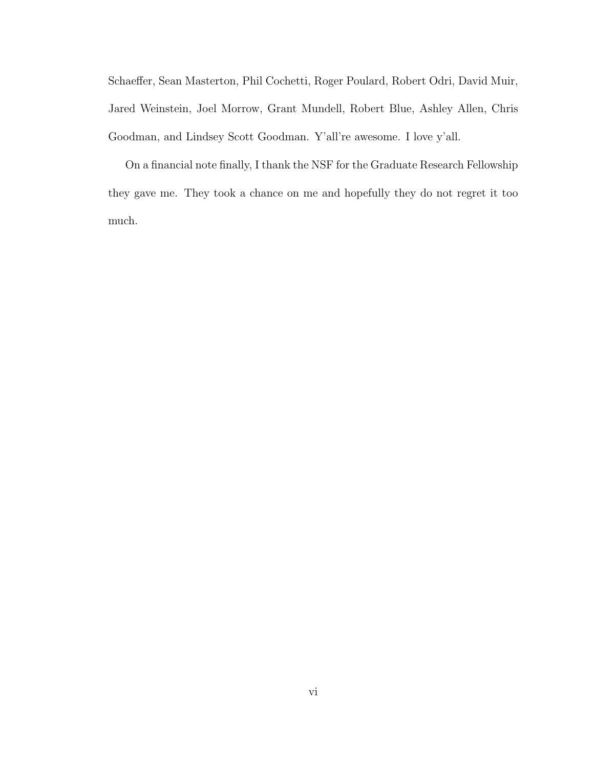Schaeffer, Sean Masterton, Phil Cochetti, Roger Poulard, Robert Odri, David Muir, Jared Weinstein, Joel Morrow, Grant Mundell, Robert Blue, Ashley Allen, Chris Goodman, and Lindsey Scott Goodman. Y'all're awesome. I love y'all.

On a financial note finally, I thank the NSF for the Graduate Research Fellowship they gave me. They took a chance on me and hopefully they do not regret it too much.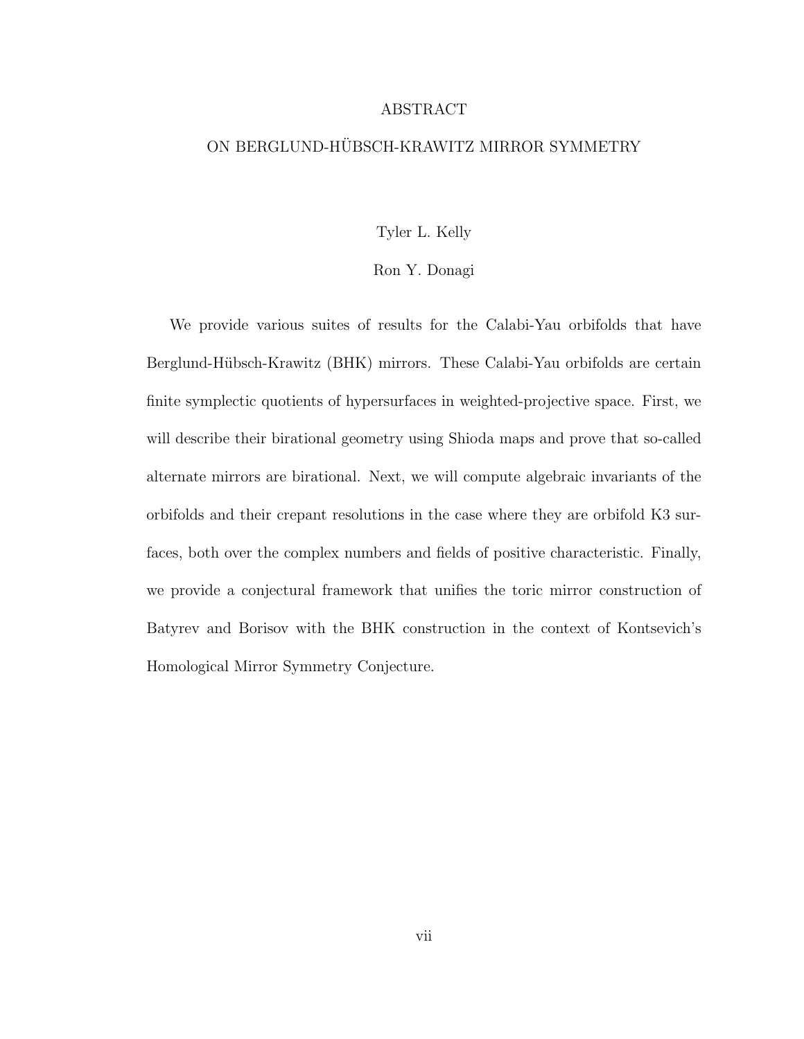# ABSTRACT

## ON BERGLUND-HÜBSCH-KRAWITZ MIRROR SYMMETRY

Tyler L. Kelly

Ron Y. Donagi

We provide various suites of results for the Calabi-Yau orbifolds that have Berglund-Hübsch-Krawitz (BHK) mirrors. These Calabi-Yau orbifolds are certain finite symplectic quotients of hypersurfaces in weighted-projective space. First, we will describe their birational geometry using Shioda maps and prove that so-called alternate mirrors are birational. Next, we will compute algebraic invariants of the orbifolds and their crepant resolutions in the case where they are orbifold K3 surfaces, both over the complex numbers and fields of positive characteristic. Finally, we provide a conjectural framework that unifies the toric mirror construction of Batyrev and Borisov with the BHK construction in the context of Kontsevich's Homological Mirror Symmetry Conjecture.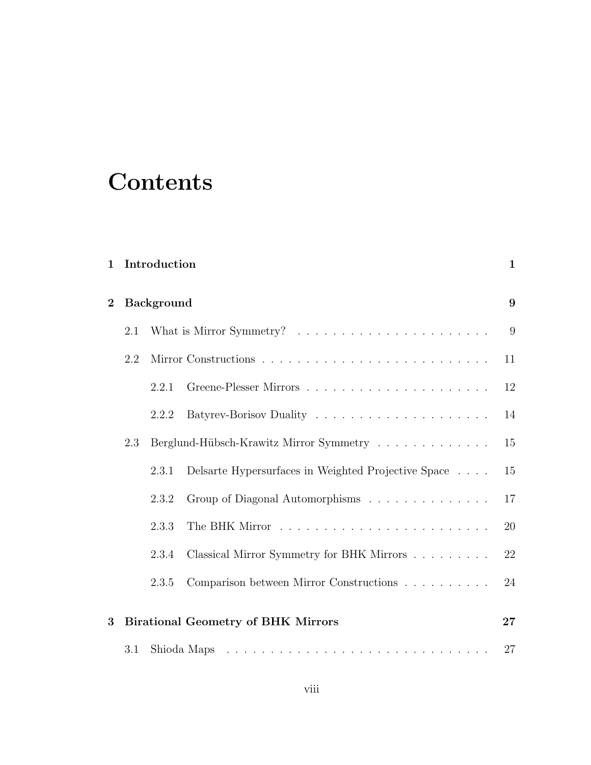# Contents

**1 Introduction** **1**

**2 Background** **9**

2.1 What is Mirror Symmetry? . . . . . . . . . . . . . . . . . . . . . . 9

2.2 Mirror Constructions . . . . . . . . . . . . . . . . . . . . . . . . . . 11

2.2.1 Greene-Plesser Mirrors . . . . . . . . . . . . . . . . . . . . . 12

2.2.2 Batyrev-Borisov Duality . . . . . . . . . . . . . . . . . . . . 14

2.3 Berglund-Hübsch-Krawitz Mirror Symmetry . . . . . . . . . . . . . 15

2.3.1 Delsarte Hypersurfaces in Weighted Projective Space . . . . 15

2.3.2 Group of Diagonal Automorphisms . . . . . . . . . . . . . . 17

2.3.3 The BHK Mirror . . . . . . . . . . . . . . . . . . . . . . . . 20

2.3.4 Classical Mirror Symmetry for BHK Mirrors . . . . . . . . . 22

2.3.5 Comparison between Mirror Constructions . . . . . . . . . . 24

**3 Birational Geometry of BHK Mirrors** **27**

3.1 Shioda Maps . . . . . . . . . . . . . . . . . . . . . . . . . . . . . . 27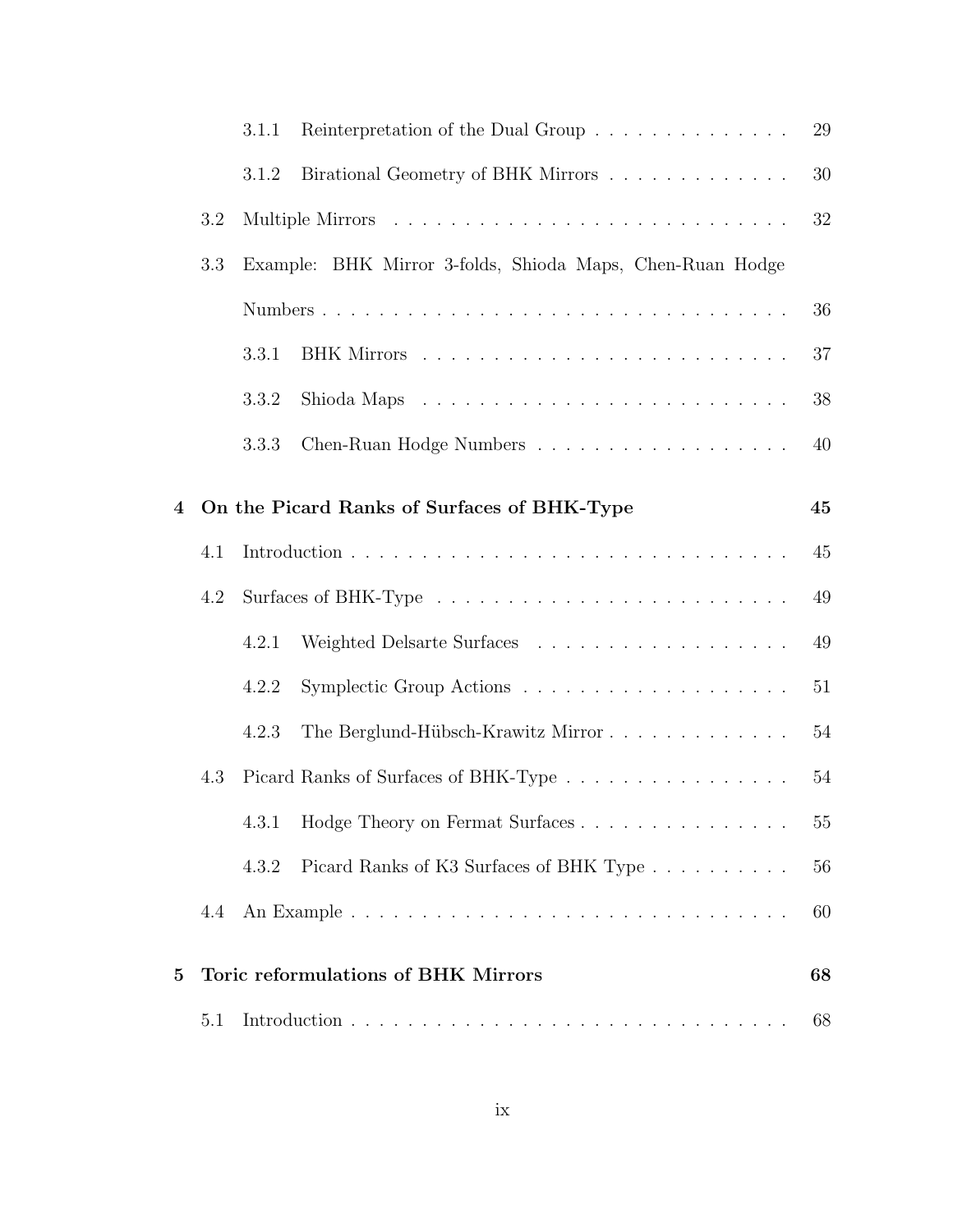3.1.1 Reinterpretation of the Dual Group . . . . . . . . . . . . . . 29

3.1.2 Birational Geometry of BHK Mirrors . . . . . . . . . . . . . 30

3.2 Multiple Mirrors . . . . . . . . . . . . . . . . . . . . . . . . . . . 32

3.3 Example: BHK Mirror 3-folds, Shioda Maps, Chen-Ruan Hodge Numbers . . . . . . . . . . . . . . . . . . . . . . . . . . . . . . 36

3.3.1 BHK Mirrors . . . . . . . . . . . . . . . . . . . . . . . . . 37

3.3.2 Shioda Maps . . . . . . . . . . . . . . . . . . . . . . . . . 38

3.3.3 Chen-Ruan Hodge Numbers . . . . . . . . . . . . . . . . . . 40

**4 On the Picard Ranks of Surfaces of BHK-Type 45**

4.1 Introduction . . . . . . . . . . . . . . . . . . . . . . . . . . . . . 45

4.2 Surfaces of BHK-Type . . . . . . . . . . . . . . . . . . . . . . . . 49

4.2.1 Weighted Delsarte Surfaces . . . . . . . . . . . . . . . . . . 49

4.2.2 Symplectic Group Actions . . . . . . . . . . . . . . . . . . . 51

4.2.3 The Berglund-Hübsch-Krawitz Mirror . . . . . . . . . . . . . 54

4.3 Picard Ranks of Surfaces of BHK-Type . . . . . . . . . . . . . . . . 54

4.3.1 Hodge Theory on Fermat Surfaces . . . . . . . . . . . . . . . 55

4.3.2 Picard Ranks of K3 Surfaces of BHK Type . . . . . . . . . . 56

4.4 An Example . . . . . . . . . . . . . . . . . . . . . . . . . . . . . 60

**5 Toric reformulations of BHK Mirrors 68**

5.1 Introduction . . . . . . . . . . . . . . . . . . . . . . . . . . . . . 68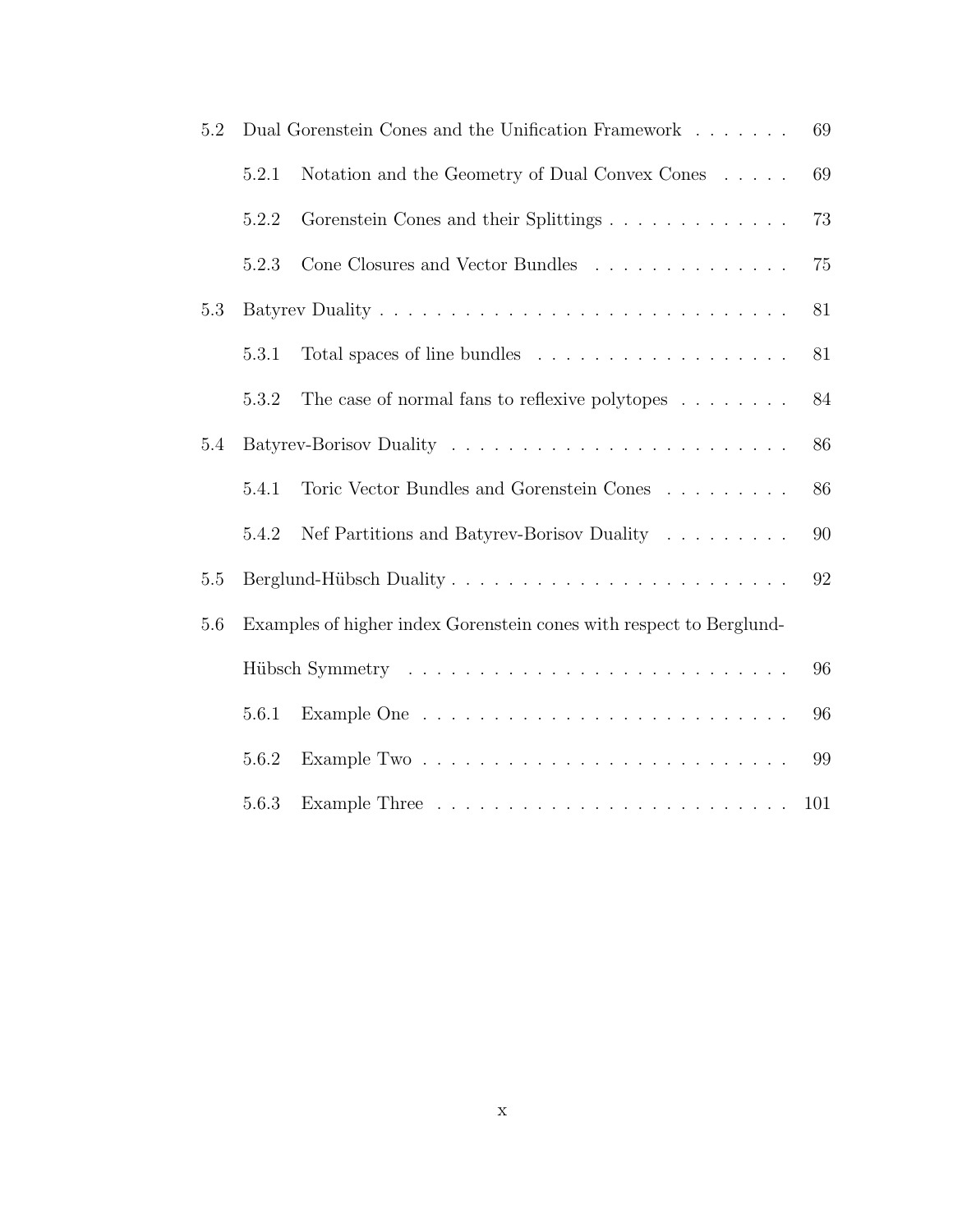| | | |
|---|---|---|
| 5.2 | Dual Gorenstein Cones and the Unification Framework | 69 |
| | 5.2.1 Notation and the Geometry of Dual Convex Cones | 69 |
| | 5.2.2 Gorenstein Cones and their Splittings | 73 |
| | 5.2.3 Cone Closures and Vector Bundles | 75 |
| 5.3 | Batyrev Duality | 81 |
| | 5.3.1 Total spaces of line bundles | 81 |
| | 5.3.2 The case of normal fans to reflexive polytopes | 84 |
| 5.4 | Batyrev-Borisov Duality | 86 |
| | 5.4.1 Toric Vector Bundles and Gorenstein Cones | 86 |
| | 5.4.2 Nef Partitions and Batyrev-Borisov Duality | 90 |
| 5.5 | Berglund-Hübsch Duality | 92 |
| 5.6 | Examples of higher index Gorenstein cones with respect to Berglund-Hübsch Symmetry | 96 |
| | 5.6.1 Example One | 96 |
| | 5.6.2 Example Two | 99 |
| | 5.6.3 Example Three | 101 |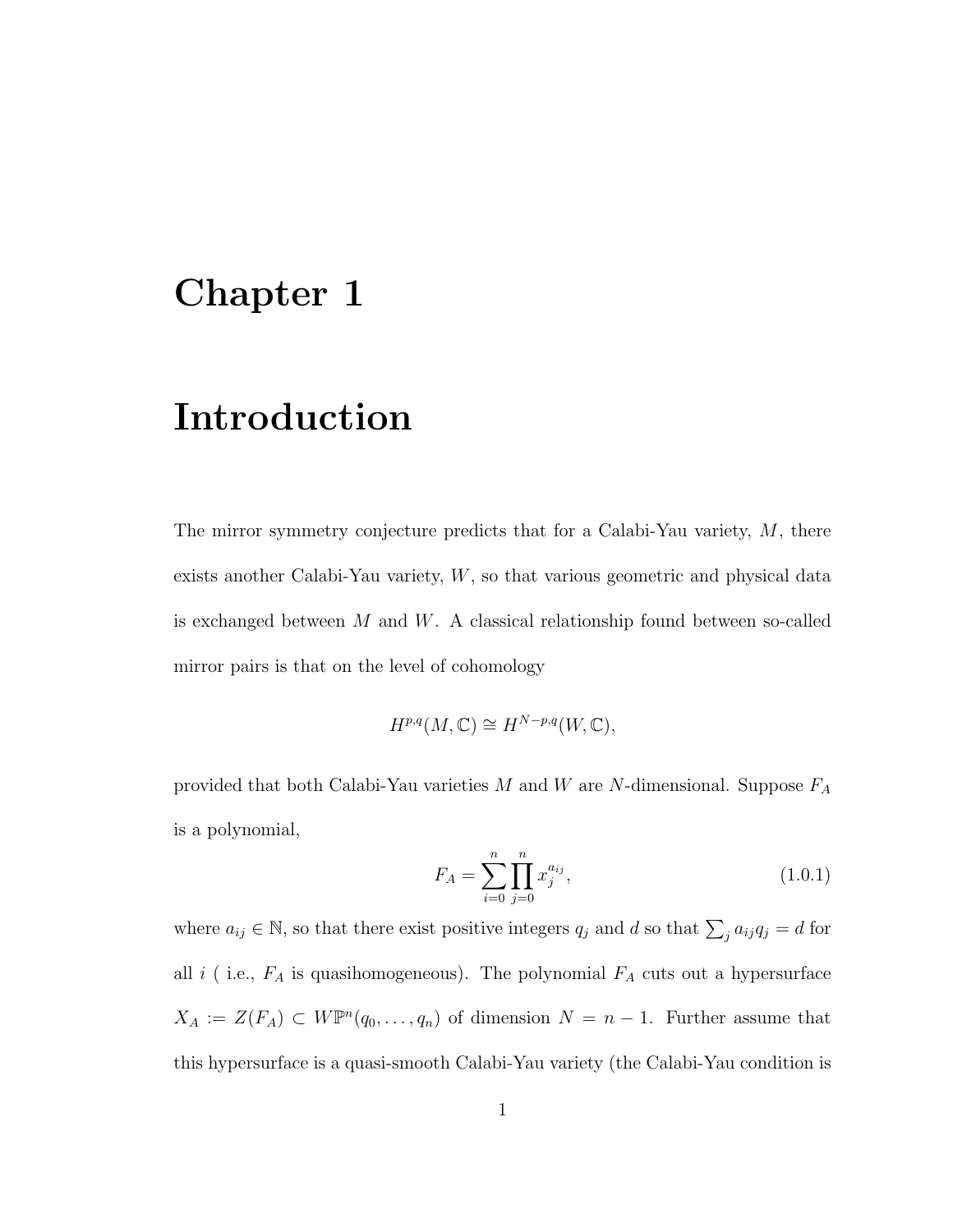# Chapter 1

# Introduction

The mirror symmetry conjecture predicts that for a Calabi-Yau variety, $M$, there exists another Calabi-Yau variety, $W$, so that various geometric and physical data is exchanged between $M$ and $W$. A classical relationship found between so-called mirror pairs is that on the level of cohomology

$$H^{p,q}(M, \mathbb{C}) \cong H^{N-p,q}(W, \mathbb{C}),$$

provided that both Calabi-Yau varieties $M$ and $W$ are $N$-dimensional. Suppose $F_A$ is a polynomial,

$$F_A = \sum_{i=0}^{n} \prod_{j=0}^{n} x_j^{a_{ij}}, \tag{1.0.1}$$

where $a_{ij} \in \mathbb{N}$, so that there exist positive integers $q_j$ and $d$ so that $\sum_j a_{ij} q_j = d$ for all $i$ ( i.e., $F_A$ is quasihomogeneous). The polynomial $F_A$ cuts out a hypersurface $X_A := Z(F_A) \subset W\mathbb{P}^n(q_0, \ldots, q_n)$ of dimension $N = n - 1$. Further assume that this hypersurface is a quasi-smooth Calabi-Yau variety (the Calabi-Yau condition is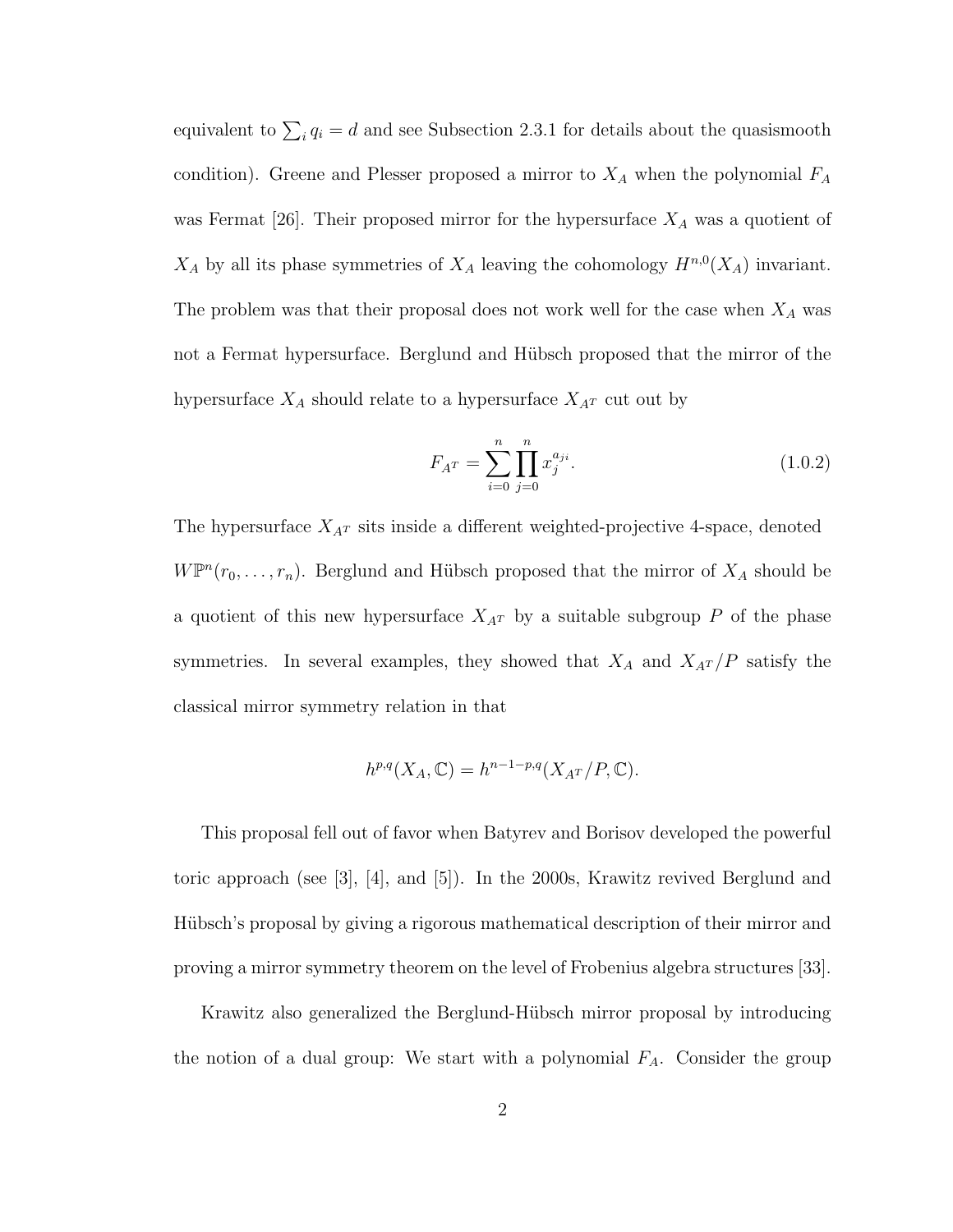equivalent to $\sum_i q_i = d$ and see Subsection 2.3.1 for details about the quasismooth condition). Greene and Plesser proposed a mirror to $X_A$ when the polynomial $F_A$ was Fermat [26]. Their proposed mirror for the hypersurface $X_A$ was a quotient of $X_A$ by all its phase symmetries of $X_A$ leaving the cohomology $H^{n,0}(X_A)$ invariant. The problem was that their proposal does not work well for the case when $X_A$ was not a Fermat hypersurface. Berglund and Hübsch proposed that the mirror of the hypersurface $X_A$ should relate to a hypersurface $X_{A^T}$ cut out by

$$F_{A^T} = \sum_{i=0}^{n} \prod_{j=0}^{n} x_j^{a_{ji}}. \tag{1.0.2}$$

The hypersurface $X_{A^T}$ sits inside a different weighted-projective 4-space, denoted $W\mathbb{P}^n(r_0, \ldots, r_n)$. Berglund and Hübsch proposed that the mirror of $X_A$ should be a quotient of this new hypersurface $X_{A^T}$ by a suitable subgroup $P$ of the phase symmetries. In several examples, they showed that $X_A$ and $X_{A^T}/P$ satisfy the classical mirror symmetry relation in that

$$h^{p,q}(X_A, \mathbb{C}) = h^{n-1-p,q}(X_{A^T}/P, \mathbb{C}).$$

This proposal fell out of favor when Batyrev and Borisov developed the powerful toric approach (see [3], [4], and [5]). In the 2000s, Krawitz revived Berglund and Hübsch's proposal by giving a rigorous mathematical description of their mirror and proving a mirror symmetry theorem on the level of Frobenius algebra structures [33].

Krawitz also generalized the Berglund-Hübsch mirror proposal by introducing the notion of a dual group: We start with a polynomial $F_A$. Consider the group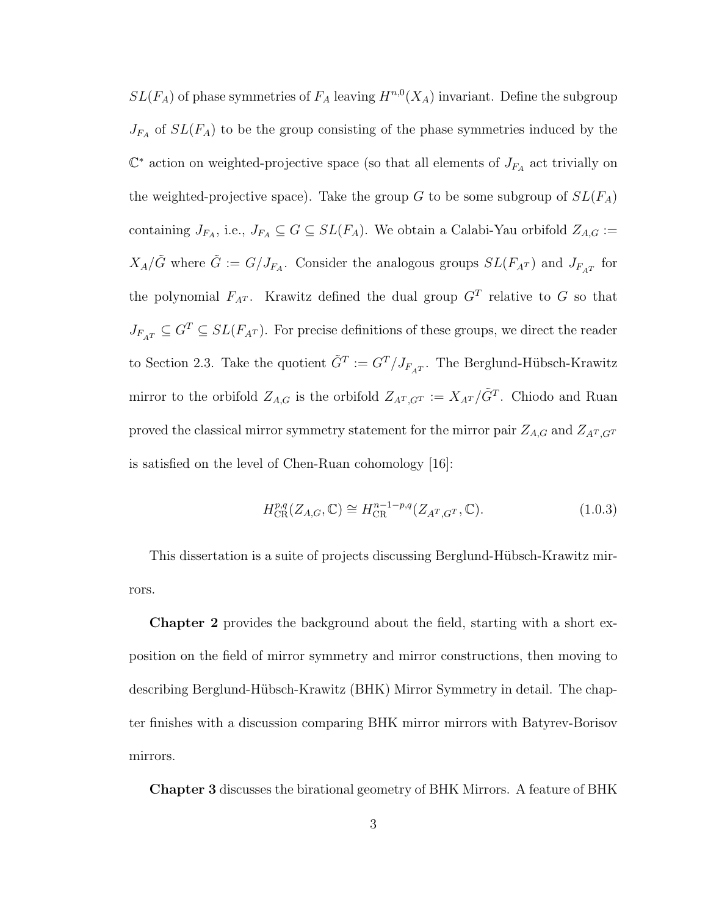$SL(F_A)$ of phase symmetries of $F_A$ leaving $H^{n,0}(X_A)$ invariant. Define the subgroup $J_{F_A}$ of $SL(F_A)$ to be the group consisting of the phase symmetries induced by the $\mathbb{C}^*$ action on weighted-projective space (so that all elements of $J_{F_A}$ act trivially on the weighted-projective space). Take the group $G$ to be some subgroup of $SL(F_A)$ containing $J_{F_A}$, i.e., $J_{F_A} \subseteq G \subseteq SL(F_A)$. We obtain a Calabi-Yau orbifold $Z_{A,G} := X_A/\tilde{G}$ where $\tilde{G} := G/J_{F_A}$. Consider the analogous groups $SL(F_{A^T})$ and $J_{F_{A^T}}$ for the polynomial $F_{A^T}$. Krawitz defined the dual group $G^T$ relative to $G$ so that $J_{F_{A^T}} \subseteq G^T \subseteq SL(F_{A^T})$. For precise definitions of these groups, we direct the reader to Section 2.3. Take the quotient $\tilde{G}^T := G^T/J_{F_{A^T}}$. The Berglund-Hübsch-Krawitz mirror to the orbifold $Z_{A,G}$ is the orbifold $Z_{A^T,G^T} := X_{A^T}/\tilde{G}^T$. Chiodo and Ruan proved the classical mirror symmetry statement for the mirror pair $Z_{A,G}$ and $Z_{A^T,G^T}$ is satisfied on the level of Chen-Ruan cohomology [16]:

$$H^{p,q}_{\text{CR}}(Z_{A,G}, \mathbb{C}) \cong H^{n-1-p,q}_{\text{CR}}(Z_{A^T,G^T}, \mathbb{C}). \tag{1.0.3}$$

This dissertation is a suite of projects discussing Berglund-Hübsch-Krawitz mirrors.

**Chapter 2** provides the background about the field, starting with a short exposition on the field of mirror symmetry and mirror constructions, then moving to describing Berglund-Hübsch-Krawitz (BHK) Mirror Symmetry in detail. The chapter finishes with a discussion comparing BHK mirror mirrors with Batyrev-Borisov mirrors.

**Chapter 3** discusses the birational geometry of BHK Mirrors. A feature of BHK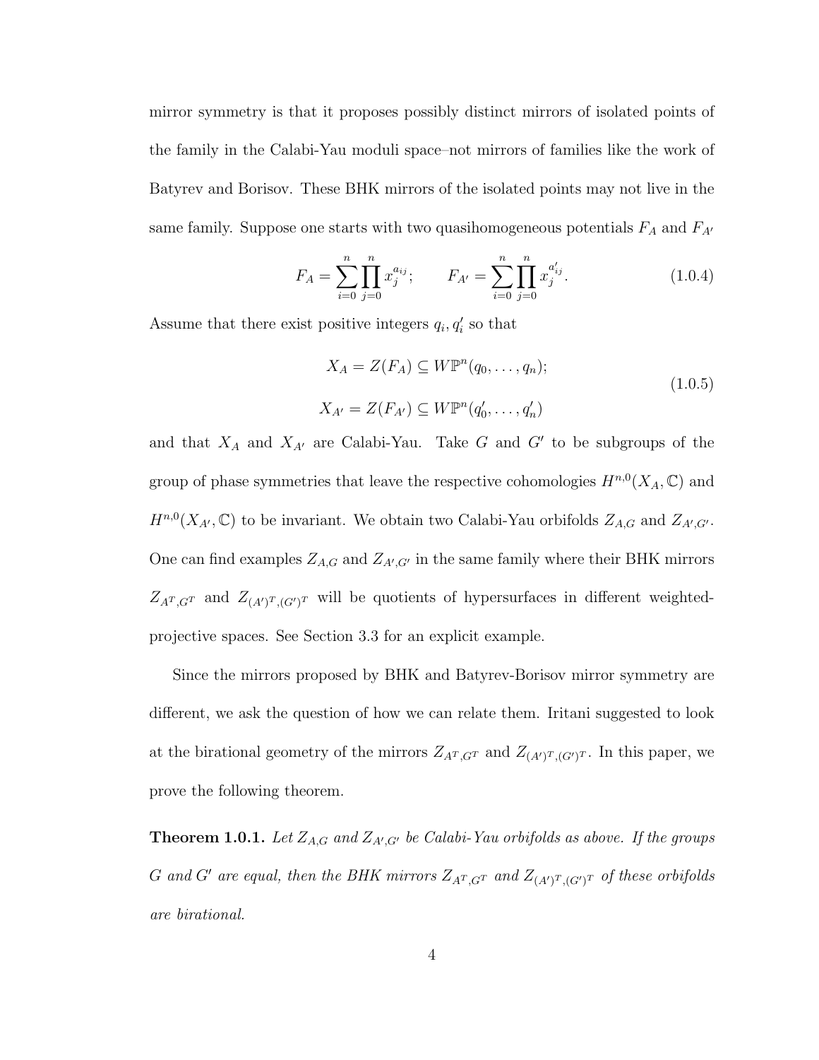mirror symmetry is that it proposes possibly distinct mirrors of isolated points of the family in the Calabi-Yau moduli space–not mirrors of families like the work of Batyrev and Borisov. These BHK mirrors of the isolated points may not live in the same family. Suppose one starts with two quasihomogeneous potentials $F_A$ and $F_{A'}$

$$F_A = \sum_{i=0}^{n} \prod_{j=0}^{n} x_j^{a_{ij}}; \qquad F_{A'} = \sum_{i=0}^{n} \prod_{j=0}^{n} x_j^{a'_{ij}}. \tag{1.0.4}$$

Assume that there exist positive integers $q_i, q'_i$ so that

$$\begin{aligned} X_A = Z(F_A) &\subseteq W\mathbb{P}^n(q_0, \ldots, q_n); \\ X_{A'} = Z(F_{A'}) &\subseteq W\mathbb{P}^n(q'_0, \ldots, q'_n) \end{aligned} \tag{1.0.5}$$

and that $X_A$ and $X_{A'}$ are Calabi-Yau. Take $G$ and $G'$ to be subgroups of the group of phase symmetries that leave the respective cohomologies $H^{n,0}(X_A, \mathbb{C})$ and $H^{n,0}(X_{A'}, \mathbb{C})$ to be invariant. We obtain two Calabi-Yau orbifolds $Z_{A,G}$ and $Z_{A',G'}$. One can find examples $Z_{A,G}$ and $Z_{A',G'}$ in the same family where their BHK mirrors $Z_{A^T,G^T}$ and $Z_{(A')^T,(G')^T}$ will be quotients of hypersurfaces in different weighted-projective spaces. See Section 3.3 for an explicit example.

Since the mirrors proposed by BHK and Batyrev-Borisov mirror symmetry are different, we ask the question of how we can relate them. Iritani suggested to look at the birational geometry of the mirrors $Z_{A^T,G^T}$ and $Z_{(A')^T,(G')^T}$. In this paper, we prove the following theorem.

**Theorem 1.0.1.** *Let $Z_{A,G}$ and $Z_{A',G'}$ be Calabi-Yau orbifolds as above. If the groups $G$ and $G'$ are equal, then the BHK mirrors $Z_{A^T,G^T}$ and $Z_{(A')^T,(G')^T}$ of these orbifolds are birational.*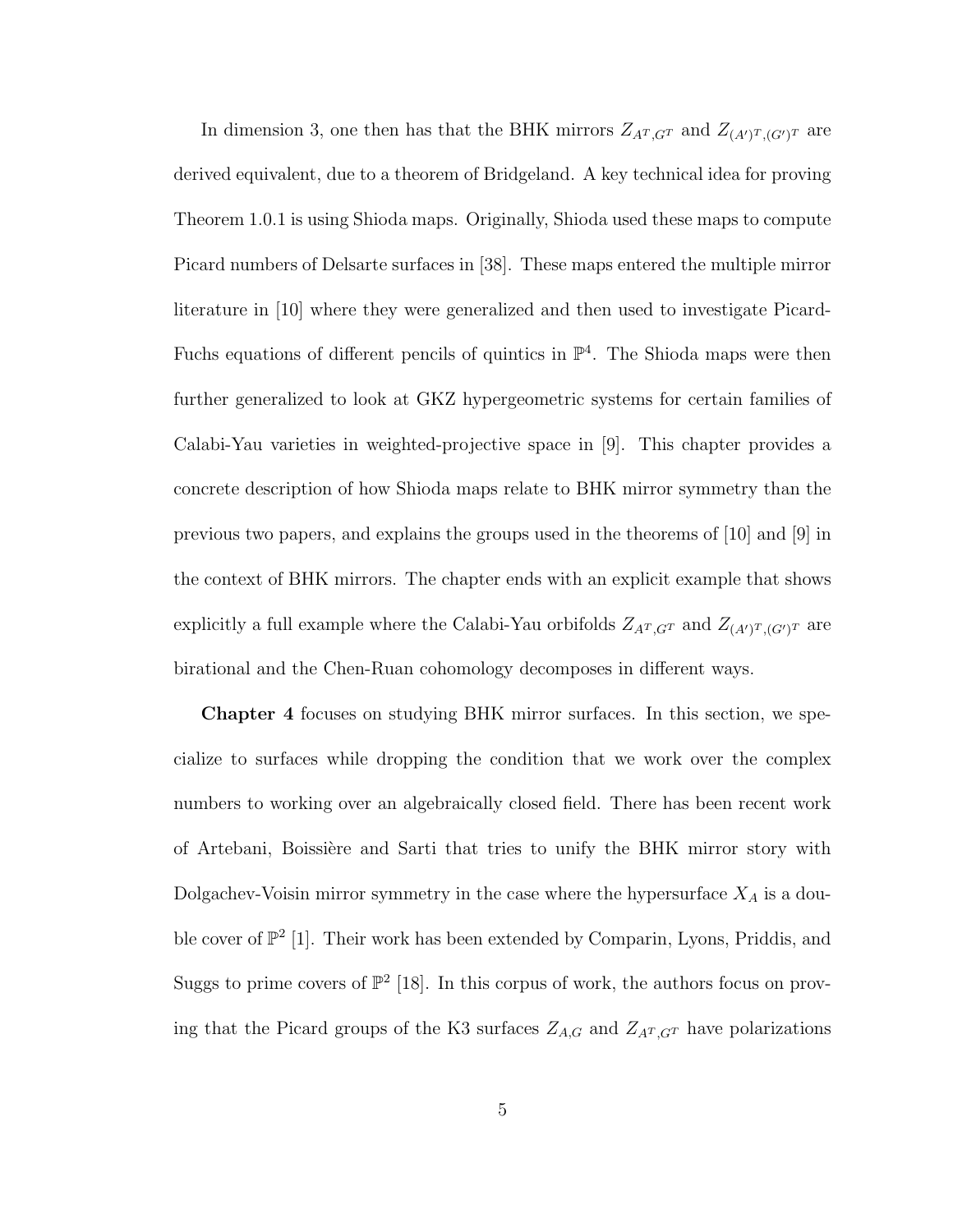In dimension 3, one then has that the BHK mirrors $Z_{A^T,G^T}$ and $Z_{(A')^T,(G')^T}$ are derived equivalent, due to a theorem of Bridgeland. A key technical idea for proving Theorem 1.0.1 is using Shioda maps. Originally, Shioda used these maps to compute Picard numbers of Delsarte surfaces in [38]. These maps entered the multiple mirror literature in [10] where they were generalized and then used to investigate Picard-Fuchs equations of different pencils of quintics in $\mathbb{P}^4$. The Shioda maps were then further generalized to look at GKZ hypergeometric systems for certain families of Calabi-Yau varieties in weighted-projective space in [9]. This chapter provides a concrete description of how Shioda maps relate to BHK mirror symmetry than the previous two papers, and explains the groups used in the theorems of [10] and [9] in the context of BHK mirrors. The chapter ends with an explicit example that shows explicitly a full example where the Calabi-Yau orbifolds $Z_{A^T,G^T}$ and $Z_{(A')^T,(G')^T}$ are birational and the Chen-Ruan cohomology decomposes in different ways.

**Chapter 4** focuses on studying BHK mirror surfaces. In this section, we specialize to surfaces while dropping the condition that we work over the complex numbers to working over an algebraically closed field. There has been recent work of Artebani, Boissière and Sarti that tries to unify the BHK mirror story with Dolgachev-Voisin mirror symmetry in the case where the hypersurface $X_A$ is a double cover of $\mathbb{P}^2$ [1]. Their work has been extended by Comparin, Lyons, Priddis, and Suggs to prime covers of $\mathbb{P}^2$ [18]. In this corpus of work, the authors focus on proving that the Picard groups of the K3 surfaces $Z_{A,G}$ and $Z_{A^T,G^T}$ have polarizations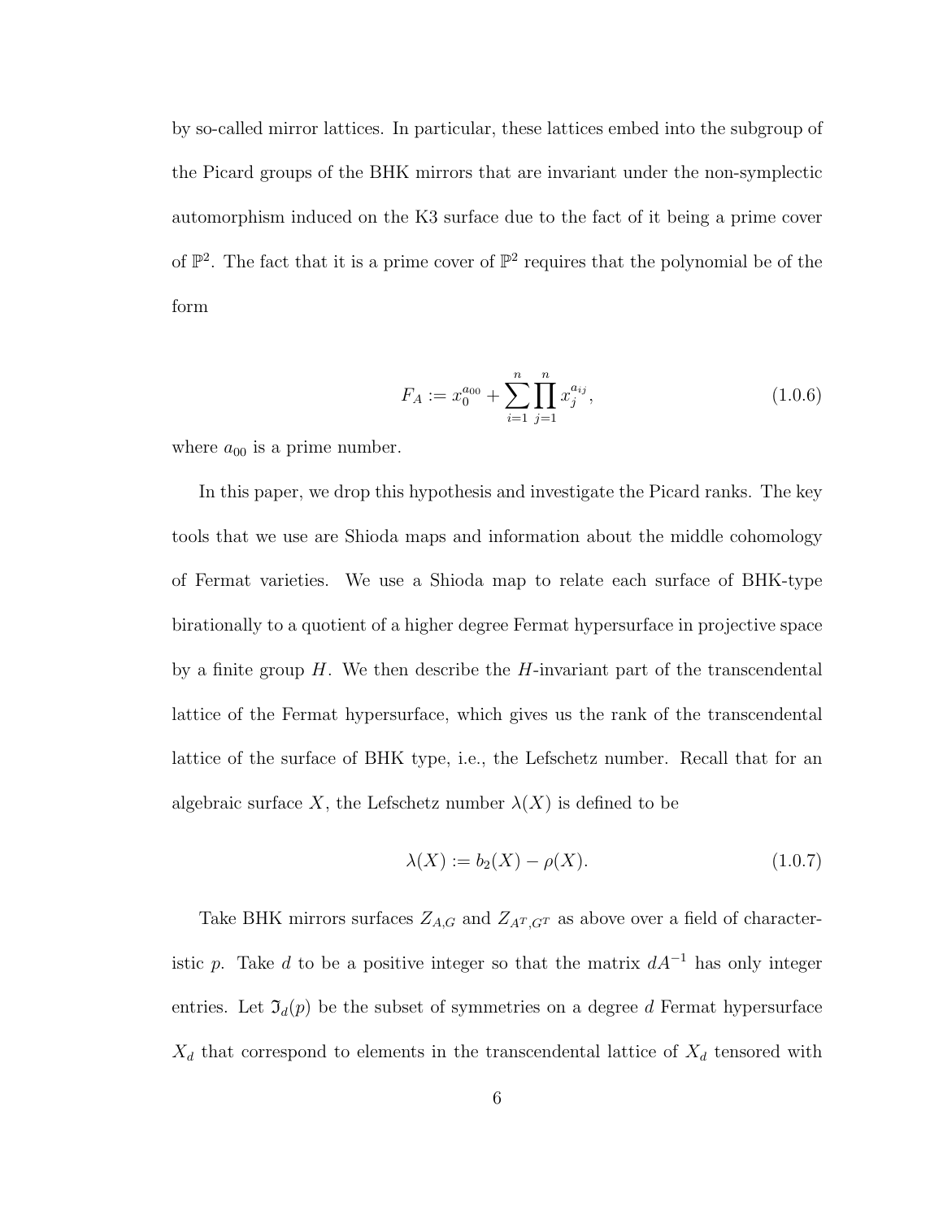by so-called mirror lattices. In particular, these lattices embed into the subgroup of the Picard groups of the BHK mirrors that are invariant under the non-symplectic automorphism induced on the K3 surface due to the fact of it being a prime cover of $\mathbb{P}^2$. The fact that it is a prime cover of $\mathbb{P}^2$ requires that the polynomial be of the form

$$F_A := x_0^{a_{00}} + \sum_{i=1}^{n} \prod_{j=1}^{n} x_j^{a_{ij}}, \tag{1.0.6}$$

where $a_{00}$ is a prime number.

In this paper, we drop this hypothesis and investigate the Picard ranks. The key tools that we use are Shioda maps and information about the middle cohomology of Fermat varieties. We use a Shioda map to relate each surface of BHK-type birationally to a quotient of a higher degree Fermat hypersurface in projective space by a finite group $H$. We then describe the $H$-invariant part of the transcendental lattice of the Fermat hypersurface, which gives us the rank of the transcendental lattice of the surface of BHK type, i.e., the Lefschetz number. Recall that for an algebraic surface $X$, the Lefschetz number $\lambda(X)$ is defined to be

$$\lambda(X) := b_2(X) - \rho(X). \tag{1.0.7}$$

Take BHK mirrors surfaces $Z_{A,G}$ and $Z_{A^T,G^T}$ as above over a field of characteristic $p$. Take $d$ to be a positive integer so that the matrix $dA^{-1}$ has only integer entries. Let $\mathfrak{I}_d(p)$ be the subset of symmetries on a degree $d$ Fermat hypersurface $X_d$ that correspond to elements in the transcendental lattice of $X_d$ tensored with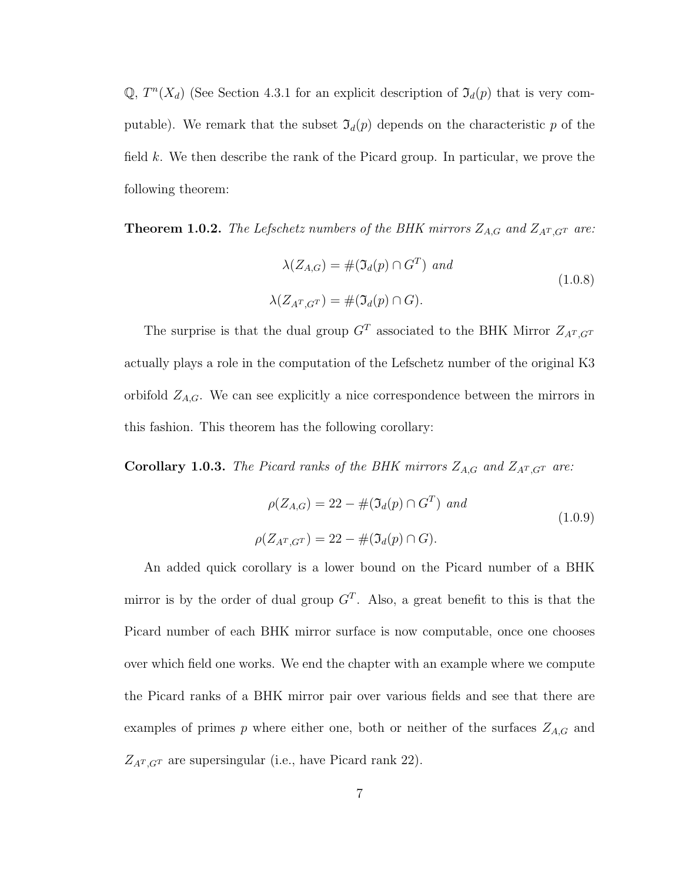$\mathbb{Q}$, $T^n(X_d)$ (See Section 4.3.1 for an explicit description of $\mathfrak{I}_d(p)$ that is very computable). We remark that the subset $\mathfrak{I}_d(p)$ depends on the characteristic $p$ of the field $k$. We then describe the rank of the Picard group. In particular, we prove the following theorem:

**Theorem 1.0.2.** *The Lefschetz numbers of the BHK mirrors $Z_{A,G}$ and $Z_{A^T,G^T}$ are:*

$$\begin{aligned}
\lambda(Z_{A,G}) &= \#(\mathfrak{I}_d(p) \cap G^T) \text{ and} \\
\lambda(Z_{A^T,G^T}) &= \#(\mathfrak{I}_d(p) \cap G).
\end{aligned} \tag{1.0.8}$$

The surprise is that the dual group $G^T$ associated to the BHK Mirror $Z_{A^T,G^T}$ actually plays a role in the computation of the Lefschetz number of the original K3 orbifold $Z_{A,G}$. We can see explicitly a nice correspondence between the mirrors in this fashion. This theorem has the following corollary:

**Corollary 1.0.3.** *The Picard ranks of the BHK mirrors $Z_{A,G}$ and $Z_{A^T,G^T}$ are:*

$$\begin{aligned}
\rho(Z_{A,G}) &= 22 - \#(\mathfrak{I}_d(p) \cap G^T) \text{ and} \\
\rho(Z_{A^T,G^T}) &= 22 - \#(\mathfrak{I}_d(p) \cap G).
\end{aligned} \tag{1.0.9}$$

An added quick corollary is a lower bound on the Picard number of a BHK mirror is by the order of dual group $G^T$. Also, a great benefit to this is that the Picard number of each BHK mirror surface is now computable, once one chooses over which field one works. We end the chapter with an example where we compute the Picard ranks of a BHK mirror pair over various fields and see that there are examples of primes $p$ where either one, both or neither of the surfaces $Z_{A,G}$ and $Z_{A^T,G^T}$ are supersingular (i.e., have Picard rank 22).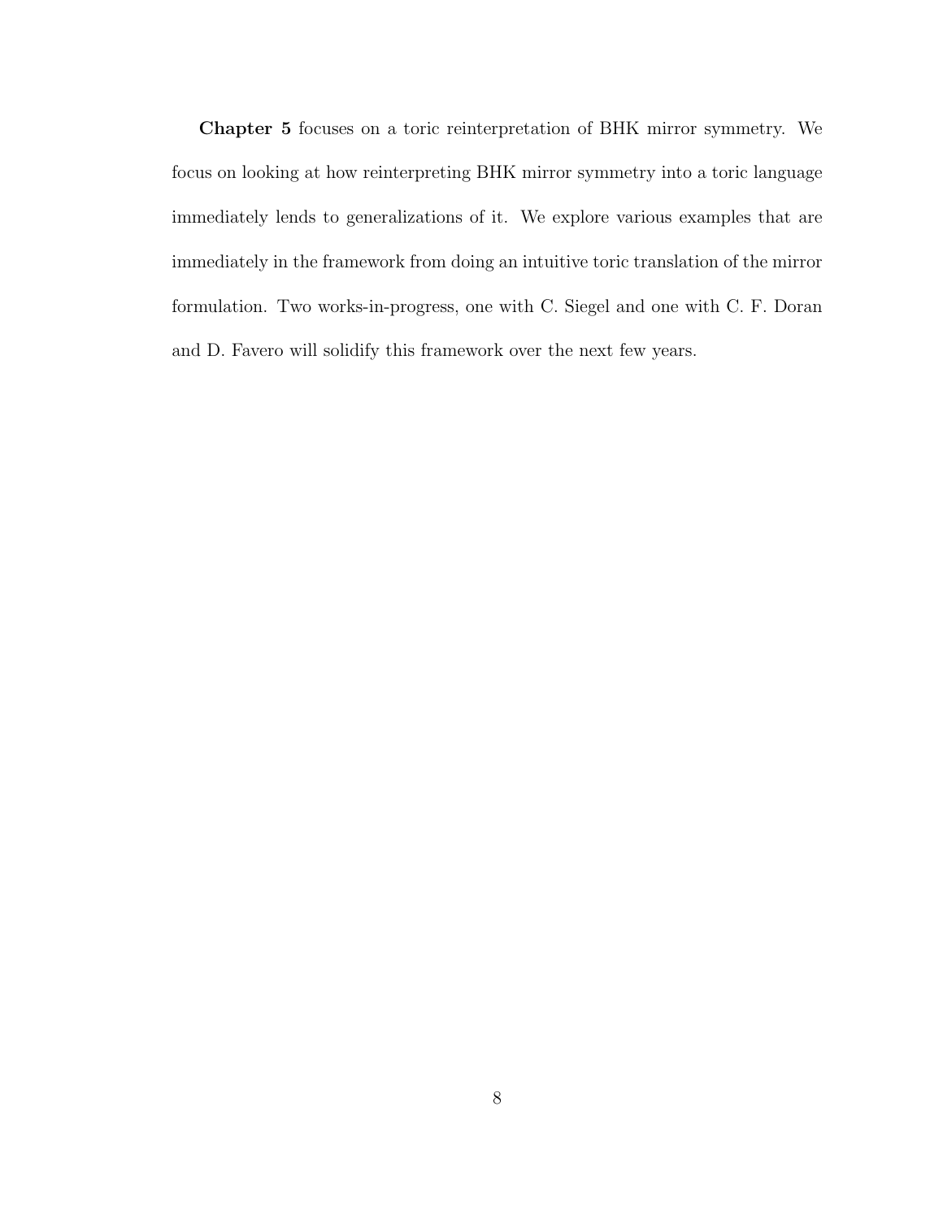**Chapter 5** focuses on a toric reinterpretation of BHK mirror symmetry. We focus on looking at how reinterpreting BHK mirror symmetry into a toric language immediately lends to generalizations of it. We explore various examples that are immediately in the framework from doing an intuitive toric translation of the mirror formulation. Two works-in-progress, one with C. Siegel and one with C. F. Doran and D. Favero will solidify this framework over the next few years.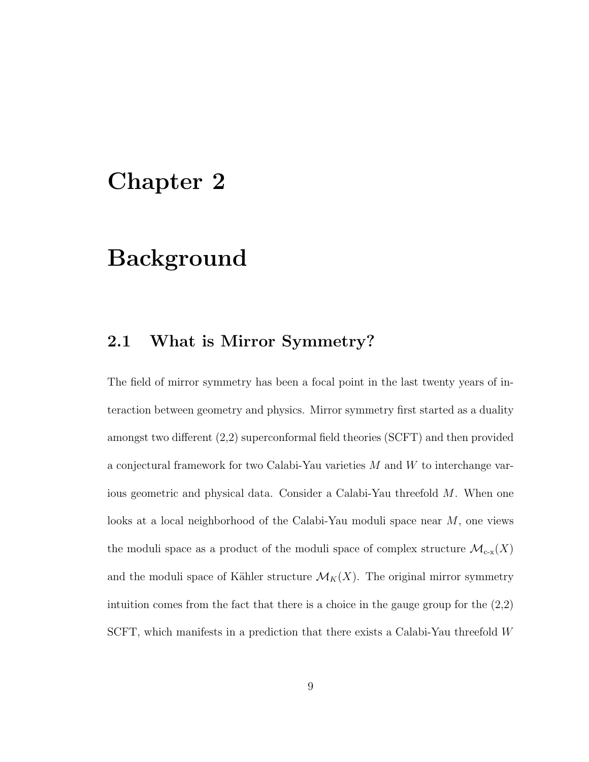# Chapter 2

# Background

## 2.1 What is Mirror Symmetry?

The field of mirror symmetry has been a focal point in the last twenty years of interaction between geometry and physics. Mirror symmetry first started as a duality amongst two different (2,2) superconformal field theories (SCFT) and then provided a conjectural framework for two Calabi-Yau varieties $M$ and $W$ to interchange various geometric and physical data. Consider a Calabi-Yau threefold $M$. When one looks at a local neighborhood of the Calabi-Yau moduli space near $M$, one views the moduli space as a product of the moduli space of complex structure $\mathcal{M}_{\text{c-x}}(X)$ and the moduli space of Kähler structure $\mathcal{M}_K(X)$. The original mirror symmetry intuition comes from the fact that there is a choice in the gauge group for the (2,2) SCFT, which manifests in a prediction that there exists a Calabi-Yau threefold $W$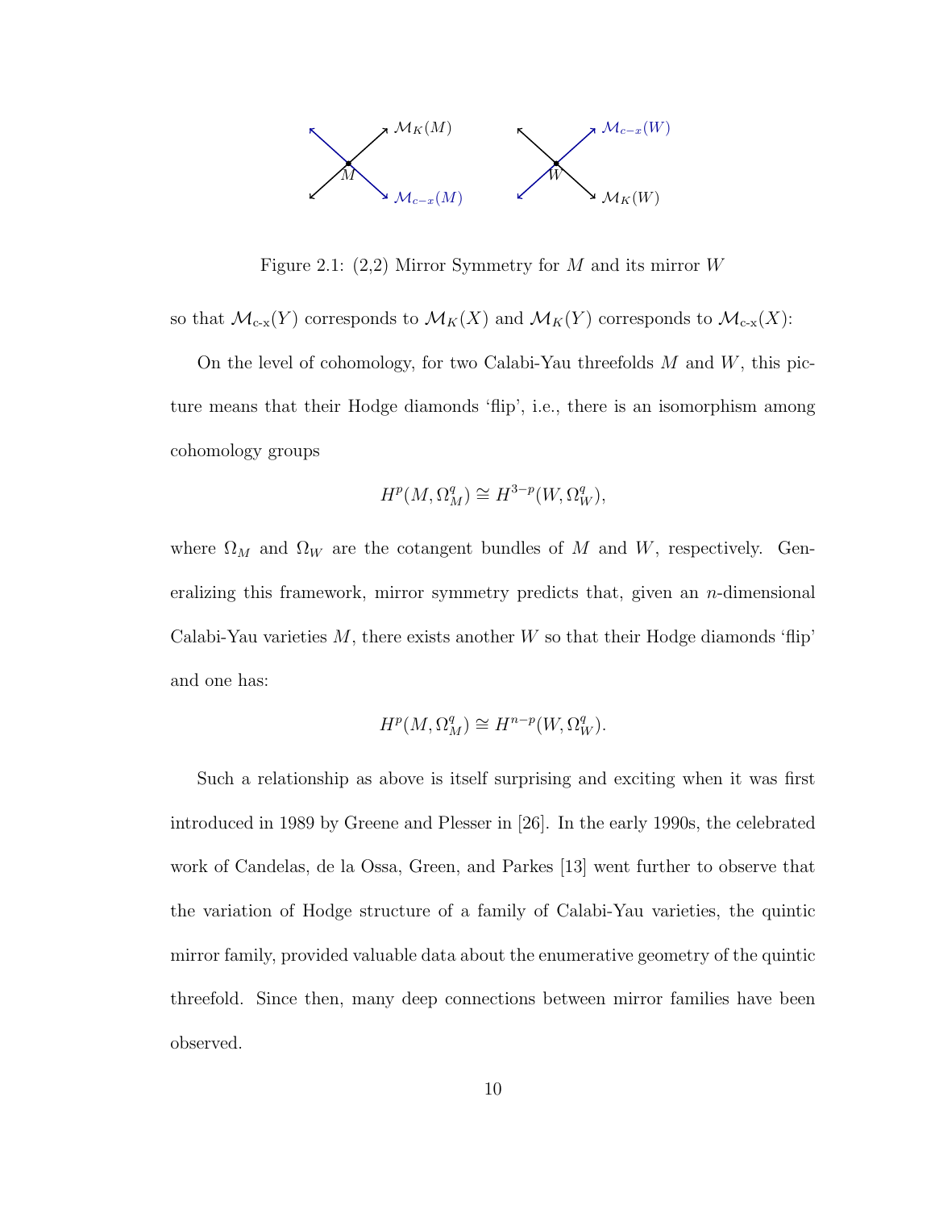Figure 2.1: (2,2) Mirror Symmetry for $M$ and its mirror $W$

so that $\mathcal{M}_{\text{c-x}}(Y)$ corresponds to $\mathcal{M}_K(X)$ and $\mathcal{M}_K(Y)$ corresponds to $\mathcal{M}_{\text{c-x}}(X)$:

On the level of cohomology, for two Calabi-Yau threefolds $M$ and $W$, this picture means that their Hodge diamonds 'flip', i.e., there is an isomorphism among cohomology groups

$$H^p(M, \Omega_M^q) \cong H^{3-p}(W, \Omega_W^q),$$

where $\Omega_M$ and $\Omega_W$ are the cotangent bundles of $M$ and $W$, respectively. Generalizing this framework, mirror symmetry predicts that, given an $n$-dimensional Calabi-Yau varieties $M$, there exists another $W$ so that their Hodge diamonds 'flip' and one has:

$$H^p(M, \Omega_M^q) \cong H^{n-p}(W, \Omega_W^q).$$

Such a relationship as above is itself surprising and exciting when it was first introduced in 1989 by Greene and Plesser in [26]. In the early 1990s, the celebrated work of Candelas, de la Ossa, Green, and Parkes [13] went further to observe that the variation of Hodge structure of a family of Calabi-Yau varieties, the quintic mirror family, provided valuable data about the enumerative geometry of the quintic threefold. Since then, many deep connections between mirror families have been observed.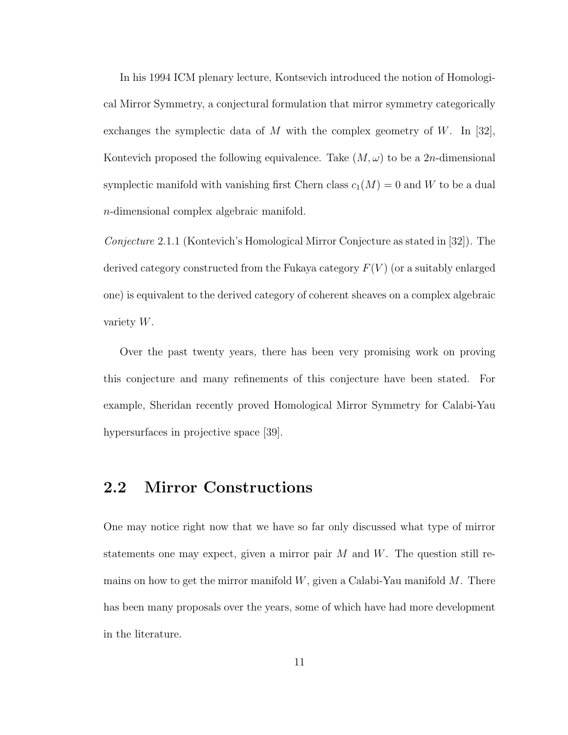In his 1994 ICM plenary lecture, Kontsevich introduced the notion of Homological Mirror Symmetry, a conjectural formulation that mirror symmetry categorically exchanges the symplectic data of $M$ with the complex geometry of $W$. In [32], Kontevich proposed the following equivalence. Take $(M, \omega)$ to be a $2n$-dimensional symplectic manifold with vanishing first Chern class $c_1(M) = 0$ and $W$ to be a dual $n$-dimensional complex algebraic manifold.

*Conjecture* 2.1.1 (Kontevich's Homological Mirror Conjecture as stated in [32]). The derived category constructed from the Fukaya category $F(V)$ (or a suitably enlarged one) is equivalent to the derived category of coherent sheaves on a complex algebraic variety $W$.

Over the past twenty years, there has been very promising work on proving this conjecture and many refinements of this conjecture have been stated. For example, Sheridan recently proved Homological Mirror Symmetry for Calabi-Yau hypersurfaces in projective space [39].

## 2.2 Mirror Constructions

One may notice right now that we have so far only discussed what type of mirror statements one may expect, given a mirror pair $M$ and $W$. The question still remains on how to get the mirror manifold $W$, given a Calabi-Yau manifold $M$. There has been many proposals over the years, some of which have had more development in the literature.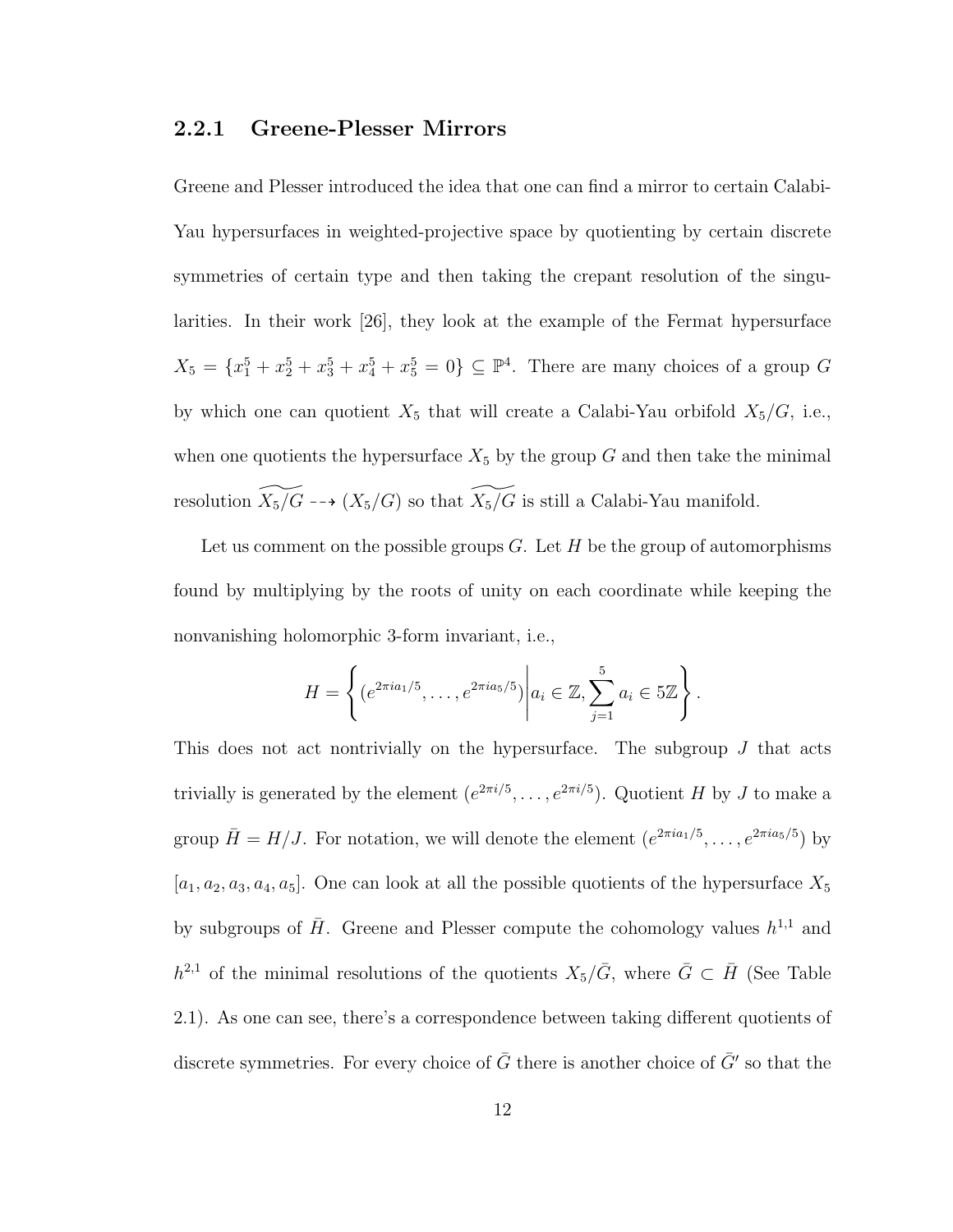### 2.2.1 Greene-Plesser Mirrors

Greene and Plesser introduced the idea that one can find a mirror to certain Calabi-Yau hypersurfaces in weighted-projective space by quotienting by certain discrete symmetries of certain type and then taking the crepant resolution of the singularities. In their work [26], they look at the example of the Fermat hypersurface $X_5 = \{x_1^5 + x_2^5 + x_3^5 + x_4^5 + x_5^5 = 0\} \subseteq \mathbb{P}^4$. There are many choices of a group $G$ by which one can quotient $X_5$ that will create a Calabi-Yau orbifold $X_5/G$, i.e., when one quotients the hypersurface $X_5$ by the group $G$ and then take the minimal resolution $\widetilde{X_5/G} \dashrightarrow (X_5/G)$ so that $\widetilde{X_5/G}$ is still a Calabi-Yau manifold.

Let us comment on the possible groups $G$. Let $H$ be the group of automorphisms found by multiplying by the roots of unity on each coordinate while keeping the nonvanishing holomorphic 3-form invariant, i.e.,

$$H = \left\{ (e^{2\pi i a_1/5}, \ldots, e^{2\pi i a_5/5}) \middle| a_i \in \mathbb{Z}, \sum_{j=1}^{5} a_i \in 5\mathbb{Z} \right\}.$$

This does not act nontrivially on the hypersurface. The subgroup $J$ that acts trivially is generated by the element $(e^{2\pi i/5}, \ldots, e^{2\pi i/5})$. Quotient $H$ by $J$ to make a group $\bar{H} = H/J$. For notation, we will denote the element $(e^{2\pi i a_1/5}, \ldots, e^{2\pi i a_5/5})$ by $[a_1, a_2, a_3, a_4, a_5]$. One can look at all the possible quotients of the hypersurface $X_5$ by subgroups of $\bar{H}$. Greene and Plesser compute the cohomology values $h^{1,1}$ and $h^{2,1}$ of the minimal resolutions of the quotients $X_5/\bar{G}$, where $\bar{G} \subset \bar{H}$ (See Table 2.1). As one can see, there's a correspondence between taking different quotients of discrete symmetries. For every choice of $\bar{G}$ there is another choice of $\bar{G}'$ so that the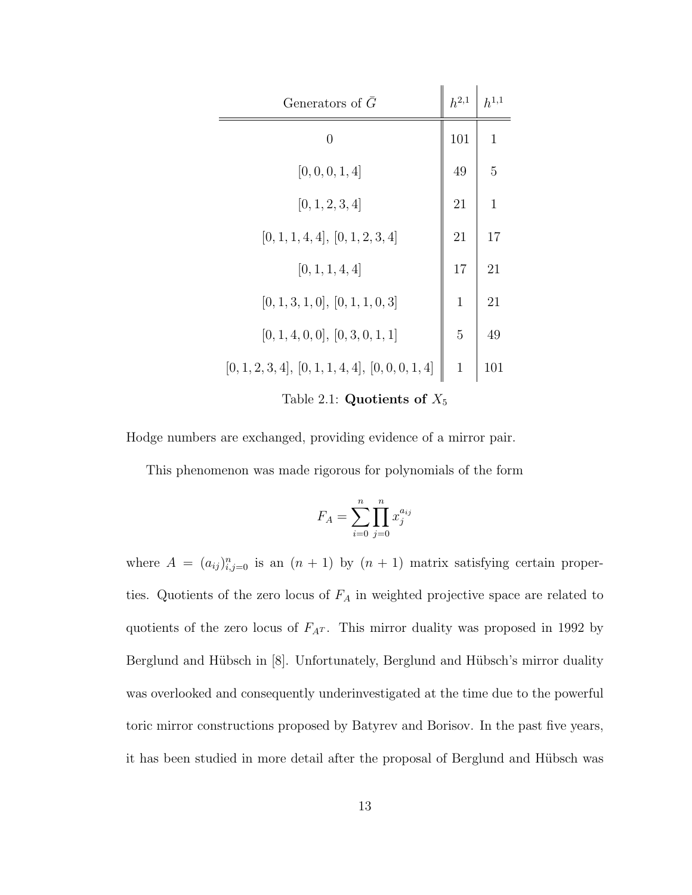| Generators of $\bar{G}$ | $h^{2,1}$ | $h^{1,1}$ |
|---|---|---|
| 0 | 101 | 1 |
| $[0,0,0,1,4]$ | 49 | 5 |
| $[0,1,2,3,4]$ | 21 | 1 |
| $[0,1,1,4,4]$, $[0,1,2,3,4]$ | 21 | 17 |
| $[0,1,1,4,4]$ | 17 | 21 |
| $[0,1,3,1,0]$, $[0,1,1,0,3]$ | 1 | 21 |
| $[0,1,4,0,0]$, $[0,3,0,1,1]$ | 5 | 49 |
| $[0,1,2,3,4]$, $[0,1,1,4,4]$, $[0,0,0,1,4]$ | 1 | 101 |

Table 2.1: **Quotients of** $X_5$

Hodge numbers are exchanged, providing evidence of a mirror pair.

This phenomenon was made rigorous for polynomials of the form

$$F_A = \sum_{i=0}^{n} \prod_{j=0}^{n} x_j^{a_{ij}}$$

where $A = (a_{ij})_{i,j=0}^n$ is an $(n+1)$ by $(n+1)$ matrix satisfying certain properties. Quotients of the zero locus of $F_A$ in weighted projective space are related to quotients of the zero locus of $F_{A^T}$. This mirror duality was proposed in 1992 by Berglund and Hübsch in [8]. Unfortunately, Berglund and Hübsch's mirror duality was overlooked and consequently underinvestigated at the time due to the powerful toric mirror constructions proposed by Batyrev and Borisov. In the past five years, it has been studied in more detail after the proposal of Berglund and Hübsch was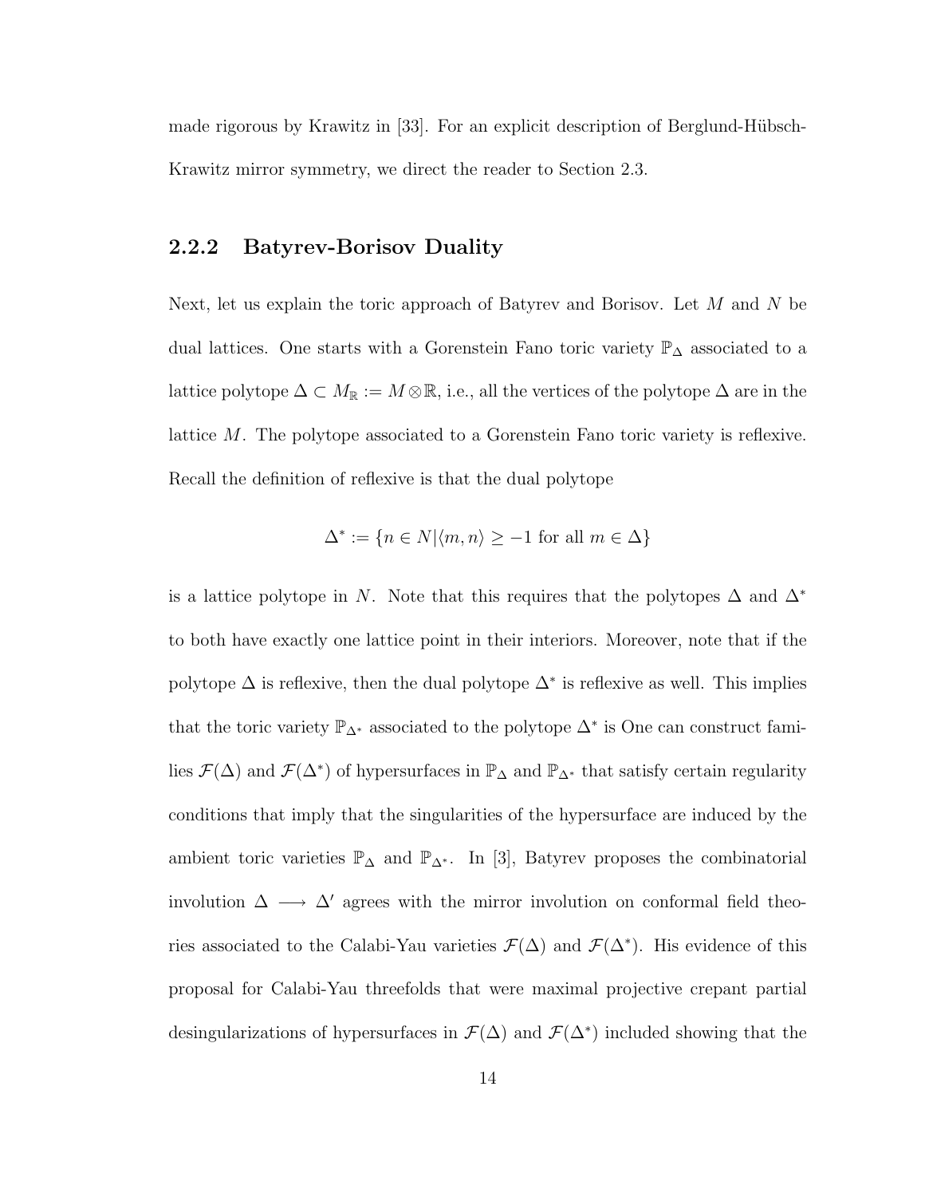made rigorous by Krawitz in [33]. For an explicit description of Berglund-Hübsch-Krawitz mirror symmetry, we direct the reader to Section 2.3.

### 2.2.2 Batyrev-Borisov Duality

Next, let us explain the toric approach of Batyrev and Borisov. Let $M$ and $N$ be dual lattices. One starts with a Gorenstein Fano toric variety $\mathbb{P}_\Delta$ associated to a lattice polytope $\Delta \subset M_\mathbb{R} := M \otimes \mathbb{R}$, i.e., all the vertices of the polytope $\Delta$ are in the lattice $M$. The polytope associated to a Gorenstein Fano toric variety is reflexive. Recall the definition of reflexive is that the dual polytope

$$\Delta^* := \{n \in N | \langle m, n \rangle \geq -1 \text{ for all } m \in \Delta\}$$

is a lattice polytope in $N$. Note that this requires that the polytopes $\Delta$ and $\Delta^*$ to both have exactly one lattice point in their interiors. Moreover, note that if the polytope $\Delta$ is reflexive, then the dual polytope $\Delta^*$ is reflexive as well. This implies that the toric variety $\mathbb{P}_{\Delta^*}$ associated to the polytope $\Delta^*$ is One can construct families $\mathcal{F}(\Delta)$ and $\mathcal{F}(\Delta^*)$ of hypersurfaces in $\mathbb{P}_\Delta$ and $\mathbb{P}_{\Delta^*}$ that satisfy certain regularity conditions that imply that the singularities of the hypersurface are induced by the ambient toric varieties $\mathbb{P}_\Delta$ and $\mathbb{P}_{\Delta^*}$. In [3], Batyrev proposes the combinatorial involution $\Delta \longrightarrow \Delta'$ agrees with the mirror involution on conformal field theories associated to the Calabi-Yau varieties $\mathcal{F}(\Delta)$ and $\mathcal{F}(\Delta^*)$. His evidence of this proposal for Calabi-Yau threefolds that were maximal projective crepant partial desingularizations of hypersurfaces in $\mathcal{F}(\Delta)$ and $\mathcal{F}(\Delta^*)$ included showing that the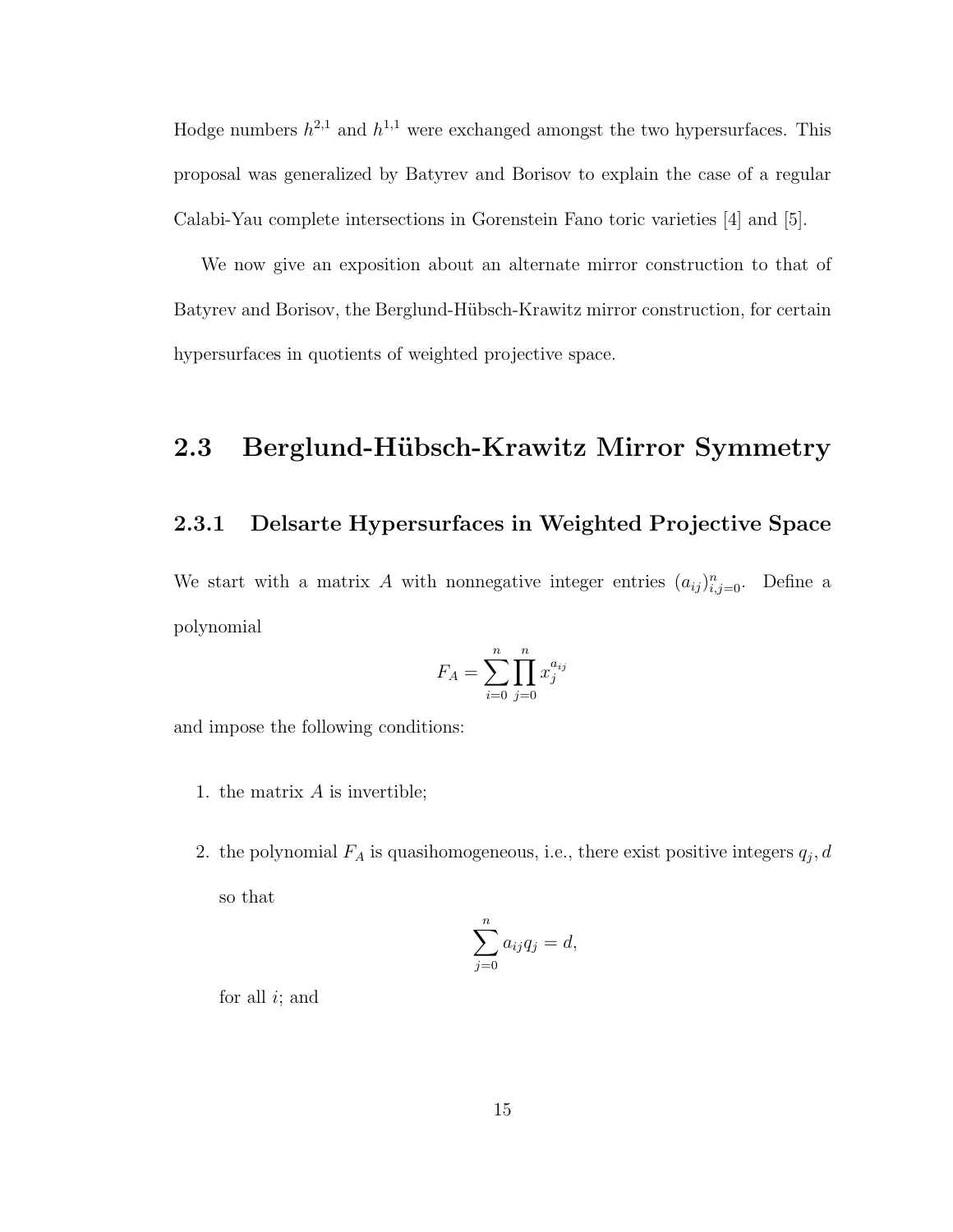Hodge numbers $h^{2,1}$ and $h^{1,1}$ were exchanged amongst the two hypersurfaces. This proposal was generalized by Batyrev and Borisov to explain the case of a regular Calabi-Yau complete intersections in Gorenstein Fano toric varieties [4] and [5].

We now give an exposition about an alternate mirror construction to that of Batyrev and Borisov, the Berglund-Hübsch-Krawitz mirror construction, for certain hypersurfaces in quotients of weighted projective space.

## 2.3 Berglund-Hübsch-Krawitz Mirror Symmetry

### 2.3.1 Delsarte Hypersurfaces in Weighted Projective Space

We start with a matrix $A$ with nonnegative integer entries $(a_{ij})_{i,j=0}^{n}$. Define a polynomial

$$F_A = \sum_{i=0}^{n} \prod_{j=0}^{n} x_j^{a_{ij}}$$

and impose the following conditions:

1. the matrix $A$ is invertible;

2. the polynomial $F_A$ is quasihomogeneous, i.e., there exist positive integers $q_j, d$ so that

$$\sum_{j=0}^{n} a_{ij} q_j = d,$$

   for all $i$; and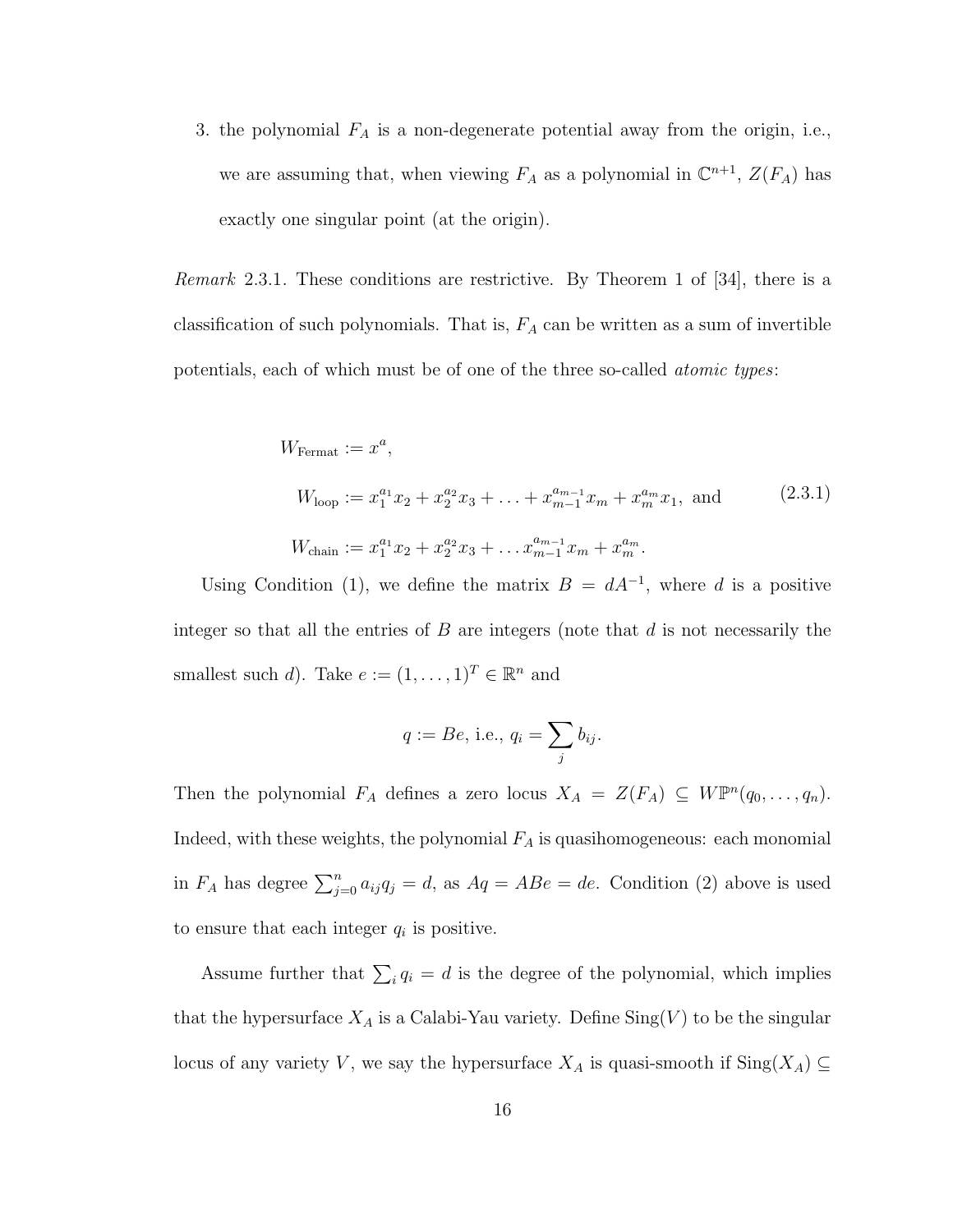3. the polynomial $F_A$ is a non-degenerate potential away from the origin, i.e., we are assuming that, when viewing $F_A$ as a polynomial in $\mathbb{C}^{n+1}$, $Z(F_A)$ has exactly one singular point (at the origin).

*Remark* 2.3.1. These conditions are restrictive. By Theorem 1 of [34], there is a classification of such polynomials. That is, $F_A$ can be written as a sum of invertible potentials, each of which must be of one of the three so-called *atomic types*:

$$\begin{aligned} W_{\text{Fermat}} &:= x^a, \\ W_{\text{loop}} &:= x_1^{a_1}x_2 + x_2^{a_2}x_3 + \ldots + x_{m-1}^{a_{m-1}}x_m + x_m^{a_m}x_1, \text{ and} \\ W_{\text{chain}} &:= x_1^{a_1}x_2 + x_2^{a_2}x_3 + \ldots x_{m-1}^{a_{m-1}}x_m + x_m^{a_m}. \end{aligned} \tag{2.3.1}$$

Using Condition (1), we define the matrix $B = dA^{-1}$, where $d$ is a positive integer so that all the entries of $B$ are integers (note that $d$ is not necessarily the smallest such $d$). Take $e := (1, \ldots, 1)^T \in \mathbb{R}^n$ and

$$q := Be, \text{ i.e., } q_i = \sum_j b_{ij}.$$

Then the polynomial $F_A$ defines a zero locus $X_A = Z(F_A) \subseteq W\mathbb{P}^n(q_0, \ldots, q_n)$. Indeed, with these weights, the polynomial $F_A$ is quasihomogeneous: each monomial in $F_A$ has degree $\sum_{j=0}^n a_{ij}q_j = d$, as $Aq = ABe = de$. Condition (2) above is used to ensure that each integer $q_i$ is positive.

Assume further that $\sum_i q_i = d$ is the degree of the polynomial, which implies that the hypersurface $X_A$ is a Calabi-Yau variety. Define $\text{Sing}(V)$ to be the singular locus of any variety $V$, we say the hypersurface $X_A$ is quasi-smooth if $\text{Sing}(X_A) \subseteq$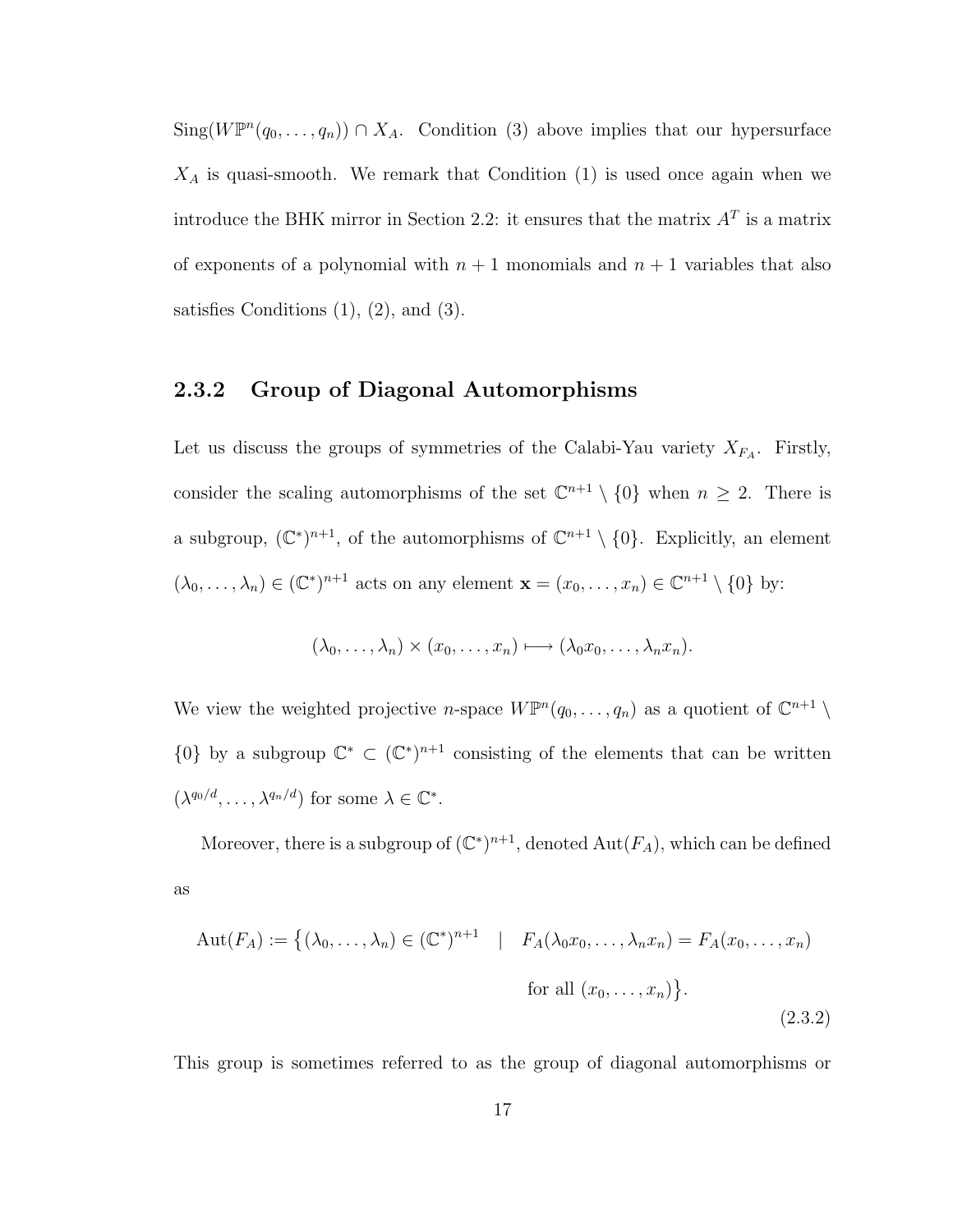$\text{Sing}(W\mathbb{P}^n(q_0, \ldots, q_n)) \cap X_A$. Condition (3) above implies that our hypersurface $X_A$ is quasi-smooth. We remark that Condition (1) is used once again when we introduce the BHK mirror in Section 2.2: it ensures that the matrix $A^T$ is a matrix of exponents of a polynomial with $n+1$ monomials and $n+1$ variables that also satisfies Conditions (1), (2), and (3).

### 2.3.2 Group of Diagonal Automorphisms

Let us discuss the groups of symmetries of the Calabi-Yau variety $X_{F_A}$. Firstly, consider the scaling automorphisms of the set $\mathbb{C}^{n+1} \setminus \{0\}$ when $n \geq 2$. There is a subgroup, $(\mathbb{C}^*)^{n+1}$, of the automorphisms of $\mathbb{C}^{n+1} \setminus \{0\}$. Explicitly, an element $(\lambda_0, \ldots, \lambda_n) \in (\mathbb{C}^*)^{n+1}$ acts on any element $\mathbf{x} = (x_0, \ldots, x_n) \in \mathbb{C}^{n+1} \setminus \{0\}$ by:

$$(\lambda_0, \ldots, \lambda_n) \times (x_0, \ldots, x_n) \longmapsto (\lambda_0 x_0, \ldots, \lambda_n x_n).$$

We view the weighted projective $n$-space $W\mathbb{P}^n(q_0, \ldots, q_n)$ as a quotient of $\mathbb{C}^{n+1} \setminus \{0\}$ by a subgroup $\mathbb{C}^* \subset (\mathbb{C}^*)^{n+1}$ consisting of the elements that can be written $(\lambda^{q_0/d}, \ldots, \lambda^{q_n/d})$ for some $\lambda \in \mathbb{C}^*$.

Moreover, there is a subgroup of $(\mathbb{C}^*)^{n+1}$, denoted $\text{Aut}(F_A)$, which can be defined as

$$\text{Aut}(F_A) := \big\{ (\lambda_0, \ldots, \lambda_n) \in (\mathbb{C}^*)^{n+1} \quad | \quad F_A(\lambda_0 x_0, \ldots, \lambda_n x_n) = F_A(x_0, \ldots, x_n) \text{ for all } (x_0, \ldots, x_n) \big\}. \tag{2.3.2}$$

This group is sometimes referred to as the group of diagonal automorphisms or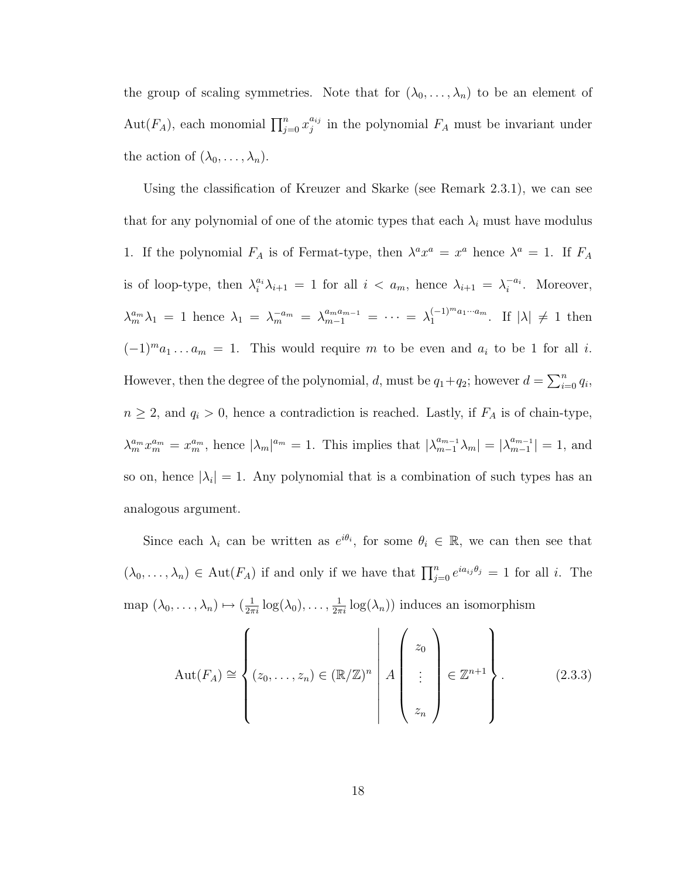the group of scaling symmetries. Note that for $(\lambda_0, \ldots, \lambda_n)$ to be an element of $\text{Aut}(F_A)$, each monomial $\prod_{j=0}^{n} x_j^{a_{ij}}$ in the polynomial $F_A$ must be invariant under the action of $(\lambda_0, \ldots, \lambda_n)$.

Using the classification of Kreuzer and Skarke (see Remark 2.3.1), we can see that for any polynomial of one of the atomic types that each $\lambda_i$ must have modulus 1. If the polynomial $F_A$ is of Fermat-type, then $\lambda^a x^a = x^a$ hence $\lambda^a = 1$. If $F_A$ is of loop-type, then $\lambda_i^{a_i} \lambda_{i+1} = 1$ for all $i < a_m$, hence $\lambda_{i+1} = \lambda_i^{-a_i}$. Moreover, $\lambda_m^{a_m} \lambda_1 = 1$ hence $\lambda_1 = \lambda_m^{-a_m} = \lambda_{m-1}^{a_m a_{m-1}} = \cdots = \lambda_1^{(-1)^m a_1 \cdots a_m}$. If $|\lambda| \neq 1$ then $(-1)^m a_1 \ldots a_m = 1$. This would require $m$ to be even and $a_i$ to be 1 for all $i$. However, then the degree of the polynomial, $d$, must be $q_1 + q_2$; however $d = \sum_{i=0}^{n} q_i$, $n \geq 2$, and $q_i > 0$, hence a contradiction is reached. Lastly, if $F_A$ is of chain-type, $\lambda_m^{a_m} x_m^{a_m} = x_m^{a_m}$, hence $|\lambda_m|^{a_m} = 1$. This implies that $|\lambda_{m-1}^{a_{m-1}} \lambda_m| = |\lambda_{m-1}^{a_{m-1}}| = 1$, and so on, hence $|\lambda_i| = 1$. Any polynomial that is a combination of such types has an analogous argument.

Since each $\lambda_i$ can be written as $e^{i\theta_i}$, for some $\theta_i \in \mathbb{R}$, we can then see that $(\lambda_0, \ldots, \lambda_n) \in \text{Aut}(F_A)$ if and only if we have that $\prod_{j=0}^{n} e^{i a_{ij} \theta_j} = 1$ for all $i$. The map $(\lambda_0, \ldots, \lambda_n) \mapsto (\frac{1}{2\pi i} \log(\lambda_0), \ldots, \frac{1}{2\pi i} \log(\lambda_n))$ induces an isomorphism

$$\text{Aut}(F_A) \cong \left\{ (z_0, \ldots, z_n) \in (\mathbb{R}/\mathbb{Z})^n \;\middle|\; A \begin{pmatrix} z_0 \\ \vdots \\ z_n \end{pmatrix} \in \mathbb{Z}^{n+1} \right\}. \tag{2.3.3}$$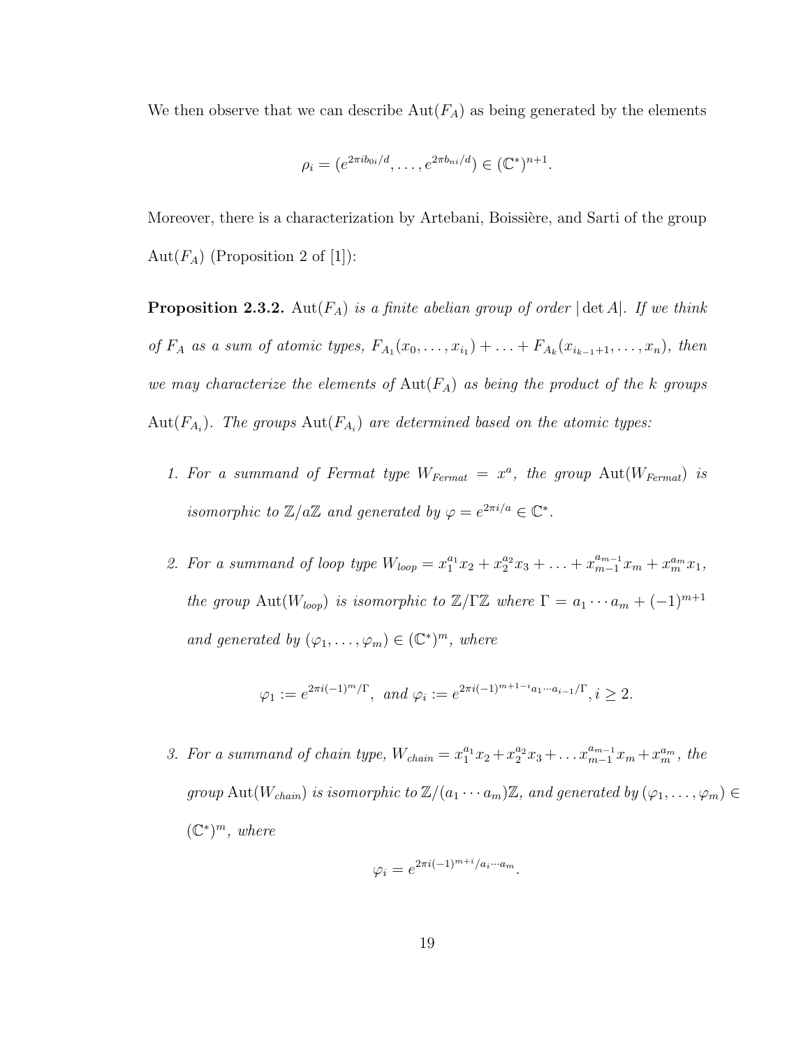We then observe that we can describe $\mathrm{Aut}(F_A)$ as being generated by the elements

$$\rho_i = (e^{2\pi i b_{0i}/d}, \ldots, e^{2\pi b_{ni}/d}) \in (\mathbb{C}^*)^{n+1}.$$

Moreover, there is a characterization by Artebani, Boissière, and Sarti of the group $\mathrm{Aut}(F_A)$ (Proposition 2 of [1]):

**Proposition 2.3.2.** *$\mathrm{Aut}(F_A)$ is a finite abelian group of order $|\det A|$. If we think of $F_A$ as a sum of atomic types, $F_{A_1}(x_0, \ldots, x_{i_1}) + \ldots + F_{A_k}(x_{i_{k-1}+1}, \ldots, x_n)$, then we may characterize the elements of $\mathrm{Aut}(F_A)$ as being the product of the $k$ groups $\mathrm{Aut}(F_{A_i})$. The groups $\mathrm{Aut}(F_{A_i})$ are determined based on the atomic types:*

1. *For a summand of Fermat type $W_{Fermat} = x^a$, the group $\mathrm{Aut}(W_{Fermat})$ is isomorphic to $\mathbb{Z}/a\mathbb{Z}$ and generated by $\varphi = e^{2\pi i/a} \in \mathbb{C}^*$.*

2. *For a summand of loop type $W_{loop} = x_1^{a_1}x_2 + x_2^{a_2}x_3 + \ldots + x_{m-1}^{a_{m-1}}x_m + x_m^{a_m}x_1$, the group $\mathrm{Aut}(W_{loop})$ is isomorphic to $\mathbb{Z}/\Gamma\mathbb{Z}$ where $\Gamma = a_1 \cdots a_m + (-1)^{m+1}$ and generated by $(\varphi_1, \ldots, \varphi_m) \in (\mathbb{C}^*)^m$, where*

$$\varphi_1 := e^{2\pi i(-1)^m/\Gamma}, \text{ and } \varphi_i := e^{2\pi i(-1)^{m+1-i}a_1\cdots a_{i-1}/\Gamma}, i \geq 2.$$

3. *For a summand of chain type, $W_{chain} = x_1^{a_1}x_2 + x_2^{a_2}x_3 + \ldots x_{m-1}^{a_{m-1}}x_m + x_m^{a_m}$, the group $\mathrm{Aut}(W_{chain})$ is isomorphic to $\mathbb{Z}/(a_1 \cdots a_m)\mathbb{Z}$, and generated by $(\varphi_1, \ldots, \varphi_m) \in (\mathbb{C}^*)^m$, where*

$$\varphi_i = e^{2\pi i(-1)^{m+i}/a_i\cdots a_m}.$$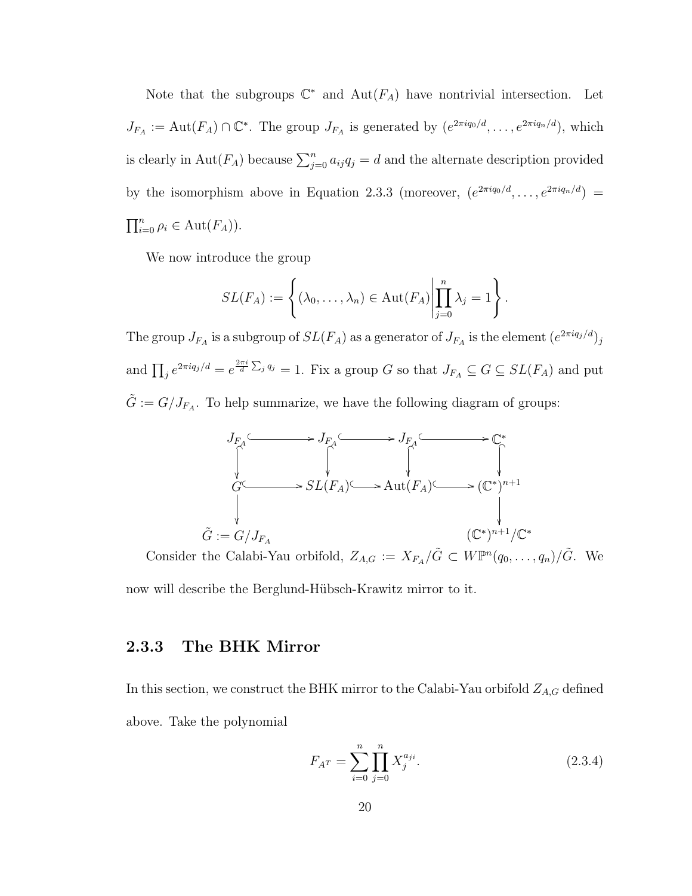Note that the subgroups $\mathbb{C}^*$ and $\mathrm{Aut}(F_A)$ have nontrivial intersection. Let $J_{F_A} := \mathrm{Aut}(F_A) \cap \mathbb{C}^*$. The group $J_{F_A}$ is generated by $(e^{2\pi i q_0/d}, \ldots, e^{2\pi i q_n/d})$, which is clearly in $\mathrm{Aut}(F_A)$ because $\sum_{j=0}^n a_{ij} q_j = d$ and the alternate description provided by the isomorphism above in Equation 2.3.3 (moreover, $(e^{2\pi i q_0/d}, \ldots, e^{2\pi i q_n/d}) = \prod_{i=0}^n \rho_i \in \mathrm{Aut}(F_A)$).

We now introduce the group

$$SL(F_A) := \left\{ (\lambda_0, \ldots, \lambda_n) \in \mathrm{Aut}(F_A) \middle| \prod_{j=0}^n \lambda_j = 1 \right\}.$$

The group $J_{F_A}$ is a subgroup of $SL(F_A)$ as a generator of $J_{F_A}$ is the element $(e^{2\pi i q_j/d})_j$ and $\prod_j e^{2\pi i q_j/d} = e^{\frac{2\pi i}{d} \sum_j q_j} = 1$. Fix a group $G$ so that $J_{F_A} \subseteq G \subseteq SL(F_A)$ and put $\tilde{G} := G/J_{F_A}$. To help summarize, we have the following diagram of groups:

$$\begin{array}{ccccccc}
J_{F_A} & \hookrightarrow & J_{F_A} & \hookrightarrow & J_{F_A} & \hookrightarrow & \mathbb{C}^* \\
\downarrow & & \downarrow & & \downarrow & & \downarrow \\
G & \hookrightarrow & SL(F_A) & \hookrightarrow & \mathrm{Aut}(F_A) & \hookrightarrow & (\mathbb{C}^*)^{n+1} \\
\downarrow & & & & & & \downarrow \\
\tilde{G} := G/J_{F_A} & & & & & & (\mathbb{C}^*)^{n+1}/\mathbb{C}^*
\end{array}$$

Consider the Calabi-Yau orbifold, $Z_{A,G} := X_{F_A}/\tilde{G} \subset W\mathbb{P}^n(q_0, \ldots, q_n)/\tilde{G}$. We now will describe the Berglund-Hübsch-Krawitz mirror to it.

### 2.3.3 The BHK Mirror

In this section, we construct the BHK mirror to the Calabi-Yau orbifold $Z_{A,G}$ defined above. Take the polynomial

$$F_{A^T} = \sum_{i=0}^n \prod_{j=0}^n X_j^{a_{ji}}. \tag{2.3.4}$$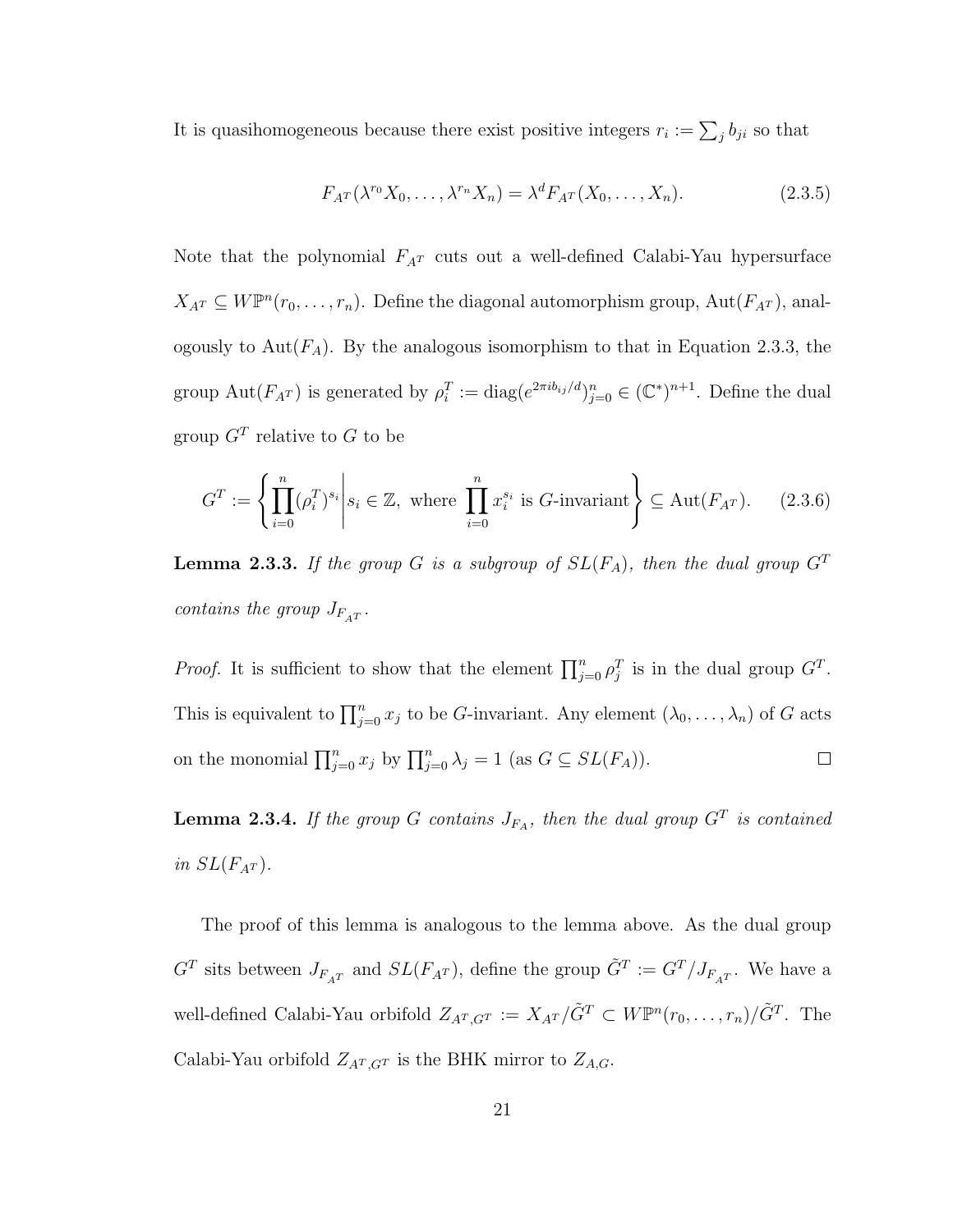It is quasihomogeneous because there exist positive integers $r_i := \sum_j b_{ji}$ so that

$$F_{A^T}(\lambda^{r_0} X_0, \ldots, \lambda^{r_n} X_n) = \lambda^d F_{A^T}(X_0, \ldots, X_n). \tag{2.3.5}$$

Note that the polynomial $F_{A^T}$ cuts out a well-defined Calabi-Yau hypersurface $X_{A^T} \subseteq W\mathbb{P}^n(r_0, \ldots, r_n)$. Define the diagonal automorphism group, $\mathrm{Aut}(F_{A^T})$, analogously to $\mathrm{Aut}(F_A)$. By the analogous isomorphism to that in Equation 2.3.3, the group $\mathrm{Aut}(F_{A^T})$ is generated by $\rho_i^T := \mathrm{diag}(e^{2\pi i b_{ij}/d})_{j=0}^n \in (\mathbb{C}^*)^{n+1}$. Define the dual group $G^T$ relative to $G$ to be

$$G^T := \left\{ \prod_{i=0}^n (\rho_i^T)^{s_i} \,\middle|\, s_i \in \mathbb{Z}, \text{ where } \prod_{i=0}^n x_i^{s_i} \text{ is } G\text{-invariant} \right\} \subseteq \mathrm{Aut}(F_{A^T}). \tag{2.3.6}$$

**Lemma 2.3.3.** *If the group $G$ is a subgroup of $SL(F_A)$, then the dual group $G^T$ contains the group $J_{F_{A^T}}$.*

*Proof.* It is sufficient to show that the element $\prod_{j=0}^n \rho_j^T$ is in the dual group $G^T$. This is equivalent to $\prod_{j=0}^n x_j$ to be $G$-invariant. Any element $(\lambda_0, \ldots, \lambda_n)$ of $G$ acts on the monomial $\prod_{j=0}^n x_j$ by $\prod_{j=0}^n \lambda_j = 1$ (as $G \subseteq SL(F_A)$). □

**Lemma 2.3.4.** *If the group $G$ contains $J_{F_A}$, then the dual group $G^T$ is contained in $SL(F_{A^T})$.*

The proof of this lemma is analogous to the lemma above. As the dual group $G^T$ sits between $J_{F_{A^T}}$ and $SL(F_{A^T})$, define the group $\tilde{G}^T := G^T / J_{F_{A^T}}$. We have a well-defined Calabi-Yau orbifold $Z_{A^T,G^T} := X_{A^T}/\tilde{G}^T \subset W\mathbb{P}^n(r_0, \ldots, r_n)/\tilde{G}^T$. The Calabi-Yau orbifold $Z_{A^T,G^T}$ is the BHK mirror to $Z_{A,G}$.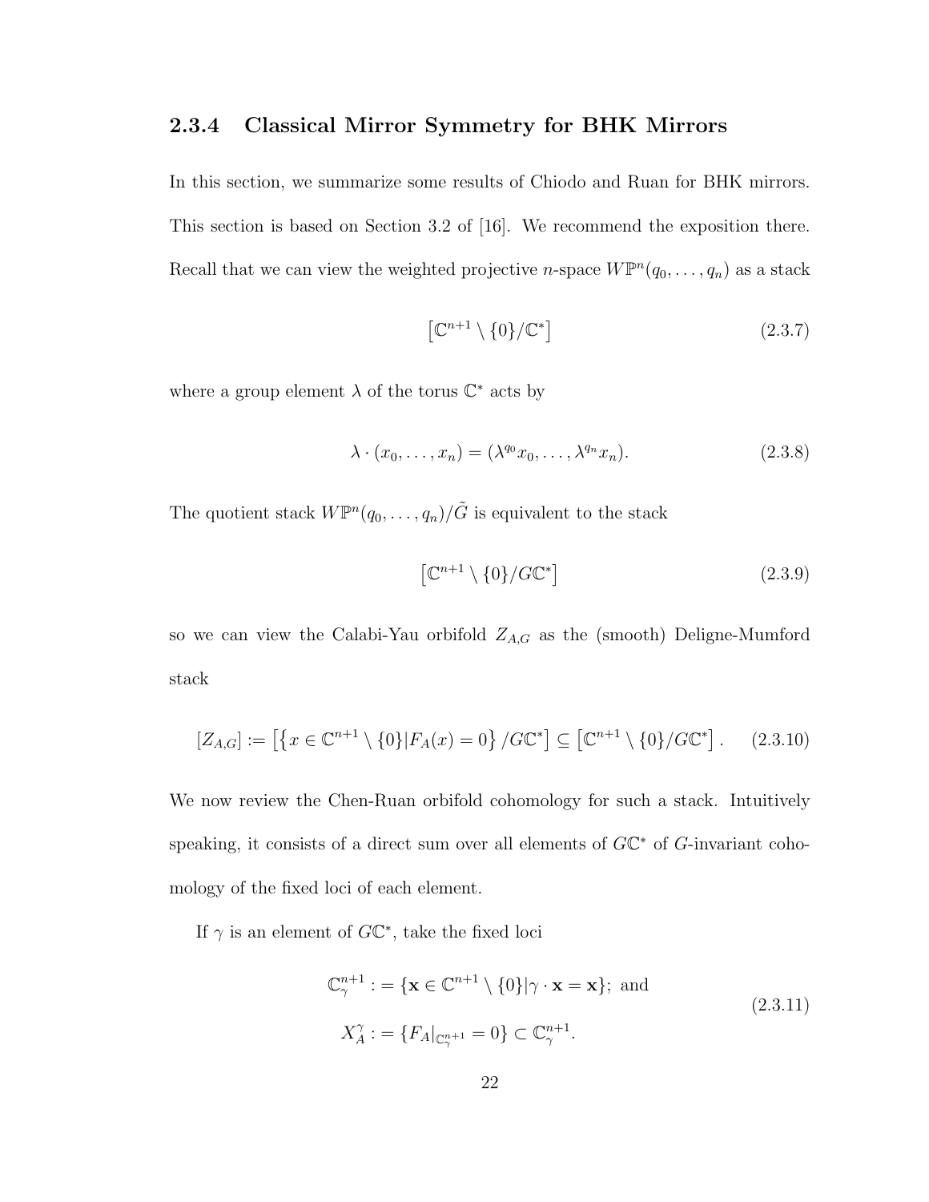### 2.3.4 Classical Mirror Symmetry for BHK Mirrors

In this section, we summarize some results of Chiodo and Ruan for BHK mirrors. This section is based on Section 3.2 of [16]. We recommend the exposition there. Recall that we can view the weighted projective $n$-space $W\mathbb{P}^n(q_0, \ldots, q_n)$ as a stack

$$\left[\mathbb{C}^{n+1} \setminus \{0\}/\mathbb{C}^*\right] \tag{2.3.7}$$

where a group element $\lambda$ of the torus $\mathbb{C}^*$ acts by

$$\lambda \cdot (x_0, \ldots, x_n) = (\lambda^{q_0} x_0, \ldots, \lambda^{q_n} x_n). \tag{2.3.8}$$

The quotient stack $W\mathbb{P}^n(q_0, \ldots, q_n)/\tilde{G}$ is equivalent to the stack

$$\left[\mathbb{C}^{n+1} \setminus \{0\}/G\mathbb{C}^*\right] \tag{2.3.9}$$

so we can view the Calabi-Yau orbifold $Z_{A,G}$ as the (smooth) Deligne-Mumford stack

$$[Z_{A,G}] := \left[\left\{x \in \mathbb{C}^{n+1} \setminus \{0\} | F_A(x) = 0\right\}/G\mathbb{C}^*\right] \subseteq \left[\mathbb{C}^{n+1} \setminus \{0\}/G\mathbb{C}^*\right]. \tag{2.3.10}$$

We now review the Chen-Ruan orbifold cohomology for such a stack. Intuitively speaking, it consists of a direct sum over all elements of $G\mathbb{C}^*$ of $G$-invariant cohomology of the fixed loci of each element.

If $\gamma$ is an element of $G\mathbb{C}^*$, take the fixed loci

$$\begin{aligned} \mathbb{C}^{n+1}_\gamma &: = \{\mathbf{x} \in \mathbb{C}^{n+1} \setminus \{0\} | \gamma \cdot \mathbf{x} = \mathbf{x}\}; \text{ and} \\ X^\gamma_A &: = \{F_A|_{\mathbb{C}^{n+1}_\gamma} = 0\} \subset \mathbb{C}^{n+1}_\gamma. \end{aligned} \tag{2.3.11}$$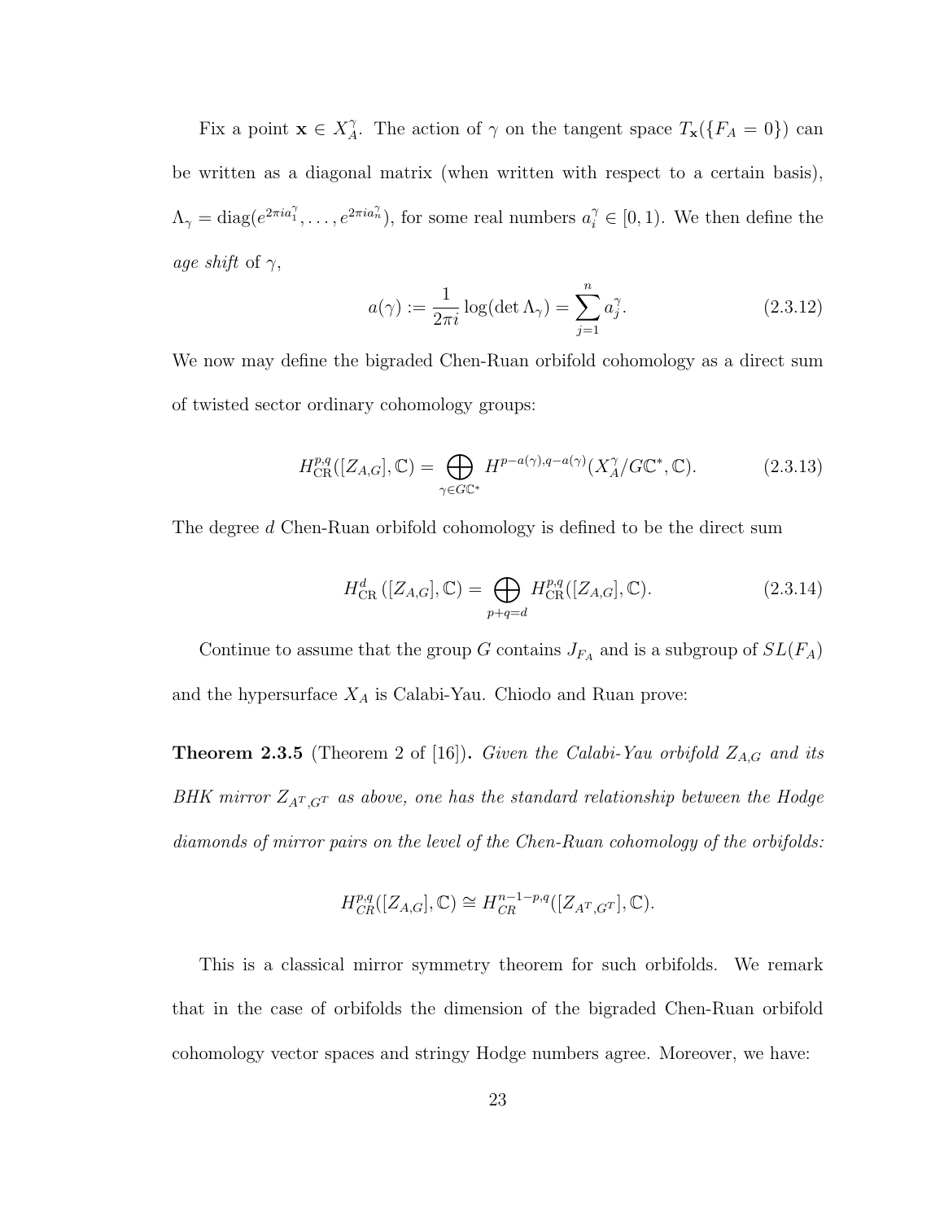Fix a point $\mathbf{x} \in X_A^\gamma$. The action of $\gamma$ on the tangent space $T_{\mathbf{x}}(\{F_A = 0\})$ can be written as a diagonal matrix (when written with respect to a certain basis), $\Lambda_\gamma = \operatorname{diag}(e^{2\pi i a_1^\gamma}, \ldots, e^{2\pi i a_n^\gamma})$, for some real numbers $a_i^\gamma \in [0, 1)$. We then define the *age shift* of $\gamma$,

$$a(\gamma) := \frac{1}{2\pi i} \log(\det \Lambda_\gamma) = \sum_{j=1}^{n} a_j^\gamma. \tag{2.3.12}$$

We now may define the bigraded Chen-Ruan orbifold cohomology as a direct sum of twisted sector ordinary cohomology groups:

$$H^{p,q}_{\mathrm{CR}}([Z_{A,G}], \mathbb{C}) = \bigoplus_{\gamma \in G\mathbb{C}^*} H^{p-a(\gamma), q-a(\gamma)}(X_A^\gamma / G\mathbb{C}^*, \mathbb{C}). \tag{2.3.13}$$

The degree $d$ Chen-Ruan orbifold cohomology is defined to be the direct sum

$$H^d_{\mathrm{CR}}([Z_{A,G}], \mathbb{C}) = \bigoplus_{p+q=d} H^{p,q}_{\mathrm{CR}}([Z_{A,G}], \mathbb{C}). \tag{2.3.14}$$

Continue to assume that the group $G$ contains $J_{F_A}$ and is a subgroup of $SL(F_A)$ and the hypersurface $X_A$ is Calabi-Yau. Chiodo and Ruan prove:

**Theorem 2.3.5** (Theorem 2 of [16])**.** *Given the Calabi-Yau orbifold $Z_{A,G}$ and its BHK mirror $Z_{A^T,G^T}$ as above, one has the standard relationship between the Hodge diamonds of mirror pairs on the level of the Chen-Ruan cohomology of the orbifolds:*

$$H^{p,q}_{CR}([Z_{A,G}], \mathbb{C}) \cong H^{n-1-p,q}_{CR}([Z_{A^T,G^T}], \mathbb{C}).$$

This is a classical mirror symmetry theorem for such orbifolds. We remark that in the case of orbifolds the dimension of the bigraded Chen-Ruan orbifold cohomology vector spaces and stringy Hodge numbers agree. Moreover, we have: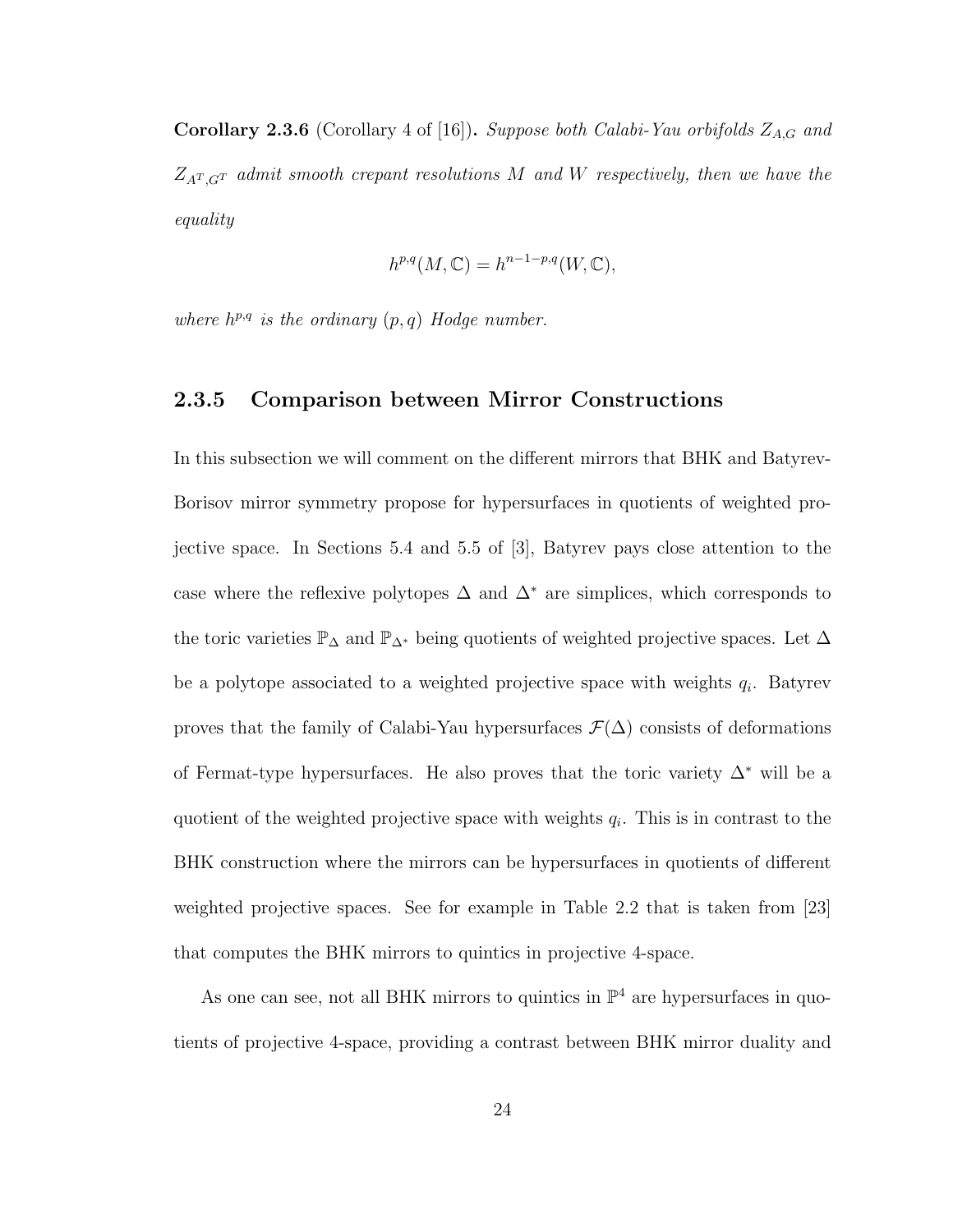**Corollary 2.3.6** (Corollary 4 of [16])**.** *Suppose both Calabi-Yau orbifolds $Z_{A,G}$ and $Z_{A^T,G^T}$ admit smooth crepant resolutions $M$ and $W$ respectively, then we have the equality*

$$h^{p,q}(M,\mathbb{C}) = h^{n-1-p,q}(W,\mathbb{C}),$$

*where $h^{p,q}$ is the ordinary $(p,q)$ Hodge number.*

### 2.3.5 Comparison between Mirror Constructions

In this subsection we will comment on the different mirrors that BHK and Batyrev-Borisov mirror symmetry propose for hypersurfaces in quotients of weighted projective space. In Sections 5.4 and 5.5 of [3], Batyrev pays close attention to the case where the reflexive polytopes $\Delta$ and $\Delta^*$ are simplices, which corresponds to the toric varieties $\mathbb{P}_\Delta$ and $\mathbb{P}_{\Delta^*}$ being quotients of weighted projective spaces. Let $\Delta$ be a polytope associated to a weighted projective space with weights $q_i$. Batyrev proves that the family of Calabi-Yau hypersurfaces $\mathcal{F}(\Delta)$ consists of deformations of Fermat-type hypersurfaces. He also proves that the toric variety $\Delta^*$ will be a quotient of the weighted projective space with weights $q_i$. This is in contrast to the BHK construction where the mirrors can be hypersurfaces in quotients of different weighted projective spaces. See for example in Table 2.2 that is taken from [23] that computes the BHK mirrors to quintics in projective 4-space.

As one can see, not all BHK mirrors to quintics in $\mathbb{P}^4$ are hypersurfaces in quotients of projective 4-space, providing a contrast between BHK mirror duality and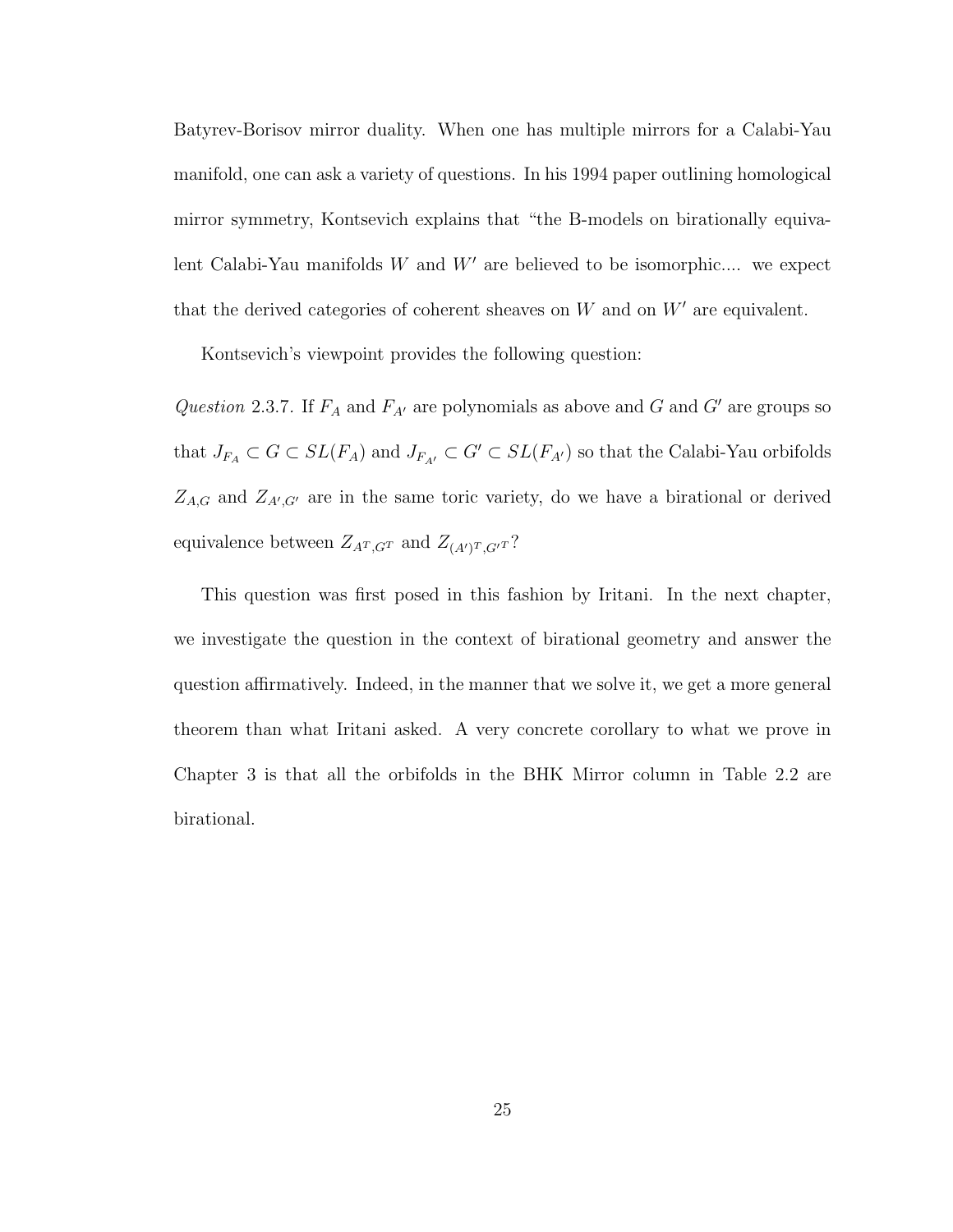Batyrev-Borisov mirror duality. When one has multiple mirrors for a Calabi-Yau manifold, one can ask a variety of questions. In his 1994 paper outlining homological mirror symmetry, Kontsevich explains that "the B-models on birationally equivalent Calabi-Yau manifolds $W$ and $W'$ are believed to be isomorphic.... we expect that the derived categories of coherent sheaves on $W$ and on $W'$ are equivalent.

Kontsevich's viewpoint provides the following question:

*Question* 2.3.7. If $F_A$ and $F_{A'}$ are polynomials as above and $G$ and $G'$ are groups so that $J_{F_A} \subset G \subset SL(F_A)$ and $J_{F_{A'}} \subset G' \subset SL(F_{A'})$ so that the Calabi-Yau orbifolds $Z_{A,G}$ and $Z_{A',G'}$ are in the same toric variety, do we have a birational or derived equivalence between $Z_{A^T,G^T}$ and $Z_{(A')^T,G'^T}$?

This question was first posed in this fashion by Iritani. In the next chapter, we investigate the question in the context of birational geometry and answer the question affirmatively. Indeed, in the manner that we solve it, we get a more general theorem than what Iritani asked. A very concrete corollary to what we prove in Chapter 3 is that all the orbifolds in the BHK Mirror column in Table 2.2 are birational.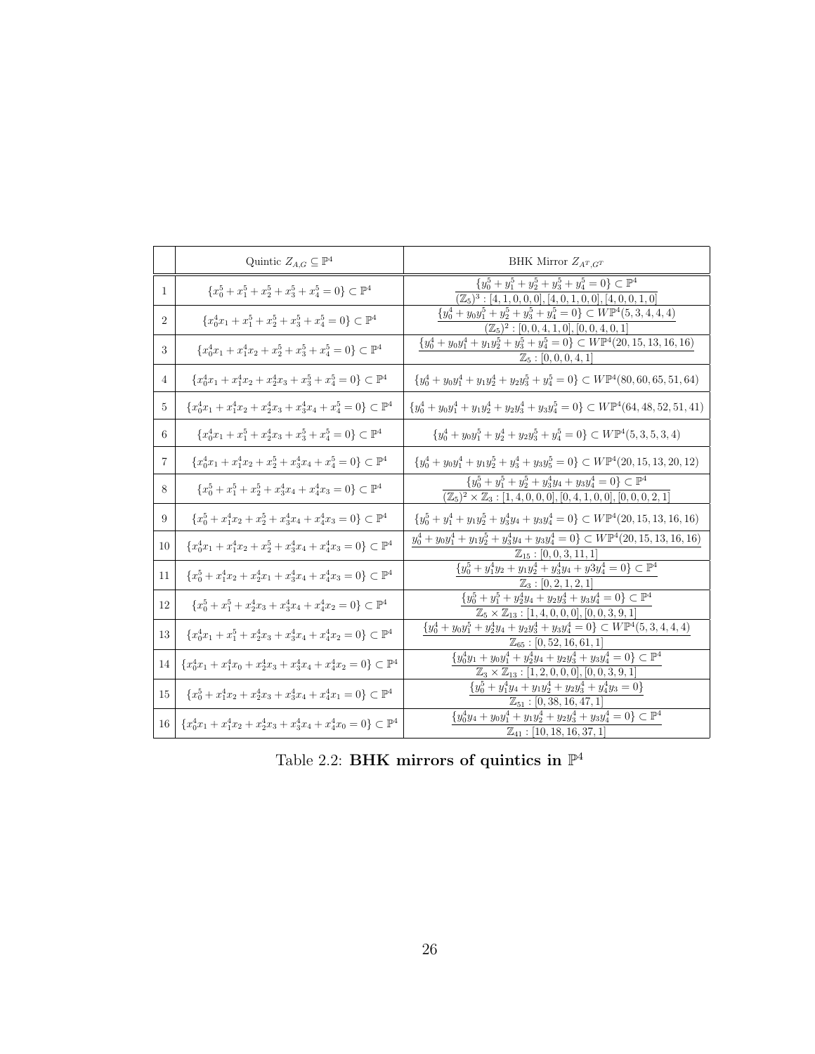|  | Quintic $Z_{A,G} \subseteq \mathbb{P}^4$ | BHK Mirror $Z_{A^T,G^T}$ |
|---|---|---|
| 1 | $\{x_0^5+x_1^5+x_2^5+x_3^5+x_4^5=0\} \subset \mathbb{P}^4$ | $\dfrac{\{y_0^5+y_1^5+y_2^5+y_3^5+y_4^5=0\} \subset \mathbb{P}^4}{(\mathbb{Z}_5)^3 : [4,1,0,0,0],[4,0,1,0,0],[4,0,0,1,0]}$ |
| 2 | $\{x_0^4x_1+x_1^5+x_2^5+x_3^5+x_4^5=0\} \subset \mathbb{P}^4$ | $\dfrac{\{y_0^4+y_0y_1^5+y_2^5+y_3^5+y_4^5=0\} \subset W\mathbb{P}^4(5,3,4,4,4)}{(\mathbb{Z}_5)^2 : [0,0,4,1,0],[0,0,4,0,1]}$ |
| 3 | $\{x_0^4x_1+x_1^4x_2+x_2^5+x_3^5+x_4^5=0\} \subset \mathbb{P}^4$ | $\dfrac{\{y_0^4+y_0y_1^4+y_1y_2^5+y_3^5+y_4^5=0\} \subset W\mathbb{P}^4(20,15,13,16,16)}{\mathbb{Z}_5 : [0,0,0,4,1]}$ |
| 4 | $\{x_0^4x_1+x_1^4x_2+x_2^4x_3+x_3^5+x_4^5=0\} \subset \mathbb{P}^4$ | $\{y_0^4+y_0y_1^4+y_1y_2^4+y_2y_3^5+y_4^5=0\} \subset W\mathbb{P}^4(80,60,65,51,64)$ |
| 5 | $\{x_0^4x_1+x_1^4x_2+x_2^4x_3+x_3^4x_4+x_4^5=0\} \subset \mathbb{P}^4$ | $\{y_0^4+y_0y_1^4+y_1y_2^4+y_2y_3^4+y_3y_4^5=0\} \subset W\mathbb{P}^4(64,48,52,51,41)$ |
| 6 | $\{x_0^4x_1+x_1^5+x_2^4x_3+x_3^5+x_4^5=0\} \subset \mathbb{P}^4$ | $\{y_0^4+y_0y_1^5+y_2^4+y_2y_3^5+y_4^5=0\} \subset W\mathbb{P}^4(5,3,5,3,4)$ |
| 7 | $\{x_0^4x_1+x_1^4x_2+x_2^5+x_3^4x_4+x_4^5=0\} \subset \mathbb{P}^4$ | $\{y_0^4+y_0y_1^4+y_1y_2^5+y_3^4+y_3y_5^5=0\} \subset W\mathbb{P}^4(20,15,13,20,12)$ |
| 8 | $\{x_0^5+x_1^5+x_2^5+x_3^4x_4+x_4^4x_3=0\} \subset \mathbb{P}^4$ | $\dfrac{\{y_0^5+y_1^5+y_2^5+y_3^4y_4+y_3y_4^4=0\} \subset \mathbb{P}^4}{(\mathbb{Z}_5)^2 \times \mathbb{Z}_3 : [1,4,0,0,0],[0,4,1,0,0],[0,0,0,2,1]}$ |
| 9 | $\{x_0^5+x_1^4x_2+x_2^5+x_3^4x_4+x_4^4x_3=0\} \subset \mathbb{P}^4$ | $\{y_0^5+y_1^4+y_1y_2^5+y_3^4y_4+y_3y_4^4=0\} \subset W\mathbb{P}^4(20,15,13,16,16)$ |
| 10 | $\{x_0^4x_1+x_1^4x_2+x_2^5+x_3^4x_4+x_4^4x_3=0\} \subset \mathbb{P}^4$ | $\dfrac{y_0^4+y_0y_1^4+y_1y_2^5+y_3^4y_4+y_3y_4^4=0\} \subset W\mathbb{P}^4(20,15,13,16,16)}{\mathbb{Z}_{15} : [0,0,3,11,1]}$ |
| 11 | $\{x_0^5+x_1^4x_2+x_2^4x_1+x_3^4x_4+x_4^4x_3=0\} \subset \mathbb{P}^4$ | $\dfrac{\{y_0^5+y_1^4y_2+y_1y_2^4+y_3^4y_4+y3y_4^4=0\} \subset \mathbb{P}^4}{\mathbb{Z}_3 : [0,2,1,2,1]}$ |
| 12 | $\{x_0^5+x_1^5+x_2^4x_3+x_3^4x_4+x_4^4x_2=0\} \subset \mathbb{P}^4$ | $\dfrac{\{y_0^5+y_1^5+y_2^4y_4+y_2y_3^4+y_3y_4^4=0\} \subset \mathbb{P}^4}{\mathbb{Z}_5 \times \mathbb{Z}_{13} : [1,4,0,0,0],[0,0,3,9,1]}$ |
| 13 | $\{x_0^4x_1+x_1^5+x_2^4x_3+x_3^4x_4+x_4^4x_2=0\} \subset \mathbb{P}^4$ | $\dfrac{\{y_0^4+y_0y_1^5+y_2^4y_4+y_2y_3^4+y_3y_4^4=0\} \subset W\mathbb{P}^4(5,3,4,4,4)}{\mathbb{Z}_{65} : [0,52,16,61,1]}$ |
| 14 | $\{x_0^4x_1+x_1^4x_0+x_2^4x_3+x_3^4x_4+x_4^4x_2=0\} \subset \mathbb{P}^4$ | $\dfrac{\{y_0^4y_1+y_0y_1^4+y_2^4y_4+y_2y_3^4+y_3y_4^4=0\} \subset \mathbb{P}^4}{\mathbb{Z}_3 \times \mathbb{Z}_{13} : [1,2,0,0,0],[0,0,3,9,1]}$ |
| 15 | $\{x_0^5+x_1^4x_2+x_2^4x_3+x_3^4x_4+x_4^4x_1=0\} \subset \mathbb{P}^4$ | $\dfrac{\{y_0^5+y_1^4y_4+y_1y_2^4+y_2y_3^4+y_4^4y_3=0\}}{\mathbb{Z}_{51} : [0,38,16,47,1]}$ |
| 16 | $\{x_0^4x_1+x_1^4x_2+x_2^4x_3+x_3^4x_4+x_4^4x_0=0\} \subset \mathbb{P}^4$ | $\dfrac{\{y_0^4y_4+y_0y_1^4+y_1y_2^4+y_2y_3^4+y_3y_4^4=0\} \subset \mathbb{P}^4}{\mathbb{Z}_{41} : [10,18,16,37,1]}$ |

Table 2.2: **BHK mirrors of quintics in $\mathbb{P}^4$**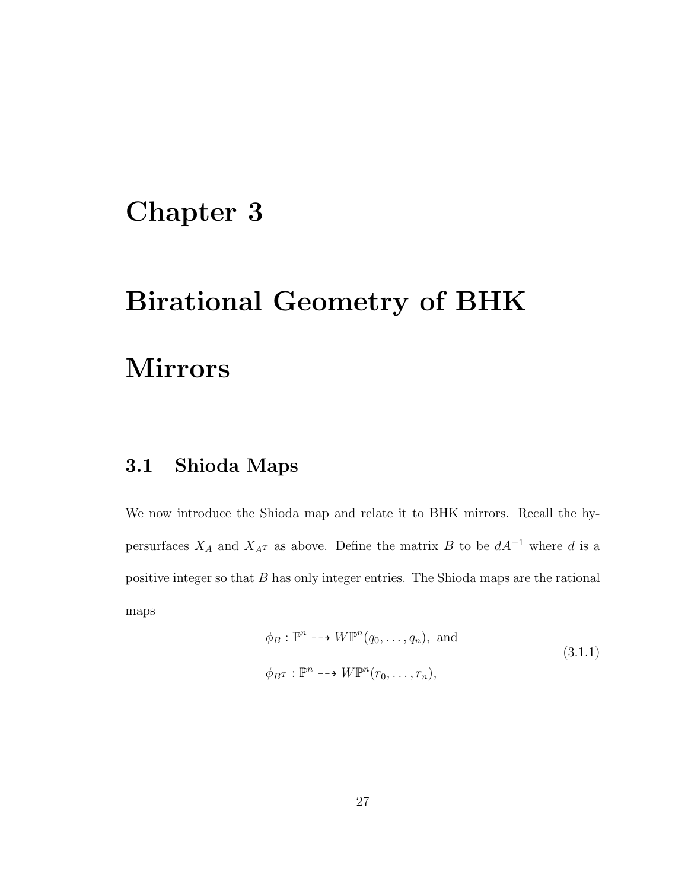# Chapter 3

# Birational Geometry of BHK Mirrors

## 3.1 Shioda Maps

We now introduce the Shioda map and relate it to BHK mirrors. Recall the hypersurfaces $X_A$ and $X_{A^T}$ as above. Define the matrix $B$ to be $dA^{-1}$ where $d$ is a positive integer so that $B$ has only integer entries. The Shioda maps are the rational maps

$$
\begin{aligned}
&\phi_B : \mathbb{P}^n \dashrightarrow W\mathbb{P}^n(q_0, \ldots, q_n), \text{ and} \\
&\phi_{B^T} : \mathbb{P}^n \dashrightarrow W\mathbb{P}^n(r_0, \ldots, r_n),
\end{aligned}
\tag{3.1.1}
$$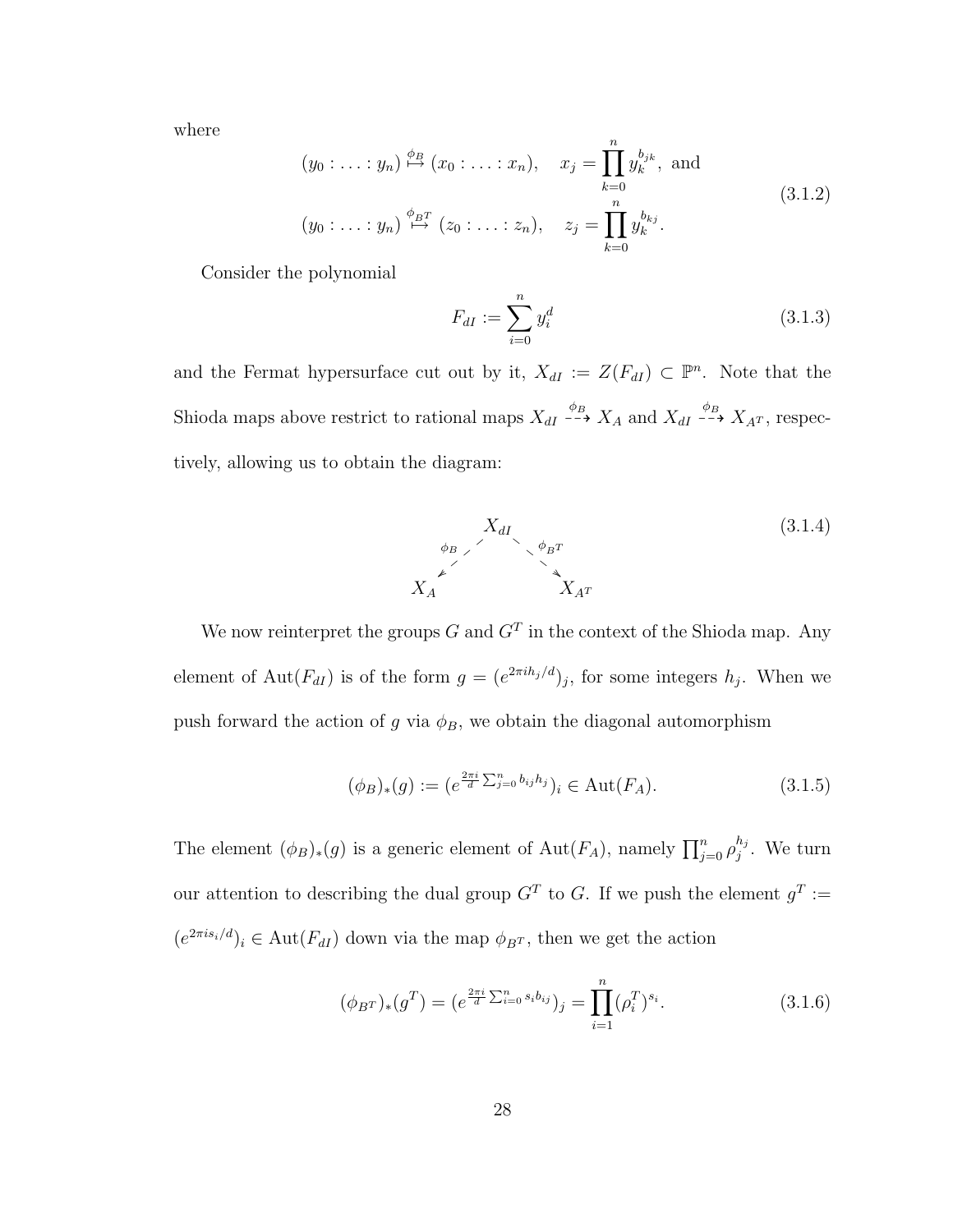where

$$
\begin{aligned}
&(y_0 : \ldots : y_n) \overset{\phi_B}{\mapsto} (x_0 : \ldots : x_n), \quad x_j = \prod_{k=0}^{n} y_k^{b_{jk}}, \text{ and} \\
&(y_0 : \ldots : y_n) \overset{\phi_{B^T}}{\mapsto} (z_0 : \ldots : z_n), \quad z_j = \prod_{k=0}^{n} y_k^{b_{kj}}.
\end{aligned} \tag{3.1.2}
$$

Consider the polynomial

$$
F_{dI} := \sum_{i=0}^{n} y_i^d \tag{3.1.3}
$$

and the Fermat hypersurface cut out by it, $X_{dI} := Z(F_{dI}) \subset \mathbb{P}^n$. Note that the Shioda maps above restrict to rational maps $X_{dI} \overset{\phi_B}{\dashrightarrow} X_A$ and $X_{dI} \overset{\phi_B}{\dashrightarrow} X_{A^T}$, respectively, allowing us to obtain the diagram:

$$
\begin{array}{ccc}
 & X_{dI} & \\
\overset{\phi_B}{\swarrow} & & \overset{\phi_{B^T}}{\searrow} \\
X_A & & X_{A^T}
\end{array} \tag{3.1.4}
$$

We now reinterpret the groups $G$ and $G^T$ in the context of the Shioda map. Any element of $\mathrm{Aut}(F_{dI})$ is of the form $g = (e^{2\pi i h_j/d})_j$, for some integers $h_j$. When we push forward the action of $g$ via $\phi_B$, we obtain the diagonal automorphism

$$
(\phi_B)_*(g) := (e^{\frac{2\pi i}{d}\sum_{j=0}^{n} b_{ij}h_j})_i \in \mathrm{Aut}(F_A). \tag{3.1.5}
$$

The element $(\phi_B)_*(g)$ is a generic element of $\mathrm{Aut}(F_A)$, namely $\prod_{j=0}^{n} \rho_j^{h_j}$. We turn our attention to describing the dual group $G^T$ to $G$. If we push the element $g^T := (e^{2\pi i s_i/d})_i \in \mathrm{Aut}(F_{dI})$ down via the map $\phi_{B^T}$, then we get the action

$$
(\phi_{B^T})_*(g^T) = (e^{\frac{2\pi i}{d}\sum_{i=0}^{n} s_i b_{ij}})_j = \prod_{i=1}^{n} (\rho_i^T)^{s_i}. \tag{3.1.6}
$$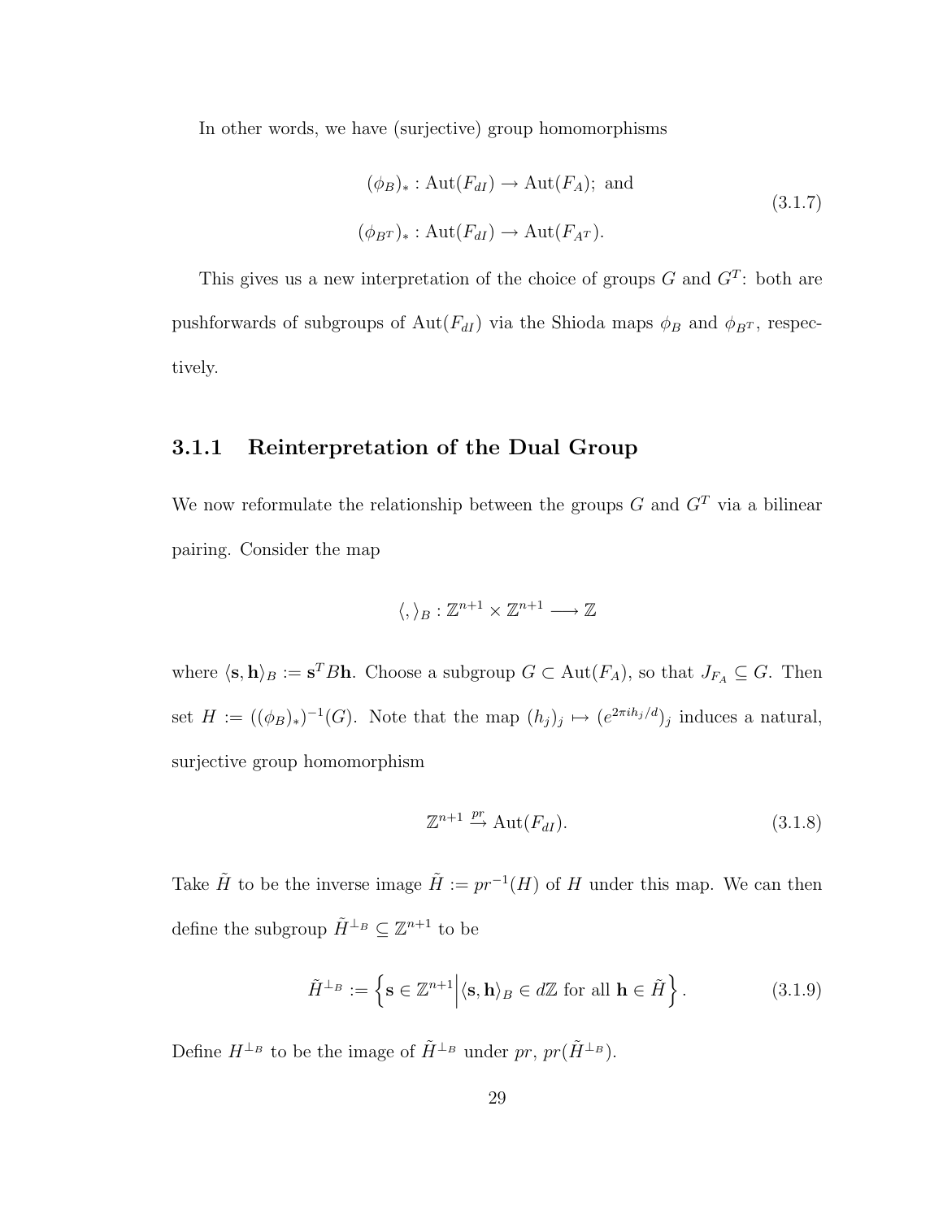In other words, we have (surjective) group homomorphisms

$$
\begin{aligned}
(\phi_B)_* &: \mathrm{Aut}(F_{dI}) \to \mathrm{Aut}(F_A); \text{ and} \\
(\phi_{B^T})_* &: \mathrm{Aut}(F_{dI}) \to \mathrm{Aut}(F_{A^T}).
\end{aligned}
\tag{3.1.7}
$$

This gives us a new interpretation of the choice of groups $G$ and $G^T$: both are pushforwards of subgroups of $\mathrm{Aut}(F_{dI})$ via the Shioda maps $\phi_B$ and $\phi_{B^T}$, respectively.

### 3.1.1 Reinterpretation of the Dual Group

We now reformulate the relationship between the groups $G$ and $G^T$ via a bilinear pairing. Consider the map

$$
\langle , \rangle_B : \mathbb{Z}^{n+1} \times \mathbb{Z}^{n+1} \longrightarrow \mathbb{Z}
$$

where $\langle \mathbf{s}, \mathbf{h} \rangle_B := \mathbf{s}^T B \mathbf{h}$. Choose a subgroup $G \subset \mathrm{Aut}(F_A)$, so that $J_{F_A} \subseteq G$. Then set $H := ((\phi_B)_*)^{-1}(G)$. Note that the map $(h_j)_j \mapsto (e^{2\pi i h_j / d})_j$ induces a natural, surjective group homomorphism

$$
\mathbb{Z}^{n+1} \xrightarrow{pr} \mathrm{Aut}(F_{dI}).
\tag{3.1.8}
$$

Take $\tilde{H}$ to be the inverse image $\tilde{H} := pr^{-1}(H)$ of $H$ under this map. We can then define the subgroup $\tilde{H}^{\perp_B} \subseteq \mathbb{Z}^{n+1}$ to be

$$
\tilde{H}^{\perp_B} := \left\{ \mathbf{s} \in \mathbb{Z}^{n+1} \middle| \langle \mathbf{s}, \mathbf{h} \rangle_B \in d\mathbb{Z} \text{ for all } \mathbf{h} \in \tilde{H} \right\}.
\tag{3.1.9}
$$

Define $H^{\perp_B}$ to be the image of $\tilde{H}^{\perp_B}$ under $pr$, $pr(\tilde{H}^{\perp_B})$.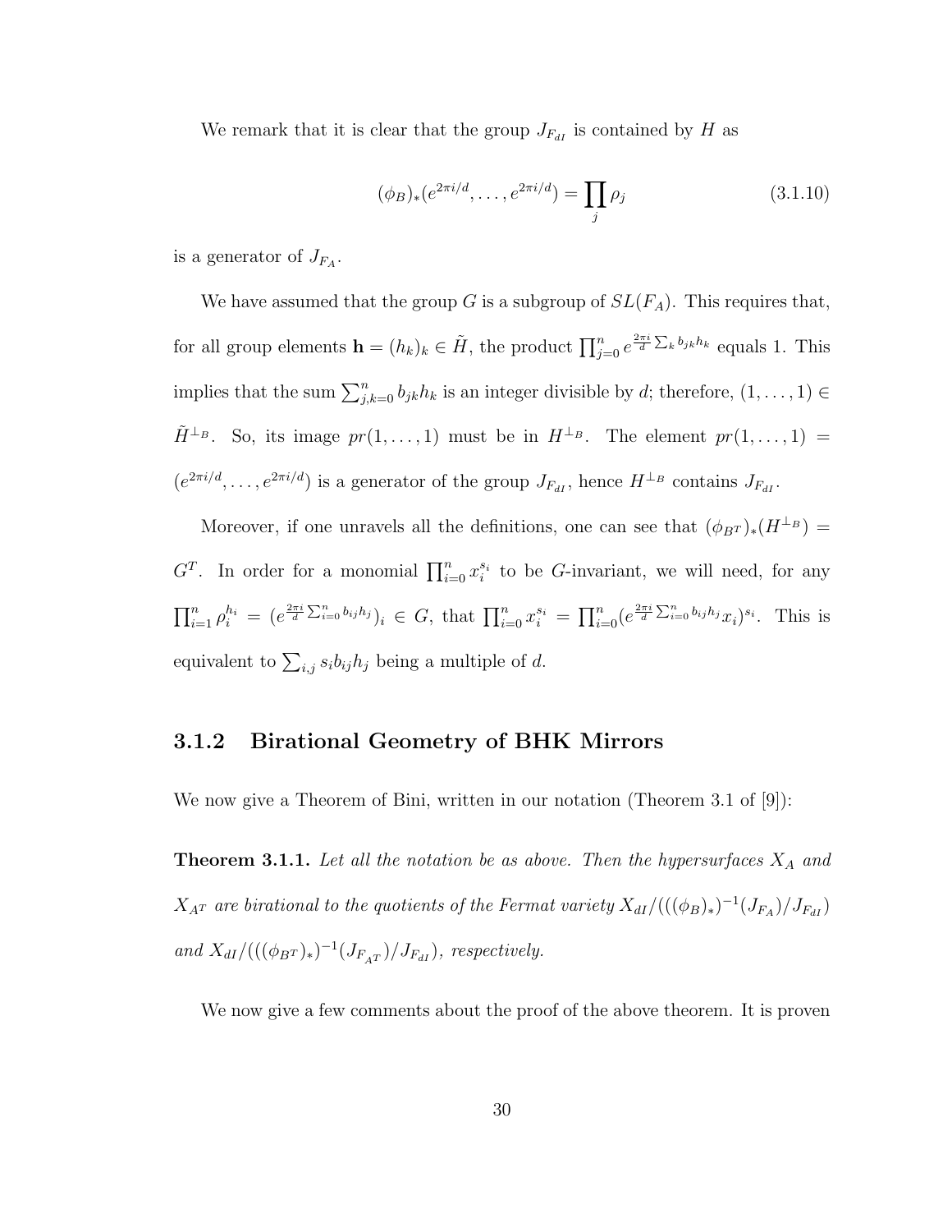We remark that it is clear that the group $J_{F_{dI}}$ is contained by $H$ as

$$(\phi_B)_*(e^{2\pi i/d}, \ldots, e^{2\pi i/d}) = \prod_j \rho_j \tag{3.1.10}$$

is a generator of $J_{F_A}$.

We have assumed that the group $G$ is a subgroup of $SL(F_A)$. This requires that, for all group elements $\mathbf{h} = (h_k)_k \in \tilde{H}$, the product $\prod_{j=0}^n e^{\frac{2\pi i}{d}\sum_k b_{jk}h_k}$ equals 1. This implies that the sum $\sum_{j,k=0}^n b_{jk}h_k$ is an integer divisible by $d$; therefore, $(1, \ldots, 1) \in \tilde{H}^{\perp_B}$. So, its image $pr(1, \ldots, 1)$ must be in $H^{\perp_B}$. The element $pr(1, \ldots, 1) = (e^{2\pi i/d}, \ldots, e^{2\pi i/d})$ is a generator of the group $J_{F_{dI}}$, hence $H^{\perp_B}$ contains $J_{F_{dI}}$.

Moreover, if one unravels all the definitions, one can see that $(\phi_{B^T})_*(H^{\perp_B}) = G^T$. In order for a monomial $\prod_{i=0}^n x_i^{s_i}$ to be $G$-invariant, we will need, for any $\prod_{i=1}^n \rho_i^{h_i} = (e^{\frac{2\pi i}{d}\sum_{i=0}^n b_{ij}h_j})_i \in G$, that $\prod_{i=0}^n x_i^{s_i} = \prod_{i=0}^n (e^{\frac{2\pi i}{d}\sum_{i=0}^n b_{ij}h_j} x_i)^{s_i}$. This is equivalent to $\sum_{i,j} s_i b_{ij} h_j$ being a multiple of $d$.

### 3.1.2 Birational Geometry of BHK Mirrors

We now give a Theorem of Bini, written in our notation (Theorem 3.1 of [9]):

**Theorem 3.1.1.** *Let all the notation be as above. Then the hypersurfaces $X_A$ and $X_{A^T}$ are birational to the quotients of the Fermat variety $X_{dI}/(((\phi_B)_*)^{-1}(J_{F_A})/J_{F_{dI}})$ and $X_{dI}/(((\phi_{B^T})_*)^{-1}(J_{F_{A^T}})/J_{F_{dI}})$, respectively.*

We now give a few comments about the proof of the above theorem. It is proven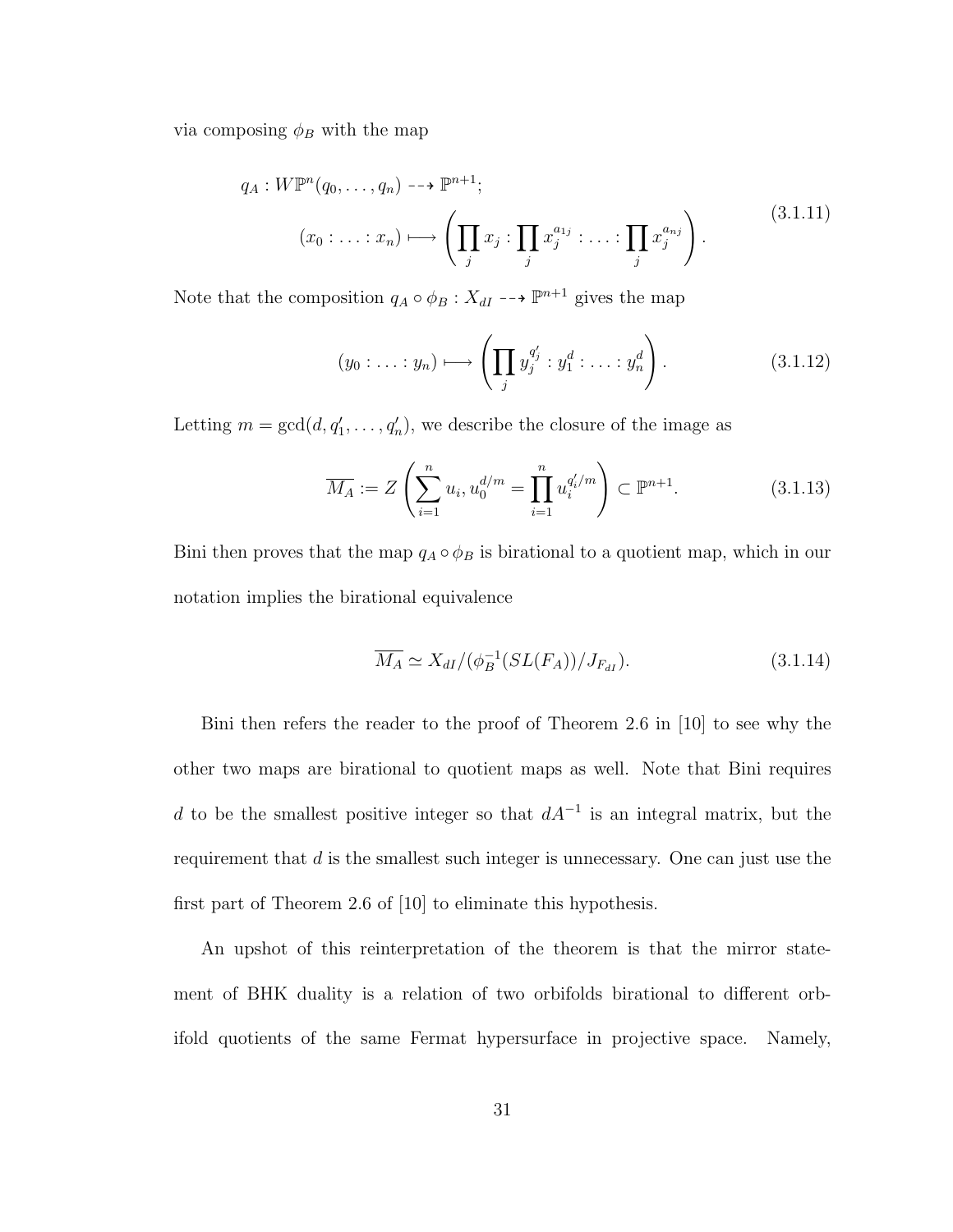via composing $\phi_B$ with the map

$$
\begin{aligned}
q_A : W\mathbb{P}^n(q_0, \ldots, q_n) &\dashrightarrow \mathbb{P}^{n+1}; \\
(x_0 : \ldots : x_n) &\longmapsto \left( \prod_j x_j : \prod_j x_j^{a_{1j}} : \ldots : \prod_j x_j^{a_{nj}} \right).
\end{aligned}
\tag{3.1.11}
$$

Note that the composition $q_A \circ \phi_B : X_{dI} \dashrightarrow \mathbb{P}^{n+1}$ gives the map

$$
(y_0 : \ldots : y_n) \longmapsto \left( \prod_j y_j^{q'_j} : y_1^d : \ldots : y_n^d \right). \tag{3.1.12}
$$

Letting $m = \gcd(d, q'_1, \ldots, q'_n)$, we describe the closure of the image as

$$
\overline{M_A} := Z\left( \sum_{i=1}^{n} u_i, u_0^{d/m} = \prod_{i=1}^{n} u_i^{q'_i/m} \right) \subset \mathbb{P}^{n+1}. \tag{3.1.13}
$$

Bini then proves that the map $q_A \circ \phi_B$ is birational to a quotient map, which in our notation implies the birational equivalence

$$
\overline{M_A} \simeq X_{dI}/(\phi_B^{-1}(SL(F_A))/J_{F_{dI}}). \tag{3.1.14}
$$

Bini then refers the reader to the proof of Theorem 2.6 in [10] to see why the other two maps are birational to quotient maps as well. Note that Bini requires $d$ to be the smallest positive integer so that $dA^{-1}$ is an integral matrix, but the requirement that $d$ is the smallest such integer is unnecessary. One can just use the first part of Theorem 2.6 of [10] to eliminate this hypothesis.

An upshot of this reinterpretation of the theorem is that the mirror statement of BHK duality is a relation of two orbifolds birational to different orbifold quotients of the same Fermat hypersurface in projective space. Namely,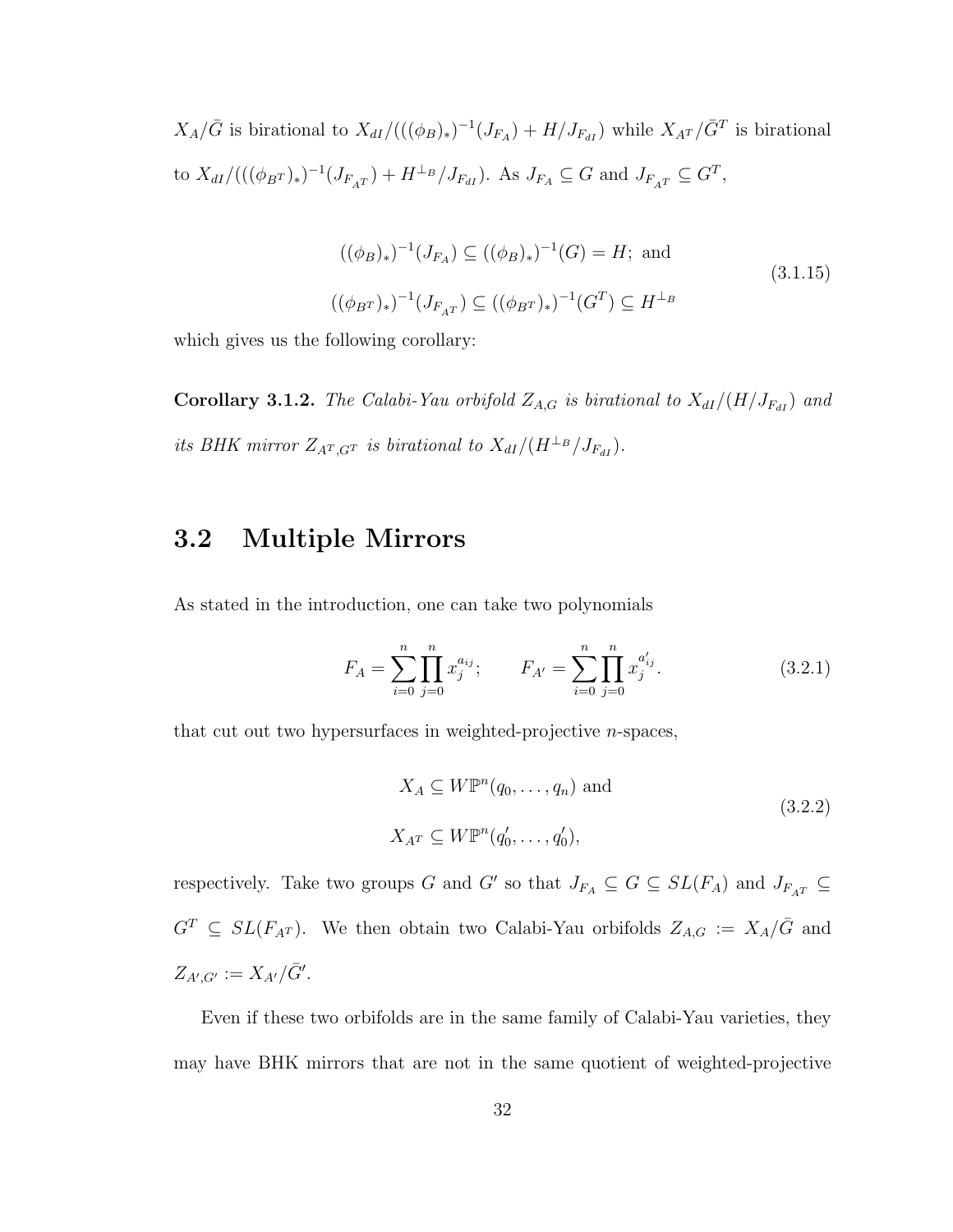$X_A/\bar{G}$ is birational to $X_{dI}/(((\phi_B)_*)^{-1}(J_{F_A}) + H/J_{F_{dI}})$ while $X_{A^T}/\bar{G}^T$ is birational to $X_{dI}/(((\phi_{B^T})_*)^{-1}(J_{F_{A^T}}) + H^{\perp_B}/J_{F_{dI}})$. As $J_{F_A} \subseteq G$ and $J_{F_{A^T}} \subseteq G^T$,

$$
\begin{aligned}
((\phi_B)_*)^{-1}(J_{F_A}) &\subseteq ((\phi_B)_*)^{-1}(G) = H; \text{ and} \\
((\phi_{B^T})_*)^{-1}(J_{F_{A^T}}) &\subseteq ((\phi_{B^T})_*)^{-1}(G^T) \subseteq H^{\perp_B}
\end{aligned}
\tag{3.1.15}
$$

which gives us the following corollary:

**Corollary 3.1.2.** *The Calabi-Yau orbifold $Z_{A,G}$ is birational to $X_{dI}/(H/J_{F_{dI}})$ and its BHK mirror $Z_{A^T,G^T}$ is birational to $X_{dI}/(H^{\perp_B}/J_{F_{dI}})$.*

## 3.2 Multiple Mirrors

As stated in the introduction, one can take two polynomials

$$
F_A = \sum_{i=0}^{n} \prod_{j=0}^{n} x_j^{a_{ij}}; \qquad F_{A'} = \sum_{i=0}^{n} \prod_{j=0}^{n} x_j^{a'_{ij}}. \tag{3.2.1}
$$

that cut out two hypersurfaces in weighted-projective $n$-spaces,

$$
\begin{aligned}
X_A &\subseteq W\mathbb{P}^n(q_0, \ldots, q_n) \text{ and} \\
X_{A^T} &\subseteq W\mathbb{P}^n(q'_0, \ldots, q'_0),
\end{aligned}
\tag{3.2.2}
$$

respectively. Take two groups $G$ and $G'$ so that $J_{F_A} \subseteq G \subseteq SL(F_A)$ and $J_{F_{A^T}} \subseteq G^T \subseteq SL(F_{A^T})$. We then obtain two Calabi-Yau orbifolds $Z_{A,G} := X_A/\bar{G}$ and $Z_{A',G'} := X_{A'}/\bar{G}'$.

Even if these two orbifolds are in the same family of Calabi-Yau varieties, they may have BHK mirrors that are not in the same quotient of weighted-projective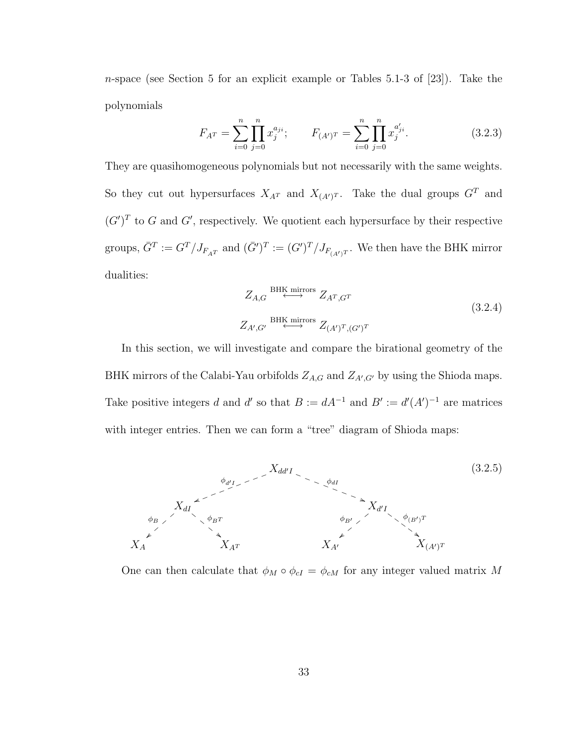$n$-space (see Section 5 for an explicit example or Tables 5.1-3 of [23]). Take the polynomials

$$F_{A^T} = \sum_{i=0}^{n} \prod_{j=0}^{n} x_j^{a_{ji}}; \qquad F_{(A')^T} = \sum_{i=0}^{n} \prod_{j=0}^{n} x_j^{a'_{ji}}. \tag{3.2.3}$$

They are quasihomogeneous polynomials but not necessarily with the same weights. So they cut out hypersurfaces $X_{A^T}$ and $X_{(A')^T}$. Take the dual groups $G^T$ and $(G')^T$ to $G$ and $G'$, respectively. We quotient each hypersurface by their respective groups, $\bar{G}^T := G^T/J_{F_{A^T}}$ and $(\bar{G}')^T := (G')^T/J_{F_{(A')^T}}$. We then have the BHK mirror dualities:

$$\begin{aligned} Z_{A,G} &\overset{\text{BHK mirrors}}{\longleftrightarrow} Z_{A^T,G^T} \\ Z_{A',G'} &\overset{\text{BHK mirrors}}{\longleftrightarrow} Z_{(A')^T,(G')^T} \end{aligned} \tag{3.2.4}$$

In this section, we will investigate and compare the birational geometry of the BHK mirrors of the Calabi-Yau orbifolds $Z_{A,G}$ and $Z_{A',G'}$ by using the Shioda maps. Take positive integers $d$ and $d'$ so that $B := dA^{-1}$ and $B' := d'(A')^{-1}$ are matrices with integer entries. Then we can form a "tree" diagram of Shioda maps:

$$\begin{array}{ccccccc} & & & X_{dd'I} & & & \\ & & \overset{\phi_{d'I}}{\swarrow} & & \overset{\phi_{dI}}{\searrow} & & \\ & X_{dI} & & & & X_{d'I} & \\ \overset{\phi_B}{\swarrow} & & \overset{\phi_{B^T}}{\searrow} & & \overset{\phi_{B'}}{\swarrow} & & \overset{\phi_{(B')^T}}{\searrow} \\ X_A & & X_{A^T} & & X_{A'} & & X_{(A')^T} \end{array} \tag{3.2.5}$$

One can then calculate that $\phi_M \circ \phi_{cI} = \phi_{cM}$ for any integer valued matrix $M$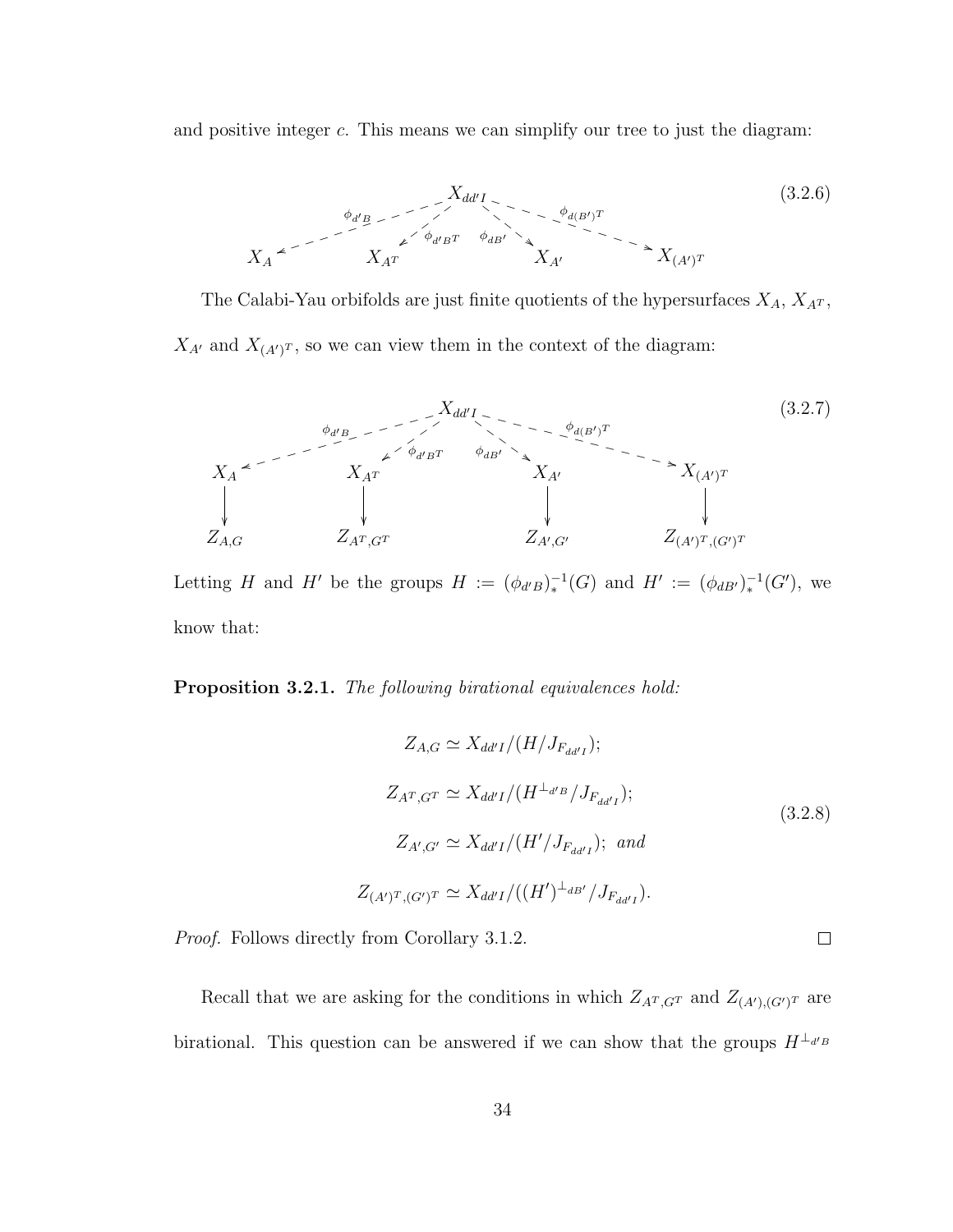and positive integer $c$. This means we can simplify our tree to just the diagram:

$$
\begin{array}{ccccccc}
 & & & X_{dd'I} & & & \\
 & \overset{\phi_{d'B}}{\swarrow} & \overset{\phi_{d'B^T}}{\swarrow} & & \overset{\phi_{dB'}}{\searrow} & \overset{\phi_{d(B')^T}}{\searrow} & \\
X_A & & X_{A^T} & & X_{A'} & & X_{(A')^T}
\end{array}
\tag{3.2.6}
$$

The Calabi-Yau orbifolds are just finite quotients of the hypersurfaces $X_A$, $X_{A^T}$, $X_{A'}$ and $X_{(A')^T}$, so we can view them in the context of the diagram:

$$
\begin{array}{ccccccc}
 & & & X_{dd'I} & & & \\
 & \overset{\phi_{d'B}}{\swarrow} & \overset{\phi_{d'B^T}}{\swarrow} & & \overset{\phi_{dB'}}{\searrow} & \overset{\phi_{d(B')^T}}{\searrow} & \\
X_A & & X_{A^T} & & X_{A'} & & X_{(A')^T} \\
\downarrow & & \downarrow & & \downarrow & & \downarrow \\
Z_{A,G} & & Z_{A^T,G^T} & & Z_{A',G'} & & Z_{(A')^T,(G')^T}
\end{array}
\tag{3.2.7}
$$

Letting $H$ and $H'$ be the groups $H := (\phi_{d'B})_*^{-1}(G)$ and $H' := (\phi_{dB'})_*^{-1}(G')$, we know that:

**Proposition 3.2.1.** *The following birational equivalences hold:*

$$
\begin{aligned}
Z_{A,G} &\simeq X_{dd'I}/(H/J_{F_{dd'I}}); \\
Z_{A^T,G^T} &\simeq X_{dd'I}/(H^{\perp_{d'B}}/J_{F_{dd'I}}); \\
Z_{A',G'} &\simeq X_{dd'I}/(H'/J_{F_{dd'I}}); \text{ and} \\
Z_{(A')^T,(G')^T} &\simeq X_{dd'I}/((H')^{\perp_{dB'}}/J_{F_{dd'I}}).
\end{aligned}
\tag{3.2.8}
$$

*Proof.* Follows directly from Corollary 3.1.2. □

Recall that we are asking for the conditions in which $Z_{A^T,G^T}$ and $Z_{(A'),(G')^T}$ are birational. This question can be answered if we can show that the groups $H^{\perp_{d'B}}$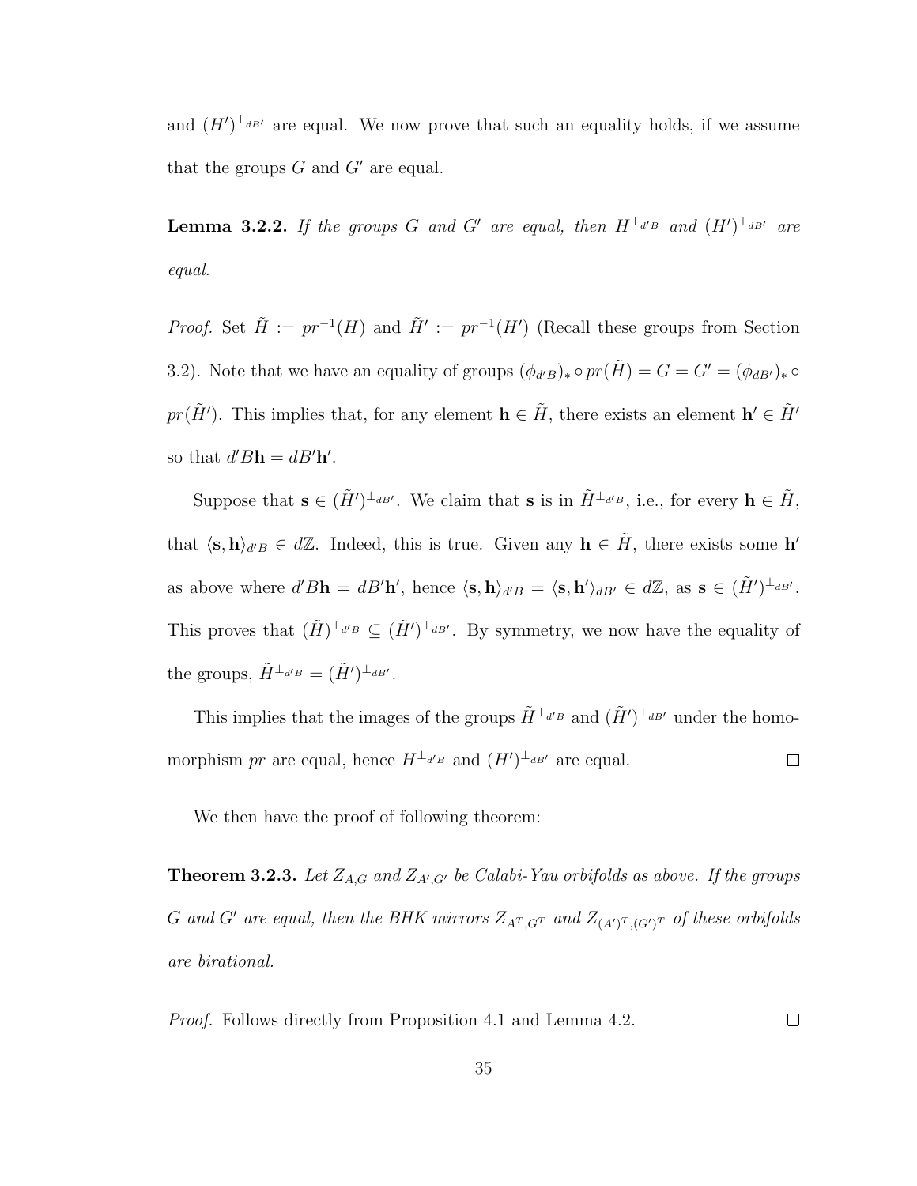and $(H')^{\perp_{dB'}}$ are equal. We now prove that such an equality holds, if we assume that the groups $G$ and $G'$ are equal.

**Lemma 3.2.2.** *If the groups $G$ and $G'$ are equal, then $H^{\perp_{d'B}}$ and $(H')^{\perp_{dB'}}$ are equal.*

*Proof.* Set $\tilde{H} := pr^{-1}(H)$ and $\tilde{H}' := pr^{-1}(H')$ (Recall these groups from Section 3.2). Note that we have an equality of groups $(\phi_{d'B})_* \circ pr(\tilde{H}) = G = G' = (\phi_{dB'})_* \circ pr(\tilde{H}')$. This implies that, for any element $\mathbf{h} \in \tilde{H}$, there exists an element $\mathbf{h}' \in \tilde{H}'$ so that $d'B\mathbf{h} = dB'\mathbf{h}'$.

Suppose that $\mathbf{s} \in (\tilde{H}')^{\perp_{dB'}}$. We claim that $\mathbf{s}$ is in $\tilde{H}^{\perp_{d'B}}$, i.e., for every $\mathbf{h} \in \tilde{H}$, that $\langle \mathbf{s}, \mathbf{h} \rangle_{d'B} \in d\mathbb{Z}$. Indeed, this is true. Given any $\mathbf{h} \in \tilde{H}$, there exists some $\mathbf{h}'$ as above where $d'B\mathbf{h} = dB'\mathbf{h}'$, hence $\langle \mathbf{s}, \mathbf{h} \rangle_{d'B} = \langle \mathbf{s}, \mathbf{h}' \rangle_{dB'} \in d\mathbb{Z}$, as $\mathbf{s} \in (\tilde{H}')^{\perp_{dB'}}$. This proves that $(\tilde{H})^{\perp_{d'B}} \subseteq (\tilde{H}')^{\perp_{dB'}}$. By symmetry, we now have the equality of the groups, $\tilde{H}^{\perp_{d'B}} = (\tilde{H}')^{\perp_{dB'}}$.

This implies that the images of the groups $\tilde{H}^{\perp_{d'B}}$ and $(\tilde{H}')^{\perp_{dB'}}$ under the homomorphism $pr$ are equal, hence $H^{\perp_{d'B}}$ and $(H')^{\perp_{dB'}}$ are equal. □

We then have the proof of following theorem:

**Theorem 3.2.3.** *Let $Z_{A,G}$ and $Z_{A',G'}$ be Calabi-Yau orbifolds as above. If the groups $G$ and $G'$ are equal, then the BHK mirrors $Z_{A^T,G^T}$ and $Z_{(A')^T,(G')^T}$ of these orbifolds are birational.*

*Proof.* Follows directly from Proposition 4.1 and Lemma 4.2. □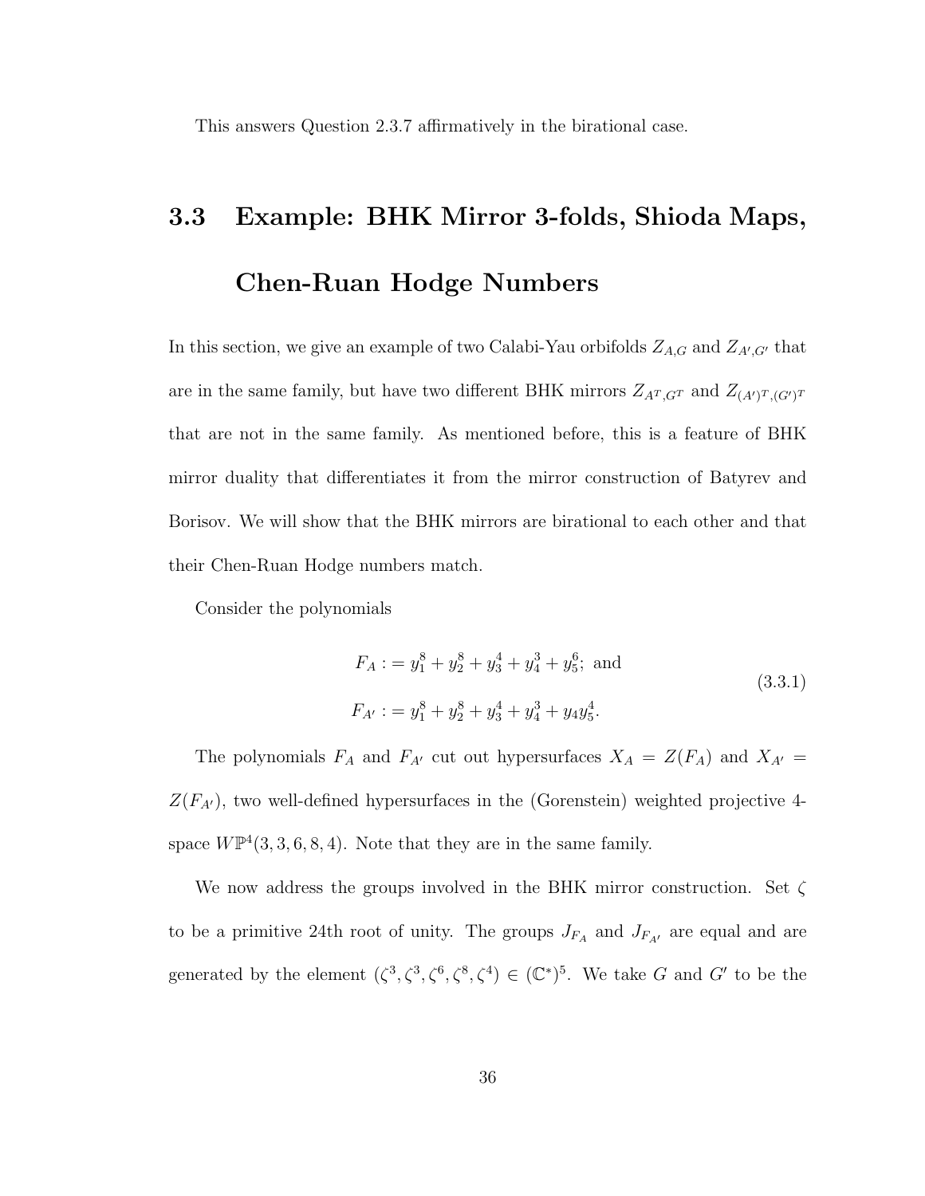This answers Question 2.3.7 affirmatively in the birational case.

## 3.3 Example: BHK Mirror 3-folds, Shioda Maps, Chen-Ruan Hodge Numbers

In this section, we give an example of two Calabi-Yau orbifolds $Z_{A,G}$ and $Z_{A',G'}$ that are in the same family, but have two different BHK mirrors $Z_{A^T,G^T}$ and $Z_{(A')^T,(G')^T}$ that are not in the same family. As mentioned before, this is a feature of BHK mirror duality that differentiates it from the mirror construction of Batyrev and Borisov. We will show that the BHK mirrors are birational to each other and that their Chen-Ruan Hodge numbers match.

Consider the polynomials

$$
\begin{aligned}
F_A &:= y_1^8 + y_2^8 + y_3^4 + y_4^3 + y_5^6; \text{ and} \\
F_{A'} &:= y_1^8 + y_2^8 + y_3^4 + y_4^3 + y_4 y_5^4.
\end{aligned}
\tag{3.3.1}
$$

The polynomials $F_A$ and $F_{A'}$ cut out hypersurfaces $X_A = Z(F_A)$ and $X_{A'} = Z(F_{A'})$, two well-defined hypersurfaces in the (Gorenstein) weighted projective 4-space $W\mathbb{P}^4(3,3,6,8,4)$. Note that they are in the same family.

We now address the groups involved in the BHK mirror construction. Set $\zeta$ to be a primitive 24th root of unity. The groups $J_{F_A}$ and $J_{F_{A'}}$ are equal and are generated by the element $(\zeta^3, \zeta^3, \zeta^6, \zeta^8, \zeta^4) \in (\mathbb{C}^*)^5$. We take $G$ and $G'$ to be the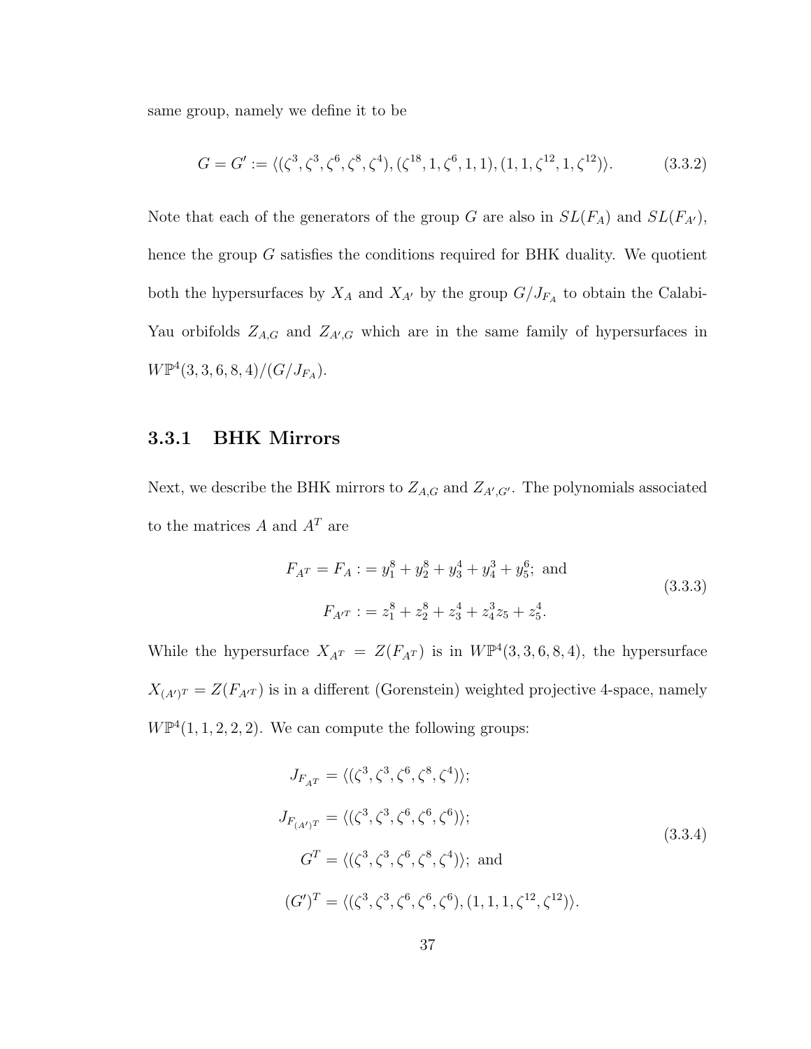same group, namely we define it to be

$$G = G' := \langle (\zeta^3, \zeta^3, \zeta^6, \zeta^8, \zeta^4), (\zeta^{18}, 1, \zeta^6, 1, 1), (1, 1, \zeta^{12}, 1, \zeta^{12}) \rangle. \tag{3.3.2}$$

Note that each of the generators of the group $G$ are also in $SL(F_A)$ and $SL(F_{A'})$, hence the group $G$ satisfies the conditions required for BHK duality. We quotient both the hypersurfaces by $X_A$ and $X_{A'}$ by the group $G/J_{F_A}$ to obtain the Calabi-Yau orbifolds $Z_{A,G}$ and $Z_{A',G}$ which are in the same family of hypersurfaces in $W\mathbb{P}^4(3, 3, 6, 8, 4)/(G/J_{F_A})$.

### 3.3.1 BHK Mirrors

Next, we describe the BHK mirrors to $Z_{A,G}$ and $Z_{A',G'}$. The polynomials associated to the matrices $A$ and $A^T$ are

$$\begin{aligned} F_{A^T} = F_A &:= y_1^8 + y_2^8 + y_3^4 + y_4^3 + y_5^6; \text{ and} \\ F_{A'^T} &:= z_1^8 + z_2^8 + z_3^4 + z_4^3 z_5 + z_5^4. \end{aligned} \tag{3.3.3}$$

While the hypersurface $X_{A^T} = Z(F_{A^T})$ is in $W\mathbb{P}^4(3, 3, 6, 8, 4)$, the hypersurface $X_{(A')^T} = Z(F_{A'^T})$ is in a different (Gorenstein) weighted projective 4-space, namely $W\mathbb{P}^4(1, 1, 2, 2, 2)$. We can compute the following groups:

$$\begin{aligned} J_{F_{A^T}} &= \langle (\zeta^3, \zeta^3, \zeta^6, \zeta^8, \zeta^4) \rangle; \\ J_{F_{(A')^T}} &= \langle (\zeta^3, \zeta^3, \zeta^6, \zeta^6, \zeta^6) \rangle; \\ G^T &= \langle (\zeta^3, \zeta^3, \zeta^6, \zeta^8, \zeta^4) \rangle; \text{ and} \\ (G')^T &= \langle (\zeta^3, \zeta^3, \zeta^6, \zeta^6, \zeta^6), (1, 1, 1, \zeta^{12}, \zeta^{12}) \rangle. \end{aligned} \tag{3.3.4}$$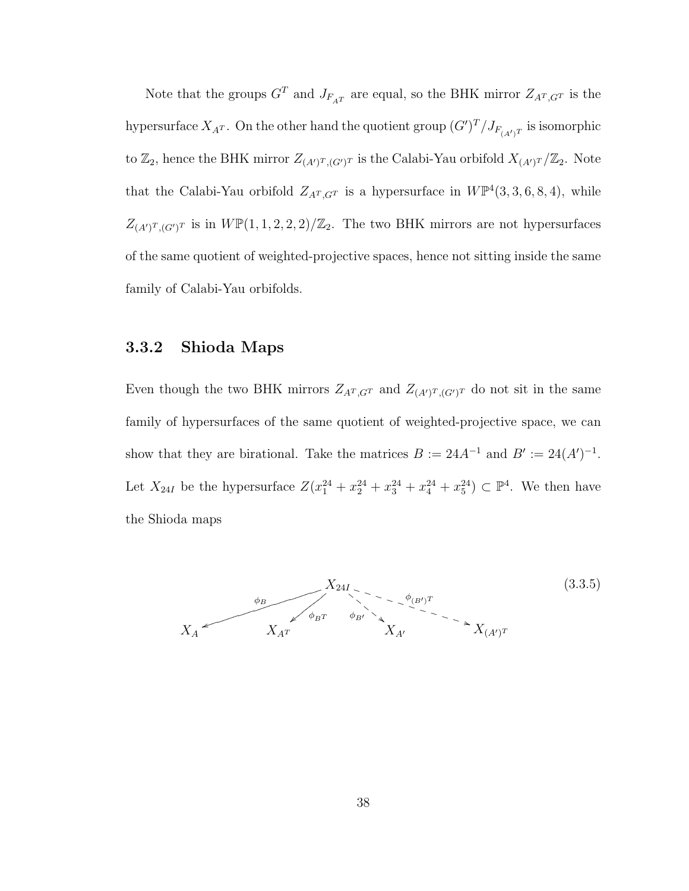Note that the groups $G^T$ and $J_{F_{A^T}}$ are equal, so the BHK mirror $Z_{A^T,G^T}$ is the hypersurface $X_{A^T}$. On the other hand the quotient group $(G')^T/J_{F_{(A')^T}}$ is isomorphic to $\mathbb{Z}_2$, hence the BHK mirror $Z_{(A')^T,(G')^T}$ is the Calabi-Yau orbifold $X_{(A')^T}/\mathbb{Z}_2$. Note that the Calabi-Yau orbifold $Z_{A^T,G^T}$ is a hypersurface in $W\mathbb{P}^4(3,3,6,8,4)$, while $Z_{(A')^T,(G')^T}$ is in $W\mathbb{P}(1,1,2,2,2)/\mathbb{Z}_2$. The two BHK mirrors are not hypersurfaces of the same quotient of weighted-projective spaces, hence not sitting inside the same family of Calabi-Yau orbifolds.

### 3.3.2 Shioda Maps

Even though the two BHK mirrors $Z_{A^T,G^T}$ and $Z_{(A')^T,(G')^T}$ do not sit in the same family of hypersurfaces of the same quotient of weighted-projective space, we can show that they are birational. Take the matrices $B := 24A^{-1}$ and $B' := 24(A')^{-1}$. Let $X_{24I}$ be the hypersurface $Z(x_1^{24} + x_2^{24} + x_3^{24} + x_4^{24} + x_5^{24}) \subset \mathbb{P}^4$. We then have the Shioda maps

$$
\begin{array}{ccccccc}
 & & & X_{24I} & & & \\
 & \overset{\phi_B}{\swarrow} & \overset{\phi_{B^T}}{\swarrow} & & \overset{\phi_{B'}}{\searrow} & \overset{\phi_{(B')^T}}{\searrow} & \\
X_A & & X_{A^T} & & X_{A'} & & X_{(A')^T}
\end{array} \tag{3.3.5}
$$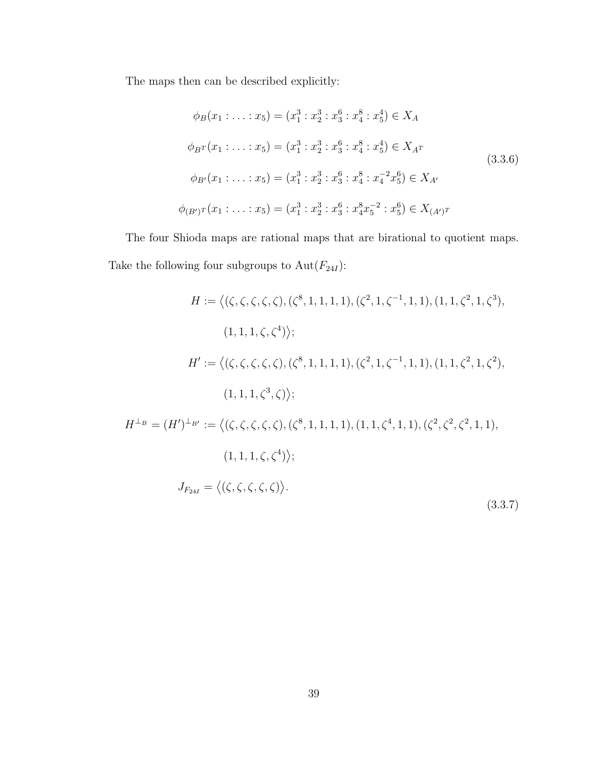The maps then can be described explicitly:

$$
\begin{aligned}
\phi_B(x_1 : \ldots : x_5) &= (x_1^3 : x_2^3 : x_3^6 : x_4^8 : x_5^4) \in X_A \\
\phi_{B^T}(x_1 : \ldots : x_5) &= (x_1^3 : x_2^3 : x_3^6 : x_4^8 : x_5^4) \in X_{A^T} \\
\phi_{B'}(x_1 : \ldots : x_5) &= (x_1^3 : x_2^3 : x_3^6 : x_4^8 : x_4^{-2}x_5^6) \in X_{A'} \\
\phi_{(B')^T}(x_1 : \ldots : x_5) &= (x_1^3 : x_2^3 : x_3^6 : x_4^8 x_5^{-2} : x_5^6) \in X_{(A')^T}
\end{aligned}
\tag{3.3.6}
$$

The four Shioda maps are rational maps that are birational to quotient maps. Take the following four subgroups to $\mathrm{Aut}(F_{24I})$:

$$
\begin{aligned}
H &:= \big\langle (\zeta,\zeta,\zeta,\zeta,\zeta), (\zeta^8,1,1,1,1), (\zeta^2,1,\zeta^{-1},1,1), (1,1,\zeta^2,1,\zeta^3), \\
&\qquad (1,1,1,\zeta,\zeta^4) \big\rangle; \\
H' &:= \big\langle (\zeta,\zeta,\zeta,\zeta,\zeta), (\zeta^8,1,1,1,1), (\zeta^2,1,\zeta^{-1},1,1), (1,1,\zeta^2,1,\zeta^2), \\
&\qquad (1,1,1,\zeta^3,\zeta) \big\rangle; \\
H^{\perp_B} = (H')^{\perp_{B'}} &:= \big\langle (\zeta,\zeta,\zeta,\zeta,\zeta), (\zeta^8,1,1,1,1), (1,1,\zeta^4,1,1), (\zeta^2,\zeta^2,\zeta^2,1,1), \\
&\qquad (1,1,1,\zeta,\zeta^4) \big\rangle; \\
J_{F_{24I}} &= \big\langle (\zeta,\zeta,\zeta,\zeta,\zeta) \big\rangle.
\end{aligned}
\tag{3.3.7}
$$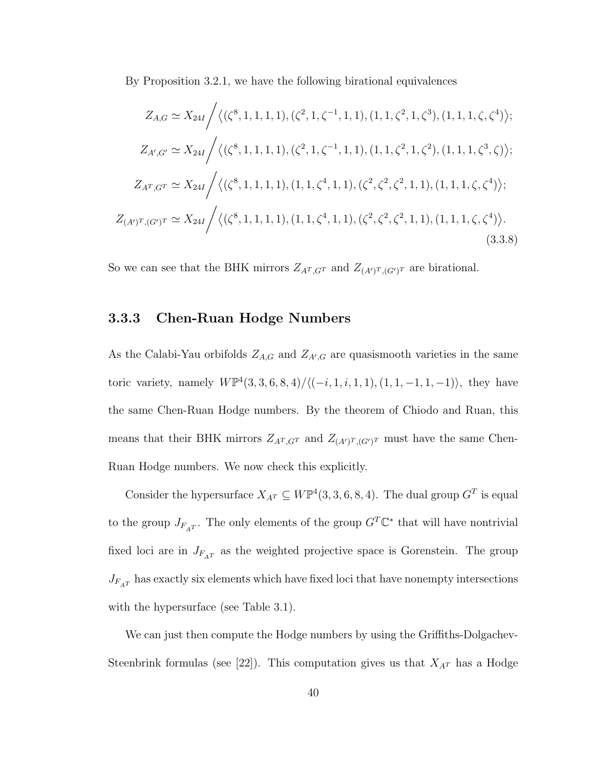By Proposition 3.2.1, we have the following birational equivalences

$$
\begin{aligned}
Z_{A,G} &\simeq X_{24I}\Big/\big\langle(\zeta^8,1,1,1,1),(\zeta^2,1,\zeta^{-1},1,1),(1,1,\zeta^2,1,\zeta^3),(1,1,1,\zeta,\zeta^4)\big\rangle;\\
Z_{A',G'} &\simeq X_{24I}\Big/\big\langle(\zeta^8,1,1,1,1),(\zeta^2,1,\zeta^{-1},1,1),(1,1,\zeta^2,1,\zeta^2),(1,1,1,\zeta^3,\zeta)\big\rangle;\\
Z_{A^T,G^T} &\simeq X_{24I}\Big/\big\langle(\zeta^8,1,1,1,1),(1,1,\zeta^4,1,1),(\zeta^2,\zeta^2,\zeta^2,1,1),(1,1,1,\zeta,\zeta^4)\big\rangle;\\
Z_{(A')^T,(G')^T} &\simeq X_{24I}\Big/\big\langle(\zeta^8,1,1,1,1),(1,1,\zeta^4,1,1),(\zeta^2,\zeta^2,\zeta^2,1,1),(1,1,1,\zeta,\zeta^4)\big\rangle.
\end{aligned}
\tag{3.3.8}
$$

So we can see that the BHK mirrors $Z_{A^T,G^T}$ and $Z_{(A')^T,(G')^T}$ are birational.

### 3.3.3 Chen-Ruan Hodge Numbers

As the Calabi-Yau orbifolds $Z_{A,G}$ and $Z_{A',G}$ are quasismooth varieties in the same toric variety, namely $W\mathbb{P}^4(3,3,6,8,4)/\langle(-i,1,i,1,1),(1,1,-1,1,-1)\rangle$, they have the same Chen-Ruan Hodge numbers. By the theorem of Chiodo and Ruan, this means that their BHK mirrors $Z_{A^T,G^T}$ and $Z_{(A')^T,(G')^T}$ must have the same Chen-Ruan Hodge numbers. We now check this explicitly.

Consider the hypersurface $X_{A^T} \subseteq W\mathbb{P}^4(3,3,6,8,4)$. The dual group $G^T$ is equal to the group $J_{F_{A^T}}$. The only elements of the group $G^T\mathbb{C}^*$ that will have nontrivial fixed loci are in $J_{F_{A^T}}$ as the weighted projective space is Gorenstein. The group $J_{F_{A^T}}$ has exactly six elements which have fixed loci that have nonempty intersections with the hypersurface (see Table 3.1).

We can just then compute the Hodge numbers by using the Griffiths-Dolgachev-Steenbrink formulas (see [22]). This computation gives us that $X_{A^T}$ has a Hodge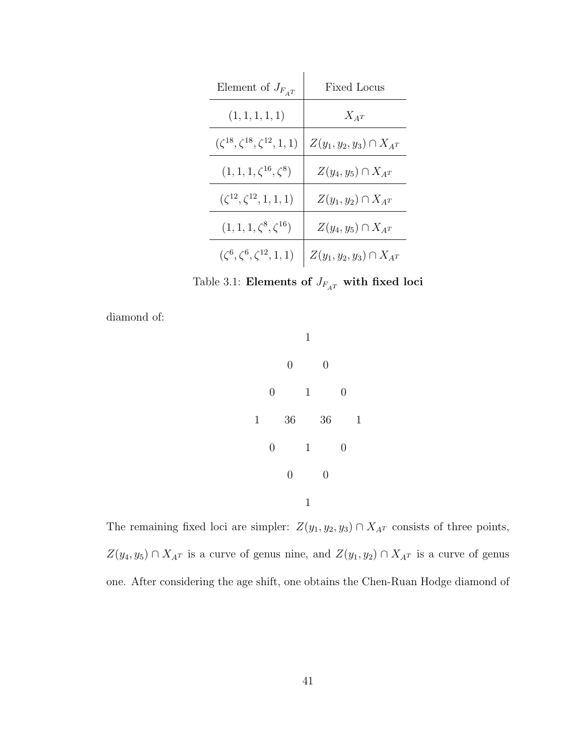| Element of $J_{F_{A^T}}$ | Fixed Locus |
| --- | --- |
| $(1,1,1,1,1)$ | $X_{A^T}$ |
| $(\zeta^{18},\zeta^{18},\zeta^{12},1,1)$ | $Z(y_1,y_2,y_3)\cap X_{A^T}$ |
| $(1,1,1,\zeta^{16},\zeta^{8})$ | $Z(y_4,y_5)\cap X_{A^T}$ |
| $(\zeta^{12},\zeta^{12},1,1,1)$ | $Z(y_1,y_2)\cap X_{A^T}$ |
| $(1,1,1,\zeta^{8},\zeta^{16})$ | $Z(y_4,y_5)\cap X_{A^T}$ |
| $(\zeta^{6},\zeta^{6},\zeta^{12},1,1)$ | $Z(y_1,y_2,y_3)\cap X_{A^T}$ |

Table 3.1: **Elements of $J_{F_{A^T}}$ with fixed loci**

diamond of:

$$
\begin{array}{ccccccc}
 & & & 1 & & & \\
 & & 0 & & 0 & & \\
 & 0 & & 1 & & 0 & \\
1 & & 36 & & 36 & & 1 \\
 & 0 & & 1 & & 0 & \\
 & & 0 & & 0 & & \\
 & & & 1 & & &
\end{array}
$$

The remaining fixed loci are simpler: $Z(y_1,y_2,y_3)\cap X_{A^T}$ consists of three points, $Z(y_4,y_5)\cap X_{A^T}$ is a curve of genus nine, and $Z(y_1,y_2)\cap X_{A^T}$ is a curve of genus one. After considering the age shift, one obtains the Chen-Ruan Hodge diamond of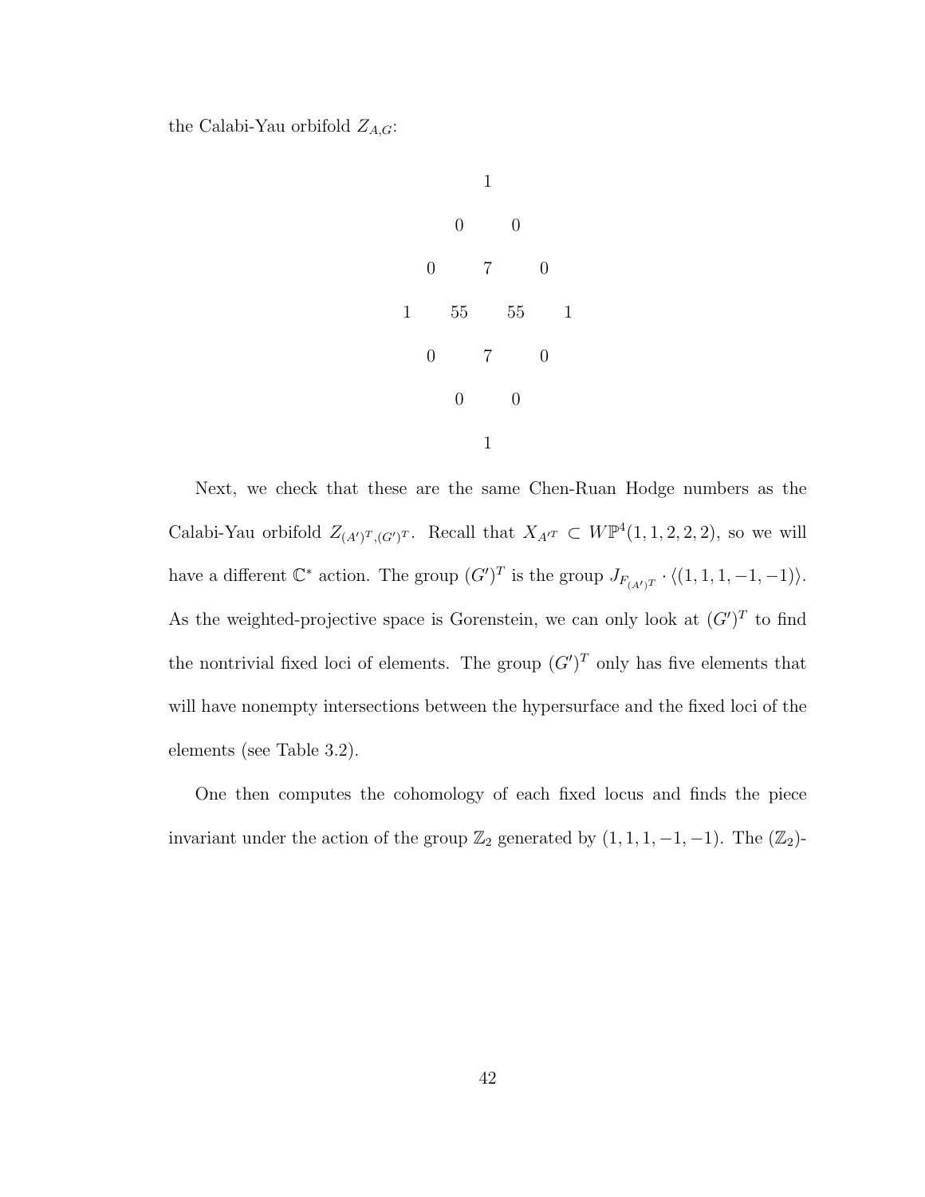the Calabi-Yau orbifold $Z_{A,G}$:

$$
\begin{array}{ccccccc}
 & & & 1 & & & \\
 & & 0 & & 0 & & \\
 & 0 & & 7 & & 0 & \\
1 & & 55 & & 55 & & 1 \\
 & 0 & & 7 & & 0 & \\
 & & 0 & & 0 & & \\
 & & & 1 & & & 
\end{array}
$$

Next, we check that these are the same Chen-Ruan Hodge numbers as the Calabi-Yau orbifold $Z_{(A')^T,(G')^T}$. Recall that $X_{A'^T} \subset W\mathbb{P}^4(1,1,2,2,2)$, so we will have a different $\mathbb{C}^*$ action. The group $(G')^T$ is the group $J_{F_{(A')^T}} \cdot \langle(1,1,1,-1,-1)\rangle$. As the weighted-projective space is Gorenstein, we can only look at $(G')^T$ to find the nontrivial fixed loci of elements. The group $(G')^T$ only has five elements that will have nonempty intersections between the hypersurface and the fixed loci of the elements (see Table 3.2).

One then computes the cohomology of each fixed locus and finds the piece invariant under the action of the group $\mathbb{Z}_2$ generated by $(1,1,1,-1,-1)$. The $(\mathbb{Z}_2)$-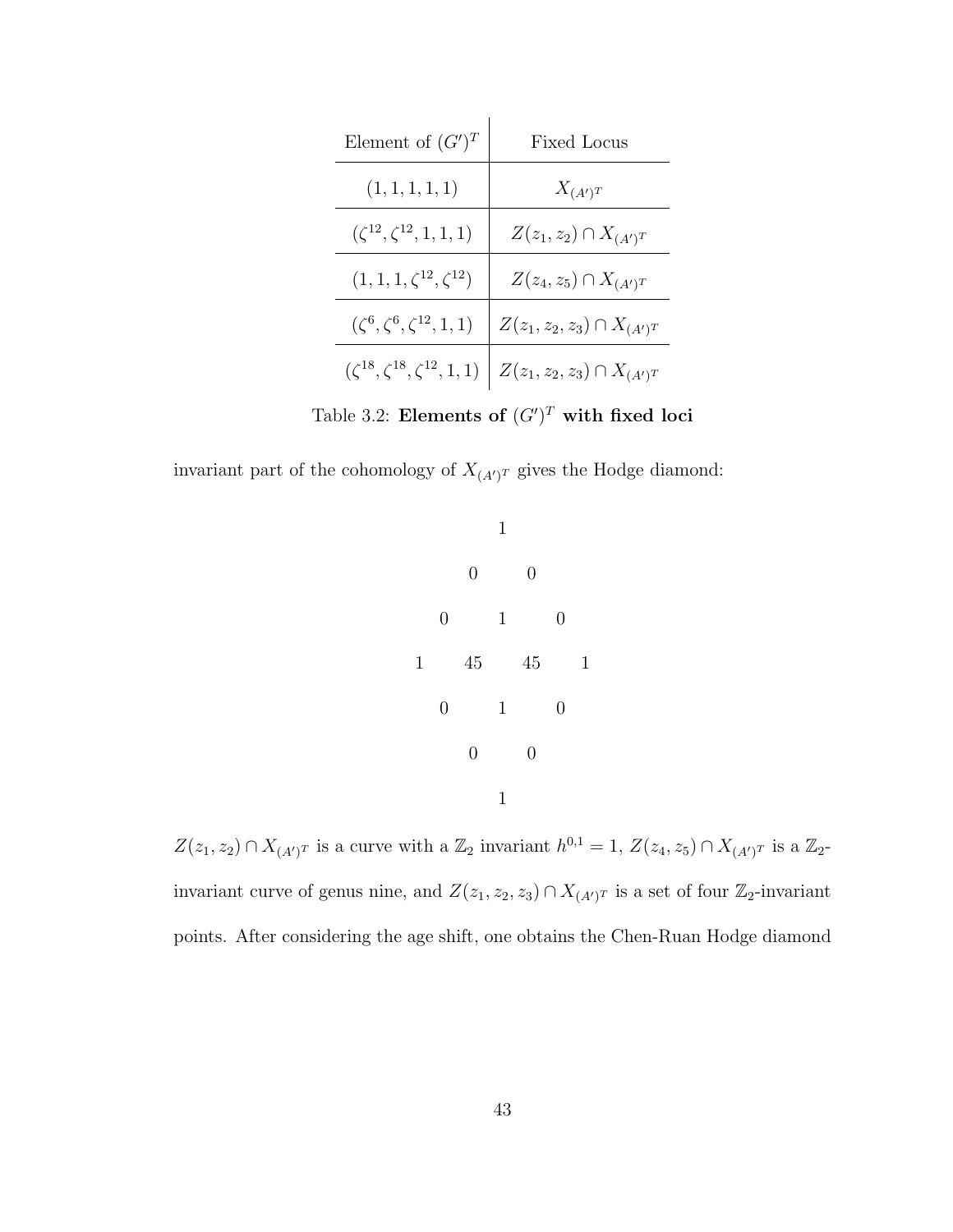| Element of $(G')^T$ | Fixed Locus |
|---|---|
| $(1,1,1,1,1)$ | $X_{(A')^T}$ |
| $(\zeta^{12},\zeta^{12},1,1,1)$ | $Z(z_1,z_2)\cap X_{(A')^T}$ |
| $(1,1,1,\zeta^{12},\zeta^{12})$ | $Z(z_4,z_5)\cap X_{(A')^T}$ |
| $(\zeta^{6},\zeta^{6},\zeta^{12},1,1)$ | $Z(z_1,z_2,z_3)\cap X_{(A')^T}$ |
| $(\zeta^{18},\zeta^{18},\zeta^{12},1,1)$ | $Z(z_1,z_2,z_3)\cap X_{(A')^T}$ |

Table 3.2: **Elements of $(G')^T$ with fixed loci**

invariant part of the cohomology of $X_{(A')^T}$ gives the Hodge diamond:

$$
\begin{array}{ccccccc}
 & & & 1 & & & \\
 & & 0 & & 0 & & \\
 & 0 & & 1 & & 0 & \\
1 & & 45 & & 45 & & 1 \\
 & 0 & & 1 & & 0 & \\
 & & 0 & & 0 & & \\
 & & & 1 & & &
\end{array}
$$

$Z(z_1,z_2)\cap X_{(A')^T}$ is a curve with a $\mathbb{Z}_2$ invariant $h^{0,1}=1$, $Z(z_4,z_5)\cap X_{(A')^T}$ is a $\mathbb{Z}_2$-invariant curve of genus nine, and $Z(z_1,z_2,z_3)\cap X_{(A')^T}$ is a set of four $\mathbb{Z}_2$-invariant points. After considering the age shift, one obtains the Chen-Ruan Hodge diamond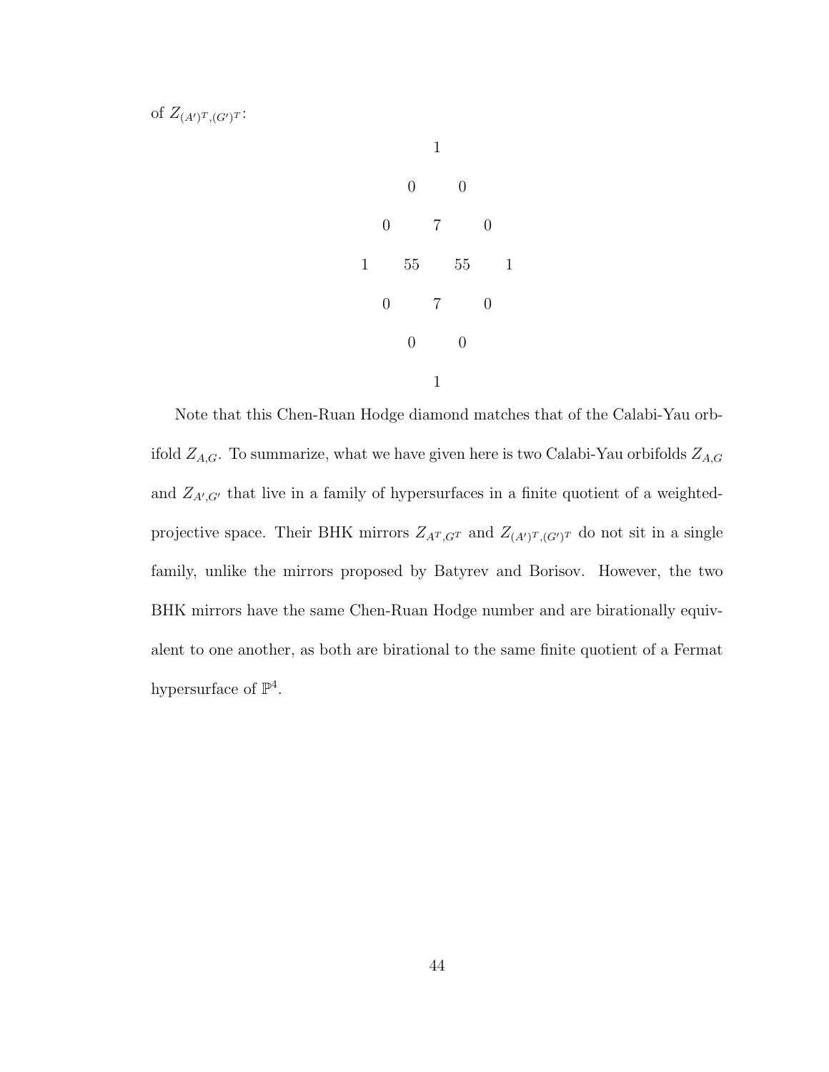of $Z_{(A')^T,(G')^T}$:

$$
\begin{array}{ccccccc}
 & & & 1 & & & \\
 & & 0 & & 0 & & \\
 & 0 & & 7 & & 0 & \\
1 & & 55 & & 55 & & 1 \\
 & 0 & & 7 & & 0 & \\
 & & 0 & & 0 & & \\
 & & & 1 & & & 
\end{array}
$$

Note that this Chen-Ruan Hodge diamond matches that of the Calabi-Yau orbifold $Z_{A,G}$. To summarize, what we have given here is two Calabi-Yau orbifolds $Z_{A,G}$ and $Z_{A',G'}$ that live in a family of hypersurfaces in a finite quotient of a weighted-projective space. Their BHK mirrors $Z_{A^T,G^T}$ and $Z_{(A')^T,(G')^T}$ do not sit in a single family, unlike the mirrors proposed by Batyrev and Borisov. However, the two BHK mirrors have the same Chen-Ruan Hodge number and are birationally equivalent to one another, as both are birational to the same finite quotient of a Fermat hypersurface of $\mathbb{P}^4$.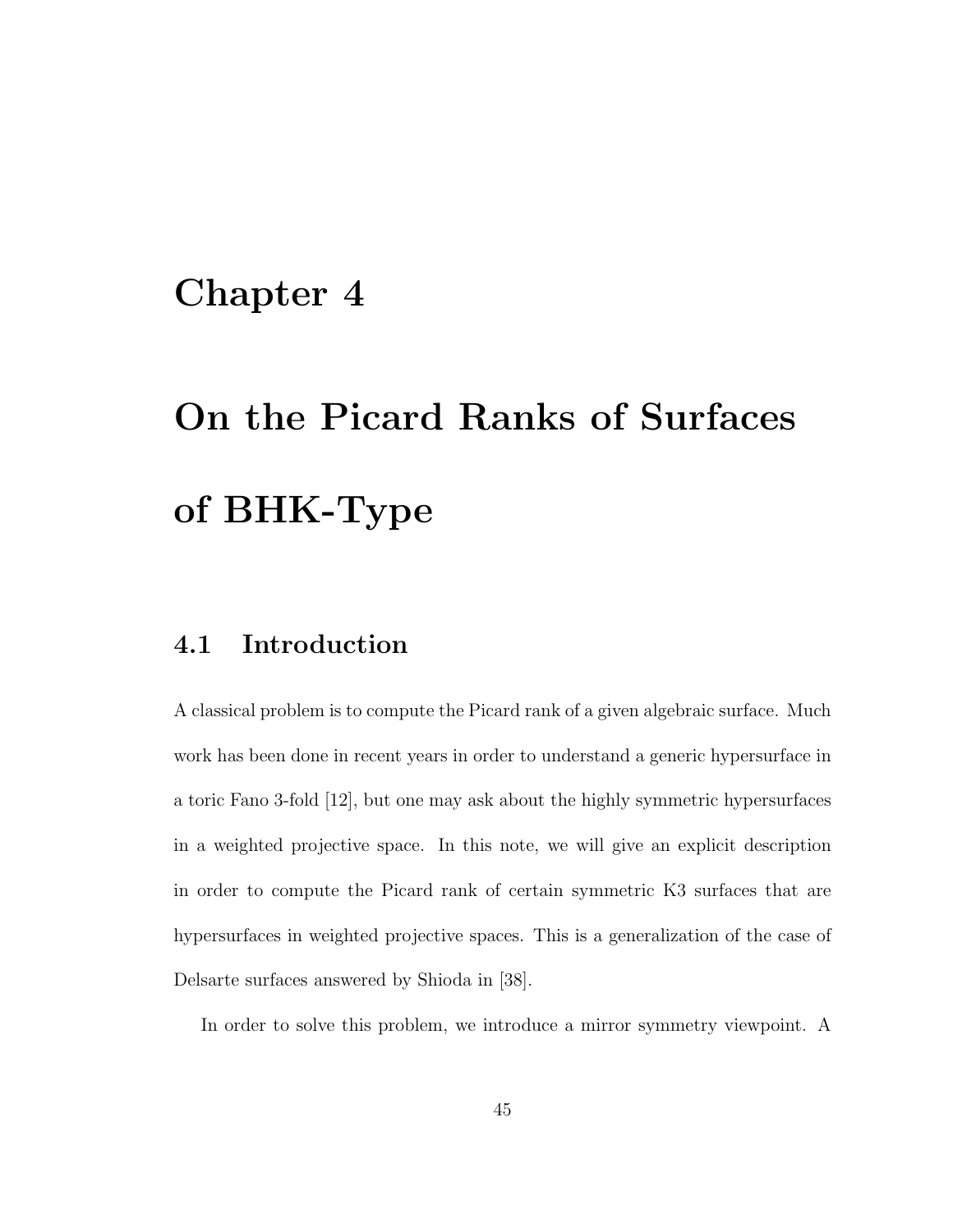# Chapter 4

# On the Picard Ranks of Surfaces of BHK-Type

## 4.1 Introduction

A classical problem is to compute the Picard rank of a given algebraic surface. Much work has been done in recent years in order to understand a generic hypersurface in a toric Fano 3-fold [12], but one may ask about the highly symmetric hypersurfaces in a weighted projective space. In this note, we will give an explicit description in order to compute the Picard rank of certain symmetric K3 surfaces that are hypersurfaces in weighted projective spaces. This is a generalization of the case of Delsarte surfaces answered by Shioda in [38].

In order to solve this problem, we introduce a mirror symmetry viewpoint. A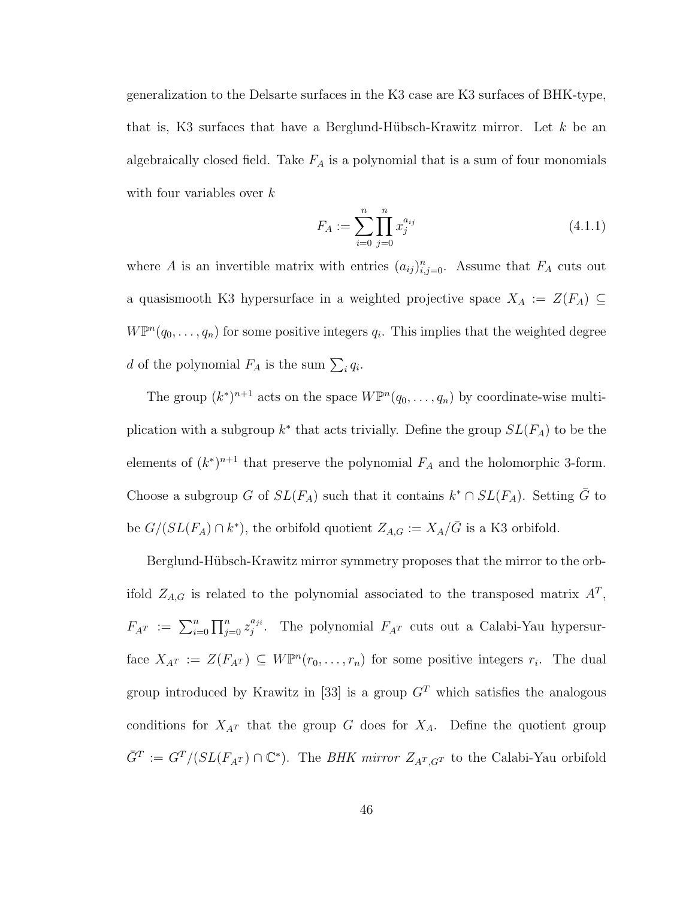generalization to the Delsarte surfaces in the K3 case are K3 surfaces of BHK-type, that is, K3 surfaces that have a Berglund-Hübsch-Krawitz mirror. Let $k$ be an algebraically closed field. Take $F_A$ is a polynomial that is a sum of four monomials with four variables over $k$

$$F_A := \sum_{i=0}^{n} \prod_{j=0}^{n} x_j^{a_{ij}} \tag{4.1.1}$$

where $A$ is an invertible matrix with entries $(a_{ij})_{i,j=0}^{n}$. Assume that $F_A$ cuts out a quasismooth K3 hypersurface in a weighted projective space $X_A := Z(F_A) \subseteq W\mathbb{P}^n(q_0, \ldots, q_n)$ for some positive integers $q_i$. This implies that the weighted degree $d$ of the polynomial $F_A$ is the sum $\sum_i q_i$.

The group $(k^*)^{n+1}$ acts on the space $W\mathbb{P}^n(q_0, \ldots, q_n)$ by coordinate-wise multiplication with a subgroup $k^*$ that acts trivially. Define the group $SL(F_A)$ to be the elements of $(k^*)^{n+1}$ that preserve the polynomial $F_A$ and the holomorphic 3-form. Choose a subgroup $G$ of $SL(F_A)$ such that it contains $k^* \cap SL(F_A)$. Setting $\bar{G}$ to be $G/(SL(F_A) \cap k^*)$, the orbifold quotient $Z_{A,G} := X_A/\bar{G}$ is a K3 orbifold.

Berglund-Hübsch-Krawitz mirror symmetry proposes that the mirror to the orbifold $Z_{A,G}$ is related to the polynomial associated to the transposed matrix $A^T$, $F_{A^T} := \sum_{i=0}^{n} \prod_{j=0}^{n} z_j^{a_{ji}}$. The polynomial $F_{A^T}$ cuts out a Calabi-Yau hypersurface $X_{A^T} := Z(F_{A^T}) \subseteq W\mathbb{P}^n(r_0, \ldots, r_n)$ for some positive integers $r_i$. The dual group introduced by Krawitz in [33] is a group $G^T$ which satisfies the analogous conditions for $X_{A^T}$ that the group $G$ does for $X_A$. Define the quotient group $\bar{G}^T := G^T/(SL(F_{A^T}) \cap \mathbb{C}^*)$. The *BHK mirror* $Z_{A^T,G^T}$ to the Calabi-Yau orbifold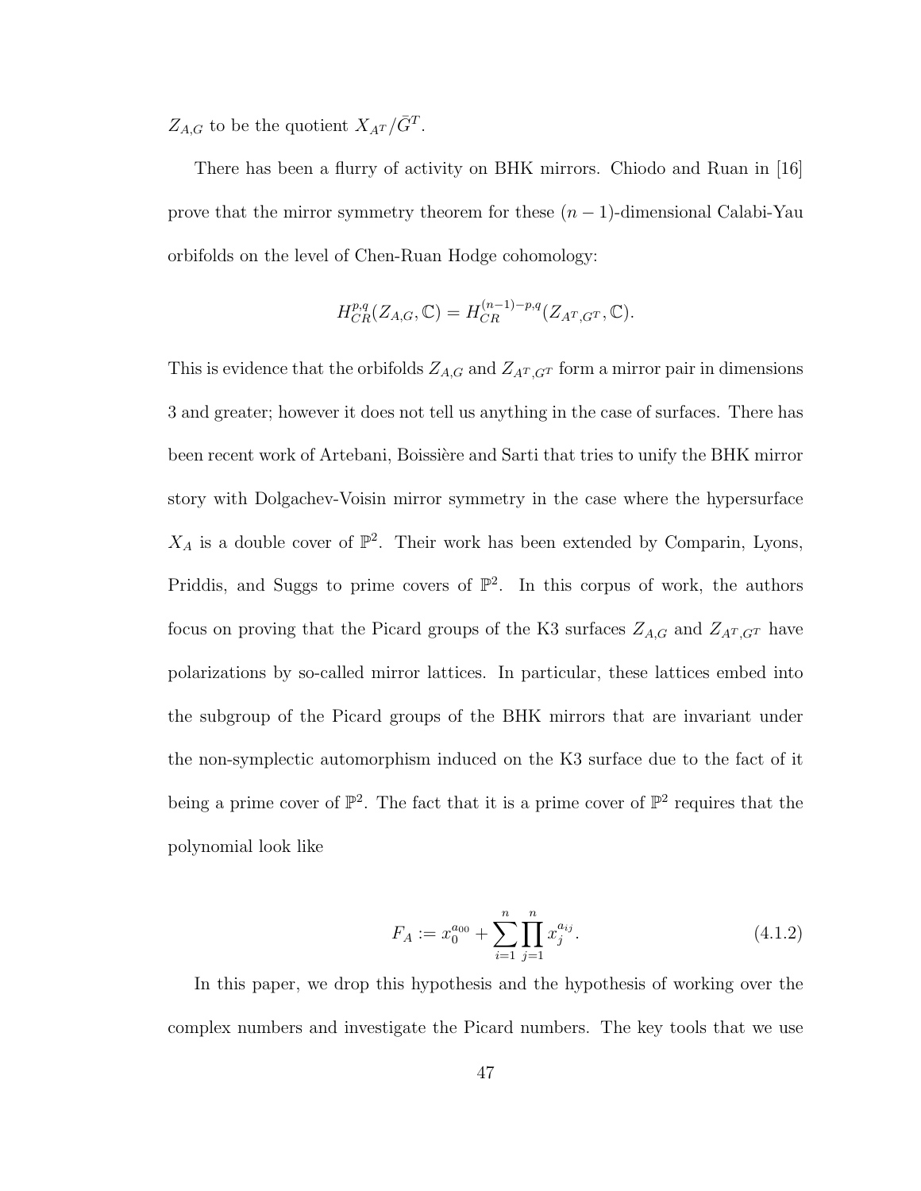$Z_{A,G}$ to be the quotient $X_{A^T}/\bar{G}^T$.

There has been a flurry of activity on BHK mirrors. Chiodo and Ruan in [16] prove that the mirror symmetry theorem for these $(n-1)$-dimensional Calabi-Yau orbifolds on the level of Chen-Ruan Hodge cohomology:

$$H^{p,q}_{CR}(Z_{A,G}, \mathbb{C}) = H^{(n-1)-p,q}_{CR}(Z_{A^T,G^T}, \mathbb{C}).$$

This is evidence that the orbifolds $Z_{A,G}$ and $Z_{A^T,G^T}$ form a mirror pair in dimensions 3 and greater; however it does not tell us anything in the case of surfaces. There has been recent work of Artebani, Boissière and Sarti that tries to unify the BHK mirror story with Dolgachev-Voisin mirror symmetry in the case where the hypersurface $X_A$ is a double cover of $\mathbb{P}^2$. Their work has been extended by Comparin, Lyons, Priddis, and Suggs to prime covers of $\mathbb{P}^2$. In this corpus of work, the authors focus on proving that the Picard groups of the K3 surfaces $Z_{A,G}$ and $Z_{A^T,G^T}$ have polarizations by so-called mirror lattices. In particular, these lattices embed into the subgroup of the Picard groups of the BHK mirrors that are invariant under the non-symplectic automorphism induced on the K3 surface due to the fact of it being a prime cover of $\mathbb{P}^2$. The fact that it is a prime cover of $\mathbb{P}^2$ requires that the polynomial look like

$$F_A := x_0^{a_{00}} + \sum_{i=1}^{n} \prod_{j=1}^{n} x_j^{a_{ij}}. \tag{4.1.2}$$

In this paper, we drop this hypothesis and the hypothesis of working over the complex numbers and investigate the Picard numbers. The key tools that we use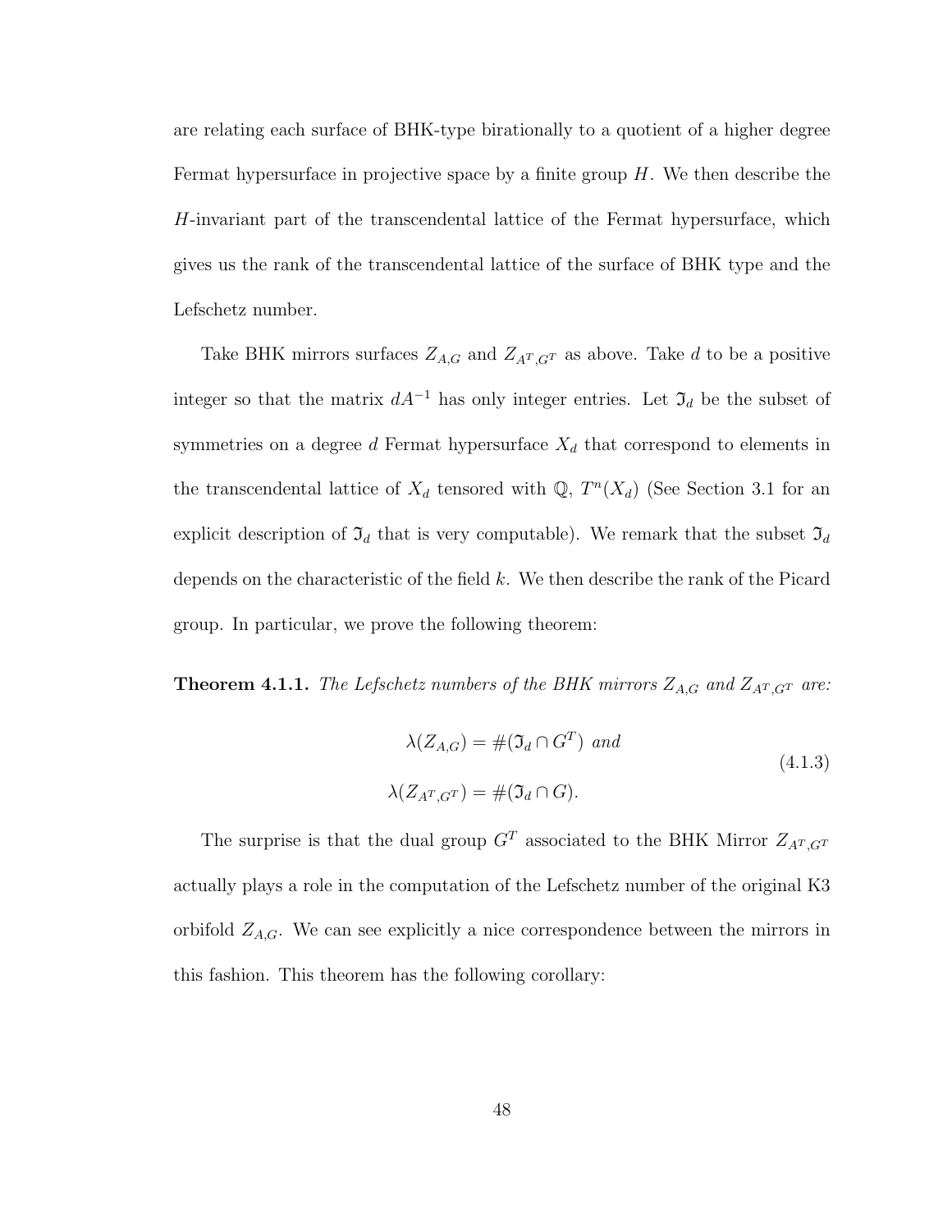are relating each surface of BHK-type birationally to a quotient of a higher degree Fermat hypersurface in projective space by a finite group $H$. We then describe the $H$-invariant part of the transcendental lattice of the Fermat hypersurface, which gives us the rank of the transcendental lattice of the surface of BHK type and the Lefschetz number.

Take BHK mirrors surfaces $Z_{A,G}$ and $Z_{A^T,G^T}$ as above. Take $d$ to be a positive integer so that the matrix $dA^{-1}$ has only integer entries. Let $\mathfrak{I}_d$ be the subset of symmetries on a degree $d$ Fermat hypersurface $X_d$ that correspond to elements in the transcendental lattice of $X_d$ tensored with $\mathbb{Q}$, $T^n(X_d)$ (See Section 3.1 for an explicit description of $\mathfrak{I}_d$ that is very computable). We remark that the subset $\mathfrak{I}_d$ depends on the characteristic of the field $k$. We then describe the rank of the Picard group. In particular, we prove the following theorem:

**Theorem 4.1.1.** *The Lefschetz numbers of the BHK mirrors $Z_{A,G}$ and $Z_{A^T,G^T}$ are:*

$$
\begin{aligned}
\lambda(Z_{A,G}) &= \#(\mathfrak{I}_d \cap G^T) \text{ and} \\
\lambda(Z_{A^T,G^T}) &= \#(\mathfrak{I}_d \cap G).
\end{aligned}
\tag{4.1.3}
$$

The surprise is that the dual group $G^T$ associated to the BHK Mirror $Z_{A^T,G^T}$ actually plays a role in the computation of the Lefschetz number of the original K3 orbifold $Z_{A,G}$. We can see explicitly a nice correspondence between the mirrors in this fashion. This theorem has the following corollary: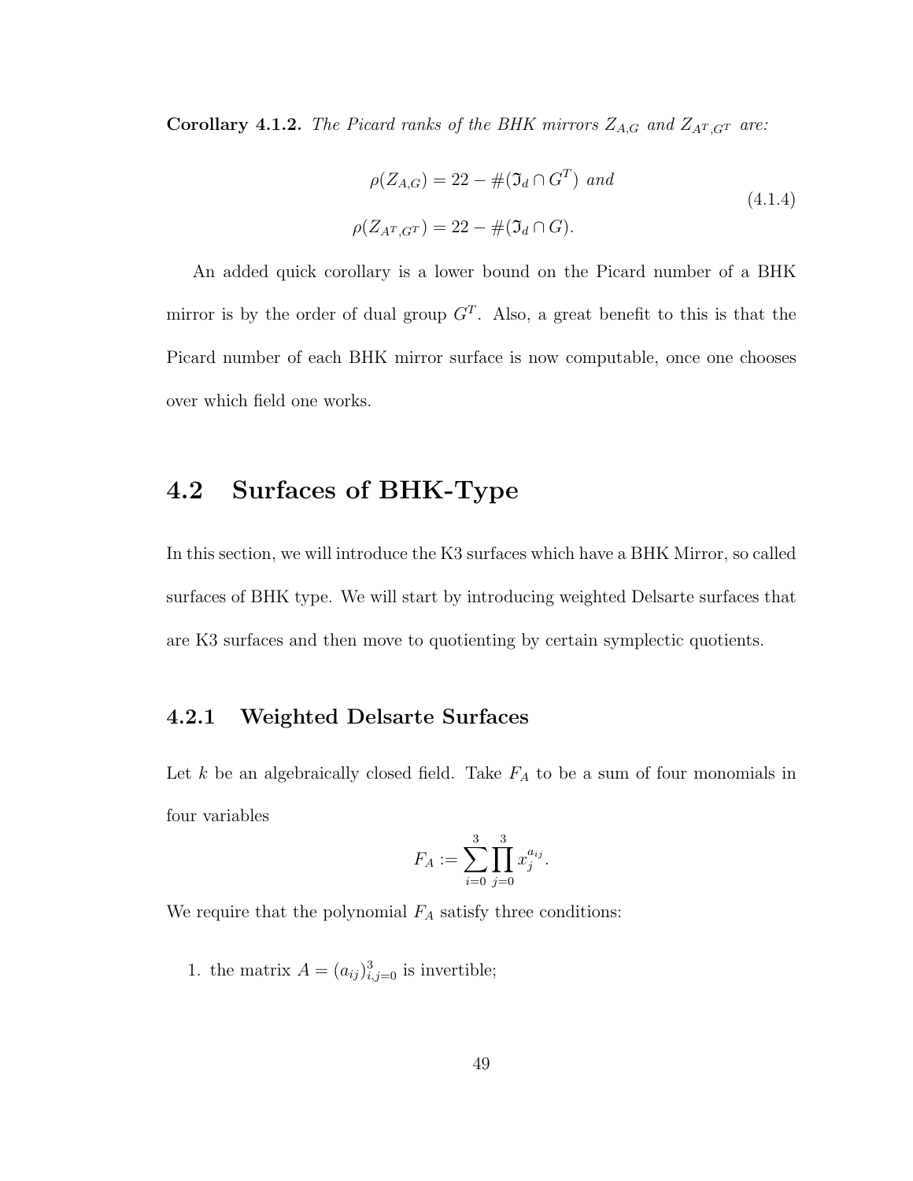**Corollary 4.1.2.** *The Picard ranks of the BHK mirrors $Z_{A,G}$ and $Z_{A^T,G^T}$ are:*

$$\begin{aligned} \rho(Z_{A,G}) &= 22 - \#(\mathfrak{I}_d \cap G^T) \text{ and} \\ \rho(Z_{A^T,G^T}) &= 22 - \#(\mathfrak{I}_d \cap G). \end{aligned} \tag{4.1.4}$$

An added quick corollary is a lower bound on the Picard number of a BHK mirror is by the order of dual group $G^T$. Also, a great benefit to this is that the Picard number of each BHK mirror surface is now computable, once one chooses over which field one works.

## 4.2 Surfaces of BHK-Type

In this section, we will introduce the K3 surfaces which have a BHK Mirror, so called surfaces of BHK type. We will start by introducing weighted Delsarte surfaces that are K3 surfaces and then move to quotienting by certain symplectic quotients.

### 4.2.1 Weighted Delsarte Surfaces

Let $k$ be an algebraically closed field. Take $F_A$ to be a sum of four monomials in four variables

$$F_A := \sum_{i=0}^{3} \prod_{j=0}^{3} x_j^{a_{ij}}.$$

We require that the polynomial $F_A$ satisfy three conditions:

1. the matrix $A = (a_{ij})_{i,j=0}^{3}$ is invertible;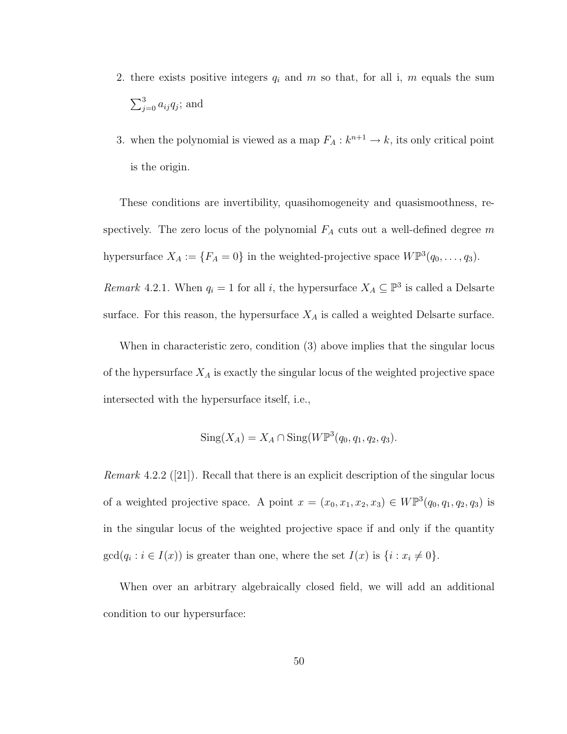2. there exists positive integers $q_i$ and $m$ so that, for all i, $m$ equals the sum $\sum_{j=0}^{3} a_{ij}q_j$; and

3. when the polynomial is viewed as a map $F_A : k^{n+1} \to k$, its only critical point is the origin.

These conditions are invertibility, quasihomogeneity and quasismoothness, respectively. The zero locus of the polynomial $F_A$ cuts out a well-defined degree $m$ hypersurface $X_A := \{F_A = 0\}$ in the weighted-projective space $W\mathbb{P}^3(q_0, \ldots, q_3)$.

*Remark* 4.2.1. When $q_i = 1$ for all $i$, the hypersurface $X_A \subseteq \mathbb{P}^3$ is called a Delsarte surface. For this reason, the hypersurface $X_A$ is called a weighted Delsarte surface.

When in characteristic zero, condition (3) above implies that the singular locus of the hypersurface $X_A$ is exactly the singular locus of the weighted projective space intersected with the hypersurface itself, i.e.,

$$\mathrm{Sing}(X_A) = X_A \cap \mathrm{Sing}(W\mathbb{P}^3(q_0, q_1, q_2, q_3).$$

*Remark* 4.2.2 ([21]). Recall that there is an explicit description of the singular locus of a weighted projective space. A point $x = (x_0, x_1, x_2, x_3) \in W\mathbb{P}^3(q_0, q_1, q_2, q_3)$ is in the singular locus of the weighted projective space if and only if the quantity $\gcd(q_i : i \in I(x))$ is greater than one, where the set $I(x)$ is $\{i : x_i \neq 0\}$.

When over an arbitrary algebraically closed field, we will add an additional condition to our hypersurface: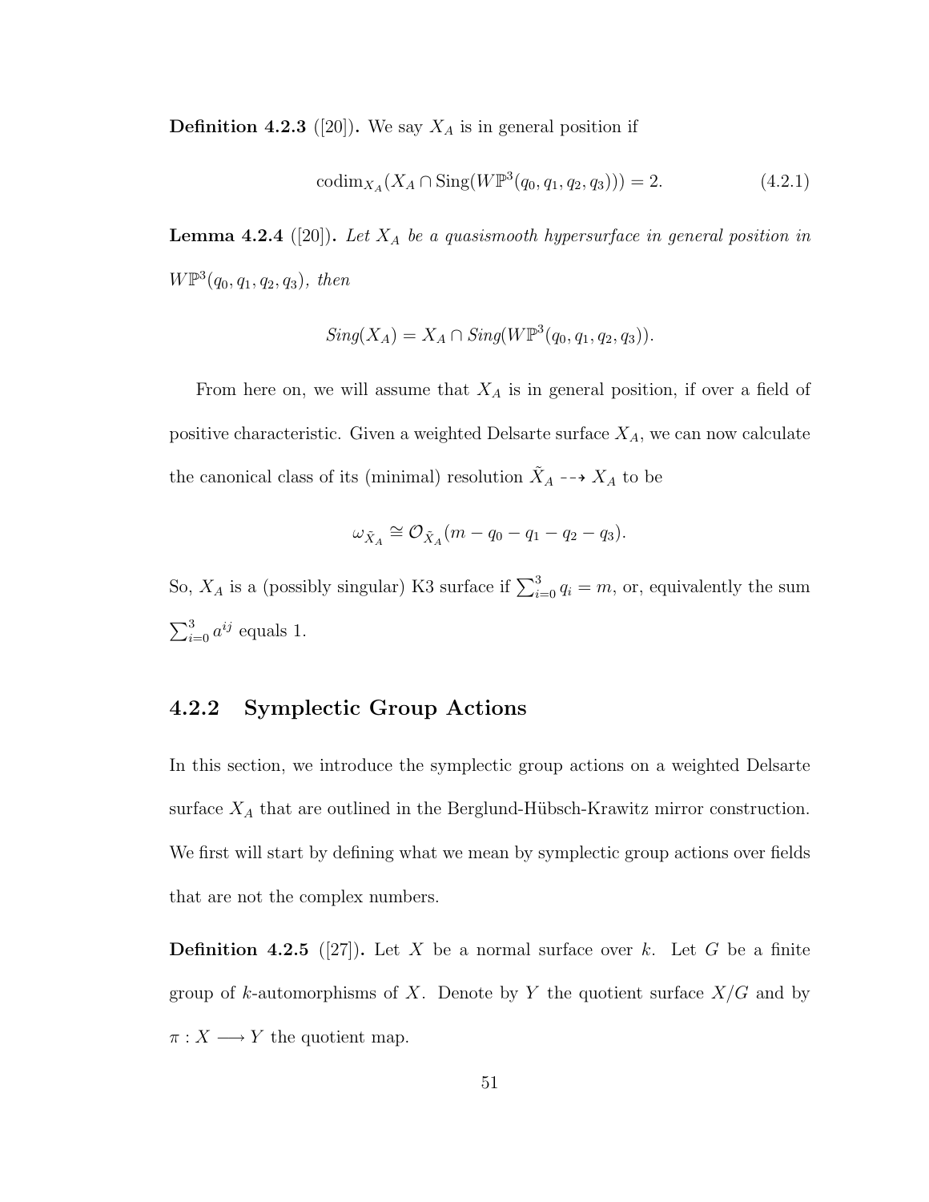**Definition 4.2.3** ([20])**.** We say $X_A$ is in general position if

$$\text{codim}_{X_A}(X_A \cap \text{Sing}(W\mathbb{P}^3(q_0, q_1, q_2, q_3))) = 2. \tag{4.2.1}$$

**Lemma 4.2.4** ([20])**.** *Let $X_A$ be a quasismooth hypersurface in general position in $W\mathbb{P}^3(q_0, q_1, q_2, q_3)$, then*

$$Sing(X_A) = X_A \cap Sing(W\mathbb{P}^3(q_0, q_1, q_2, q_3)).$$

From here on, we will assume that $X_A$ is in general position, if over a field of positive characteristic. Given a weighted Delsarte surface $X_A$, we can now calculate the canonical class of its (minimal) resolution $\tilde{X}_A \dashrightarrow X_A$ to be

$$\omega_{\tilde{X}_A} \cong \mathcal{O}_{\tilde{X}_A}(m - q_0 - q_1 - q_2 - q_3).$$

So, $X_A$ is a (possibly singular) K3 surface if $\sum_{i=0}^{3} q_i = m$, or, equivalently the sum $\sum_{i=0}^{3} a^{ij}$ equals 1.

### 4.2.2 Symplectic Group Actions

In this section, we introduce the symplectic group actions on a weighted Delsarte surface $X_A$ that are outlined in the Berglund-Hübsch-Krawitz mirror construction. We first will start by defining what we mean by symplectic group actions over fields that are not the complex numbers.

**Definition 4.2.5** ([27])**.** Let $X$ be a normal surface over $k$. Let $G$ be a finite group of $k$-automorphisms of $X$. Denote by $Y$ the quotient surface $X/G$ and by $\pi : X \longrightarrow Y$ the quotient map.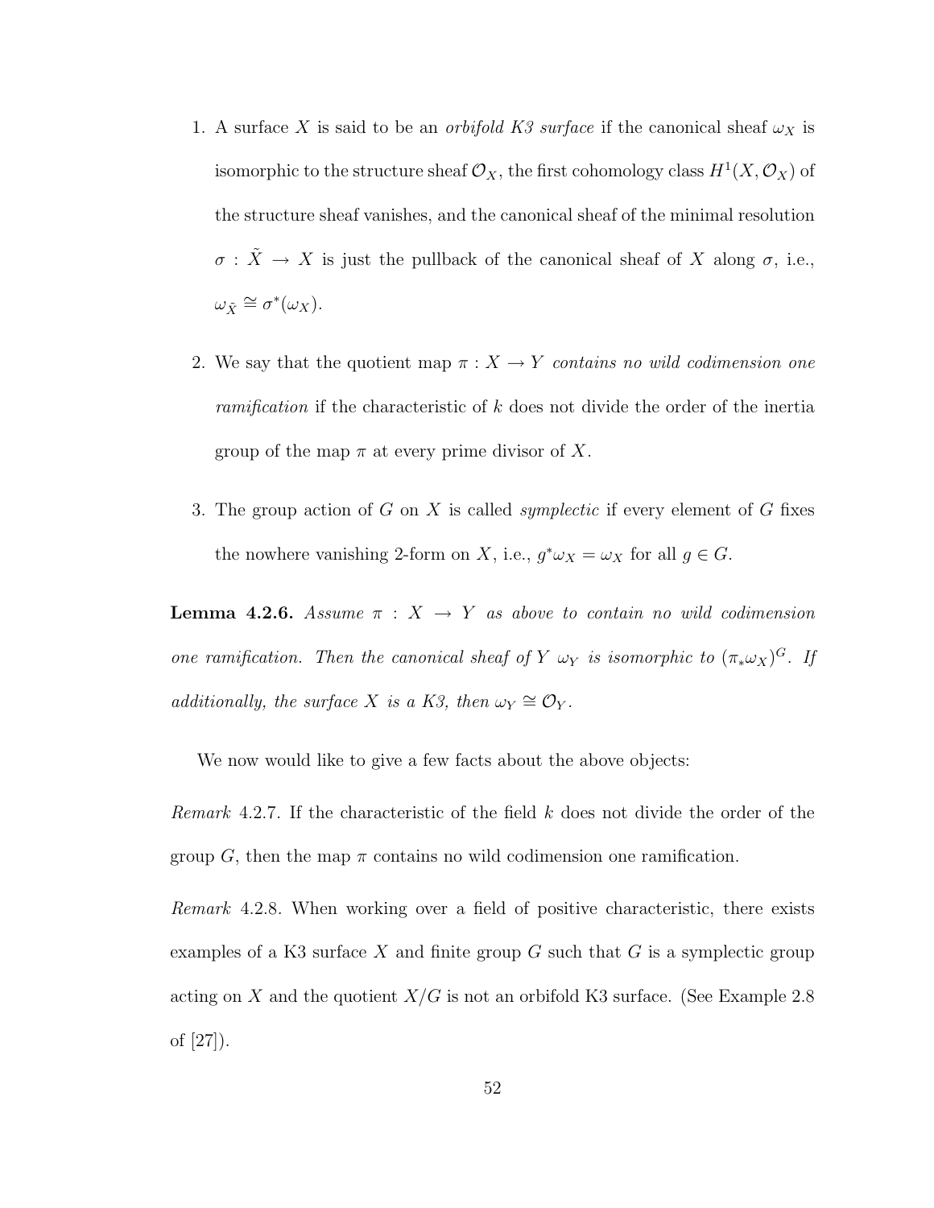1. A surface $X$ is said to be an *orbifold K3 surface* if the canonical sheaf $\omega_X$ is isomorphic to the structure sheaf $\mathcal{O}_X$, the first cohomology class $H^1(X, \mathcal{O}_X)$ of the structure sheaf vanishes, and the canonical sheaf of the minimal resolution $\sigma : \tilde{X} \to X$ is just the pullback of the canonical sheaf of $X$ along $\sigma$, i.e., $\omega_{\tilde{X}} \cong \sigma^*(\omega_X)$.

2. We say that the quotient map $\pi : X \to Y$ *contains no wild codimension one ramification* if the characteristic of $k$ does not divide the order of the inertia group of the map $\pi$ at every prime divisor of $X$.

3. The group action of $G$ on $X$ is called *symplectic* if every element of $G$ fixes the nowhere vanishing 2-form on $X$, i.e., $g^*\omega_X = \omega_X$ for all $g \in G$.

**Lemma 4.2.6.** *Assume $\pi : X \to Y$ as above to contain no wild codimension one ramification. Then the canonical sheaf of $Y$ $\omega_Y$ is isomorphic to $(\pi_*\omega_X)^G$. If additionally, the surface $X$ is a K3, then $\omega_Y \cong \mathcal{O}_Y$.*

We now would like to give a few facts about the above objects:

*Remark* 4.2.7. If the characteristic of the field $k$ does not divide the order of the group $G$, then the map $\pi$ contains no wild codimension one ramification.

*Remark* 4.2.8. When working over a field of positive characteristic, there exists examples of a K3 surface $X$ and finite group $G$ such that $G$ is a symplectic group acting on $X$ and the quotient $X/G$ is not an orbifold K3 surface. (See Example 2.8 of [27]).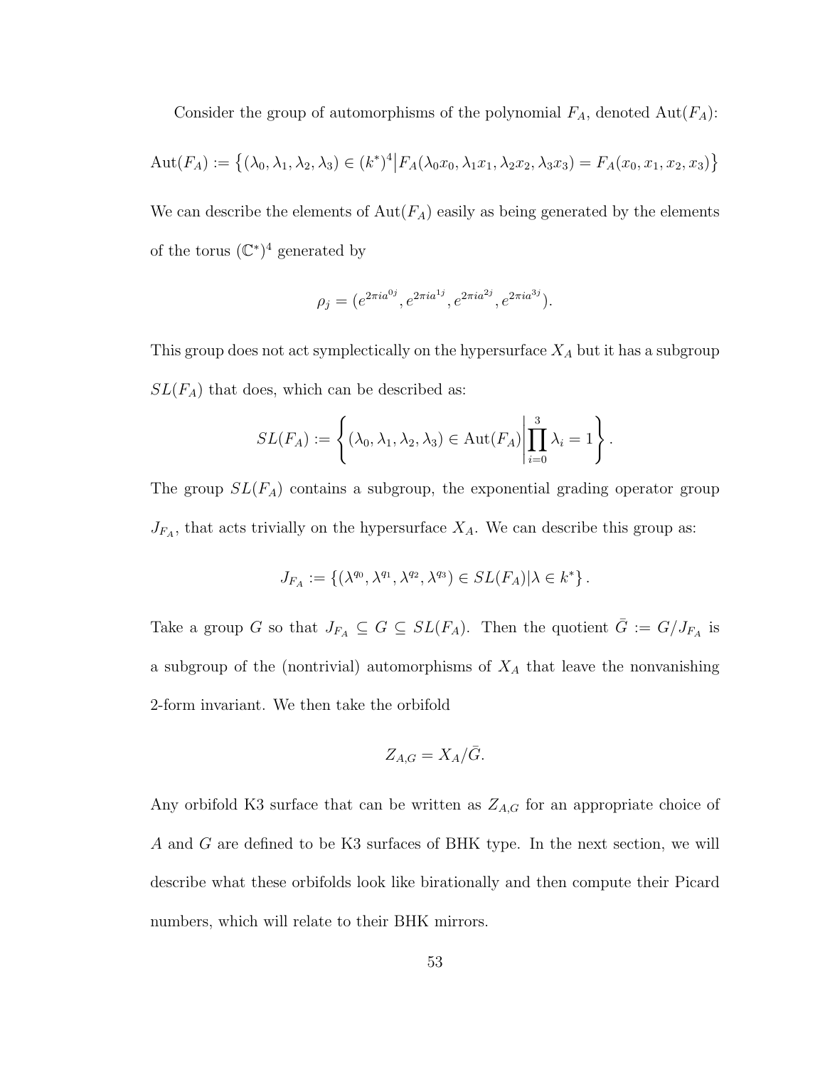Consider the group of automorphisms of the polynomial $F_A$, denoted $\text{Aut}(F_A)$:

$$\text{Aut}(F_A) := \left\{(\lambda_0, \lambda_1, \lambda_2, \lambda_3) \in (k^*)^4 \middle| F_A(\lambda_0 x_0, \lambda_1 x_1, \lambda_2 x_2, \lambda_3 x_3) = F_A(x_0, x_1, x_2, x_3)\right\}$$

We can describe the elements of $\text{Aut}(F_A)$ easily as being generated by the elements of the torus $(\mathbb{C}^*)^4$ generated by

$$\rho_j = (e^{2\pi i a^{0j}}, e^{2\pi i a^{1j}}, e^{2\pi i a^{2j}}, e^{2\pi i a^{3j}}).$$

This group does not act symplectically on the hypersurface $X_A$ but it has a subgroup $SL(F_A)$ that does, which can be described as:

$$SL(F_A) := \left\{(\lambda_0, \lambda_1, \lambda_2, \lambda_3) \in \text{Aut}(F_A) \middle| \prod_{i=0}^{3} \lambda_i = 1\right\}.$$

The group $SL(F_A)$ contains a subgroup, the exponential grading operator group $J_{F_A}$, that acts trivially on the hypersurface $X_A$. We can describe this group as:

$$J_{F_A} := \left\{(\lambda^{q_0}, \lambda^{q_1}, \lambda^{q_2}, \lambda^{q_3}) \in SL(F_A) | \lambda \in k^*\right\}.$$

Take a group $G$ so that $J_{F_A} \subseteq G \subseteq SL(F_A)$. Then the quotient $\bar{G} := G/J_{F_A}$ is a subgroup of the (nontrivial) automorphisms of $X_A$ that leave the nonvanishing 2-form invariant. We then take the orbifold

$$Z_{A,G} = X_A/\bar{G}.$$

Any orbifold K3 surface that can be written as $Z_{A,G}$ for an appropriate choice of $A$ and $G$ are defined to be K3 surfaces of BHK type. In the next section, we will describe what these orbifolds look like birationally and then compute their Picard numbers, which will relate to their BHK mirrors.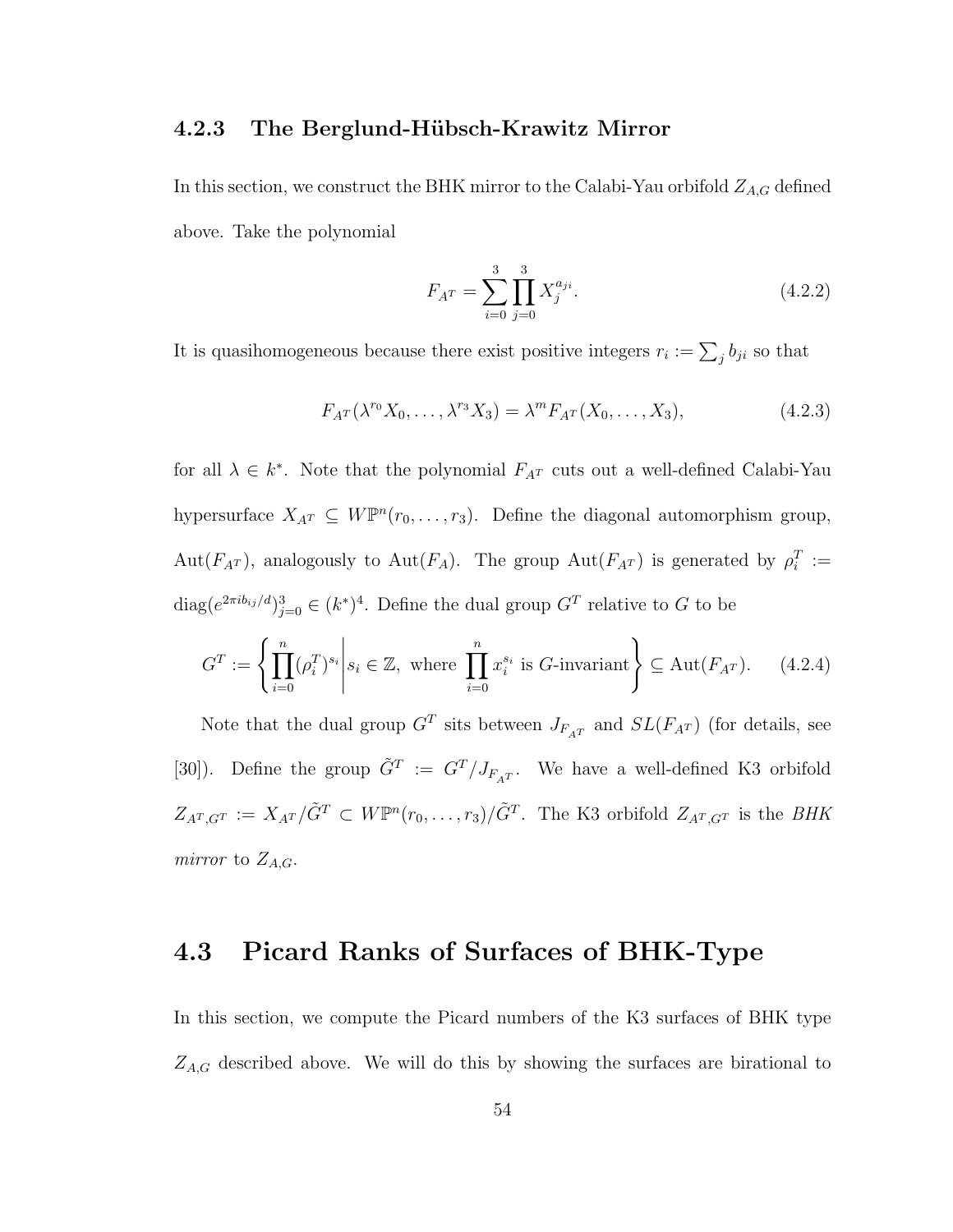### 4.2.3 The Berglund-Hübsch-Krawitz Mirror

In this section, we construct the BHK mirror to the Calabi-Yau orbifold $Z_{A,G}$ defined above. Take the polynomial

$$F_{A^T} = \sum_{i=0}^{3} \prod_{j=0}^{3} X_j^{a_{ji}}. \tag{4.2.2}$$

It is quasihomogeneous because there exist positive integers $r_i := \sum_j b_{ji}$ so that

$$F_{A^T}(\lambda^{r_0} X_0, \ldots, \lambda^{r_3} X_3) = \lambda^m F_{A^T}(X_0, \ldots, X_3), \tag{4.2.3}$$

for all $\lambda \in k^*$. Note that the polynomial $F_{A^T}$ cuts out a well-defined Calabi-Yau hypersurface $X_{A^T} \subseteq W\mathbb{P}^n(r_0, \ldots, r_3)$. Define the diagonal automorphism group, $\mathrm{Aut}(F_{A^T})$, analogously to $\mathrm{Aut}(F_A)$. The group $\mathrm{Aut}(F_{A^T})$ is generated by $\rho_i^T := \mathrm{diag}(e^{2\pi i b_{ij}/d})_{j=0}^3 \in (k^*)^4$. Define the dual group $G^T$ relative to $G$ to be

$$G^T := \left\{ \prod_{i=0}^{n} (\rho_i^T)^{s_i} \,\middle|\, s_i \in \mathbb{Z}, \text{ where } \prod_{i=0}^{n} x_i^{s_i} \text{ is } G\text{-invariant} \right\} \subseteq \mathrm{Aut}(F_{A^T}). \tag{4.2.4}$$

Note that the dual group $G^T$ sits between $J_{F_{A^T}}$ and $SL(F_{A^T})$ (for details, see [30]). Define the group $\tilde{G}^T := G^T / J_{F_{A^T}}$. We have a well-defined K3 orbifold $Z_{A^T,G^T} := X_{A^T}/\tilde{G}^T \subset W\mathbb{P}^n(r_0, \ldots, r_3)/\tilde{G}^T$. The K3 orbifold $Z_{A^T,G^T}$ is the *BHK mirror* to $Z_{A,G}$.

## 4.3 Picard Ranks of Surfaces of BHK-Type

In this section, we compute the Picard numbers of the K3 surfaces of BHK type $Z_{A,G}$ described above. We will do this by showing the surfaces are birational to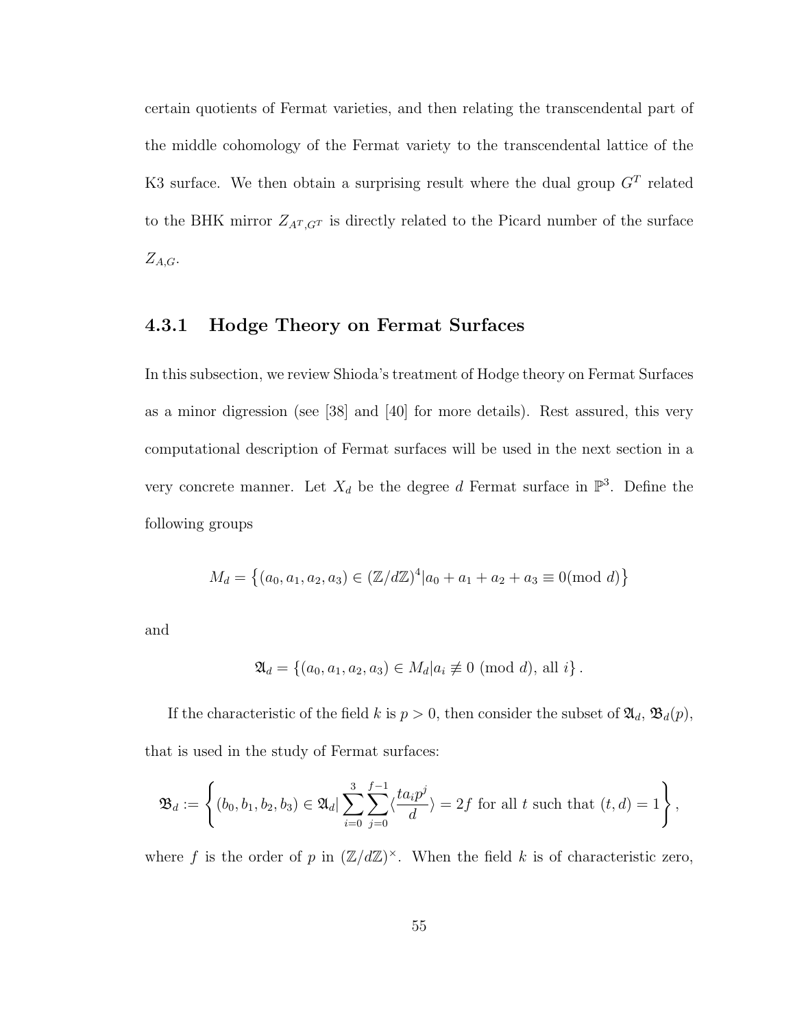certain quotients of Fermat varieties, and then relating the transcendental part of the middle cohomology of the Fermat variety to the transcendental lattice of the K3 surface. We then obtain a surprising result where the dual group $G^T$ related to the BHK mirror $Z_{A^T,G^T}$ is directly related to the Picard number of the surface $Z_{A,G}$.

### 4.3.1 Hodge Theory on Fermat Surfaces

In this subsection, we review Shioda's treatment of Hodge theory on Fermat Surfaces as a minor digression (see [38] and [40] for more details). Rest assured, this very computational description of Fermat surfaces will be used in the next section in a very concrete manner. Let $X_d$ be the degree $d$ Fermat surface in $\mathbb{P}^3$. Define the following groups

$$M_d = \left\{(a_0, a_1, a_2, a_3) \in (\mathbb{Z}/d\mathbb{Z})^4 | a_0 + a_1 + a_2 + a_3 \equiv 0 (\text{mod } d)\right\}$$

and

$$\mathfrak{A}_d = \left\{(a_0, a_1, a_2, a_3) \in M_d | a_i \not\equiv 0 \text{ (mod } d\text{), all } i\right\}.$$

If the characteristic of the field $k$ is $p > 0$, then consider the subset of $\mathfrak{A}_d$, $\mathfrak{B}_d(p)$, that is used in the study of Fermat surfaces:

$$\mathfrak{B}_d := \left\{(b_0, b_1, b_2, b_3) \in \mathfrak{A}_d | \sum_{i=0}^{3} \sum_{j=0}^{f-1} \langle \frac{t a_i p^j}{d} \rangle = 2f \text{ for all } t \text{ such that } (t, d) = 1 \right\},$$

where $f$ is the order of $p$ in $(\mathbb{Z}/d\mathbb{Z})^{\times}$. When the field $k$ is of characteristic zero,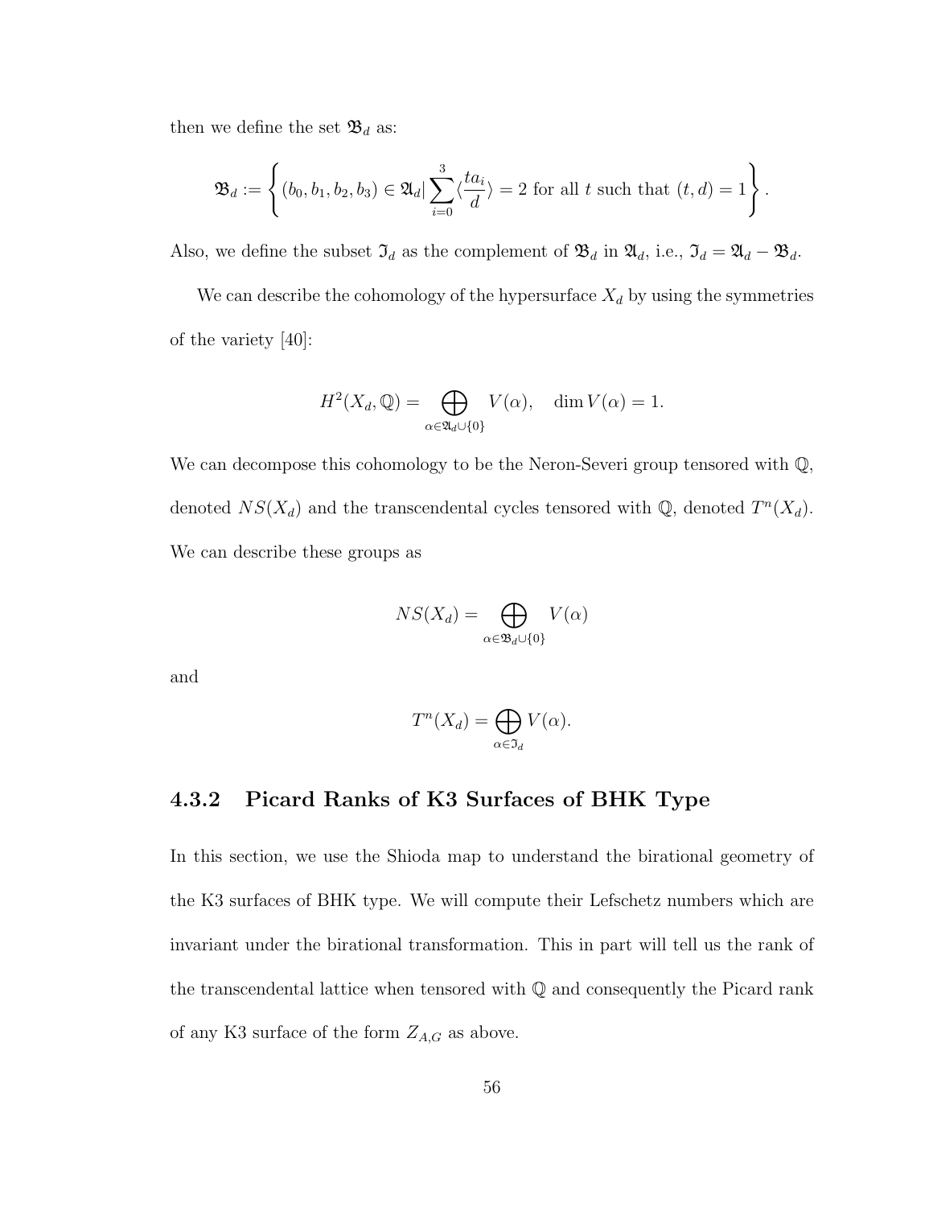then we define the set $\mathfrak{B}_d$ as:

$$\mathfrak{B}_d := \left\{ (b_0, b_1, b_2, b_3) \in \mathfrak{A}_d | \sum_{i=0}^{3} \langle \frac{ta_i}{d} \rangle = 2 \text{ for all } t \text{ such that } (t, d) = 1 \right\}.$$

Also, we define the subset $\mathfrak{I}_d$ as the complement of $\mathfrak{B}_d$ in $\mathfrak{A}_d$, i.e., $\mathfrak{I}_d = \mathfrak{A}_d - \mathfrak{B}_d$.

We can describe the cohomology of the hypersurface $X_d$ by using the symmetries of the variety [40]:

$$H^2(X_d, \mathbb{Q}) = \bigoplus_{\alpha \in \mathfrak{A}_d \cup \{0\}} V(\alpha), \quad \dim V(\alpha) = 1.$$

We can decompose this cohomology to be the Neron-Severi group tensored with $\mathbb{Q}$, denoted $NS(X_d)$ and the transcendental cycles tensored with $\mathbb{Q}$, denoted $T^n(X_d)$. We can describe these groups as

$$NS(X_d) = \bigoplus_{\alpha \in \mathfrak{B}_d \cup \{0\}} V(\alpha)$$

and

$$T^n(X_d) = \bigoplus_{\alpha \in \mathfrak{I}_d} V(\alpha).$$

### 4.3.2 Picard Ranks of K3 Surfaces of BHK Type

In this section, we use the Shioda map to understand the birational geometry of the K3 surfaces of BHK type. We will compute their Lefschetz numbers which are invariant under the birational transformation. This in part will tell us the rank of the transcendental lattice when tensored with $\mathbb{Q}$ and consequently the Picard rank of any K3 surface of the form $Z_{A,G}$ as above.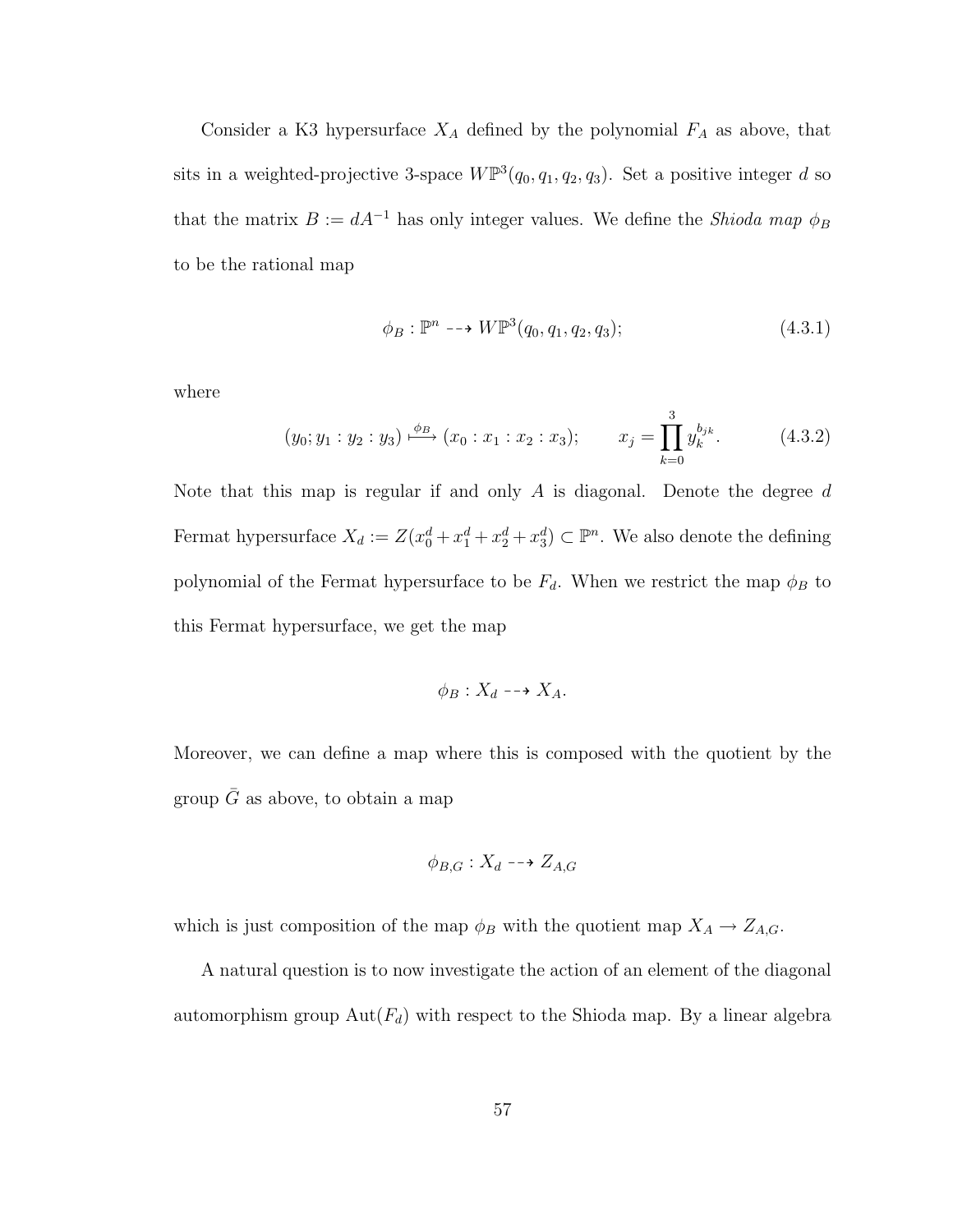Consider a K3 hypersurface $X_A$ defined by the polynomial $F_A$ as above, that sits in a weighted-projective 3-space $W\mathbb{P}^3(q_0, q_1, q_2, q_3)$. Set a positive integer $d$ so that the matrix $B := dA^{-1}$ has only integer values. We define the *Shioda map* $\phi_B$ to be the rational map

$$\phi_B : \mathbb{P}^n \dashrightarrow W\mathbb{P}^3(q_0, q_1, q_2, q_3); \tag{4.3.1}$$

where

$$(y_0; y_1 : y_2 : y_3) \xrightarrow{\phi_B} (x_0 : x_1 : x_2 : x_3); \qquad x_j = \prod_{k=0}^{3} y_k^{b_{jk}}. \tag{4.3.2}$$

Note that this map is regular if and only $A$ is diagonal. Denote the degree $d$ Fermat hypersurface $X_d := Z(x_0^d + x_1^d + x_2^d + x_3^d) \subset \mathbb{P}^n$. We also denote the defining polynomial of the Fermat hypersurface to be $F_d$. When we restrict the map $\phi_B$ to this Fermat hypersurface, we get the map

$$\phi_B : X_d \dashrightarrow X_A.$$

Moreover, we can define a map where this is composed with the quotient by the group $\bar{G}$ as above, to obtain a map

$$\phi_{B,G} : X_d \dashrightarrow Z_{A,G}$$

which is just composition of the map $\phi_B$ with the quotient map $X_A \to Z_{A,G}$.

A natural question is to now investigate the action of an element of the diagonal automorphism group $\mathrm{Aut}(F_d)$ with respect to the Shioda map. By a linear algebra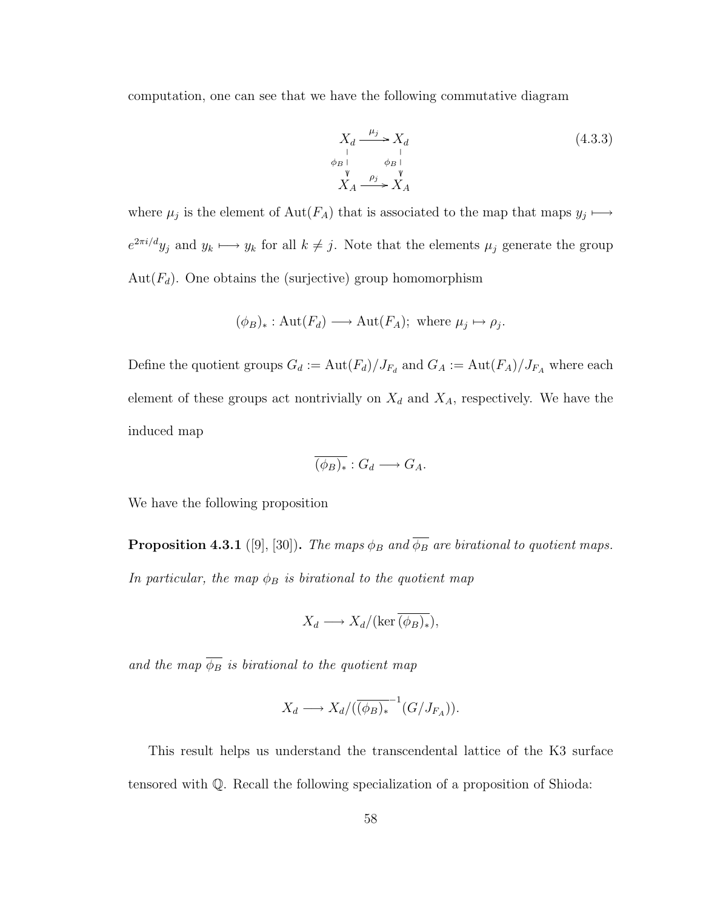computation, one can see that we have the following commutative diagram

$$
\begin{array}{ccc}
X_d & \xrightarrow{\mu_j} & X_d \\
{\scriptstyle \phi_B} \downarrow & & \downarrow {\scriptstyle \phi_B} \\
X_A & \xrightarrow{\rho_j} & X_A
\end{array}
\tag{4.3.3}
$$

where $\mu_j$ is the element of $\mathrm{Aut}(F_A)$ that is associated to the map that maps $y_j \longmapsto e^{2\pi i/d} y_j$ and $y_k \longmapsto y_k$ for all $k \neq j$. Note that the elements $\mu_j$ generate the group $\mathrm{Aut}(F_d)$. One obtains the (surjective) group homomorphism

$$(\phi_B)_* : \mathrm{Aut}(F_d) \longrightarrow \mathrm{Aut}(F_A);\ \text{where } \mu_j \mapsto \rho_j.$$

Define the quotient groups $G_d := \mathrm{Aut}(F_d)/J_{F_d}$ and $G_A := \mathrm{Aut}(F_A)/J_{F_A}$ where each element of these groups act nontrivially on $X_d$ and $X_A$, respectively. We have the induced map

$$\overline{(\phi_B)_*} : G_d \longrightarrow G_A.$$

We have the following proposition

**Proposition 4.3.1** ([9], [30])**.** *The maps $\phi_B$ and $\overline{\phi_B}$ are birational to quotient maps. In particular, the map $\phi_B$ is birational to the quotient map*

$$X_d \longrightarrow X_d/(\ker \overline{(\phi_B)_*}),$$

*and the map $\overline{\phi_B}$ is birational to the quotient map*

$$X_d \longrightarrow X_d/(\overline{(\phi_B)_*}^{-1}(G/J_{F_A})).$$

This result helps us understand the transcendental lattice of the K3 surface tensored with $\mathbb{Q}$. Recall the following specialization of a proposition of Shioda: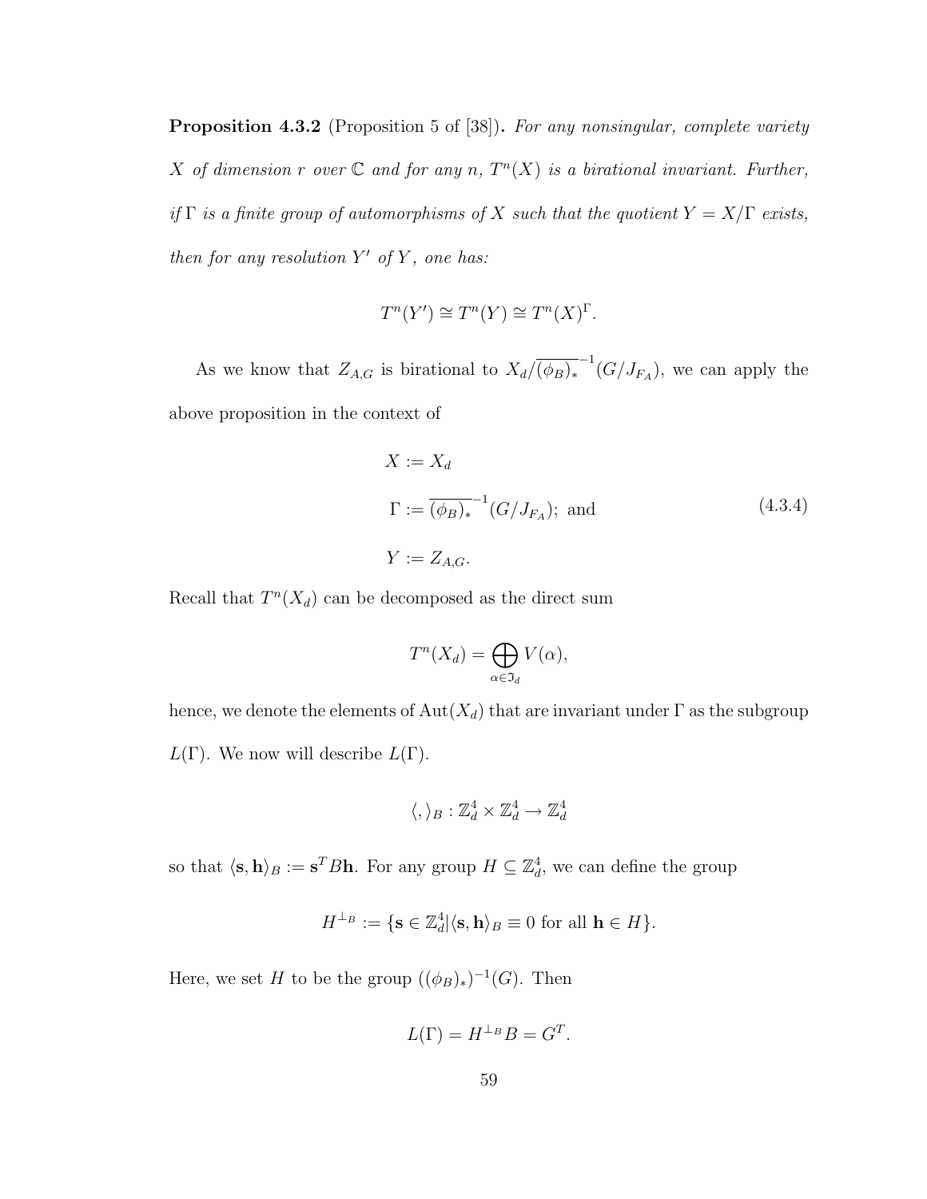**Proposition 4.3.2** (Proposition 5 of [38])**.** *For any nonsingular, complete variety $X$ of dimension $r$ over $\mathbb{C}$ and for any $n$, $T^n(X)$ is a birational invariant. Further, if $\Gamma$ is a finite group of automorphisms of $X$ such that the quotient $Y = X/\Gamma$ exists, then for any resolution $Y'$ of $Y$, one has:*

$$T^n(Y') \cong T^n(Y) \cong T^n(X)^{\Gamma}.$$

As we know that $Z_{A,G}$ is birational to $X_d/\overline{(\phi_B)_*}^{-1}(G/J_{F_A})$, we can apply the above proposition in the context of

$$\begin{aligned} X &:= X_d \\ \Gamma &:= \overline{(\phi_B)_*}^{-1}(G/J_{F_A}); \text{ and} \\ Y &:= Z_{A,G}. \end{aligned} \tag{4.3.4}$$

Recall that $T^n(X_d)$ can be decomposed as the direct sum

$$T^n(X_d) = \bigoplus_{\alpha \in \mathfrak{I}_d} V(\alpha),$$

hence, we denote the elements of $\mathrm{Aut}(X_d)$ that are invariant under $\Gamma$ as the subgroup $L(\Gamma)$. We now will describe $L(\Gamma)$.

$$\langle , \rangle_B : \mathbb{Z}_d^4 \times \mathbb{Z}_d^4 \to \mathbb{Z}_d^4$$

so that $\langle \mathbf{s}, \mathbf{h} \rangle_B := \mathbf{s}^T B \mathbf{h}$. For any group $H \subseteq \mathbb{Z}_d^4$, we can define the group

$$H^{\perp_B} := \{\mathbf{s} \in \mathbb{Z}_d^4 | \langle \mathbf{s}, \mathbf{h} \rangle_B \equiv 0 \text{ for all } \mathbf{h} \in H\}.$$

Here, we set $H$ to be the group $((\phi_B)_*)^{-1}(G)$. Then

$$L(\Gamma) = H^{\perp_B} B = G^T.$$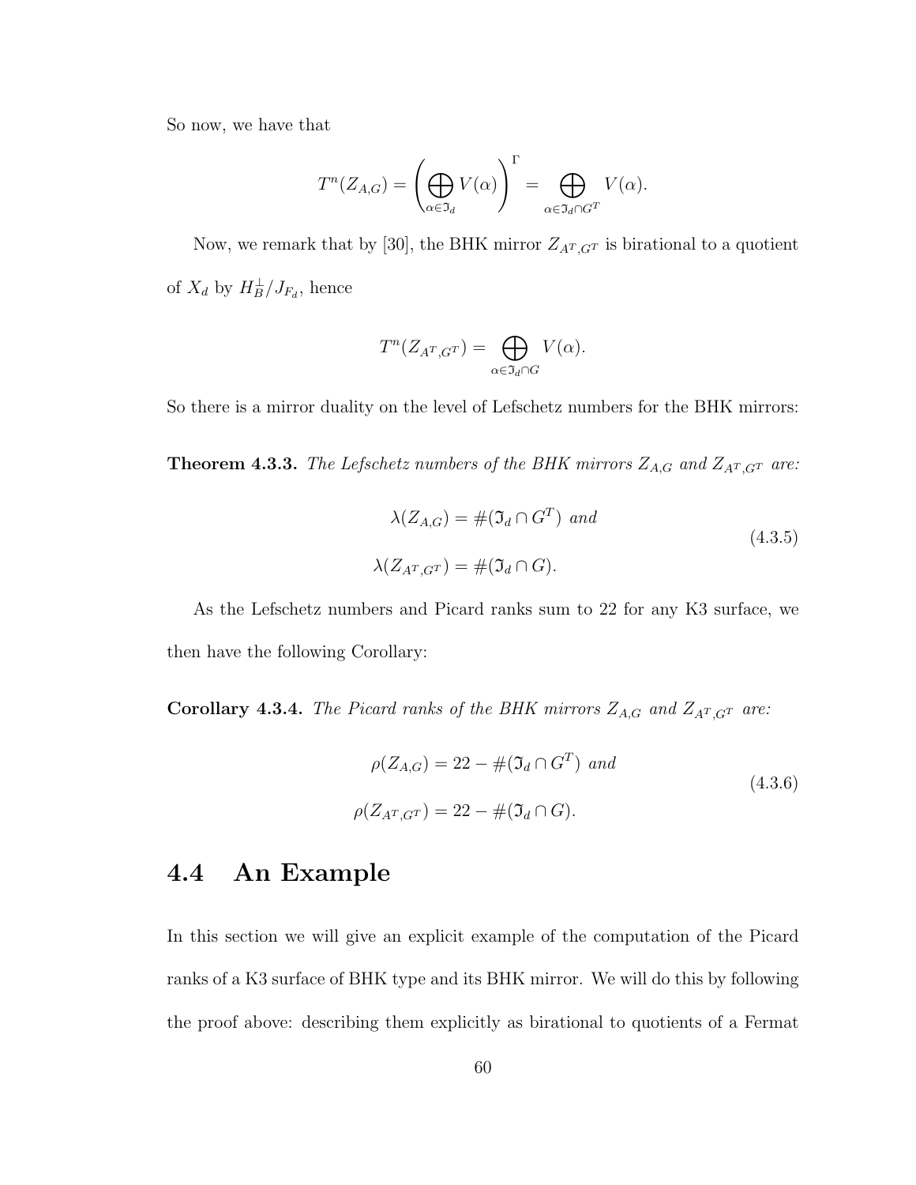So now, we have that

$$T^n(Z_{A,G}) = \left( \bigoplus_{\alpha \in \mathfrak{I}_d} V(\alpha) \right)^{\Gamma} = \bigoplus_{\alpha \in \mathfrak{I}_d \cap G^T} V(\alpha).$$

Now, we remark that by [30], the BHK mirror $Z_{A^T,G^T}$ is birational to a quotient of $X_d$ by $H_B^{\perp}/J_{F_d}$, hence

$$T^n(Z_{A^T,G^T}) = \bigoplus_{\alpha \in \mathfrak{I}_d \cap G} V(\alpha).$$

So there is a mirror duality on the level of Lefschetz numbers for the BHK mirrors:

**Theorem 4.3.3.** *The Lefschetz numbers of the BHK mirrors $Z_{A,G}$ and $Z_{A^T,G^T}$ are:*

$$\begin{aligned} \lambda(Z_{A,G}) &= \#(\mathfrak{I}_d \cap G^T) \text{ and} \\ \lambda(Z_{A^T,G^T}) &= \#(\mathfrak{I}_d \cap G). \end{aligned} \tag{4.3.5}$$

As the Lefschetz numbers and Picard ranks sum to 22 for any K3 surface, we then have the following Corollary:

**Corollary 4.3.4.** *The Picard ranks of the BHK mirrors $Z_{A,G}$ and $Z_{A^T,G^T}$ are:*

$$\begin{aligned} \rho(Z_{A,G}) &= 22 - \#(\mathfrak{I}_d \cap G^T) \text{ and} \\ \rho(Z_{A^T,G^T}) &= 22 - \#(\mathfrak{I}_d \cap G). \end{aligned} \tag{4.3.6}$$

## 4.4 An Example

In this section we will give an explicit example of the computation of the Picard ranks of a K3 surface of BHK type and its BHK mirror. We will do this by following the proof above: describing them explicitly as birational to quotients of a Fermat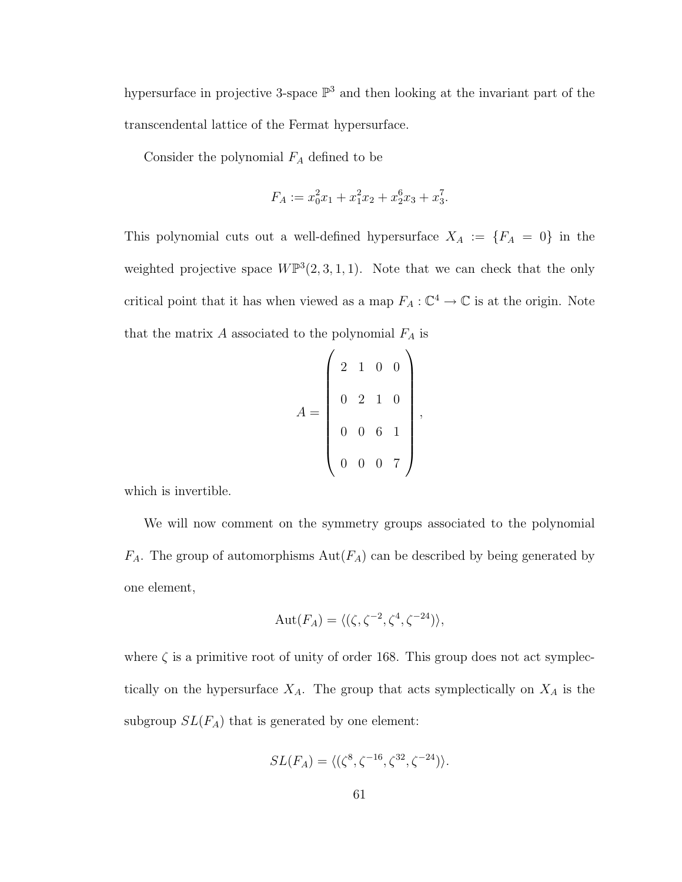hypersurface in projective 3-space $\mathbb{P}^3$ and then looking at the invariant part of the transcendental lattice of the Fermat hypersurface.

Consider the polynomial $F_A$ defined to be

$$F_A := x_0^2 x_1 + x_1^2 x_2 + x_2^6 x_3 + x_3^7.$$

This polynomial cuts out a well-defined hypersurface $X_A := \{F_A = 0\}$ in the weighted projective space $W\mathbb{P}^3(2,3,1,1)$. Note that we can check that the only critical point that it has when viewed as a map $F_A : \mathbb{C}^4 \to \mathbb{C}$ is at the origin. Note that the matrix $A$ associated to the polynomial $F_A$ is

$$A = \begin{pmatrix} 2 & 1 & 0 & 0 \\ 0 & 2 & 1 & 0 \\ 0 & 0 & 6 & 1 \\ 0 & 0 & 0 & 7 \end{pmatrix},$$

which is invertible.

We will now comment on the symmetry groups associated to the polynomial $F_A$. The group of automorphisms $\mathrm{Aut}(F_A)$ can be described by being generated by one element,

$$\mathrm{Aut}(F_A) = \langle (\zeta, \zeta^{-2}, \zeta^4, \zeta^{-24}) \rangle,$$

where $\zeta$ is a primitive root of unity of order 168. This group does not act symplectically on the hypersurface $X_A$. The group that acts symplectically on $X_A$ is the subgroup $SL(F_A)$ that is generated by one element:

$$SL(F_A) = \langle (\zeta^8, \zeta^{-16}, \zeta^{32}, \zeta^{-24}) \rangle.$$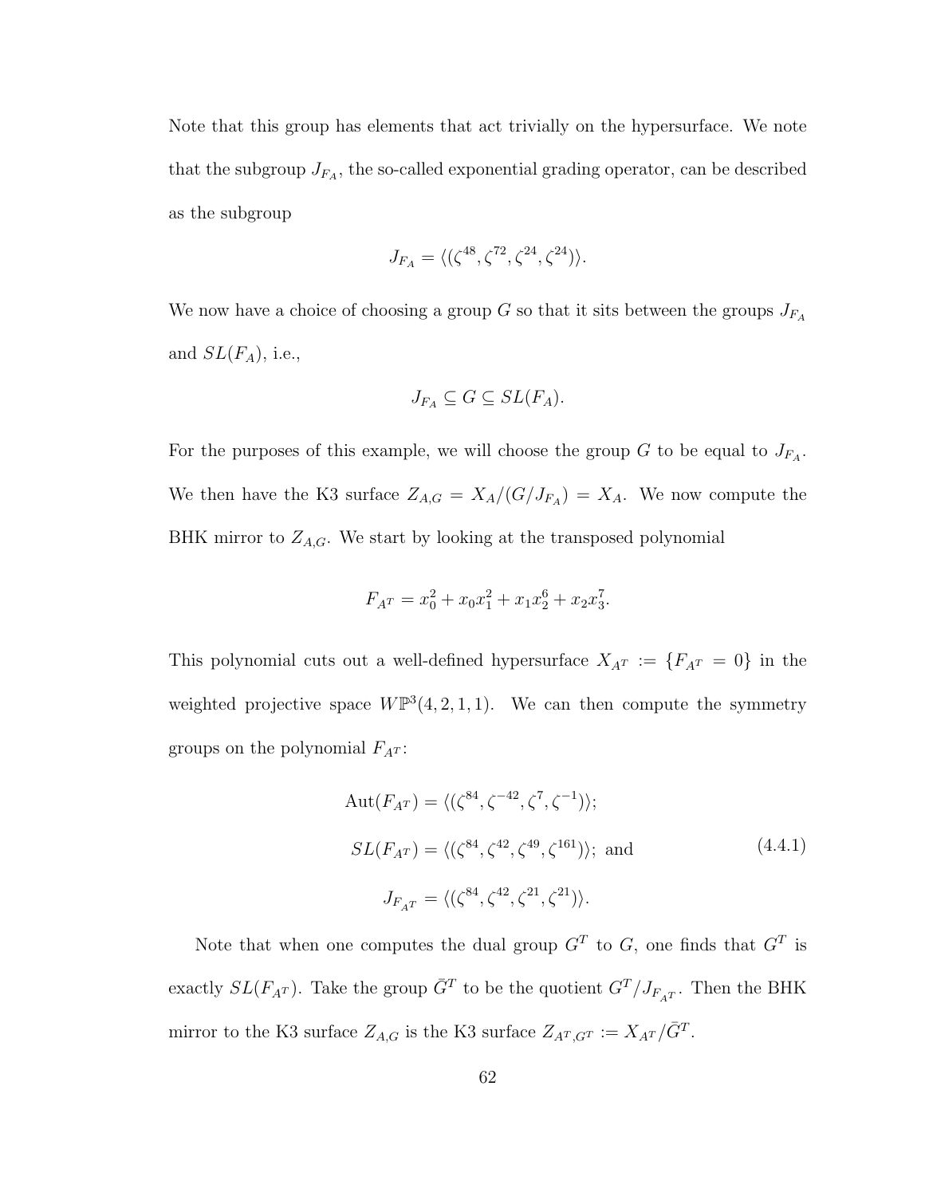Note that this group has elements that act trivially on the hypersurface. We note that the subgroup $J_{F_A}$, the so-called exponential grading operator, can be described as the subgroup

$$J_{F_A} = \langle (\zeta^{48}, \zeta^{72}, \zeta^{24}, \zeta^{24}) \rangle.$$

We now have a choice of choosing a group $G$ so that it sits between the groups $J_{F_A}$ and $SL(F_A)$, i.e.,

$$J_{F_A} \subseteq G \subseteq SL(F_A).$$

For the purposes of this example, we will choose the group $G$ to be equal to $J_{F_A}$. We then have the K3 surface $Z_{A,G} = X_A/(G/J_{F_A}) = X_A$. We now compute the BHK mirror to $Z_{A,G}$. We start by looking at the transposed polynomial

$$F_{A^T} = x_0^2 + x_0 x_1^2 + x_1 x_2^6 + x_2 x_3^7.$$

This polynomial cuts out a well-defined hypersurface $X_{A^T} := \{F_{A^T} = 0\}$ in the weighted projective space $W\mathbb{P}^3(4,2,1,1)$. We can then compute the symmetry groups on the polynomial $F_{A^T}$:

$$\begin{aligned}
\mathrm{Aut}(F_{A^T}) &= \langle (\zeta^{84}, \zeta^{-42}, \zeta^{7}, \zeta^{-1}) \rangle; \\
SL(F_{A^T}) &= \langle (\zeta^{84}, \zeta^{42}, \zeta^{49}, \zeta^{161}) \rangle; \text{ and} \\
J_{F_{A^T}} &= \langle (\zeta^{84}, \zeta^{42}, \zeta^{21}, \zeta^{21}) \rangle.
\end{aligned} \tag{4.4.1}$$

Note that when one computes the dual group $G^T$ to $G$, one finds that $G^T$ is exactly $SL(F_{A^T})$. Take the group $\bar{G}^T$ to be the quotient $G^T/J_{F_{A^T}}$. Then the BHK mirror to the K3 surface $Z_{A,G}$ is the K3 surface $Z_{A^T,G^T} := X_{A^T}/\bar{G}^T$.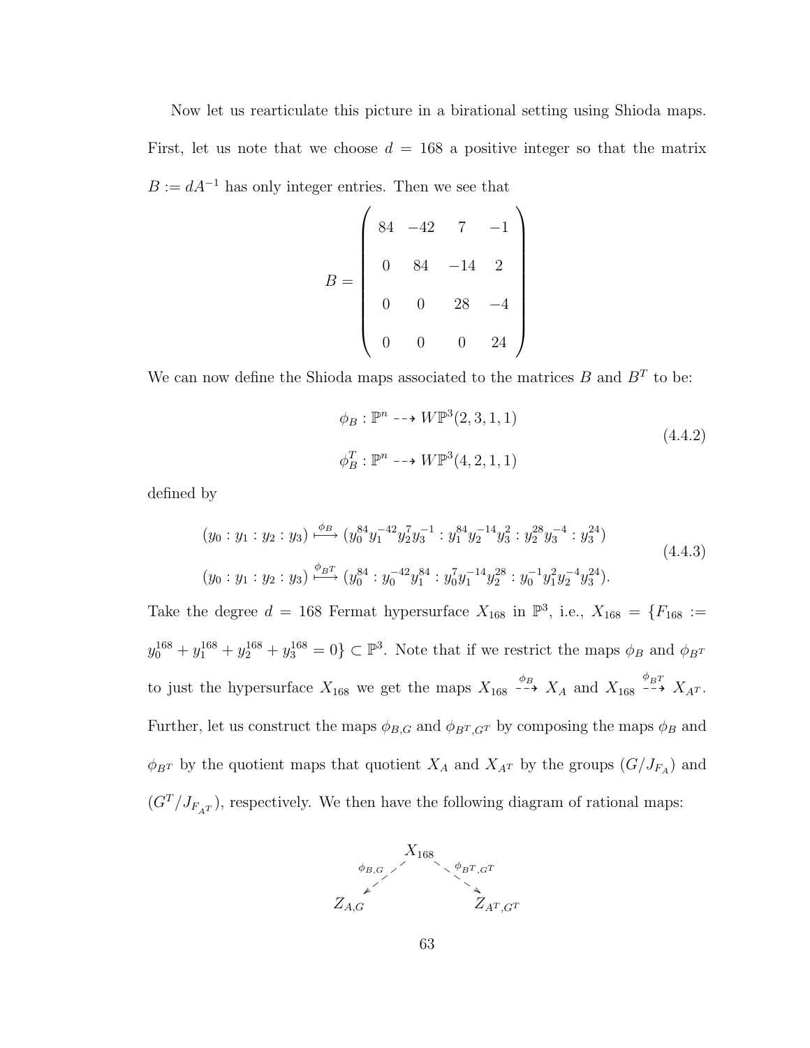Now let us rearticulate this picture in a birational setting using Shioda maps. First, let us note that we choose $d = 168$ a positive integer so that the matrix $B := dA^{-1}$ has only integer entries. Then we see that

$$B = \begin{pmatrix} 84 & -42 & 7 & -1 \\ 0 & 84 & -14 & 2 \\ 0 & 0 & 28 & -4 \\ 0 & 0 & 0 & 24 \end{pmatrix}$$

We can now define the Shioda maps associated to the matrices $B$ and $B^T$ to be:

$$\begin{aligned} \phi_B &: \mathbb{P}^n \dashrightarrow W\mathbb{P}^3(2,3,1,1) \\ \phi_B^T &: \mathbb{P}^n \dashrightarrow W\mathbb{P}^3(4,2,1,1) \end{aligned} \tag{4.4.2}$$

defined by

$$\begin{aligned} (y_0 : y_1 : y_2 : y_3) &\xmapsto{\phi_B} (y_0^{84} y_1^{-42} y_2^{7} y_3^{-1} : y_1^{84} y_2^{-14} y_3^{2} : y_2^{28} y_3^{-4} : y_3^{24}) \\ (y_0 : y_1 : y_2 : y_3) &\xmapsto{\phi_{B^T}} (y_0^{84} : y_0^{-42} y_1^{84} : y_0^{7} y_1^{-14} y_2^{28} : y_0^{-1} y_1^{2} y_2^{-4} y_3^{24}). \end{aligned} \tag{4.4.3}$$

Take the degree $d = 168$ Fermat hypersurface $X_{168}$ in $\mathbb{P}^3$, i.e., $X_{168} = \{F_{168} := y_0^{168} + y_1^{168} + y_2^{168} + y_3^{168} = 0\} \subset \mathbb{P}^3$. Note that if we restrict the maps $\phi_B$ and $\phi_{B^T}$ to just the hypersurface $X_{168}$ we get the maps $X_{168} \overset{\phi_B}{\dashrightarrow} X_A$ and $X_{168} \overset{\phi_{B^T}}{\dashrightarrow} X_{A^T}$. Further, let us construct the maps $\phi_{B,G}$ and $\phi_{B^T,G^T}$ by composing the maps $\phi_B$ and $\phi_{B^T}$ by the quotient maps that quotient $X_A$ and $X_{A^T}$ by the groups $(G/J_{F_A})$ and $(G^T/J_{F_{A^T}})$, respectively. We then have the following diagram of rational maps:

$$\begin{array}{ccc} & X_{168} & \\ \overset{\phi_{B,G}}{\swarrow} & & \overset{\phi_{B^T,G^T}}{\searrow} \\ Z_{A,G} & & Z_{A^T,G^T} \end{array}$$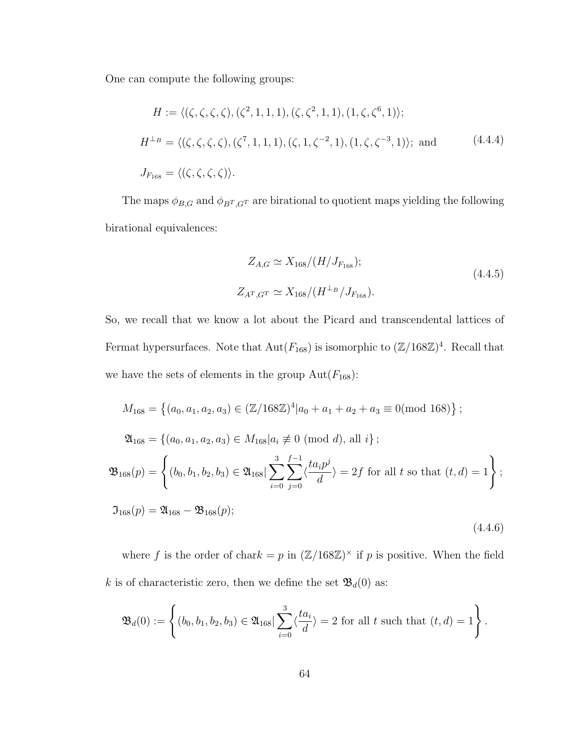One can compute the following groups:

$$
\begin{aligned}
H &:= \langle(\zeta,\zeta,\zeta,\zeta),(\zeta^2,1,1,1),(\zeta,\zeta^2,1,1),(1,\zeta,\zeta^6,1)\rangle;\\
H^{\perp_B} &= \langle(\zeta,\zeta,\zeta,\zeta),(\zeta^7,1,1,1),(\zeta,1,\zeta^{-2},1),(1,\zeta,\zeta^{-3},1)\rangle;\ \text{and}\\
J_{F_{168}} &= \langle(\zeta,\zeta,\zeta,\zeta)\rangle.
\end{aligned}
\tag{4.4.4}
$$

The maps $\phi_{B,G}$ and $\phi_{B^T,G^T}$ are birational to quotient maps yielding the following birational equivalences:

$$
\begin{aligned}
Z_{A,G} &\simeq X_{168}/(H/J_{F_{168}});\\
Z_{A^T,G^T} &\simeq X_{168}/(H^{\perp_B}/J_{F_{168}}).
\end{aligned}
\tag{4.4.5}
$$

So, we recall that we know a lot about the Picard and transcendental lattices of Fermat hypersurfaces. Note that $\mathrm{Aut}(F_{168})$ is isomorphic to $(\mathbb{Z}/168\mathbb{Z})^4$. Recall that we have the sets of elements in the group $\mathrm{Aut}(F_{168})$:

$$
\begin{aligned}
M_{168} &= \left\{(a_0,a_1,a_2,a_3)\in(\mathbb{Z}/168\mathbb{Z})^4 | a_0+a_1+a_2+a_3\equiv 0 (\text{mod } 168)\right\};\\
\mathfrak{A}_{168} &= \left\{(a_0,a_1,a_2,a_3)\in M_{168} | a_i\not\equiv 0 \ (\text{mod } d),\ \text{all } i\right\};\\
\mathfrak{B}_{168}(p) &= \left\{(b_0,b_1,b_2,b_3)\in\mathfrak{A}_{168} | \sum_{i=0}^{3}\sum_{j=0}^{f-1}\langle\frac{ta_ip^j}{d}\rangle = 2f \text{ for all } t \text{ so that } (t,d)=1\right\};\\
\mathfrak{I}_{168}(p) &= \mathfrak{A}_{168}-\mathfrak{B}_{168}(p);
\end{aligned}
\tag{4.4.6}
$$

where $f$ is the order of $\mathrm{char}k = p$ in $(\mathbb{Z}/168\mathbb{Z})^\times$ if $p$ is positive. When the field $k$ is of characteristic zero, then we define the set $\mathfrak{B}_d(0)$ as:

$$
\mathfrak{B}_d(0) := \left\{(b_0,b_1,b_2,b_3)\in\mathfrak{A}_{168} | \sum_{i=0}^{3}\langle\frac{ta_i}{d}\rangle = 2 \text{ for all } t \text{ such that } (t,d)=1\right\}.
$$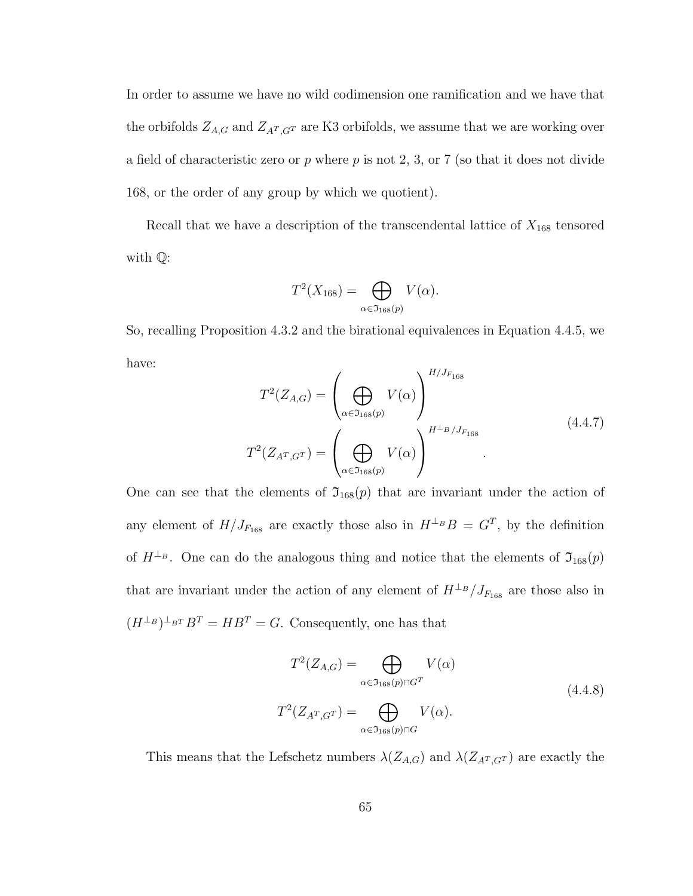In order to assume we have no wild codimension one ramification and we have that the orbifolds $Z_{A,G}$ and $Z_{A^T,G^T}$ are K3 orbifolds, we assume that we are working over a field of characteristic zero or $p$ where $p$ is not 2, 3, or 7 (so that it does not divide 168, or the order of any group by which we quotient).

Recall that we have a description of the transcendental lattice of $X_{168}$ tensored with $\mathbb{Q}$:

$$T^2(X_{168}) = \bigoplus_{\alpha \in \mathfrak{I}_{168}(p)} V(\alpha).$$

So, recalling Proposition 4.3.2 and the birational equivalences in Equation 4.4.5, we have:

$$\begin{aligned} T^2(Z_{A,G}) &= \left( \bigoplus_{\alpha \in \mathfrak{I}_{168}(p)} V(\alpha) \right)^{H/J_{F_{168}}} \\ T^2(Z_{A^T,G^T}) &= \left( \bigoplus_{\alpha \in \mathfrak{I}_{168}(p)} V(\alpha) \right)^{H^{\perp_B}/J_{F_{168}}} . \end{aligned} \tag{4.4.7}$$

One can see that the elements of $\mathfrak{I}_{168}(p)$ that are invariant under the action of any element of $H/J_{F_{168}}$ are exactly those also in $H^{\perp_B}B = G^T$, by the definition of $H^{\perp_B}$. One can do the analogous thing and notice that the elements of $\mathfrak{I}_{168}(p)$ that are invariant under the action of any element of $H^{\perp_B}/J_{F_{168}}$ are those also in $(H^{\perp_B})^{\perp_{B^T}}B^T = HB^T = G$. Consequently, one has that

$$\begin{aligned} T^2(Z_{A,G}) &= \bigoplus_{\alpha \in \mathfrak{I}_{168}(p) \cap G^T} V(\alpha) \\ T^2(Z_{A^T,G^T}) &= \bigoplus_{\alpha \in \mathfrak{I}_{168}(p) \cap G} V(\alpha). \end{aligned} \tag{4.4.8}$$

This means that the Lefschetz numbers $\lambda(Z_{A,G})$ and $\lambda(Z_{A^T,G^T})$ are exactly the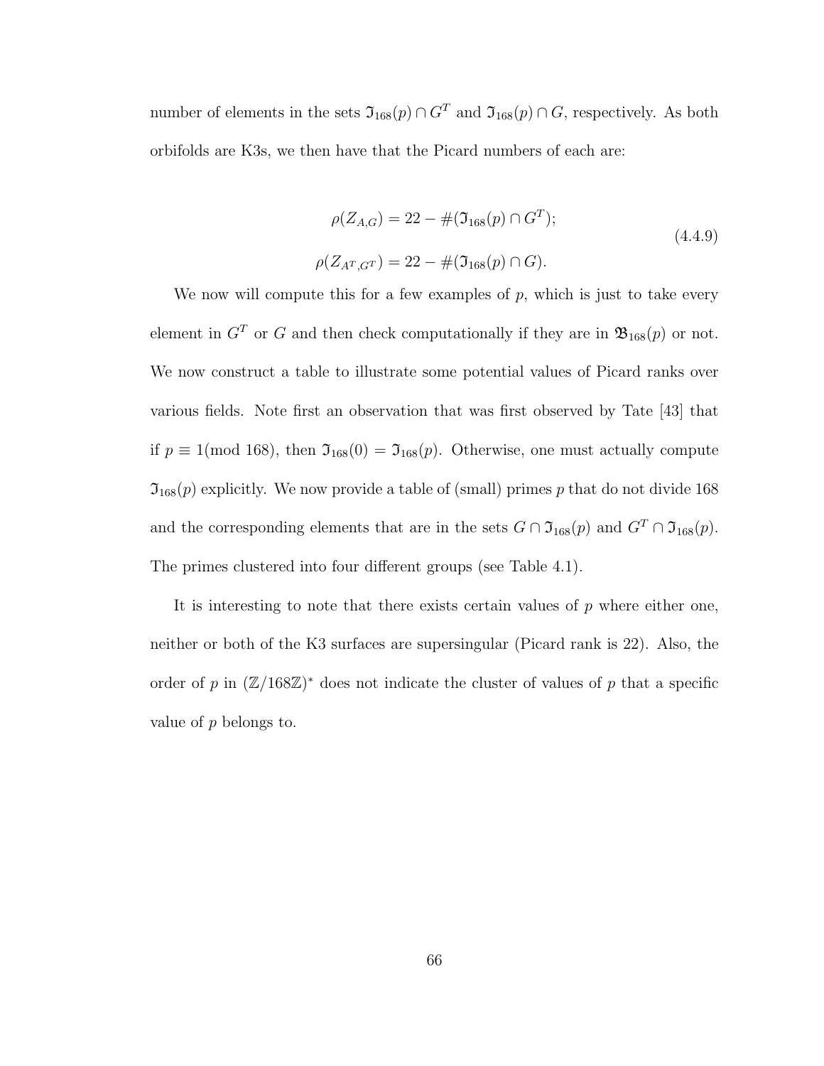number of elements in the sets $\mathfrak{I}_{168}(p) \cap G^T$ and $\mathfrak{I}_{168}(p) \cap G$, respectively. As both orbifolds are K3s, we then have that the Picard numbers of each are:

$$
\begin{aligned}
\rho(Z_{A,G}) &= 22 - \#(\mathfrak{I}_{168}(p) \cap G^T); \\
\rho(Z_{A^T,G^T}) &= 22 - \#(\mathfrak{I}_{168}(p) \cap G).
\end{aligned}
\tag{4.4.9}
$$

We now will compute this for a few examples of $p$, which is just to take every element in $G^T$ or $G$ and then check computationally if they are in $\mathfrak{B}_{168}(p)$ or not. We now construct a table to illustrate some potential values of Picard ranks over various fields. Note first an observation that was first observed by Tate [43] that if $p \equiv 1 (\text{mod } 168)$, then $\mathfrak{I}_{168}(0) = \mathfrak{I}_{168}(p)$. Otherwise, one must actually compute $\mathfrak{I}_{168}(p)$ explicitly. We now provide a table of (small) primes $p$ that do not divide 168 and the corresponding elements that are in the sets $G \cap \mathfrak{I}_{168}(p)$ and $G^T \cap \mathfrak{I}_{168}(p)$. The primes clustered into four different groups (see Table 4.1).

It is interesting to note that there exists certain values of $p$ where either one, neither or both of the K3 surfaces are supersingular (Picard rank is 22). Also, the order of $p$ in $(\mathbb{Z}/168\mathbb{Z})^*$ does not indicate the cluster of values of $p$ that a specific value of $p$ belongs to.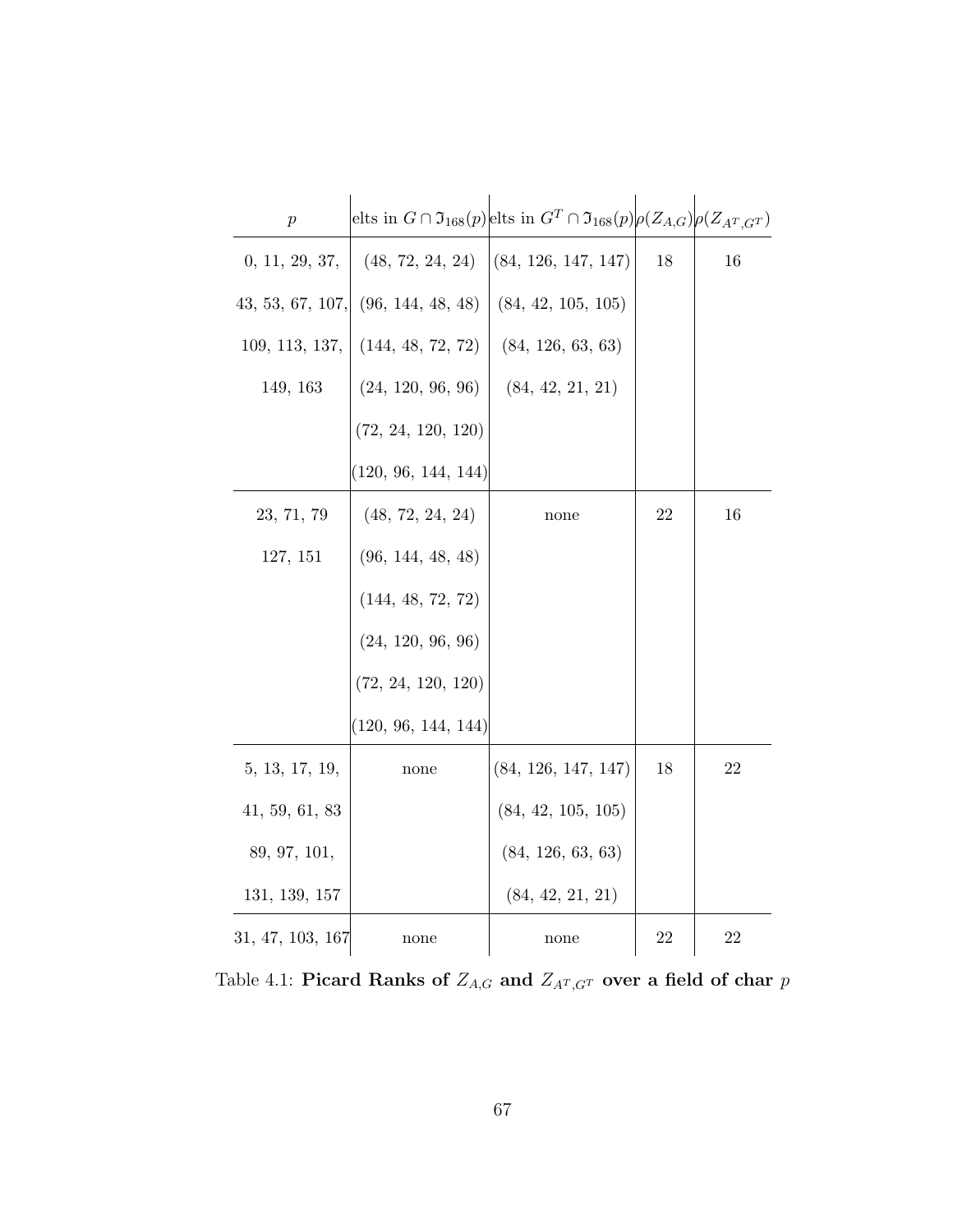| $p$ | elts in $G \cap \mathfrak{I}_{168}(p)$ | elts in $G^T \cap \mathfrak{I}_{168}(p)$ | $\rho(Z_{A,G})$ | $\rho(Z_{A^T,G^T})$ |
|---|---|---|---|---|
| 0, 11, 29, 37, | (48, 72, 24, 24) | (84, 126, 147, 147) | 18 | 16 |
| 43, 53, 67, 107, | (96, 144, 48, 48) | (84, 42, 105, 105) | | |
| 109, 113, 137, | (144, 48, 72, 72) | (84, 126, 63, 63) | | |
| 149, 163 | (24, 120, 96, 96) | (84, 42, 21, 21) | | |
| | (72, 24, 120, 120) | | | |
| | (120, 96, 144, 144) | | | |
| 23, 71, 79 | (48, 72, 24, 24) | none | 22 | 16 |
| 127, 151 | (96, 144, 48, 48) | | | |
| | (144, 48, 72, 72) | | | |
| | (24, 120, 96, 96) | | | |
| | (72, 24, 120, 120) | | | |
| | (120, 96, 144, 144) | | | |
| 5, 13, 17, 19, | none | (84, 126, 147, 147) | 18 | 22 |
| 41, 59, 61, 83 | | (84, 42, 105, 105) | | |
| 89, 97, 101, | | (84, 126, 63, 63) | | |
| 131, 139, 157 | | (84, 42, 21, 21) | | |
| 31, 47, 103, 167 | none | none | 22 | 22 |

Table 4.1: **Picard Ranks of $Z_{A,G}$ and $Z_{A^T,G^T}$ over a field of char $p$**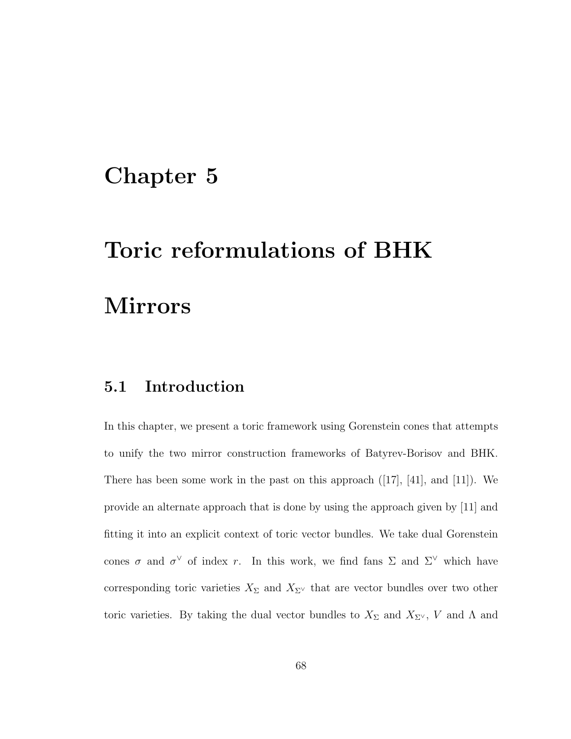# Chapter 5

# Toric reformulations of BHK Mirrors

## 5.1 Introduction

In this chapter, we present a toric framework using Gorenstein cones that attempts to unify the two mirror construction frameworks of Batyrev-Borisov and BHK. There has been some work in the past on this approach ([17], [41], and [11]). We provide an alternate approach that is done by using the approach given by [11] and fitting it into an explicit context of toric vector bundles. We take dual Gorenstein cones $\sigma$ and $\sigma^\vee$ of index $r$. In this work, we find fans $\Sigma$ and $\Sigma^\vee$ which have corresponding toric varieties $X_\Sigma$ and $X_{\Sigma^\vee}$ that are vector bundles over two other toric varieties. By taking the dual vector bundles to $X_\Sigma$ and $X_{\Sigma^\vee}$, $V$ and $\Lambda$ and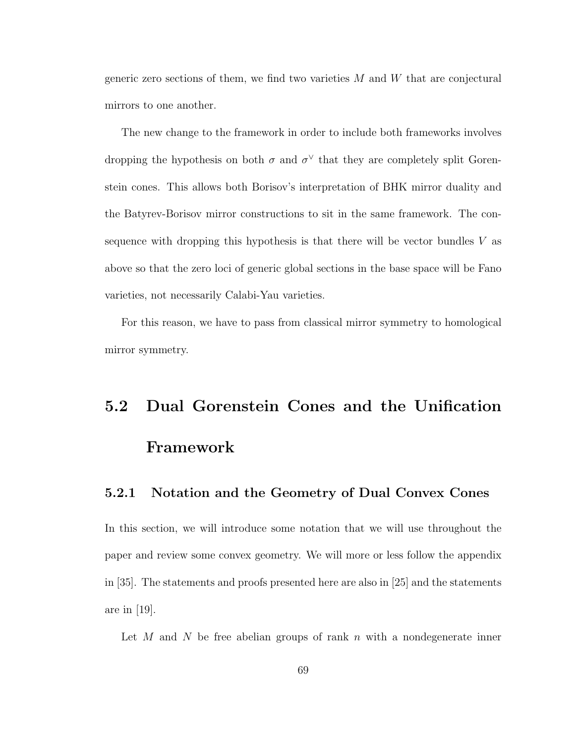generic zero sections of them, we find two varieties $M$ and $W$ that are conjectural mirrors to one another.

The new change to the framework in order to include both frameworks involves dropping the hypothesis on both $\sigma$ and $\sigma^\vee$ that they are completely split Gorenstein cones. This allows both Borisov's interpretation of BHK mirror duality and the Batyrev-Borisov mirror constructions to sit in the same framework. The consequence with dropping this hypothesis is that there will be vector bundles $V$ as above so that the zero loci of generic global sections in the base space will be Fano varieties, not necessarily Calabi-Yau varieties.

For this reason, we have to pass from classical mirror symmetry to homological mirror symmetry.

## 5.2 Dual Gorenstein Cones and the Unification Framework

### 5.2.1 Notation and the Geometry of Dual Convex Cones

In this section, we will introduce some notation that we will use throughout the paper and review some convex geometry. We will more or less follow the appendix in [35]. The statements and proofs presented here are also in [25] and the statements are in [19].

Let $M$ and $N$ be free abelian groups of rank $n$ with a nondegenerate inner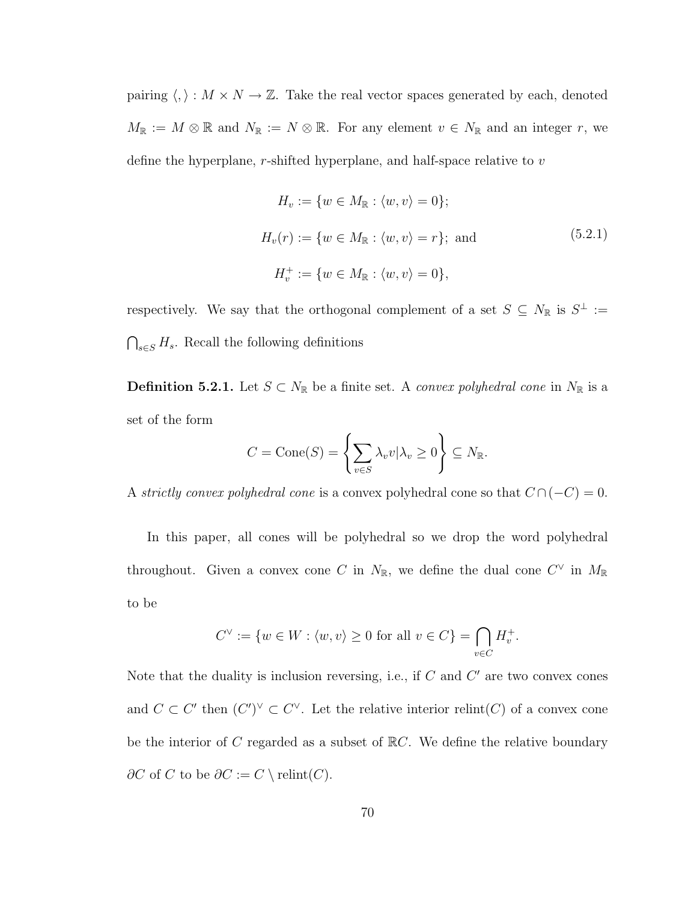pairing $\langle, \rangle : M \times N \to \mathbb{Z}$. Take the real vector spaces generated by each, denoted $M_{\mathbb{R}} := M \otimes \mathbb{R}$ and $N_{\mathbb{R}} := N \otimes \mathbb{R}$. For any element $v \in N_{\mathbb{R}}$ and an integer $r$, we define the hyperplane, $r$-shifted hyperplane, and half-space relative to $v$

$$
\begin{aligned}
H_v &:= \{w \in M_{\mathbb{R}} : \langle w, v \rangle = 0\}; \\
H_v(r) &:= \{w \in M_{\mathbb{R}} : \langle w, v \rangle = r\}; \text{ and} \\
H_v^+ &:= \{w \in M_{\mathbb{R}} : \langle w, v \rangle = 0\},
\end{aligned}
\tag{5.2.1}
$$

respectively. We say that the orthogonal complement of a set $S \subseteq N_{\mathbb{R}}$ is $S^{\perp} := \bigcap_{s \in S} H_s$. Recall the following definitions

**Definition 5.2.1.** Let $S \subset N_{\mathbb{R}}$ be a finite set. A *convex polyhedral cone* in $N_{\mathbb{R}}$ is a set of the form

$$C = \text{Cone}(S) = \left\{ \sum_{v \in S} \lambda_v v | \lambda_v \geq 0 \right\} \subseteq N_{\mathbb{R}}.$$

A *strictly convex polyhedral cone* is a convex polyhedral cone so that $C \cap (-C) = 0$.

In this paper, all cones will be polyhedral so we drop the word polyhedral throughout. Given a convex cone $C$ in $N_{\mathbb{R}}$, we define the dual cone $C^{\vee}$ in $M_{\mathbb{R}}$ to be

$$C^{\vee} := \{w \in W : \langle w, v \rangle \geq 0 \text{ for all } v \in C\} = \bigcap_{v \in C} H_v^+.$$

Note that the duality is inclusion reversing, i.e., if $C$ and $C'$ are two convex cones and $C \subset C'$ then $(C')^{\vee} \subset C^{\vee}$. Let the relative interior $\text{relint}(C)$ of a convex cone be the interior of $C$ regarded as a subset of $\mathbb{R}C$. We define the relative boundary $\partial C$ of $C$ to be $\partial C := C \setminus \text{relint}(C)$.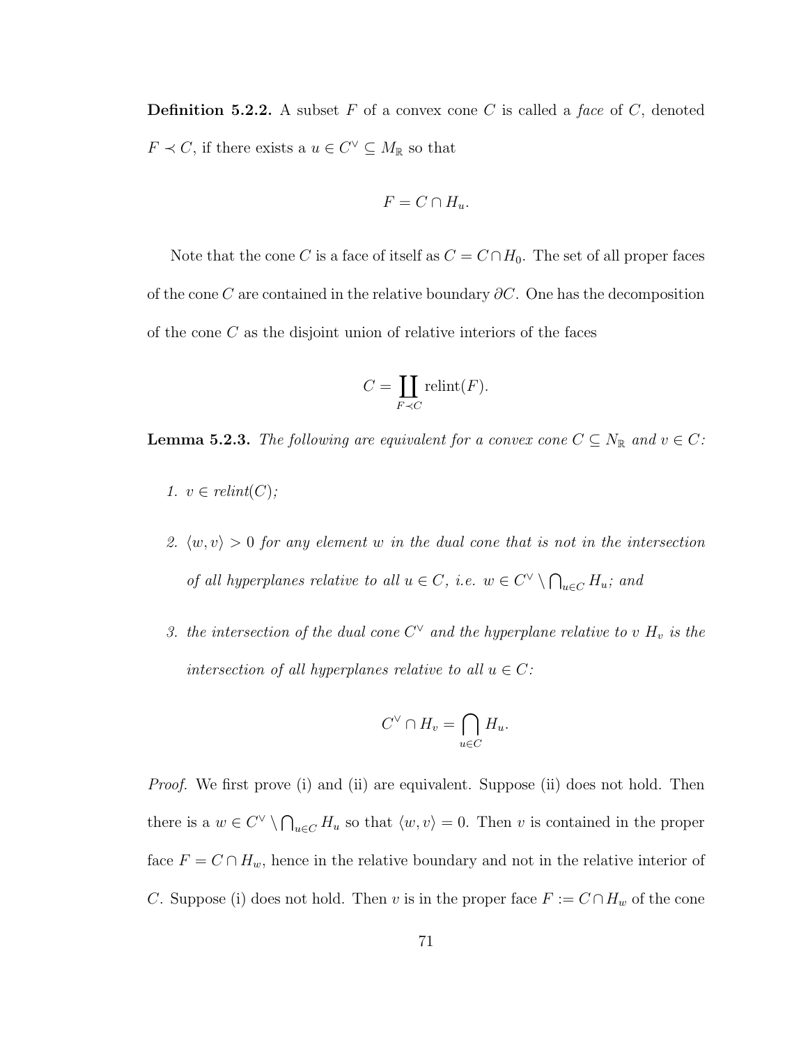**Definition 5.2.2.** A subset $F$ of a convex cone $C$ is called a *face* of $C$, denoted $F \prec C$, if there exists a $u \in C^\vee \subseteq M_\mathbb{R}$ so that

$$F = C \cap H_u.$$

Note that the cone $C$ is a face of itself as $C = C \cap H_0$. The set of all proper faces of the cone $C$ are contained in the relative boundary $\partial C$. One has the decomposition of the cone $C$ as the disjoint union of relative interiors of the faces

$$C = \coprod_{F \prec C} \operatorname{relint}(F).$$

**Lemma 5.2.3.** *The following are equivalent for a convex cone $C \subseteq N_\mathbb{R}$ and $v \in C$:*

1. *$v \in$ relint$(C)$;*

2. *$\langle w, v \rangle > 0$ for any element $w$ in the dual cone that is not in the intersection of all hyperplanes relative to all $u \in C$, i.e. $w \in C^\vee \setminus \bigcap_{u \in C} H_u$; and*

3. *the intersection of the dual cone $C^\vee$ and the hyperplane relative to $v$ $H_v$ is the intersection of all hyperplanes relative to all $u \in C$:*

$$C^\vee \cap H_v = \bigcap_{u \in C} H_u.$$

*Proof.* We first prove (i) and (ii) are equivalent. Suppose (ii) does not hold. Then there is a $w \in C^\vee \setminus \bigcap_{u \in C} H_u$ so that $\langle w, v \rangle = 0$. Then $v$ is contained in the proper face $F = C \cap H_w$, hence in the relative boundary and not in the relative interior of $C$. Suppose (i) does not hold. Then $v$ is in the proper face $F := C \cap H_w$ of the cone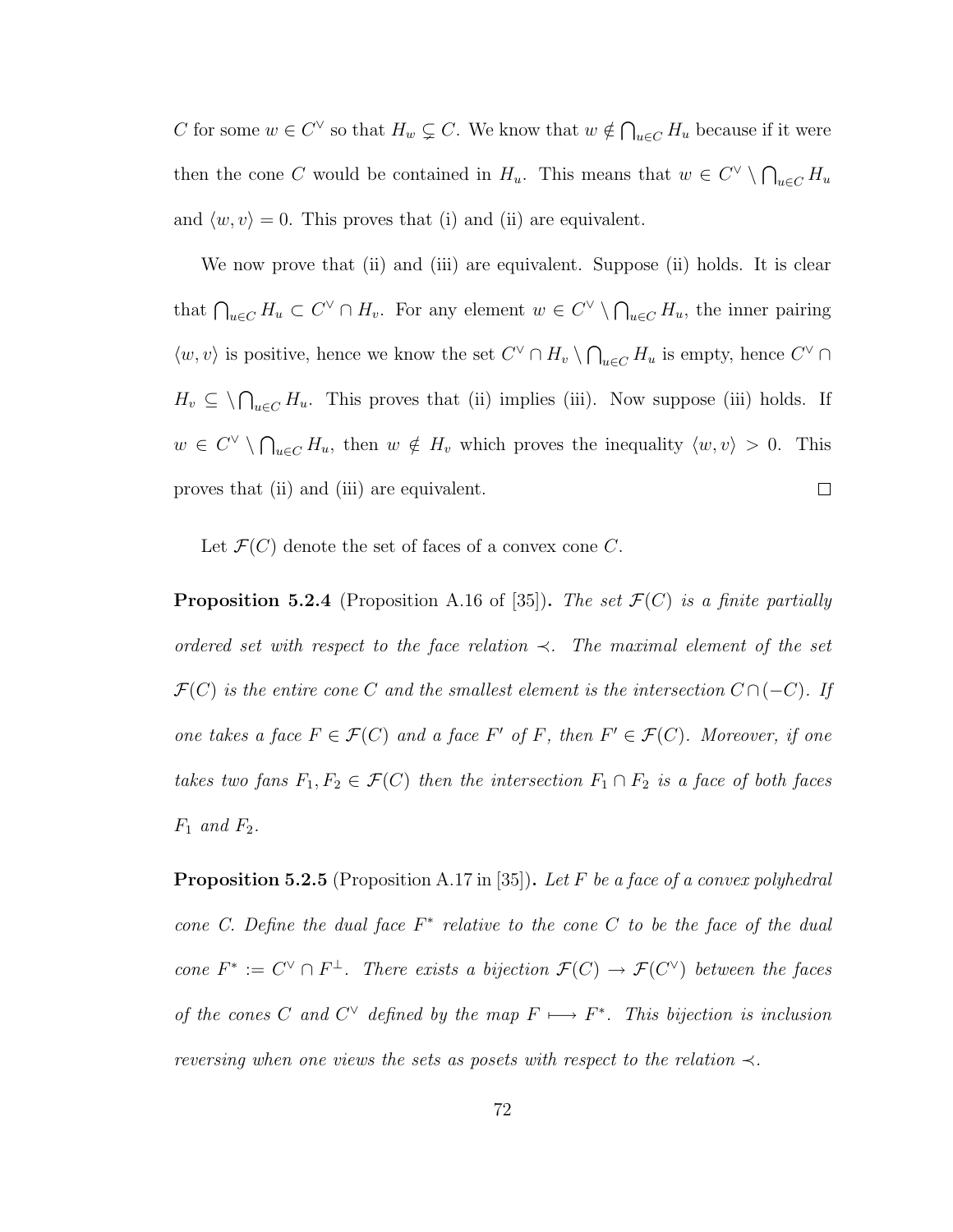$C$ for some $w \in C^\vee$ so that $H_w \subsetneq C$. We know that $w \notin \bigcap_{u \in C} H_u$ because if it were then the cone $C$ would be contained in $H_u$. This means that $w \in C^\vee \setminus \bigcap_{u \in C} H_u$ and $\langle w, v \rangle = 0$. This proves that (i) and (ii) are equivalent.

We now prove that (ii) and (iii) are equivalent. Suppose (ii) holds. It is clear that $\bigcap_{u \in C} H_u \subset C^\vee \cap H_v$. For any element $w \in C^\vee \setminus \bigcap_{u \in C} H_u$, the inner pairing $\langle w, v \rangle$ is positive, hence we know the set $C^\vee \cap H_v \setminus \bigcap_{u \in C} H_u$ is empty, hence $C^\vee \cap H_v \subseteq \setminus \bigcap_{u \in C} H_u$. This proves that (ii) implies (iii). Now suppose (iii) holds. If $w \in C^\vee \setminus \bigcap_{u \in C} H_u$, then $w \notin H_v$ which proves the inequality $\langle w, v \rangle > 0$. This proves that (ii) and (iii) are equivalent. $\square$

Let $\mathcal{F}(C)$ denote the set of faces of a convex cone $C$.

**Proposition 5.2.4** (Proposition A.16 of [35])**.** *The set $\mathcal{F}(C)$ is a finite partially ordered set with respect to the face relation $\prec$. The maximal element of the set $\mathcal{F}(C)$ is the entire cone $C$ and the smallest element is the intersection $C \cap (-C)$. If one takes a face $F \in \mathcal{F}(C)$ and a face $F'$ of $F$, then $F' \in \mathcal{F}(C)$. Moreover, if one takes two fans $F_1, F_2 \in \mathcal{F}(C)$ then the intersection $F_1 \cap F_2$ is a face of both faces $F_1$ and $F_2$.*

**Proposition 5.2.5** (Proposition A.17 in [35])**.** *Let $F$ be a face of a convex polyhedral cone $C$. Define the dual face $F^*$ relative to the cone $C$ to be the face of the dual cone $F^* := C^\vee \cap F^\perp$. There exists a bijection $\mathcal{F}(C) \to \mathcal{F}(C^\vee)$ between the faces of the cones $C$ and $C^\vee$ defined by the map $F \longmapsto F^*$. This bijection is inclusion reversing when one views the sets as posets with respect to the relation $\prec$.*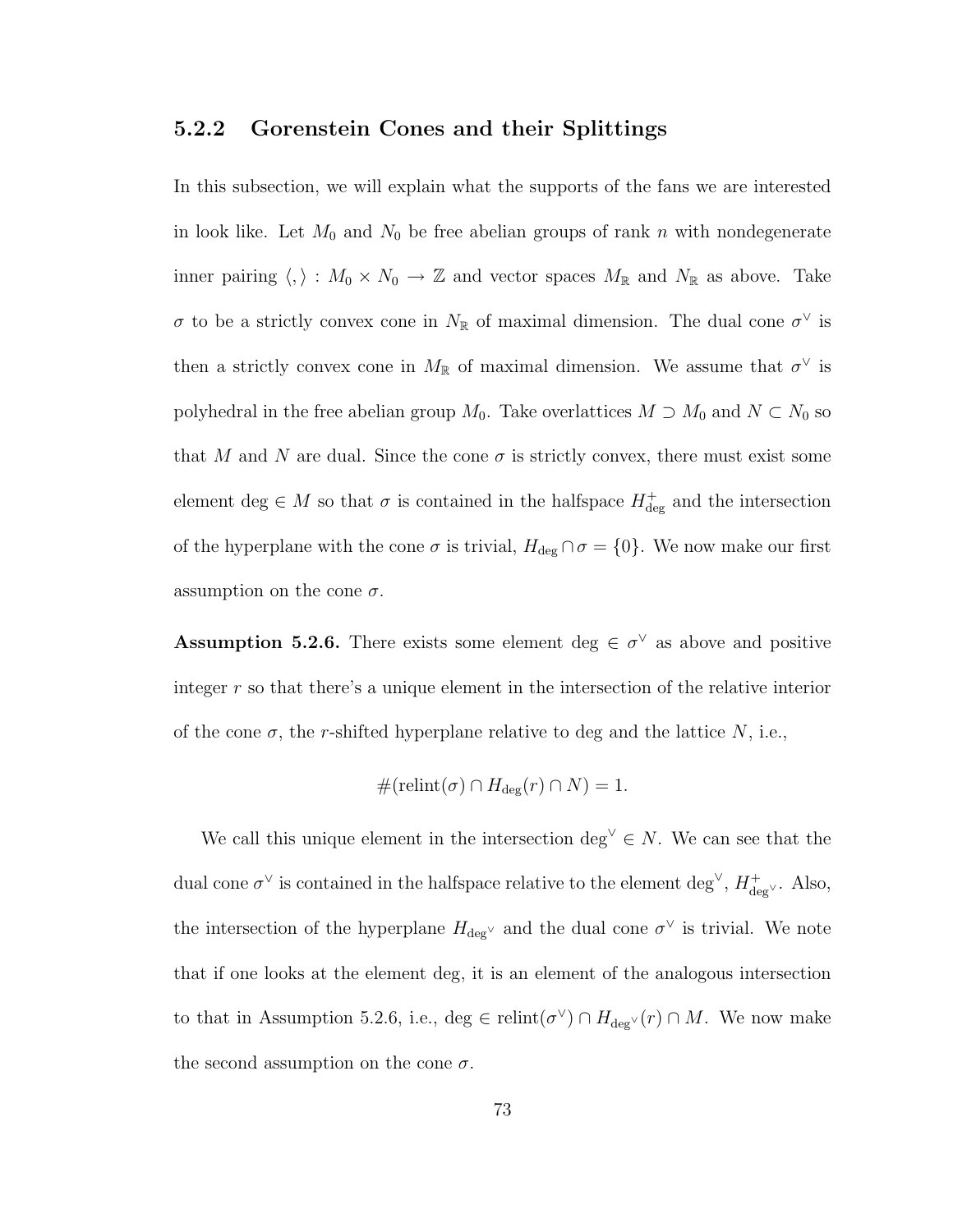### 5.2.2 Gorenstein Cones and their Splittings

In this subsection, we will explain what the supports of the fans we are interested in look like. Let $M_0$ and $N_0$ be free abelian groups of rank $n$ with nondegenerate inner pairing $\langle , \rangle : M_0 \times N_0 \to \mathbb{Z}$ and vector spaces $M_{\mathbb{R}}$ and $N_{\mathbb{R}}$ as above. Take $\sigma$ to be a strictly convex cone in $N_{\mathbb{R}}$ of maximal dimension. The dual cone $\sigma^\vee$ is then a strictly convex cone in $M_{\mathbb{R}}$ of maximal dimension. We assume that $\sigma^\vee$ is polyhedral in the free abelian group $M_0$. Take overlattices $M \supset M_0$ and $N \subset N_0$ so that $M$ and $N$ are dual. Since the cone $\sigma$ is strictly convex, there must exist some element $\deg \in M$ so that $\sigma$ is contained in the halfspace $H^+_{\deg}$ and the intersection of the hyperplane with the cone $\sigma$ is trivial, $H_{\deg} \cap \sigma = \{0\}$. We now make our first assumption on the cone $\sigma$.

**Assumption 5.2.6.** There exists some element $\deg \in \sigma^\vee$ as above and positive integer $r$ so that there's a unique element in the intersection of the relative interior of the cone $\sigma$, the $r$-shifted hyperplane relative to deg and the lattice $N$, i.e.,

$$\#(\mathrm{relint}(\sigma) \cap H_{\deg}(r) \cap N) = 1.$$

We call this unique element in the intersection $\deg^\vee \in N$. We can see that the dual cone $\sigma^\vee$ is contained in the halfspace relative to the element $\deg^\vee$, $H^+_{\deg^\vee}$. Also, the intersection of the hyperplane $H_{\deg^\vee}$ and the dual cone $\sigma^\vee$ is trivial. We note that if one looks at the element deg, it is an element of the analogous intersection to that in Assumption 5.2.6, i.e., $\deg \in \mathrm{relint}(\sigma^\vee) \cap H_{\deg^\vee}(r) \cap M$. We now make the second assumption on the cone $\sigma$.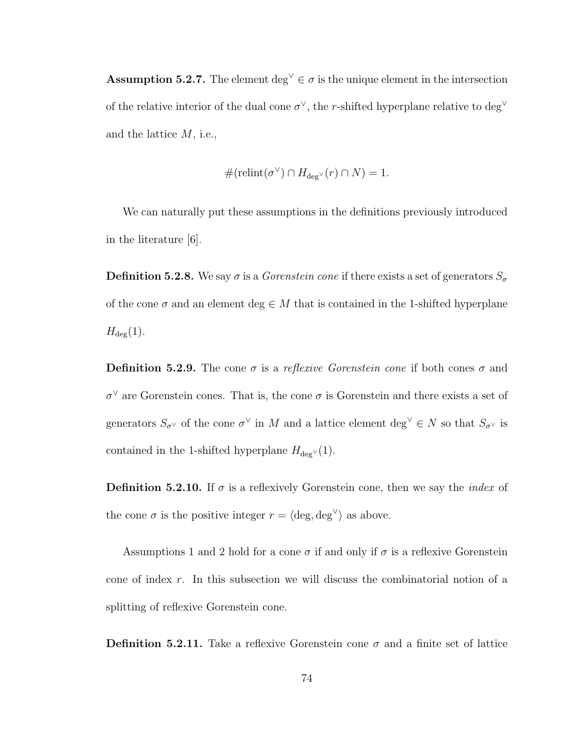**Assumption 5.2.7.** The element $\deg^\vee \in \sigma$ is the unique element in the intersection of the relative interior of the dual cone $\sigma^\vee$, the $r$-shifted hyperplane relative to $\deg^\vee$ and the lattice $M$, i.e.,

$$\#(\text{relint}(\sigma^\vee) \cap H_{\deg^\vee}(r) \cap N) = 1.$$

We can naturally put these assumptions in the definitions previously introduced in the literature [6].

**Definition 5.2.8.** We say $\sigma$ is a *Gorenstein cone* if there exists a set of generators $S_\sigma$ of the cone $\sigma$ and an element $\deg \in M$ that is contained in the 1-shifted hyperplane $H_{\deg}(1)$.

**Definition 5.2.9.** The cone $\sigma$ is a *reflexive Gorenstein cone* if both cones $\sigma$ and $\sigma^\vee$ are Gorenstein cones. That is, the cone $\sigma$ is Gorenstein and there exists a set of generators $S_{\sigma^\vee}$ of the cone $\sigma^\vee$ in $M$ and a lattice element $\deg^\vee \in N$ so that $S_{\sigma^\vee}$ is contained in the 1-shifted hyperplane $H_{\deg^\vee}(1)$.

**Definition 5.2.10.** If $\sigma$ is a reflexively Gorenstein cone, then we say the *index* of the cone $\sigma$ is the positive integer $r = \langle \deg, \deg^\vee \rangle$ as above.

Assumptions 1 and 2 hold for a cone $\sigma$ if and only if $\sigma$ is a reflexive Gorenstein cone of index $r$. In this subsection we will discuss the combinatorial notion of a splitting of reflexive Gorenstein cone.

**Definition 5.2.11.** Take a reflexive Gorenstein cone $\sigma$ and a finite set of lattice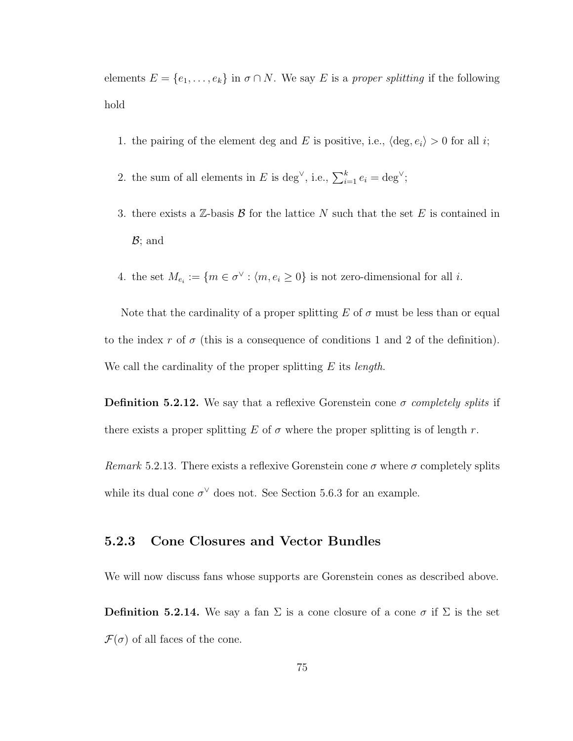elements $E = \{e_1, \ldots, e_k\}$ in $\sigma \cap N$. We say $E$ is a *proper splitting* if the following hold

1. the pairing of the element deg and $E$ is positive, i.e., $\langle \deg, e_i \rangle > 0$ for all $i$;
2. the sum of all elements in $E$ is $\deg^\vee$, i.e., $\sum_{i=1}^{k} e_i = \deg^\vee$;
3. there exists a $\mathbb{Z}$-basis $\mathcal{B}$ for the lattice $N$ such that the set $E$ is contained in $\mathcal{B}$; and
4. the set $M_{e_i} := \{m \in \sigma^\vee : \langle m, e_i \geq 0\}$ is not zero-dimensional for all $i$.

Note that the cardinality of a proper splitting $E$ of $\sigma$ must be less than or equal to the index $r$ of $\sigma$ (this is a consequence of conditions 1 and 2 of the definition). We call the cardinality of the proper splitting $E$ its *length*.

**Definition 5.2.12.** We say that a reflexive Gorenstein cone $\sigma$ *completely splits* if there exists a proper splitting $E$ of $\sigma$ where the proper splitting is of length $r$.

*Remark* 5.2.13. There exists a reflexive Gorenstein cone $\sigma$ where $\sigma$ completely splits while its dual cone $\sigma^\vee$ does not. See Section 5.6.3 for an example.

### 5.2.3 Cone Closures and Vector Bundles

We will now discuss fans whose supports are Gorenstein cones as described above.

**Definition 5.2.14.** We say a fan $\Sigma$ is a cone closure of a cone $\sigma$ if $\Sigma$ is the set $\mathcal{F}(\sigma)$ of all faces of the cone.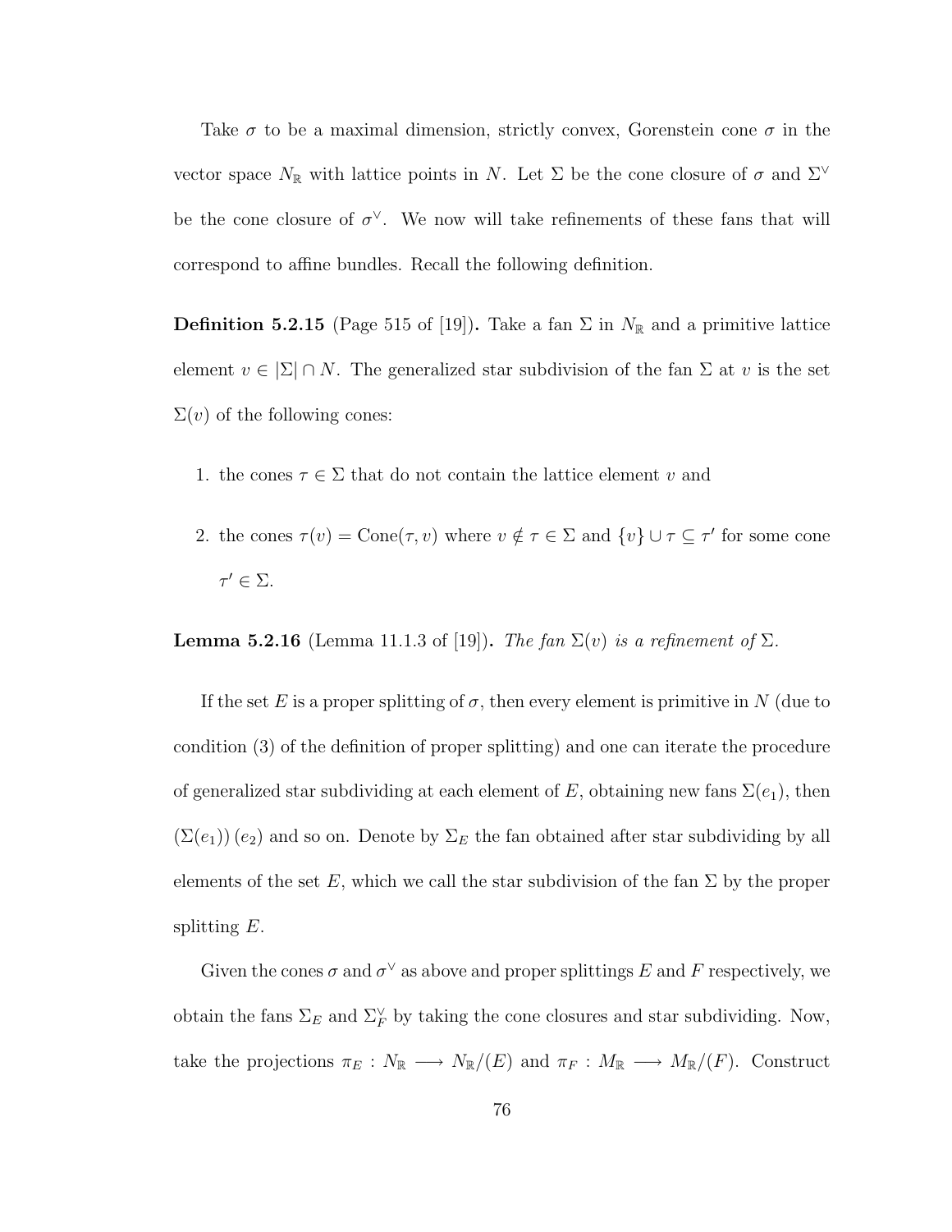Take $\sigma$ to be a maximal dimension, strictly convex, Gorenstein cone $\sigma$ in the vector space $N_{\mathbb{R}}$ with lattice points in $N$. Let $\Sigma$ be the cone closure of $\sigma$ and $\Sigma^{\vee}$ be the cone closure of $\sigma^{\vee}$. We now will take refinements of these fans that will correspond to affine bundles. Recall the following definition.

**Definition 5.2.15** (Page 515 of [19])**.** Take a fan $\Sigma$ in $N_{\mathbb{R}}$ and a primitive lattice element $v \in |\Sigma| \cap N$. The generalized star subdivision of the fan $\Sigma$ at $v$ is the set $\Sigma(v)$ of the following cones:

1. the cones $\tau \in \Sigma$ that do not contain the lattice element $v$ and
2. the cones $\tau(v) = \text{Cone}(\tau, v)$ where $v \notin \tau \in \Sigma$ and $\{v\} \cup \tau \subseteq \tau'$ for some cone $\tau' \in \Sigma$.

**Lemma 5.2.16** (Lemma 11.1.3 of [19])**.** *The fan $\Sigma(v)$ is a refinement of $\Sigma$.*

If the set $E$ is a proper splitting of $\sigma$, then every element is primitive in $N$ (due to condition (3) of the definition of proper splitting) and one can iterate the procedure of generalized star subdividing at each element of $E$, obtaining new fans $\Sigma(e_1)$, then $(\Sigma(e_1))\,(e_2)$ and so on. Denote by $\Sigma_E$ the fan obtained after star subdividing by all elements of the set $E$, which we call the star subdivision of the fan $\Sigma$ by the proper splitting $E$.

Given the cones $\sigma$ and $\sigma^{\vee}$ as above and proper splittings $E$ and $F$ respectively, we obtain the fans $\Sigma_E$ and $\Sigma_F^{\vee}$ by taking the cone closures and star subdividing. Now, take the projections $\pi_E : N_{\mathbb{R}} \longrightarrow N_{\mathbb{R}}/(E)$ and $\pi_F : M_{\mathbb{R}} \longrightarrow M_{\mathbb{R}}/(F)$. Construct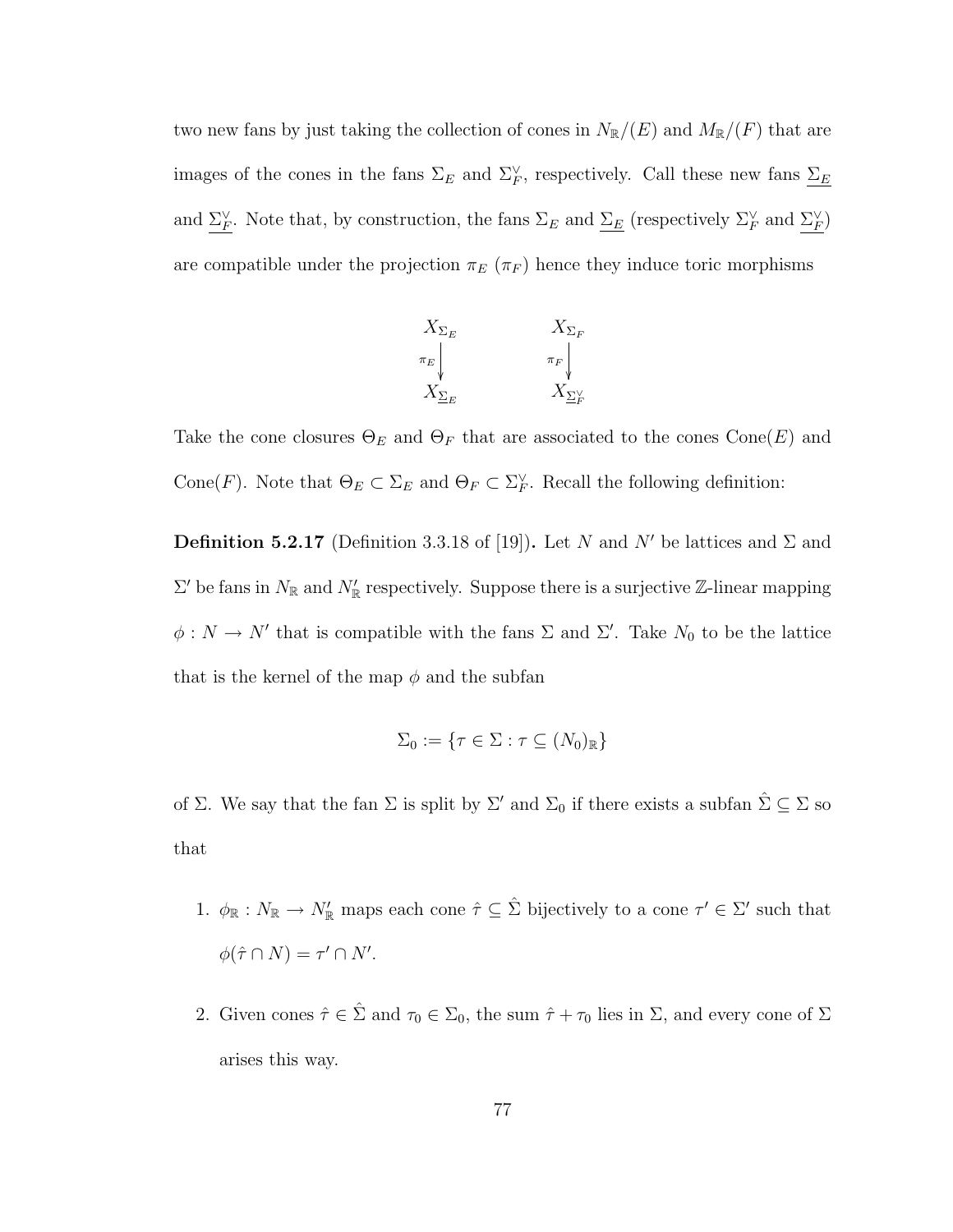two new fans by just taking the collection of cones in $N_{\mathbb{R}}/(E)$ and $M_{\mathbb{R}}/(F)$ that are images of the cones in the fans $\Sigma_E$ and $\Sigma_F^\vee$, respectively. Call these new fans $\underline{\Sigma_E}$ and $\underline{\Sigma_F^\vee}$. Note that, by construction, the fans $\Sigma_E$ and $\underline{\Sigma_E}$ (respectively $\Sigma_F^\vee$ and $\underline{\Sigma_F^\vee}$) are compatible under the projection $\pi_E$ ($\pi_F$) hence they induce toric morphisms

$$
\begin{array}{ccc}
X_{\Sigma_E} & \quad & X_{\Sigma_F} \\
\Big\downarrow{\scriptstyle \pi_E} & & \Big\downarrow{\scriptstyle \pi_F} \\
X_{\underline{\Sigma_E}} & & X_{\underline{\Sigma_F^\vee}}
\end{array}
$$

Take the cone closures $\Theta_E$ and $\Theta_F$ that are associated to the cones $\mathrm{Cone}(E)$ and $\mathrm{Cone}(F)$. Note that $\Theta_E \subset \Sigma_E$ and $\Theta_F \subset \Sigma_F^\vee$. Recall the following definition:

**Definition 5.2.17** (Definition 3.3.18 of [19])**.** Let $N$ and $N'$ be lattices and $\Sigma$ and $\Sigma'$ be fans in $N_{\mathbb{R}}$ and $N'_{\mathbb{R}}$ respectively. Suppose there is a surjective $\mathbb{Z}$-linear mapping $\phi : N \to N'$ that is compatible with the fans $\Sigma$ and $\Sigma'$. Take $N_0$ to be the lattice that is the kernel of the map $\phi$ and the subfan

$$\Sigma_0 := \{\tau \in \Sigma : \tau \subseteq (N_0)_{\mathbb{R}}\}$$

of $\Sigma$. We say that the fan $\Sigma$ is split by $\Sigma'$ and $\Sigma_0$ if there exists a subfan $\hat{\Sigma} \subseteq \Sigma$ so that

1. $\phi_{\mathbb{R}} : N_{\mathbb{R}} \to N'_{\mathbb{R}}$ maps each cone $\hat{\tau} \subseteq \hat{\Sigma}$ bijectively to a cone $\tau' \in \Sigma'$ such that $\phi(\hat{\tau} \cap N) = \tau' \cap N'$.
2. Given cones $\hat{\tau} \in \hat{\Sigma}$ and $\tau_0 \in \Sigma_0$, the sum $\hat{\tau} + \tau_0$ lies in $\Sigma$, and every cone of $\Sigma$ arises this way.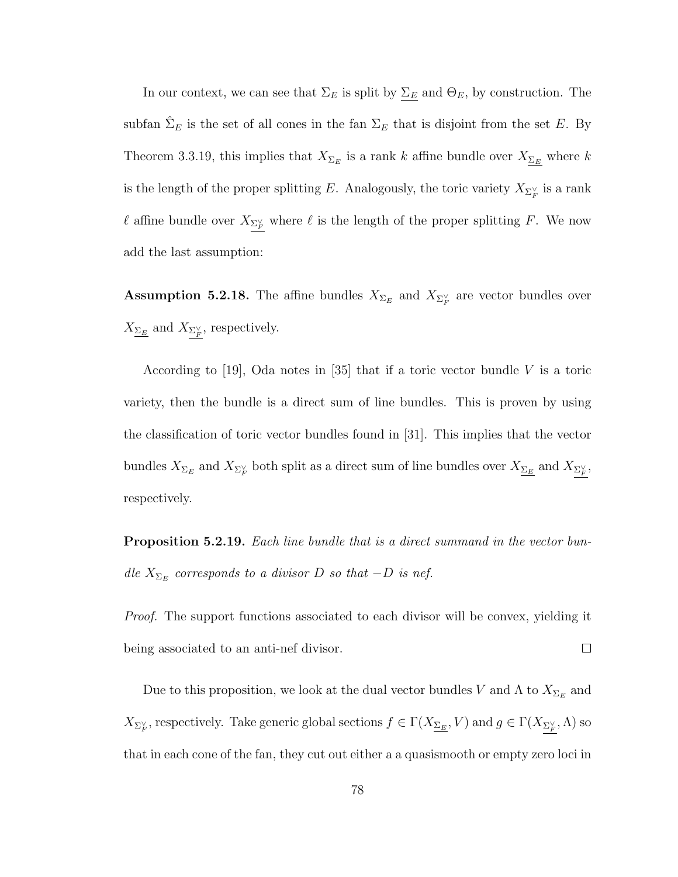In our context, we can see that $\Sigma_E$ is split by $\underline{\Sigma_E}$ and $\Theta_E$, by construction. The subfan $\hat{\Sigma}_E$ is the set of all cones in the fan $\Sigma_E$ that is disjoint from the set $E$. By Theorem 3.3.19, this implies that $X_{\Sigma_E}$ is a rank $k$ affine bundle over $X_{\underline{\Sigma_E}}$ where $k$ is the length of the proper splitting $E$. Analogously, the toric variety $X_{\Sigma_F^\vee}$ is a rank $\ell$ affine bundle over $X_{\underline{\Sigma_F^\vee}}$ where $\ell$ is the length of the proper splitting $F$. We now add the last assumption:

**Assumption 5.2.18.** The affine bundles $X_{\Sigma_E}$ and $X_{\Sigma_F^\vee}$ are vector bundles over $X_{\underline{\Sigma_E}}$ and $X_{\underline{\Sigma_F^\vee}}$, respectively.

According to [19], Oda notes in [35] that if a toric vector bundle $V$ is a toric variety, then the bundle is a direct sum of line bundles. This is proven by using the classification of toric vector bundles found in [31]. This implies that the vector bundles $X_{\Sigma_E}$ and $X_{\Sigma_F^\vee}$ both split as a direct sum of line bundles over $X_{\underline{\Sigma_E}}$ and $X_{\underline{\Sigma_F^\vee}}$, respectively.

**Proposition 5.2.19.** *Each line bundle that is a direct summand in the vector bundle $X_{\Sigma_E}$ corresponds to a divisor $D$ so that $-D$ is nef.*

*Proof.* The support functions associated to each divisor will be convex, yielding it being associated to an anti-nef divisor. □

Due to this proposition, we look at the dual vector bundles $V$ and $\Lambda$ to $X_{\Sigma_E}$ and $X_{\Sigma_F^\vee}$, respectively. Take generic global sections $f \in \Gamma(X_{\underline{\Sigma_E}}, V)$ and $g \in \Gamma(X_{\underline{\Sigma_F^\vee}}, \Lambda)$ so that in each cone of the fan, they cut out either a a quasismooth or empty zero loci in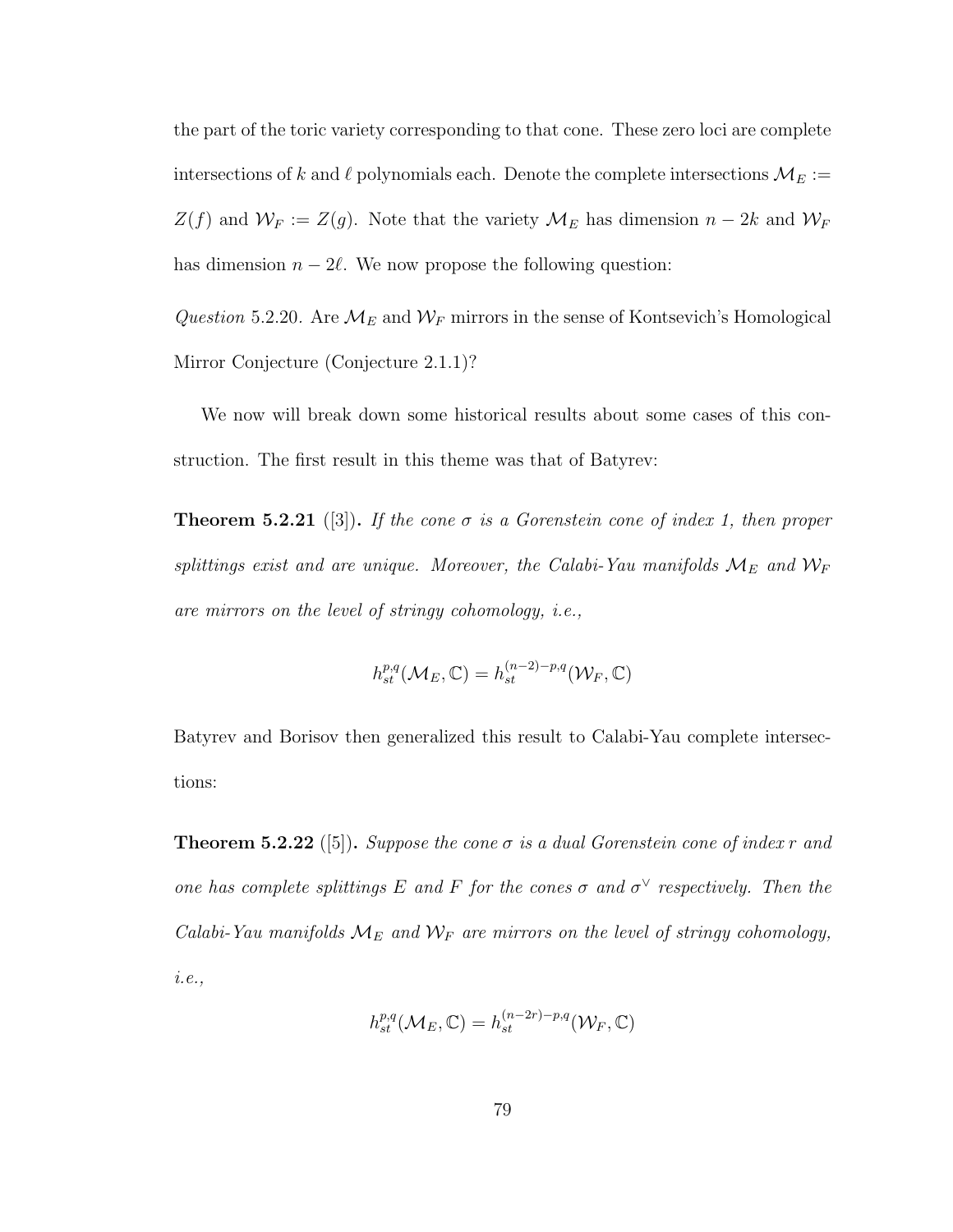the part of the toric variety corresponding to that cone. These zero loci are complete intersections of $k$ and $\ell$ polynomials each. Denote the complete intersections $\mathcal{M}_E := Z(f)$ and $\mathcal{W}_F := Z(g)$. Note that the variety $\mathcal{M}_E$ has dimension $n - 2k$ and $\mathcal{W}_F$ has dimension $n - 2\ell$. We now propose the following question:

*Question* 5.2.20. Are $\mathcal{M}_E$ and $\mathcal{W}_F$ mirrors in the sense of Kontsevich's Homological Mirror Conjecture (Conjecture 2.1.1)?

We now will break down some historical results about some cases of this construction. The first result in this theme was that of Batyrev:

**Theorem 5.2.21** ([3])**.** *If the cone $\sigma$ is a Gorenstein cone of index 1, then proper splittings exist and are unique. Moreover, the Calabi-Yau manifolds $\mathcal{M}_E$ and $\mathcal{W}_F$ are mirrors on the level of stringy cohomology, i.e.,*

$$h^{p,q}_{st}(\mathcal{M}_E, \mathbb{C}) = h^{(n-2)-p,q}_{st}(\mathcal{W}_F, \mathbb{C})$$

Batyrev and Borisov then generalized this result to Calabi-Yau complete intersections:

**Theorem 5.2.22** ([5])**.** *Suppose the cone $\sigma$ is a dual Gorenstein cone of index $r$ and one has complete splittings $E$ and $F$ for the cones $\sigma$ and $\sigma^\vee$ respectively. Then the Calabi-Yau manifolds $\mathcal{M}_E$ and $\mathcal{W}_F$ are mirrors on the level of stringy cohomology, i.e.,*

$$h^{p,q}_{st}(\mathcal{M}_E, \mathbb{C}) = h^{(n-2r)-p,q}_{st}(\mathcal{W}_F, \mathbb{C})$$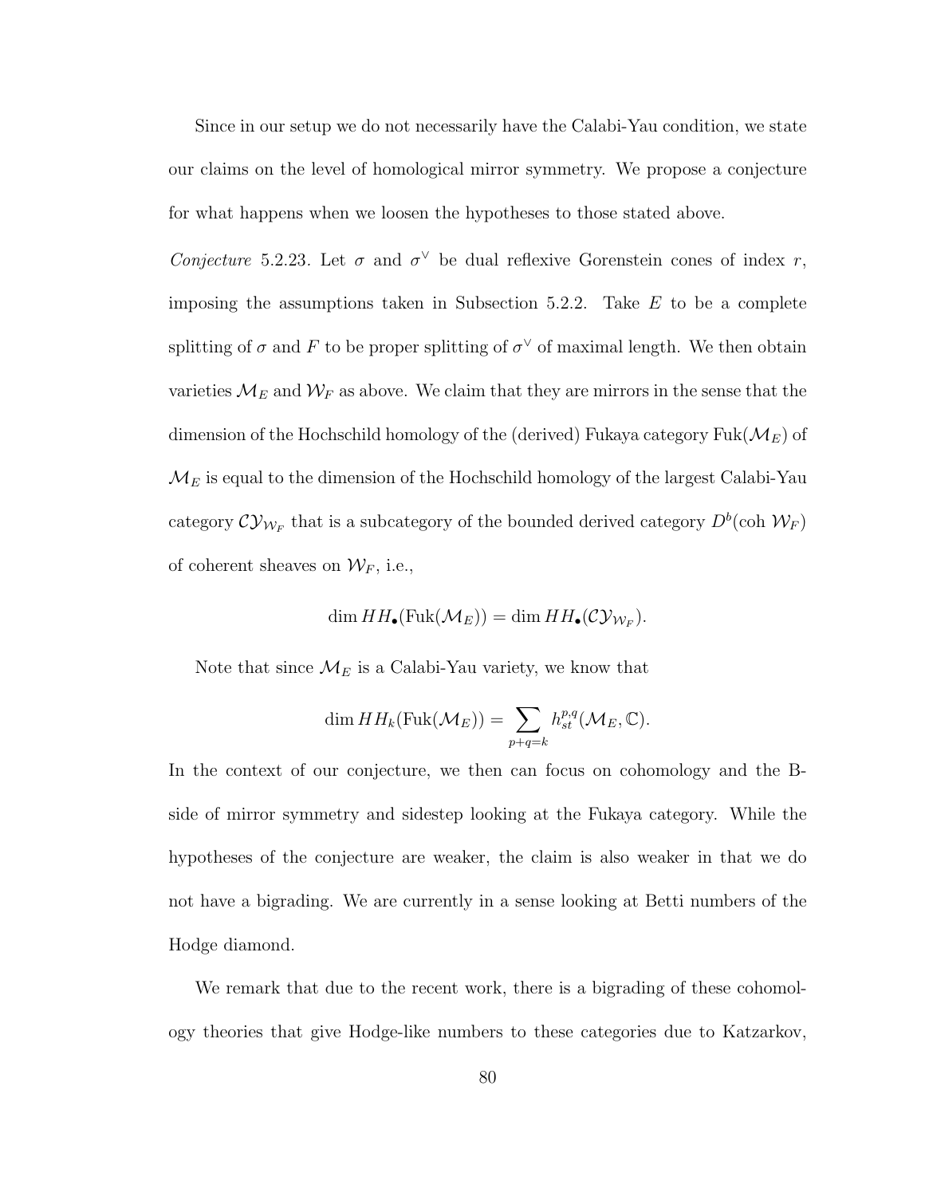Since in our setup we do not necessarily have the Calabi-Yau condition, we state our claims on the level of homological mirror symmetry. We propose a conjecture for what happens when we loosen the hypotheses to those stated above.

*Conjecture* 5.2.23. Let $\sigma$ and $\sigma^\vee$ be dual reflexive Gorenstein cones of index $r$, imposing the assumptions taken in Subsection 5.2.2. Take $E$ to be a complete splitting of $\sigma$ and $F$ to be proper splitting of $\sigma^\vee$ of maximal length. We then obtain varieties $\mathcal{M}_E$ and $\mathcal{W}_F$ as above. We claim that they are mirrors in the sense that the dimension of the Hochschild homology of the (derived) Fukaya category $\text{Fuk}(\mathcal{M}_E)$ of $\mathcal{M}_E$ is equal to the dimension of the Hochschild homology of the largest Calabi-Yau category $\mathcal{CY}_{\mathcal{W}_F}$ that is a subcategory of the bounded derived category $D^b(\text{coh } \mathcal{W}_F)$ of coherent sheaves on $\mathcal{W}_F$, i.e.,

$$\dim HH_\bullet(\text{Fuk}(\mathcal{M}_E)) = \dim HH_\bullet(\mathcal{CY}_{\mathcal{W}_F}).$$

Note that since $\mathcal{M}_E$ is a Calabi-Yau variety, we know that

$$\dim HH_k(\text{Fuk}(\mathcal{M}_E)) = \sum_{p+q=k} h^{p,q}_{st}(\mathcal{M}_E, \mathbb{C}).$$

In the context of our conjecture, we then can focus on cohomology and the B-side of mirror symmetry and sidestep looking at the Fukaya category. While the hypotheses of the conjecture are weaker, the claim is also weaker in that we do not have a bigrading. We are currently in a sense looking at Betti numbers of the Hodge diamond.

We remark that due to the recent work, there is a bigrading of these cohomology theories that give Hodge-like numbers to these categories due to Katzarkov,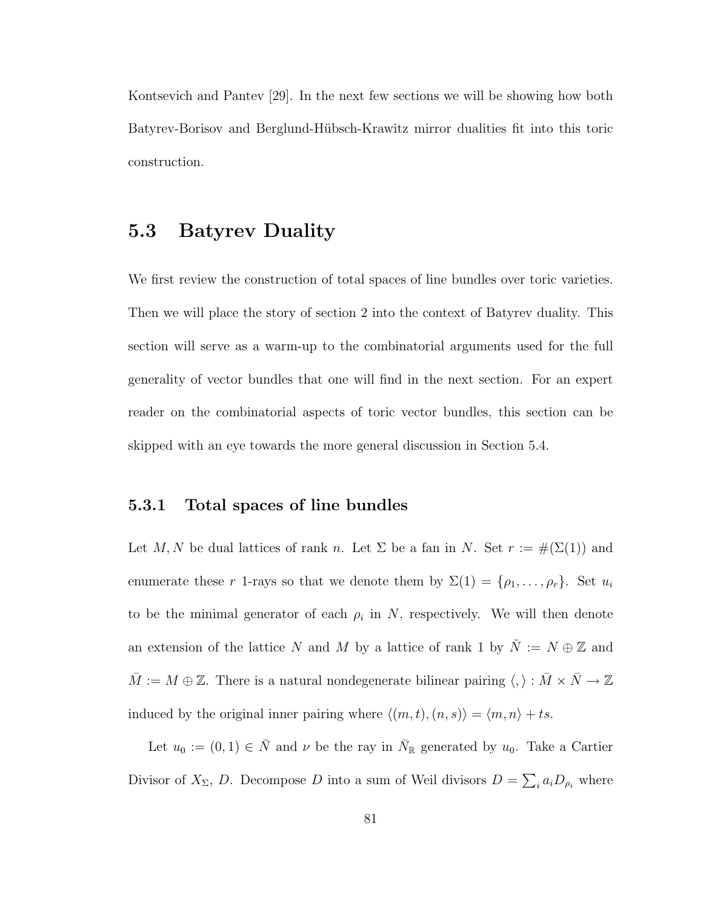Kontsevich and Pantev [29]. In the next few sections we will be showing how both Batyrev-Borisov and Berglund-Hübsch-Krawitz mirror dualities fit into this toric construction.

## 5.3 Batyrev Duality

We first review the construction of total spaces of line bundles over toric varieties. Then we will place the story of section 2 into the context of Batyrev duality. This section will serve as a warm-up to the combinatorial arguments used for the full generality of vector bundles that one will find in the next section. For an expert reader on the combinatorial aspects of toric vector bundles, this section can be skipped with an eye towards the more general discussion in Section 5.4.

### 5.3.1 Total spaces of line bundles

Let $M, N$ be dual lattices of rank $n$. Let $\Sigma$ be a fan in $N$. Set $r := \#(\Sigma(1))$ and enumerate these $r$ 1-rays so that we denote them by $\Sigma(1) = \{\rho_1, \ldots, \rho_r\}$. Set $u_i$ to be the minimal generator of each $\rho_i$ in $N$, respectively. We will then denote an extension of the lattice $N$ and $M$ by a lattice of rank 1 by $\bar{N} := N \oplus \mathbb{Z}$ and $\bar{M} := M \oplus \mathbb{Z}$. There is a natural nondegenerate bilinear pairing $\langle , \rangle : \bar{M} \times \bar{N} \to \mathbb{Z}$ induced by the original inner pairing where $\langle (m, t), (n, s) \rangle = \langle m, n \rangle + ts$.

Let $u_0 := (0, 1) \in \bar{N}$ and $\nu$ be the ray in $\bar{N}_{\mathbb{R}}$ generated by $u_0$. Take a Cartier Divisor of $X_\Sigma$, $D$. Decompose $D$ into a sum of Weil divisors $D = \sum_i a_i D_{\rho_i}$ where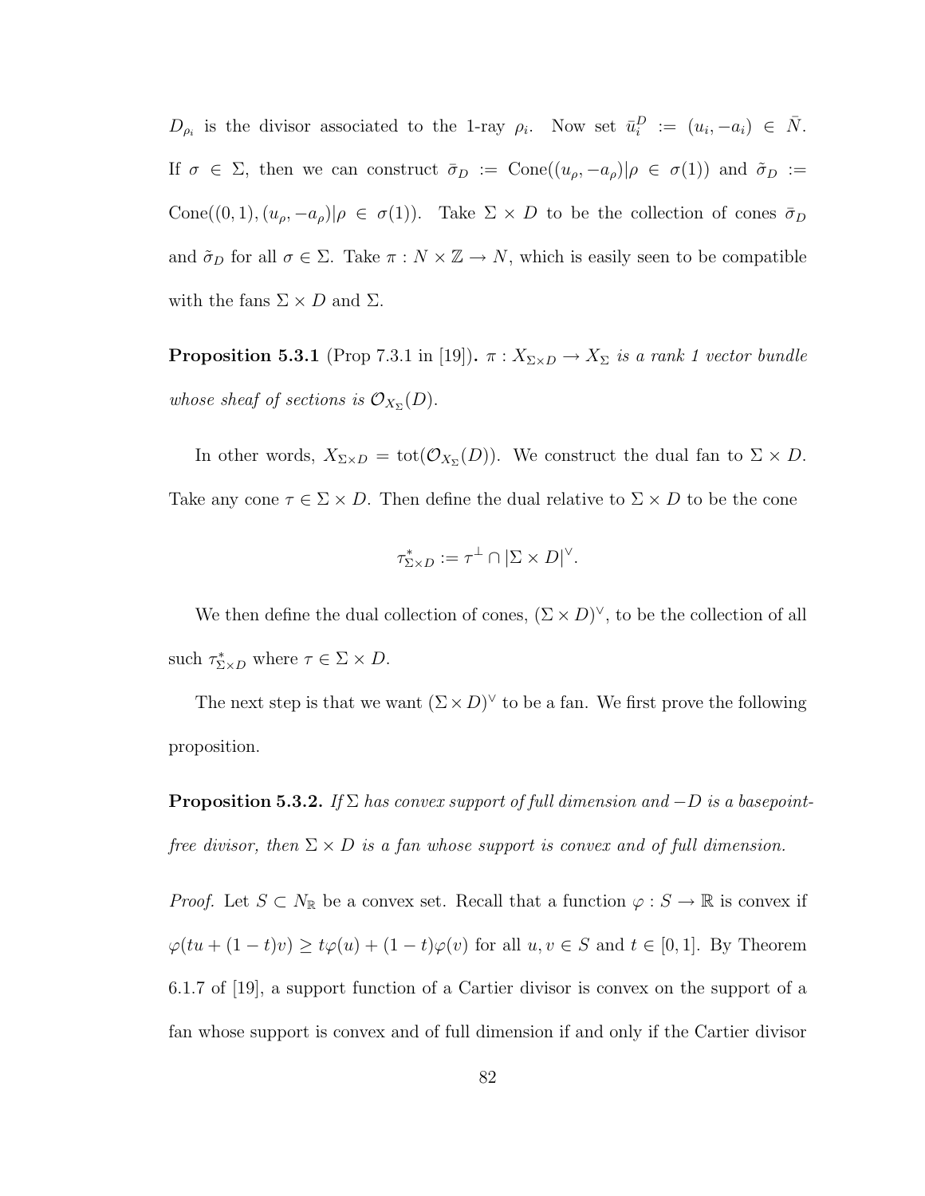$D_{\rho_i}$ is the divisor associated to the 1-ray $\rho_i$. Now set $\bar{u}_i^D := (u_i, -a_i) \in \bar{N}$. If $\sigma \in \Sigma$, then we can construct $\bar{\sigma}_D := \text{Cone}((u_\rho, -a_\rho)|\rho \in \sigma(1))$ and $\tilde{\sigma}_D := \text{Cone}((0,1), (u_\rho, -a_\rho)|\rho \in \sigma(1))$. Take $\Sigma \times D$ to be the collection of cones $\bar{\sigma}_D$ and $\tilde{\sigma}_D$ for all $\sigma \in \Sigma$. Take $\pi : N \times \mathbb{Z} \to N$, which is easily seen to be compatible with the fans $\Sigma \times D$ and $\Sigma$.

**Proposition 5.3.1** (Prop 7.3.1 in [19])**.** *$\pi : X_{\Sigma \times D} \to X_\Sigma$ is a rank 1 vector bundle whose sheaf of sections is $\mathcal{O}_{X_\Sigma}(D)$.*

In other words, $X_{\Sigma \times D} = \text{tot}(\mathcal{O}_{X_\Sigma}(D))$. We construct the dual fan to $\Sigma \times D$. Take any cone $\tau \in \Sigma \times D$. Then define the dual relative to $\Sigma \times D$ to be the cone

$$\tau^*_{\Sigma \times D} := \tau^\perp \cap |\Sigma \times D|^\vee.$$

We then define the dual collection of cones, $(\Sigma \times D)^\vee$, to be the collection of all such $\tau^*_{\Sigma \times D}$ where $\tau \in \Sigma \times D$.

The next step is that we want $(\Sigma \times D)^\vee$ to be a fan. We first prove the following proposition.

**Proposition 5.3.2.** *If $\Sigma$ has convex support of full dimension and $-D$ is a basepoint-free divisor, then $\Sigma \times D$ is a fan whose support is convex and of full dimension.*

*Proof.* Let $S \subset N_\mathbb{R}$ be a convex set. Recall that a function $\varphi : S \to \mathbb{R}$ is convex if $\varphi(tu + (1-t)v) \geq t\varphi(u) + (1-t)\varphi(v)$ for all $u, v \in S$ and $t \in [0,1]$. By Theorem 6.1.7 of [19], a support function of a Cartier divisor is convex on the support of a fan whose support is convex and of full dimension if and only if the Cartier divisor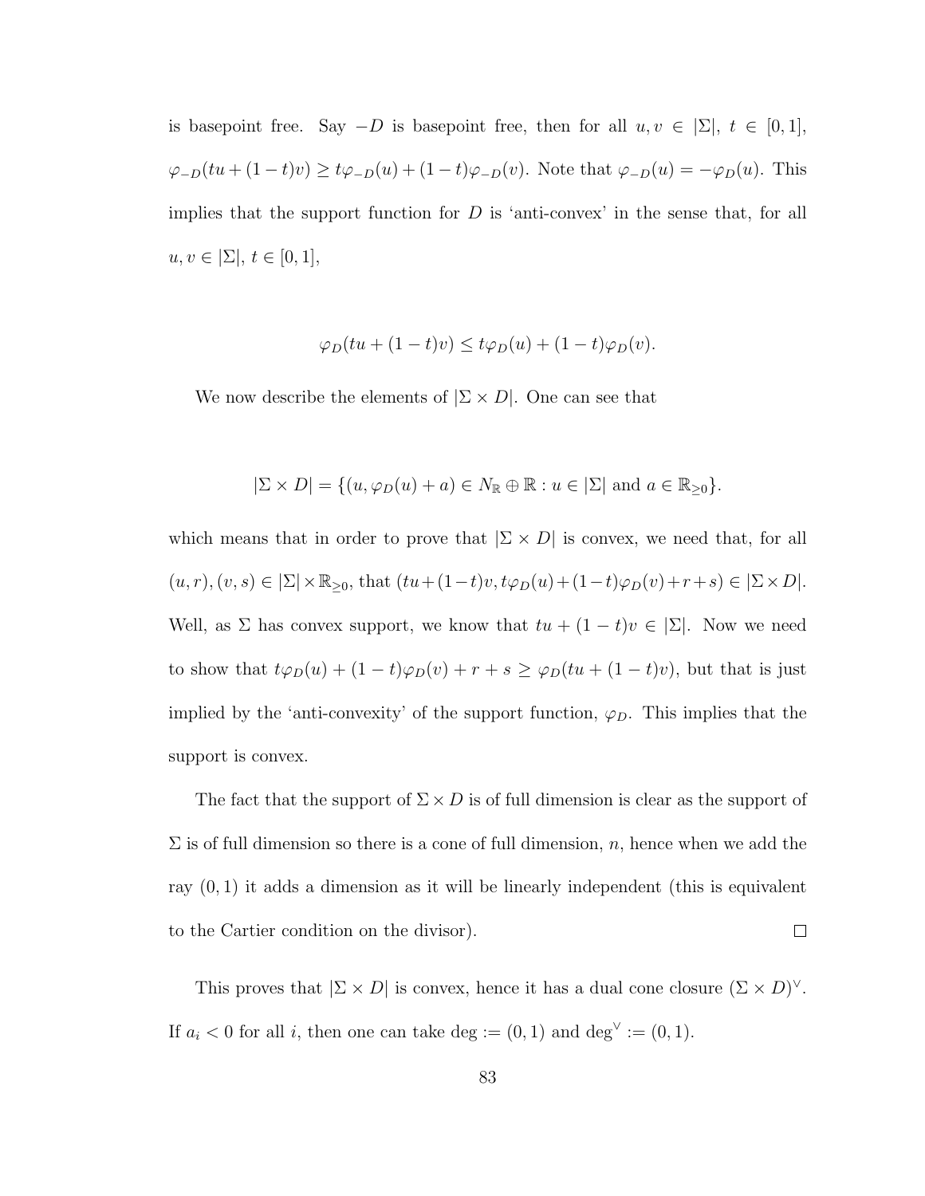is basepoint free. Say $-D$ is basepoint free, then for all $u, v \in |\Sigma|$, $t \in [0,1]$, $\varphi_{-D}(tu+(1-t)v) \geq t\varphi_{-D}(u)+(1-t)\varphi_{-D}(v)$. Note that $\varphi_{-D}(u) = -\varphi_D(u)$. This implies that the support function for $D$ is 'anti-convex' in the sense that, for all $u, v \in |\Sigma|$, $t \in [0,1]$,

$$\varphi_D(tu+(1-t)v) \leq t\varphi_D(u)+(1-t)\varphi_D(v).$$

We now describe the elements of $|\Sigma \times D|$. One can see that

$$|\Sigma \times D| = \{(u, \varphi_D(u)+a) \in N_{\mathbb{R}} \oplus \mathbb{R} : u \in |\Sigma| \text{ and } a \in \mathbb{R}_{\geq 0}\}.$$

which means that in order to prove that $|\Sigma \times D|$ is convex, we need that, for all $(u, r), (v, s) \in |\Sigma| \times \mathbb{R}_{\geq 0}$, that $(tu+(1-t)v, t\varphi_D(u)+(1-t)\varphi_D(v)+r+s) \in |\Sigma \times D|$. Well, as $\Sigma$ has convex support, we know that $tu+(1-t)v \in |\Sigma|$. Now we need to show that $t\varphi_D(u)+(1-t)\varphi_D(v)+r+s \geq \varphi_D(tu+(1-t)v)$, but that is just implied by the 'anti-convexity' of the support function, $\varphi_D$. This implies that the support is convex.

The fact that the support of $\Sigma \times D$ is of full dimension is clear as the support of $\Sigma$ is of full dimension so there is a cone of full dimension, $n$, hence when we add the ray $(0,1)$ it adds a dimension as it will be linearly independent (this is equivalent to the Cartier condition on the divisor). $\square$

This proves that $|\Sigma \times D|$ is convex, hence it has a dual cone closure $(\Sigma \times D)^\vee$. If $a_i < 0$ for all $i$, then one can take $\deg := (0,1)$ and $\deg^\vee := (0,1)$.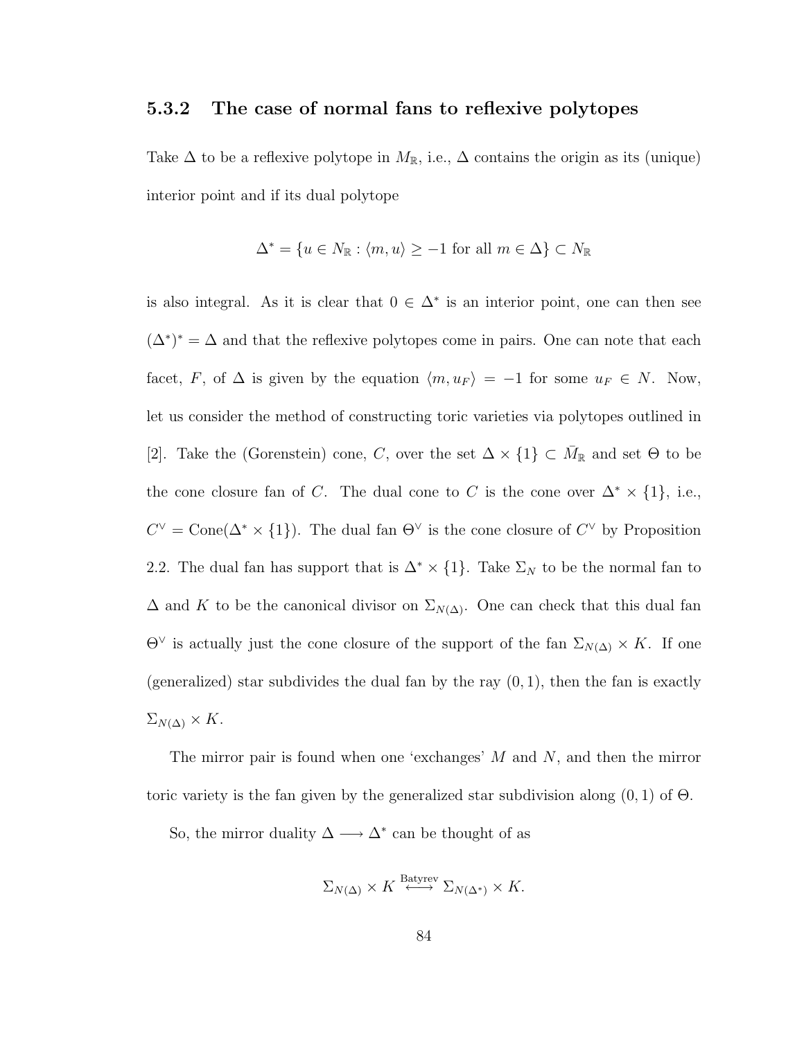### 5.3.2 The case of normal fans to reflexive polytopes

Take $\Delta$ to be a reflexive polytope in $M_{\mathbb{R}}$, i.e., $\Delta$ contains the origin as its (unique) interior point and if its dual polytope

$$\Delta^* = \{u \in N_{\mathbb{R}} : \langle m, u\rangle \geq -1 \text{ for all } m \in \Delta\} \subset N_{\mathbb{R}}$$

is also integral. As it is clear that $0 \in \Delta^*$ is an interior point, one can then see $(\Delta^*)^* = \Delta$ and that the reflexive polytopes come in pairs. One can note that each facet, $F$, of $\Delta$ is given by the equation $\langle m, u_F\rangle = -1$ for some $u_F \in N$. Now, let us consider the method of constructing toric varieties via polytopes outlined in [2]. Take the (Gorenstein) cone, $C$, over the set $\Delta \times \{1\} \subset \bar{M}_{\mathbb{R}}$ and set $\Theta$ to be the cone closure fan of $C$. The dual cone to $C$ is the cone over $\Delta^* \times \{1\}$, i.e., $C^\vee = \mathrm{Cone}(\Delta^* \times \{1\})$. The dual fan $\Theta^\vee$ is the cone closure of $C^\vee$ by Proposition 2.2. The dual fan has support that is $\Delta^* \times \{1\}$. Take $\Sigma_N$ to be the normal fan to $\Delta$ and $K$ to be the canonical divisor on $\Sigma_{N(\Delta)}$. One can check that this dual fan $\Theta^\vee$ is actually just the cone closure of the support of the fan $\Sigma_{N(\Delta)} \times K$. If one (generalized) star subdivides the dual fan by the ray $(0, 1)$, then the fan is exactly $\Sigma_{N(\Delta)} \times K$.

The mirror pair is found when one 'exchanges' $M$ and $N$, and then the mirror toric variety is the fan given by the generalized star subdivision along $(0, 1)$ of $\Theta$.

So, the mirror duality $\Delta \longrightarrow \Delta^*$ can be thought of as

$$\Sigma_{N(\Delta)} \times K \stackrel{\text{Batyrev}}{\longleftrightarrow} \Sigma_{N(\Delta^*)} \times K.$$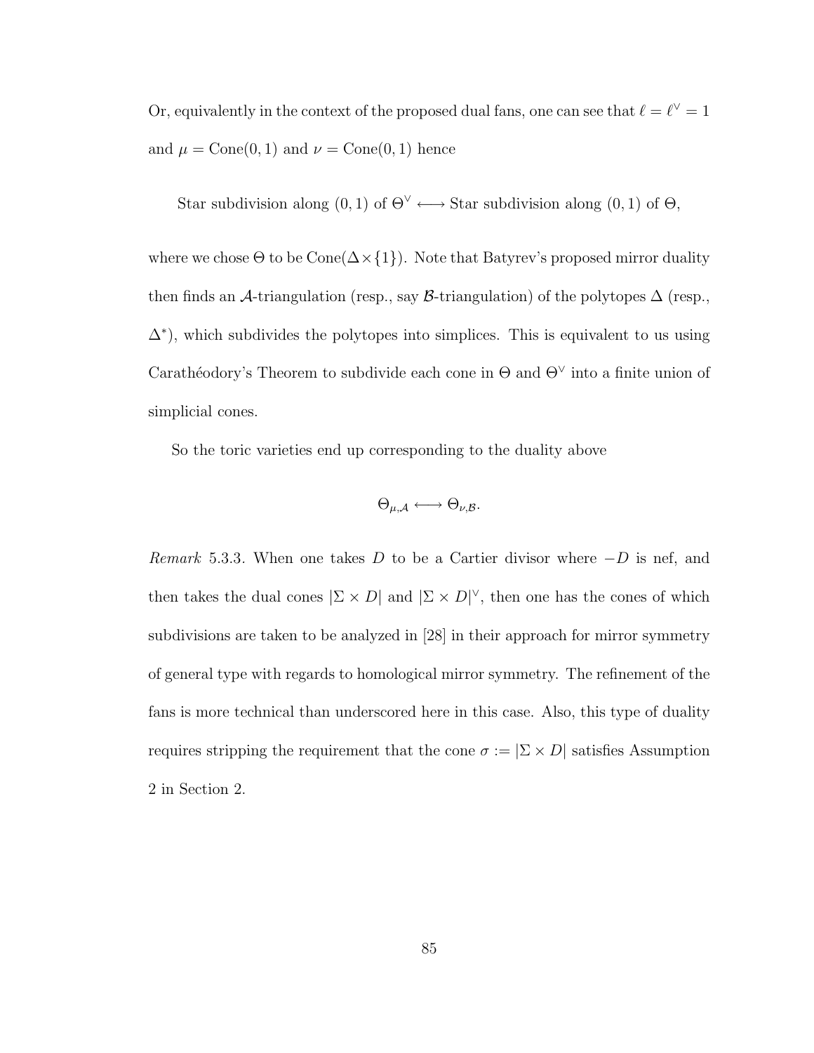Or, equivalently in the context of the proposed dual fans, one can see that $\ell = \ell^\vee = 1$ and $\mu = \text{Cone}(0,1)$ and $\nu = \text{Cone}(0,1)$ hence

$$\text{Star subdivision along } (0,1) \text{ of } \Theta^\vee \longleftrightarrow \text{Star subdivision along } (0,1) \text{ of } \Theta,$$

where we chose $\Theta$ to be $\text{Cone}(\Delta \times \{1\})$. Note that Batyrev's proposed mirror duality then finds an $\mathcal{A}$-triangulation (resp., say $\mathcal{B}$-triangulation) of the polytopes $\Delta$ (resp., $\Delta^*$), which subdivides the polytopes into simplices. This is equivalent to us using Carathéodory's Theorem to subdivide each cone in $\Theta$ and $\Theta^\vee$ into a finite union of simplicial cones.

So the toric varieties end up corresponding to the duality above

$$\Theta_{\mu,\mathcal{A}} \longleftrightarrow \Theta_{\nu,\mathcal{B}}.$$

*Remark* 5.3.3. When one takes $D$ to be a Cartier divisor where $-D$ is nef, and then takes the dual cones $|\Sigma \times D|$ and $|\Sigma \times D|^\vee$, then one has the cones of which subdivisions are taken to be analyzed in [28] in their approach for mirror symmetry of general type with regards to homological mirror symmetry. The refinement of the fans is more technical than underscored here in this case. Also, this type of duality requires stripping the requirement that the cone $\sigma := |\Sigma \times D|$ satisfies Assumption 2 in Section 2.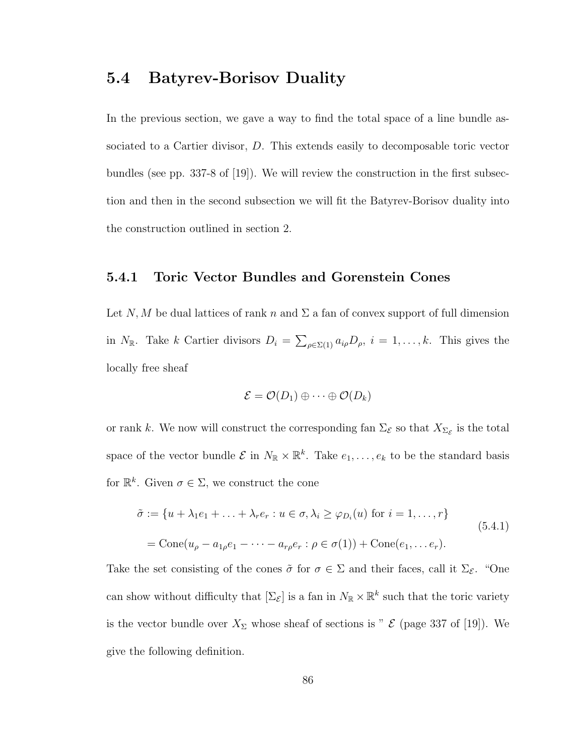## 5.4 Batyrev-Borisov Duality

In the previous section, we gave a way to find the total space of a line bundle associated to a Cartier divisor, $D$. This extends easily to decomposable toric vector bundles (see pp. 337-8 of [19]). We will review the construction in the first subsection and then in the second subsection we will fit the Batyrev-Borisov duality into the construction outlined in section 2.

### 5.4.1 Toric Vector Bundles and Gorenstein Cones

Let $N, M$ be dual lattices of rank $n$ and $\Sigma$ a fan of convex support of full dimension in $N_{\mathbb{R}}$. Take $k$ Cartier divisors $D_i = \sum_{\rho \in \Sigma(1)} a_{i\rho} D_\rho$, $i = 1, \ldots, k$. This gives the locally free sheaf

$$\mathcal{E} = \mathcal{O}(D_1) \oplus \cdots \oplus \mathcal{O}(D_k)$$

or rank $k$. We now will construct the corresponding fan $\Sigma_{\mathcal{E}}$ so that $X_{\Sigma_{\mathcal{E}}}$ is the total space of the vector bundle $\mathcal{E}$ in $N_{\mathbb{R}} \times \mathbb{R}^k$. Take $e_1, \ldots, e_k$ to be the standard basis for $\mathbb{R}^k$. Given $\sigma \in \Sigma$, we construct the cone

$$\begin{aligned}\tilde{\sigma} &:= \{u + \lambda_1 e_1 + \ldots + \lambda_r e_r : u \in \sigma, \lambda_i \geq \varphi_{D_i}(u) \text{ for } i = 1, \ldots, r\} \\ &= \operatorname{Cone}(u_\rho - a_{1\rho} e_1 - \cdots - a_{r\rho} e_r : \rho \in \sigma(1)) + \operatorname{Cone}(e_1, \ldots e_r).\end{aligned} \tag{5.4.1}$$

Take the set consisting of the cones $\tilde{\sigma}$ for $\sigma \in \Sigma$ and their faces, call it $\Sigma_{\mathcal{E}}$. "One can show without difficulty that [$\Sigma_{\mathcal{E}}$] is a fan in $N_{\mathbb{R}} \times \mathbb{R}^k$ such that the toric variety is the vector bundle over $X_\Sigma$ whose sheaf of sections is " $\mathcal{E}$ (page 337 of [19]). We give the following definition.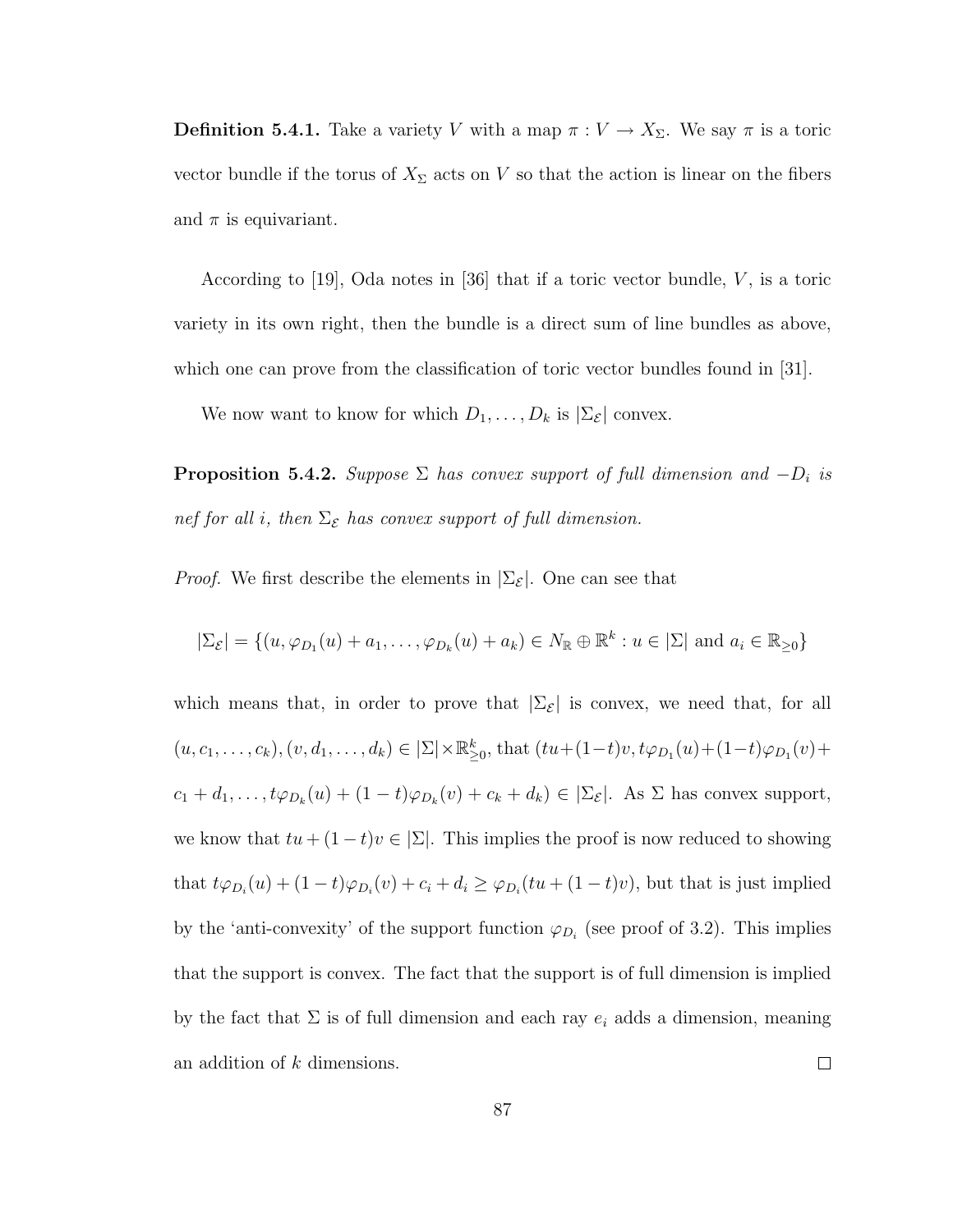**Definition 5.4.1.** Take a variety $V$ with a map $\pi : V \to X_\Sigma$. We say $\pi$ is a toric vector bundle if the torus of $X_\Sigma$ acts on $V$ so that the action is linear on the fibers and $\pi$ is equivariant.

According to [19], Oda notes in [36] that if a toric vector bundle, $V$, is a toric variety in its own right, then the bundle is a direct sum of line bundles as above, which one can prove from the classification of toric vector bundles found in [31].

We now want to know for which $D_1, \dots, D_k$ is $|\Sigma_\mathcal{E}|$ convex.

**Proposition 5.4.2.** *Suppose $\Sigma$ has convex support of full dimension and $-D_i$ is nef for all $i$, then $\Sigma_\mathcal{E}$ has convex support of full dimension.*

*Proof.* We first describe the elements in $|\Sigma_\mathcal{E}|$. One can see that

$$|\Sigma_\mathcal{E}| = \{(u, \varphi_{D_1}(u) + a_1, \dots, \varphi_{D_k}(u) + a_k) \in N_\mathbb{R} \oplus \mathbb{R}^k : u \in |\Sigma| \text{ and } a_i \in \mathbb{R}_{\geq 0}\}$$

which means that, in order to prove that $|\Sigma_\mathcal{E}|$ is convex, we need that, for all $(u, c_1, \dots, c_k), (v, d_1, \dots, d_k) \in |\Sigma| \times \mathbb{R}^k_{\geq 0}$, that $(tu + (1-t)v, t\varphi_{D_1}(u) + (1-t)\varphi_{D_1}(v) + c_1 + d_1, \dots, t\varphi_{D_k}(u) + (1-t)\varphi_{D_k}(v) + c_k + d_k) \in |\Sigma_\mathcal{E}|$. As $\Sigma$ has convex support, we know that $tu + (1-t)v \in |\Sigma|$. This implies the proof is now reduced to showing that $t\varphi_{D_i}(u) + (1-t)\varphi_{D_i}(v) + c_i + d_i \geq \varphi_{D_i}(tu + (1-t)v)$, but that is just implied by the 'anti-convexity' of the support function $\varphi_{D_i}$ (see proof of 3.2). This implies that the support is convex. The fact that the support is of full dimension is implied by the fact that $\Sigma$ is of full dimension and each ray $e_i$ adds a dimension, meaning an addition of $k$ dimensions. $\square$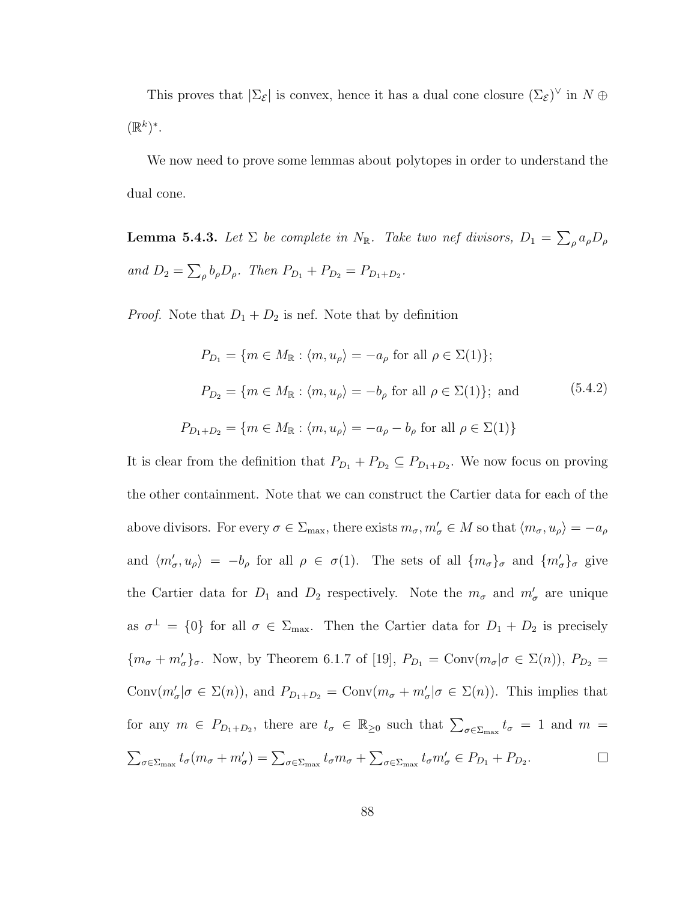This proves that $|\Sigma_{\mathcal{E}}|$ is convex, hence it has a dual cone closure $(\Sigma_{\mathcal{E}})^\vee$ in $N \oplus (\mathbb{R}^k)^*$.

We now need to prove some lemmas about polytopes in order to understand the dual cone.

**Lemma 5.4.3.** *Let $\Sigma$ be complete in $N_{\mathbb{R}}$. Take two nef divisors, $D_1 = \sum_\rho a_\rho D_\rho$ and $D_2 = \sum_\rho b_\rho D_\rho$. Then $P_{D_1} + P_{D_2} = P_{D_1+D_2}$.*

*Proof.* Note that $D_1 + D_2$ is nef. Note that by definition

$$
\begin{aligned}
P_{D_1} &= \{m \in M_{\mathbb{R}} : \langle m, u_\rho \rangle = -a_\rho \text{ for all } \rho \in \Sigma(1)\}; \\
P_{D_2} &= \{m \in M_{\mathbb{R}} : \langle m, u_\rho \rangle = -b_\rho \text{ for all } \rho \in \Sigma(1)\}; \text{ and} \\
P_{D_1+D_2} &= \{m \in M_{\mathbb{R}} : \langle m, u_\rho \rangle = -a_\rho - b_\rho \text{ for all } \rho \in \Sigma(1)\}
\end{aligned}
\tag{5.4.2}
$$

It is clear from the definition that $P_{D_1} + P_{D_2} \subseteq P_{D_1+D_2}$. We now focus on proving the other containment. Note that we can construct the Cartier data for each of the above divisors. For every $\sigma \in \Sigma_{\max}$, there exists $m_\sigma, m'_\sigma \in M$ so that $\langle m_\sigma, u_\rho \rangle = -a_\rho$ and $\langle m'_\sigma, u_\rho \rangle = -b_\rho$ for all $\rho \in \sigma(1)$. The sets of all $\{m_\sigma\}_\sigma$ and $\{m'_\sigma\}_\sigma$ give the Cartier data for $D_1$ and $D_2$ respectively. Note the $m_\sigma$ and $m'_\sigma$ are unique as $\sigma^\perp = \{0\}$ for all $\sigma \in \Sigma_{\max}$. Then the Cartier data for $D_1 + D_2$ is precisely $\{m_\sigma + m'_\sigma\}_\sigma$. Now, by Theorem 6.1.7 of [19], $P_{D_1} = \mathrm{Conv}(m_\sigma | \sigma \in \Sigma(n))$, $P_{D_2} = \mathrm{Conv}(m'_\sigma | \sigma \in \Sigma(n))$, and $P_{D_1+D_2} = \mathrm{Conv}(m_\sigma + m'_\sigma | \sigma \in \Sigma(n))$. This implies that for any $m \in P_{D_1+D_2}$, there are $t_\sigma \in \mathbb{R}_{\geq 0}$ such that $\sum_{\sigma \in \Sigma_{\max}} t_\sigma = 1$ and $m = \sum_{\sigma \in \Sigma_{\max}} t_\sigma (m_\sigma + m'_\sigma) = \sum_{\sigma \in \Sigma_{\max}} t_\sigma m_\sigma + \sum_{\sigma \in \Sigma_{\max}} t_\sigma m'_\sigma \in P_{D_1} + P_{D_2}$. $\square$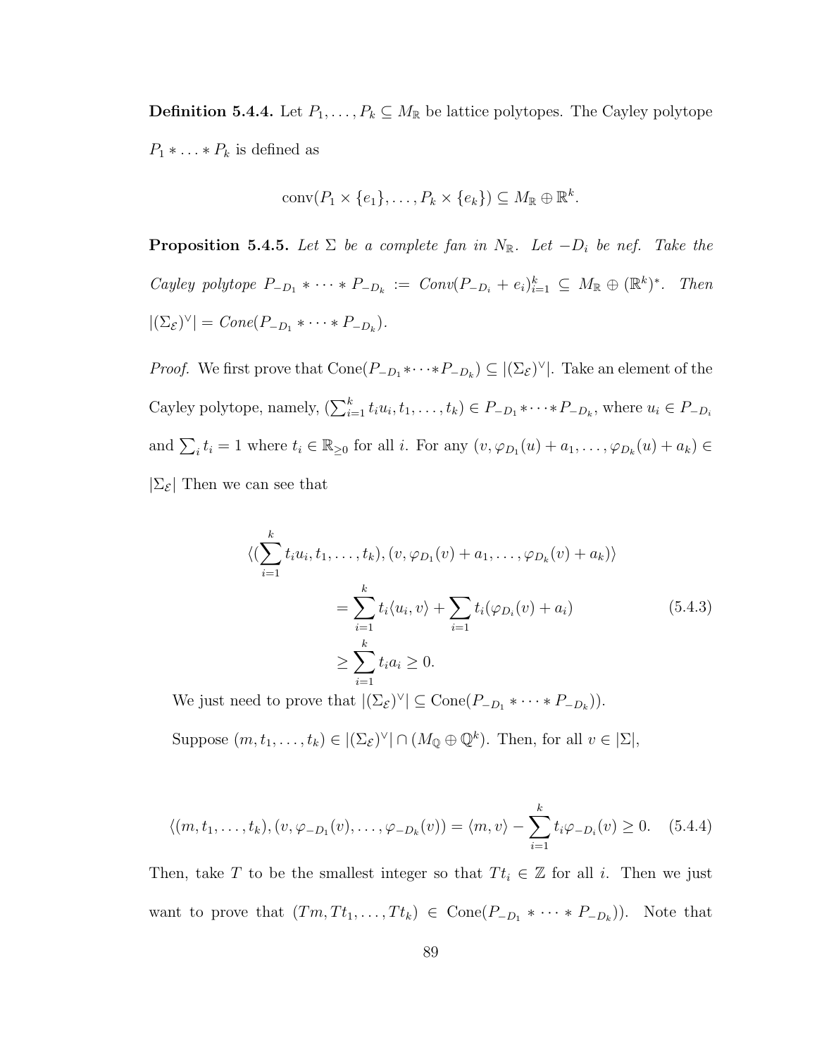**Definition 5.4.4.** Let $P_1, \ldots, P_k \subseteq M_\mathbb{R}$ be lattice polytopes. The Cayley polytope $P_1 * \ldots * P_k$ is defined as

$$\operatorname{conv}(P_1 \times \{e_1\}, \ldots, P_k \times \{e_k\}) \subseteq M_\mathbb{R} \oplus \mathbb{R}^k.$$

**Proposition 5.4.5.** *Let $\Sigma$ be a complete fan in $N_\mathbb{R}$. Let $-D_i$ be nef. Take the Cayley polytope $P_{-D_1} * \cdots * P_{-D_k} := Conv(P_{-D_i} + e_i)_{i=1}^k \subseteq M_\mathbb{R} \oplus (\mathbb{R}^k)^*$. Then $|(\Sigma_\mathcal{E})^\vee| = Cone(P_{-D_1} * \cdots * P_{-D_k})$.*

*Proof.* We first prove that $\operatorname{Cone}(P_{-D_1} * \cdots * P_{-D_k}) \subseteq |(\Sigma_\mathcal{E})^\vee|$. Take an element of the Cayley polytope, namely, $(\sum_{i=1}^k t_i u_i, t_1, \ldots, t_k) \in P_{-D_1} * \cdots * P_{-D_k}$, where $u_i \in P_{-D_i}$ and $\sum_i t_i = 1$ where $t_i \in \mathbb{R}_{\geq 0}$ for all $i$. For any $(v, \varphi_{D_1}(u) + a_1, \ldots, \varphi_{D_k}(u) + a_k) \in |\Sigma_\mathcal{E}|$ Then we can see that

$$\begin{aligned}
\langle (\sum_{i=1}^k t_i u_i, t_1, \ldots, t_k), (v, \varphi_{D_1}(v) + a_1, \ldots, \varphi_{D_k}(v) + a_k) \rangle \\
= \sum_{i=1}^k t_i \langle u_i, v \rangle + \sum_{i=1}^k t_i (\varphi_{D_i}(v) + a_i) \\
\geq \sum_{i=1}^k t_i a_i \geq 0.
\end{aligned} \tag{5.4.3}$$

We just need to prove that $|(\Sigma_\mathcal{E})^\vee| \subseteq \operatorname{Cone}(P_{-D_1} * \cdots * P_{-D_k}))$.

Suppose $(m, t_1, \ldots, t_k) \in |(\Sigma_\mathcal{E})^\vee| \cap (M_\mathbb{Q} \oplus \mathbb{Q}^k)$. Then, for all $v \in |\Sigma|$,

$$\langle (m, t_1, \ldots, t_k), (v, \varphi_{-D_1}(v), \ldots, \varphi_{-D_k}(v)) = \langle m, v \rangle - \sum_{i=1}^k t_i \varphi_{-D_i}(v) \geq 0. \tag{5.4.4}$$

Then, take $T$ to be the smallest integer so that $Tt_i \in \mathbb{Z}$ for all $i$. Then we just want to prove that $(Tm, Tt_1, \ldots, Tt_k) \in \operatorname{Cone}(P_{-D_1} * \cdots * P_{-D_k}))$. Note that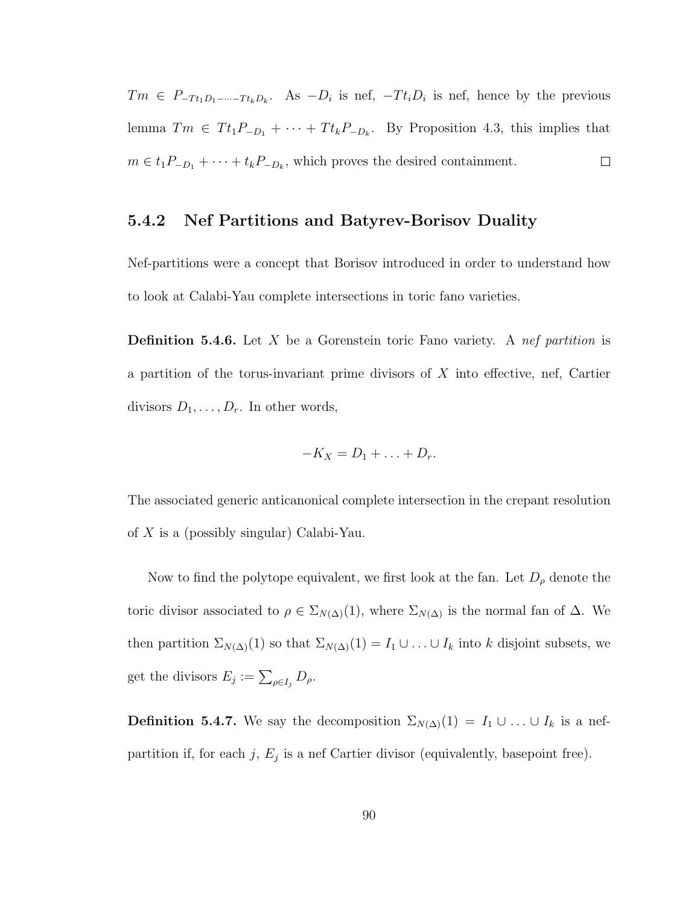$Tm \in P_{-Tt_1D_1-\cdots-Tt_kD_k}$. As $-D_i$ is nef, $-Tt_iD_i$ is nef, hence by the previous lemma $Tm \in Tt_1P_{-D_1} + \cdots + Tt_kP_{-D_k}$. By Proposition 4.3, this implies that $m \in t_1P_{-D_1} + \cdots + t_kP_{-D_k}$, which proves the desired containment. □

### 5.4.2 Nef Partitions and Batyrev-Borisov Duality

Nef-partitions were a concept that Borisov introduced in order to understand how to look at Calabi-Yau complete intersections in toric fano varieties.

**Definition 5.4.6.** Let $X$ be a Gorenstein toric Fano variety. A *nef partition* is a partition of the torus-invariant prime divisors of $X$ into effective, nef, Cartier divisors $D_1, \ldots, D_r$. In other words,

$$-K_X = D_1 + \ldots + D_r.$$

The associated generic anticanonical complete intersection in the crepant resolution of $X$ is a (possibly singular) Calabi-Yau.

Now to find the polytope equivalent, we first look at the fan. Let $D_\rho$ denote the toric divisor associated to $\rho \in \Sigma_{N(\Delta)}(1)$, where $\Sigma_{N(\Delta)}$ is the normal fan of $\Delta$. We then partition $\Sigma_{N(\Delta)}(1)$ so that $\Sigma_{N(\Delta)}(1) = I_1 \cup \ldots \cup I_k$ into $k$ disjoint subsets, we get the divisors $E_j := \sum_{\rho \in I_j} D_\rho$.

**Definition 5.4.7.** We say the decomposition $\Sigma_{N(\Delta)}(1) = I_1 \cup \ldots \cup I_k$ is a nef-partition if, for each $j$, $E_j$ is a nef Cartier divisor (equivalently, basepoint free).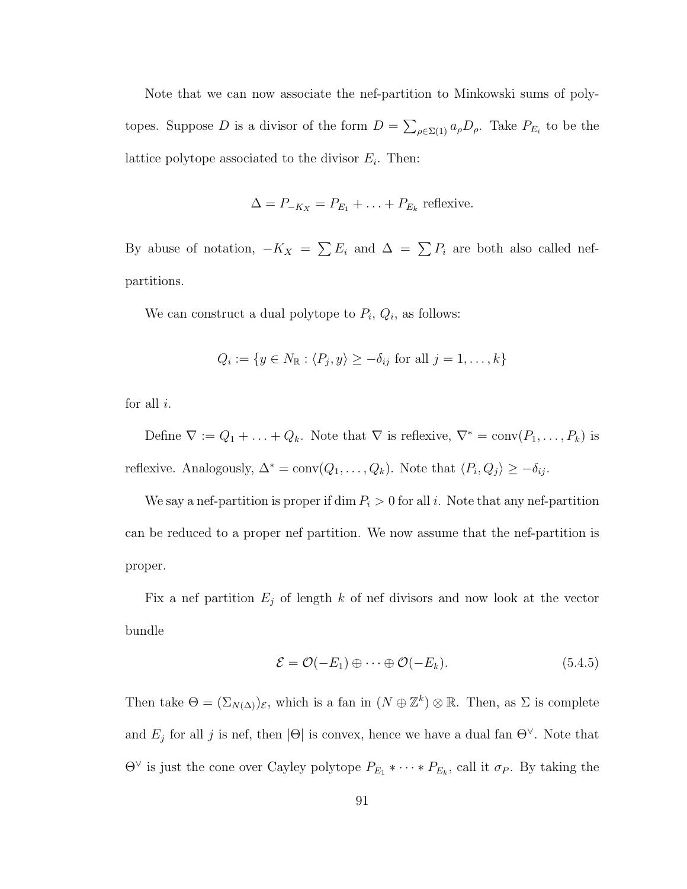Note that we can now associate the nef-partition to Minkowski sums of polytopes. Suppose $D$ is a divisor of the form $D = \sum_{\rho \in \Sigma(1)} a_\rho D_\rho$. Take $P_{E_i}$ to be the lattice polytope associated to the divisor $E_i$. Then:

$$\Delta = P_{-K_X} = P_{E_1} + \ldots + P_{E_k} \text{ reflexive.}$$

By abuse of notation, $-K_X = \sum E_i$ and $\Delta = \sum P_i$ are both also called nef-partitions.

We can construct a dual polytope to $P_i$, $Q_i$, as follows:

$$Q_i := \{y \in N_{\mathbb{R}} : \langle P_j, y \rangle \geq -\delta_{ij} \text{ for all } j = 1, \ldots, k\}$$

for all $i$.

Define $\nabla := Q_1 + \ldots + Q_k$. Note that $\nabla$ is reflexive, $\nabla^* = \text{conv}(P_1, \ldots, P_k)$ is reflexive. Analogously, $\Delta^* = \text{conv}(Q_1, \ldots, Q_k)$. Note that $\langle P_i, Q_j \rangle \geq -\delta_{ij}$.

We say a nef-partition is proper if $\dim P_i > 0$ for all $i$. Note that any nef-partition can be reduced to a proper nef partition. We now assume that the nef-partition is proper.

Fix a nef partition $E_j$ of length $k$ of nef divisors and now look at the vector bundle

$$\mathcal{E} = \mathcal{O}(-E_1) \oplus \cdots \oplus \mathcal{O}(-E_k). \tag{5.4.5}$$

Then take $\Theta = (\Sigma_{N(\Delta)})_{\mathcal{E}}$, which is a fan in $(N \oplus \mathbb{Z}^k) \otimes \mathbb{R}$. Then, as $\Sigma$ is complete and $E_j$ for all $j$ is nef, then $|\Theta|$ is convex, hence we have a dual fan $\Theta^\vee$. Note that $\Theta^\vee$ is just the cone over Cayley polytope $P_{E_1} * \cdots * P_{E_k}$, call it $\sigma_P$. By taking the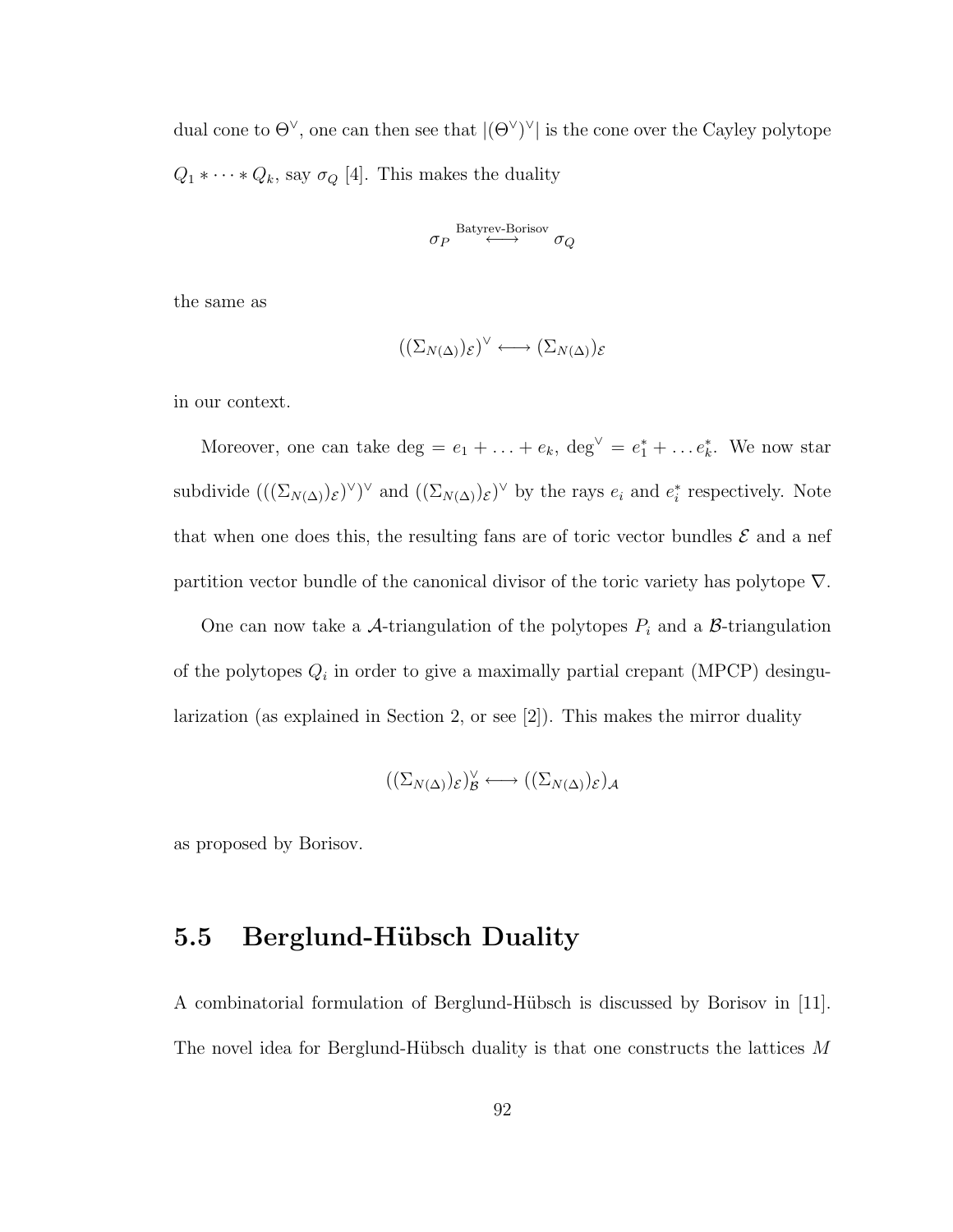dual cone to $\Theta^\vee$, one can then see that $|(\Theta^\vee)^\vee|$ is the cone over the Cayley polytope $Q_1 * \cdots * Q_k$, say $\sigma_Q$ [4]. This makes the duality

$$\sigma_P \overset{\text{Batyrev-Borisov}}{\longleftrightarrow} \sigma_Q$$

the same as

$$((\Sigma_{N(\Delta)})_{\mathcal{E}})^\vee \longleftrightarrow (\Sigma_{N(\Delta)})_{\mathcal{E}}$$

in our context.

Moreover, one can take $\deg = e_1 + \ldots + e_k$, $\deg^\vee = e_1^* + \ldots e_k^*$. We now star subdivide $(((\Sigma_{N(\Delta)})_{\mathcal{E}})^\vee)^\vee$ and $((\Sigma_{N(\Delta)})_{\mathcal{E}})^\vee$ by the rays $e_i$ and $e_i^*$ respectively. Note that when one does this, the resulting fans are of toric vector bundles $\mathcal{E}$ and a nef partition vector bundle of the canonical divisor of the toric variety has polytope $\nabla$.

One can now take a $\mathcal{A}$-triangulation of the polytopes $P_i$ and a $\mathcal{B}$-triangulation of the polytopes $Q_i$ in order to give a maximally partial crepant (MPCP) desingularization (as explained in Section 2, or see [2]). This makes the mirror duality

$$((\Sigma_{N(\Delta)})_{\mathcal{E}})^\vee_{\mathcal{B}} \longleftrightarrow ((\Sigma_{N(\Delta)})_{\mathcal{E}})_{\mathcal{A}}$$

as proposed by Borisov.

## 5.5 Berglund-Hübsch Duality

A combinatorial formulation of Berglund-Hübsch is discussed by Borisov in [11]. The novel idea for Berglund-Hübsch duality is that one constructs the lattices $M$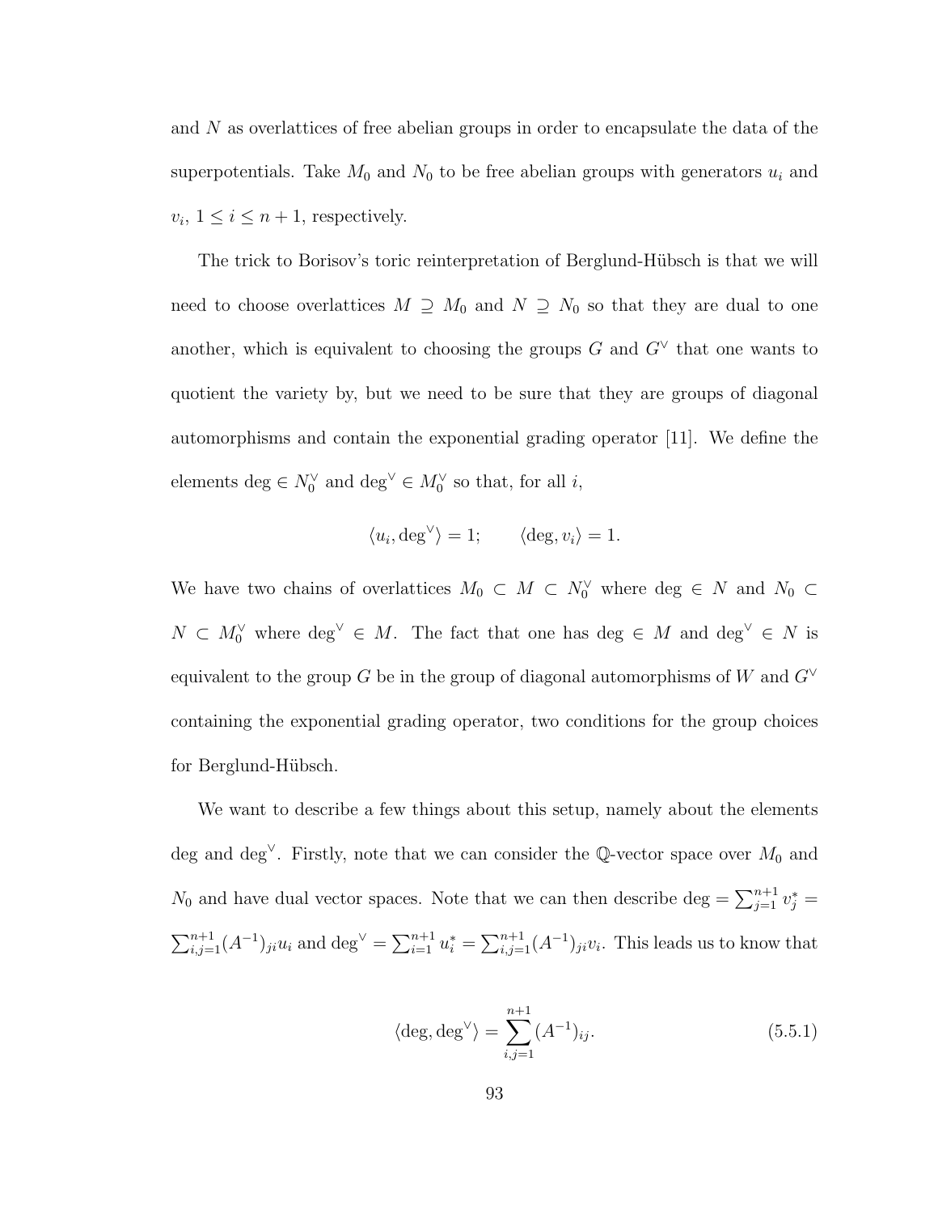and $N$ as overlattices of free abelian groups in order to encapsulate the data of the superpotentials. Take $M_0$ and $N_0$ to be free abelian groups with generators $u_i$ and $v_i$, $1 \leq i \leq n+1$, respectively.

The trick to Borisov's toric reinterpretation of Berglund-Hübsch is that we will need to choose overlattices $M \supseteq M_0$ and $N \supseteq N_0$ so that they are dual to one another, which is equivalent to choosing the groups $G$ and $G^\vee$ that one wants to quotient the variety by, but we need to be sure that they are groups of diagonal automorphisms and contain the exponential grading operator [11]. We define the elements $\deg \in N_0^\vee$ and $\deg^\vee \in M_0^\vee$ so that, for all $i$,

$$\langle u_i, \deg^\vee \rangle = 1; \qquad \langle \deg, v_i \rangle = 1.$$

We have two chains of overlattices $M_0 \subset M \subset N_0^\vee$ where $\deg \in N$ and $N_0 \subset N \subset M_0^\vee$ where $\deg^\vee \in M$. The fact that one has $\deg \in M$ and $\deg^\vee \in N$ is equivalent to the group $G$ be in the group of diagonal automorphisms of $W$ and $G^\vee$ containing the exponential grading operator, two conditions for the group choices for Berglund-Hübsch.

We want to describe a few things about this setup, namely about the elements $\deg$ and $\deg^\vee$. Firstly, note that we can consider the $\mathbb{Q}$-vector space over $M_0$ and $N_0$ and have dual vector spaces. Note that we can then describe $\deg = \sum_{j=1}^{n+1} v_j^* = \sum_{i,j=1}^{n+1} (A^{-1})_{ji} u_i$ and $\deg^\vee = \sum_{i=1}^{n+1} u_i^* = \sum_{i,j=1}^{n+1} (A^{-1})_{ji} v_i$. This leads us to know that

$$\langle \deg, \deg^\vee \rangle = \sum_{i,j=1}^{n+1} (A^{-1})_{ij}. \tag{5.5.1}$$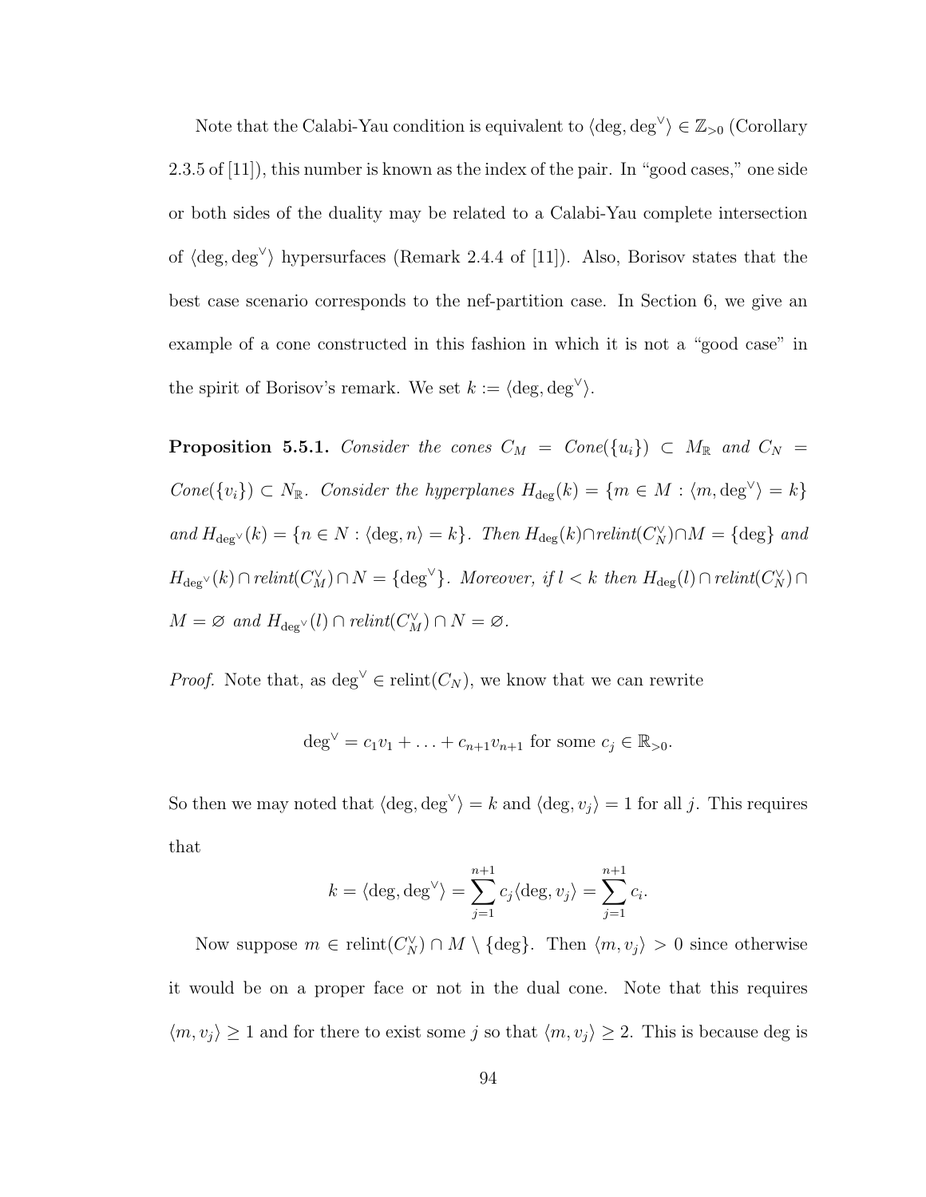Note that the Calabi-Yau condition is equivalent to $\langle \deg, \deg^\vee \rangle \in \mathbb{Z}_{>0}$ (Corollary 2.3.5 of [11]), this number is known as the index of the pair. In "good cases," one side or both sides of the duality may be related to a Calabi-Yau complete intersection of $\langle \deg, \deg^\vee \rangle$ hypersurfaces (Remark 2.4.4 of [11]). Also, Borisov states that the best case scenario corresponds to the nef-partition case. In Section 6, we give an example of a cone constructed in this fashion in which it is not a "good case" in the spirit of Borisov's remark. We set $k := \langle \deg, \deg^\vee \rangle$.

**Proposition 5.5.1.** *Consider the cones $C_M = Cone(\{u_i\}) \subset M_\mathbb{R}$ and $C_N = Cone(\{v_i\}) \subset N_\mathbb{R}$. Consider the hyperplanes $H_{\deg}(k) = \{m \in M : \langle m, \deg^\vee \rangle = k\}$ and $H_{\deg^\vee}(k) = \{n \in N : \langle \deg, n \rangle = k\}$. Then $H_{\deg}(k) \cap relint(C_N^\vee) \cap M = \{\deg\}$ and $H_{\deg^\vee}(k) \cap relint(C_M^\vee) \cap N = \{\deg^\vee\}$. Moreover, if $l < k$ then $H_{\deg}(l) \cap relint(C_N^\vee) \cap M = \varnothing$ and $H_{\deg^\vee}(l) \cap relint(C_M^\vee) \cap N = \varnothing$.*

*Proof.* Note that, as $\deg^\vee \in \text{relint}(C_N)$, we know that we can rewrite

$$\deg^\vee = c_1 v_1 + \ldots + c_{n+1} v_{n+1} \text{ for some } c_j \in \mathbb{R}_{>0}.$$

So then we may noted that $\langle \deg, \deg^\vee \rangle = k$ and $\langle \deg, v_j \rangle = 1$ for all $j$. This requires that

$$k = \langle \deg, \deg^\vee \rangle = \sum_{j=1}^{n+1} c_j \langle \deg, v_j \rangle = \sum_{j=1}^{n+1} c_i.$$

Now suppose $m \in \text{relint}(C_N^\vee) \cap M \setminus \{\deg\}$. Then $\langle m, v_j \rangle > 0$ since otherwise it would be on a proper face or not in the dual cone. Note that this requires $\langle m, v_j \rangle \geq 1$ and for there to exist some $j$ so that $\langle m, v_j \rangle \geq 2$. This is because deg is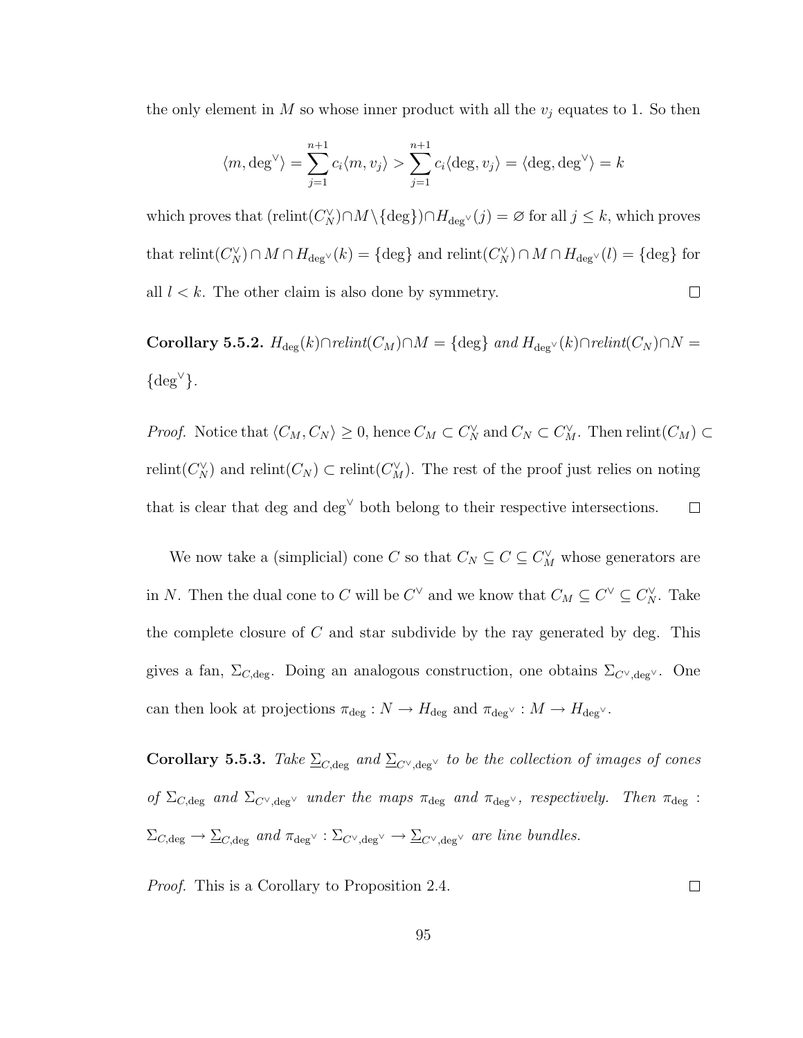the only element in $M$ so whose inner product with all the $v_j$ equates to 1. So then

$$\langle m, \deg^\vee \rangle = \sum_{j=1}^{n+1} c_i \langle m, v_j \rangle > \sum_{j=1}^{n+1} c_i \langle \deg, v_j \rangle = \langle \deg, \deg^\vee \rangle = k$$

which proves that $(\text{relint}(C_N^\vee) \cap M \setminus \{\deg\}) \cap H_{\deg^\vee}(j) = \varnothing$ for all $j \leq k$, which proves that $\text{relint}(C_N^\vee) \cap M \cap H_{\deg^\vee}(k) = \{\deg\}$ and $\text{relint}(C_N^\vee) \cap M \cap H_{\deg^\vee}(l) = \{\deg\}$ for all $l < k$. The other claim is also done by symmetry. □

**Corollary 5.5.2.** *$H_{\deg}(k) \cap relint(C_M) \cap M = \{\deg\}$ and $H_{\deg^\vee}(k) \cap relint(C_N) \cap N = \{\deg^\vee\}$.*

*Proof.* Notice that $\langle C_M, C_N \rangle \geq 0$, hence $C_M \subset C_N^\vee$ and $C_N \subset C_M^\vee$. Then $\text{relint}(C_M) \subset \text{relint}(C_N^\vee)$ and $\text{relint}(C_N) \subset \text{relint}(C_M^\vee)$. The rest of the proof just relies on noting that is clear that deg and $\deg^\vee$ both belong to their respective intersections. □

We now take a (simplicial) cone $C$ so that $C_N \subseteq C \subseteq C_M^\vee$ whose generators are in $N$. Then the dual cone to $C$ will be $C^\vee$ and we know that $C_M \subseteq C^\vee \subseteq C_N^\vee$. Take the complete closure of $C$ and star subdivide by the ray generated by deg. This gives a fan, $\Sigma_{C,\deg}$. Doing an analogous construction, one obtains $\Sigma_{C^\vee,\deg^\vee}$. One can then look at projections $\pi_{\deg} : N \to H_{\deg}$ and $\pi_{\deg^\vee} : M \to H_{\deg^\vee}$.

**Corollary 5.5.3.** *Take $\underline{\Sigma}_{C,\deg}$ and $\underline{\Sigma}_{C^\vee,\deg^\vee}$ to be the collection of images of cones of $\Sigma_{C,\deg}$ and $\Sigma_{C^\vee,\deg^\vee}$ under the maps $\pi_{\deg}$ and $\pi_{\deg^\vee}$, respectively. Then $\pi_{\deg} : \Sigma_{C,\deg} \to \underline{\Sigma}_{C,\deg}$ and $\pi_{\deg^\vee} : \Sigma_{C^\vee,\deg^\vee} \to \underline{\Sigma}_{C^\vee,\deg^\vee}$ are line bundles.*

*Proof.* This is a Corollary to Proposition 2.4. □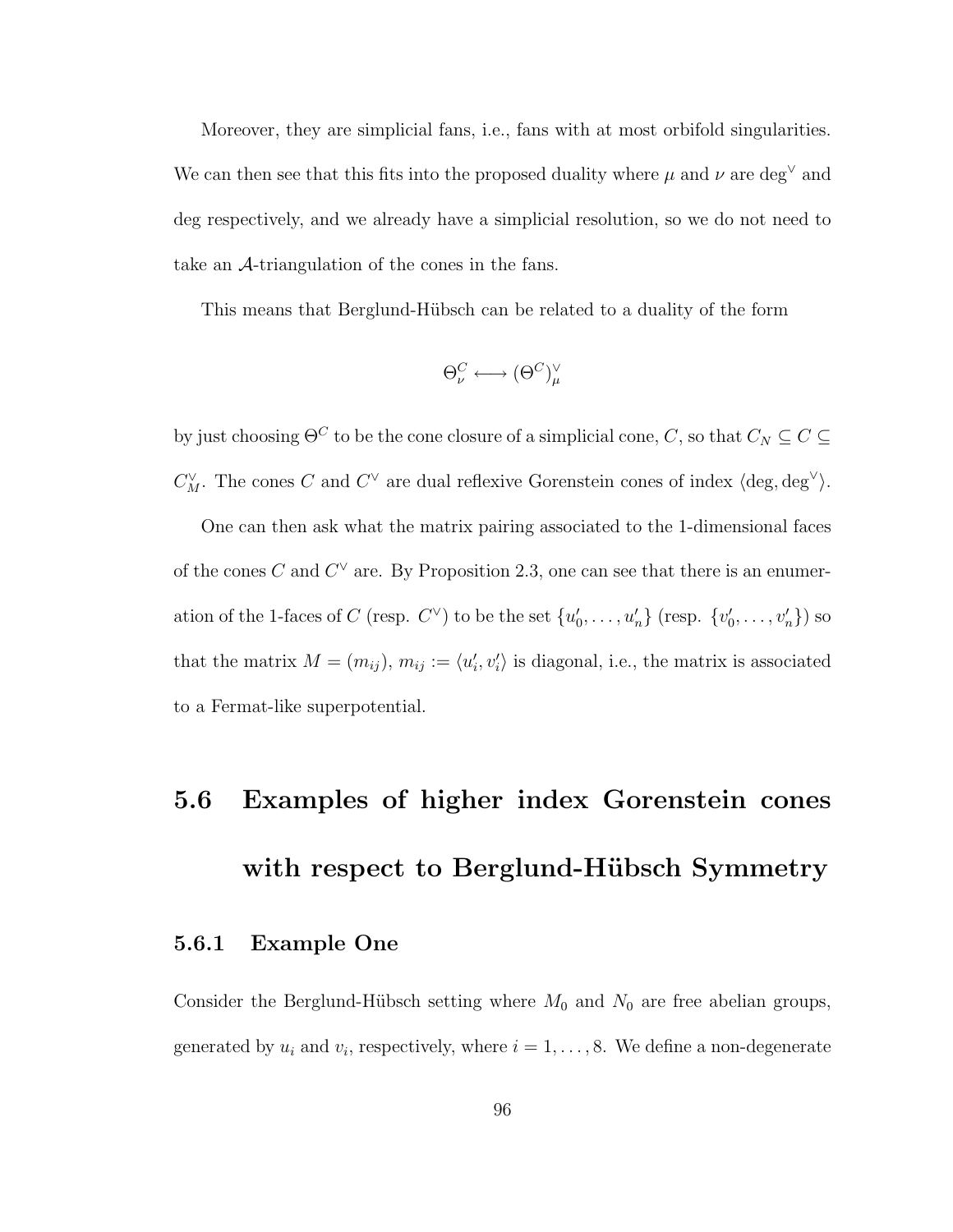Moreover, they are simplicial fans, i.e., fans with at most orbifold singularities. We can then see that this fits into the proposed duality where $\mu$ and $\nu$ are $\deg^\vee$ and $\deg$ respectively, and we already have a simplicial resolution, so we do not need to take an $\mathcal{A}$-triangulation of the cones in the fans.

This means that Berglund-Hübsch can be related to a duality of the form

$$\Theta^C_\nu \longleftrightarrow (\Theta^C)^\vee_\mu$$

by just choosing $\Theta^C$ to be the cone closure of a simplicial cone, $C$, so that $C_N \subseteq C \subseteq C^\vee_M$. The cones $C$ and $C^\vee$ are dual reflexive Gorenstein cones of index $\langle \deg, \deg^\vee \rangle$.

One can then ask what the matrix pairing associated to the 1-dimensional faces of the cones $C$ and $C^\vee$ are. By Proposition 2.3, one can see that there is an enumeration of the 1-faces of $C$ (resp. $C^\vee$) to be the set $\{u'_0, \ldots, u'_n\}$ (resp. $\{v'_0, \ldots, v'_n\}$) so that the matrix $M = (m_{ij})$, $m_{ij} := \langle u'_i, v'_i \rangle$ is diagonal, i.e., the matrix is associated to a Fermat-like superpotential.

## 5.6 Examples of higher index Gorenstein cones with respect to Berglund-Hübsch Symmetry

### 5.6.1 Example One

Consider the Berglund-Hübsch setting where $M_0$ and $N_0$ are free abelian groups, generated by $u_i$ and $v_i$, respectively, where $i = 1, \ldots, 8$. We define a non-degenerate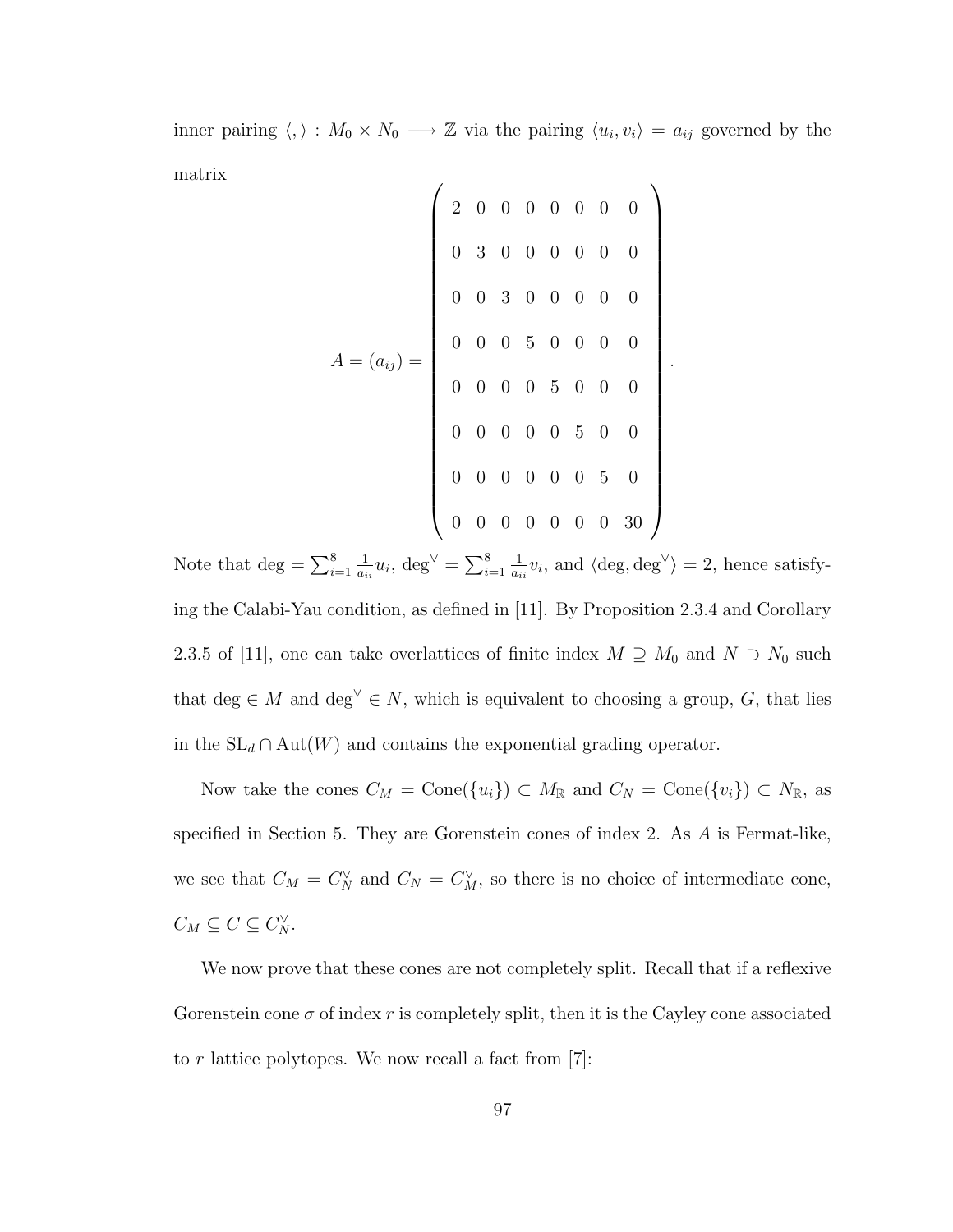inner pairing $\langle , \rangle : M_0 \times N_0 \longrightarrow \mathbb{Z}$ via the pairing $\langle u_i, v_i \rangle = a_{ij}$ governed by the matrix

$$A = (a_{ij}) = \begin{pmatrix} 2 & 0 & 0 & 0 & 0 & 0 & 0 & 0 \\ 0 & 3 & 0 & 0 & 0 & 0 & 0 & 0 \\ 0 & 0 & 3 & 0 & 0 & 0 & 0 & 0 \\ 0 & 0 & 0 & 5 & 0 & 0 & 0 & 0 \\ 0 & 0 & 0 & 0 & 5 & 0 & 0 & 0 \\ 0 & 0 & 0 & 0 & 0 & 5 & 0 & 0 \\ 0 & 0 & 0 & 0 & 0 & 0 & 5 & 0 \\ 0 & 0 & 0 & 0 & 0 & 0 & 0 & 30 \end{pmatrix}.$$

Note that $\deg = \sum_{i=1}^{8} \frac{1}{a_{ii}} u_i$, $\deg^\vee = \sum_{i=1}^{8} \frac{1}{a_{ii}} v_i$, and $\langle \deg, \deg^\vee \rangle = 2$, hence satisfying the Calabi-Yau condition, as defined in [11]. By Proposition 2.3.4 and Corollary 2.3.5 of [11], one can take overlattices of finite index $M \supseteq M_0$ and $N \supset N_0$ such that $\deg \in M$ and $\deg^\vee \in N$, which is equivalent to choosing a group, $G$, that lies in the $\mathrm{SL}_d \cap \mathrm{Aut}(W)$ and contains the exponential grading operator.

Now take the cones $C_M = \mathrm{Cone}(\{u_i\}) \subset M_\mathbb{R}$ and $C_N = \mathrm{Cone}(\{v_i\}) \subset N_\mathbb{R}$, as specified in Section 5. They are Gorenstein cones of index 2. As $A$ is Fermat-like, we see that $C_M = C_N^\vee$ and $C_N = C_M^\vee$, so there is no choice of intermediate cone, $C_M \subseteq C \subseteq C_N^\vee$.

We now prove that these cones are not completely split. Recall that if a reflexive Gorenstein cone $\sigma$ of index $r$ is completely split, then it is the Cayley cone associated to $r$ lattice polytopes. We now recall a fact from [7]: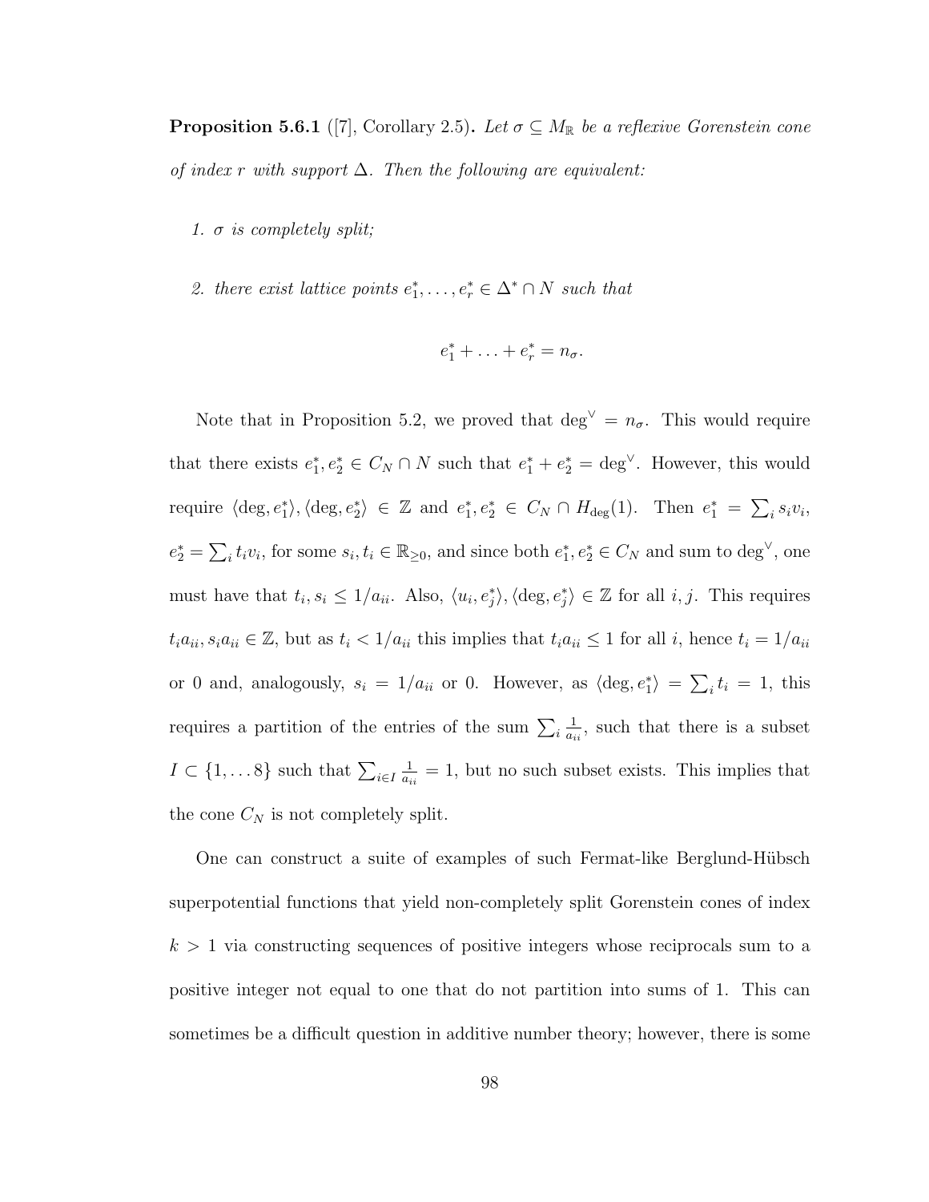**Proposition 5.6.1** ([7], Corollary 2.5)**.** *Let $\sigma \subseteq M_{\mathbb{R}}$ be a reflexive Gorenstein cone of index $r$ with support $\Delta$. Then the following are equivalent:*

1. *$\sigma$ is completely split;*

2. *there exist lattice points $e_1^*, \ldots, e_r^* \in \Delta^* \cap N$ such that*

$$e_1^* + \ldots + e_r^* = n_\sigma.$$

Note that in Proposition 5.2, we proved that $\deg^\vee = n_\sigma$. This would require that there exists $e_1^*, e_2^* \in C_N \cap N$ such that $e_1^* + e_2^* = \deg^\vee$. However, this would require $\langle \deg, e_1^* \rangle, \langle \deg, e_2^* \rangle \in \mathbb{Z}$ and $e_1^*, e_2^* \in C_N \cap H_{\deg}(1)$. Then $e_1^* = \sum_i s_i v_i$, $e_2^* = \sum_i t_i v_i$, for some $s_i, t_i \in \mathbb{R}_{\geq 0}$, and since both $e_1^*, e_2^* \in C_N$ and sum to $\deg^\vee$, one must have that $t_i, s_i \leq 1/a_{ii}$. Also, $\langle u_i, e_j^* \rangle, \langle \deg, e_j^* \rangle \in \mathbb{Z}$ for all $i, j$. This requires $t_i a_{ii}, s_i a_{ii} \in \mathbb{Z}$, but as $t_i < 1/a_{ii}$ this implies that $t_i a_{ii} \leq 1$ for all $i$, hence $t_i = 1/a_{ii}$ or 0 and, analogously, $s_i = 1/a_{ii}$ or 0. However, as $\langle \deg, e_1^* \rangle = \sum_i t_i = 1$, this requires a partition of the entries of the sum $\sum_i \frac{1}{a_{ii}}$, such that there is a subset $I \subset \{1, \ldots 8\}$ such that $\sum_{i \in I} \frac{1}{a_{ii}} = 1$, but no such subset exists. This implies that the cone $C_N$ is not completely split.

One can construct a suite of examples of such Fermat-like Berglund-Hübsch superpotential functions that yield non-completely split Gorenstein cones of index $k > 1$ via constructing sequences of positive integers whose reciprocals sum to a positive integer not equal to one that do not partition into sums of 1. This can sometimes be a difficult question in additive number theory; however, there is some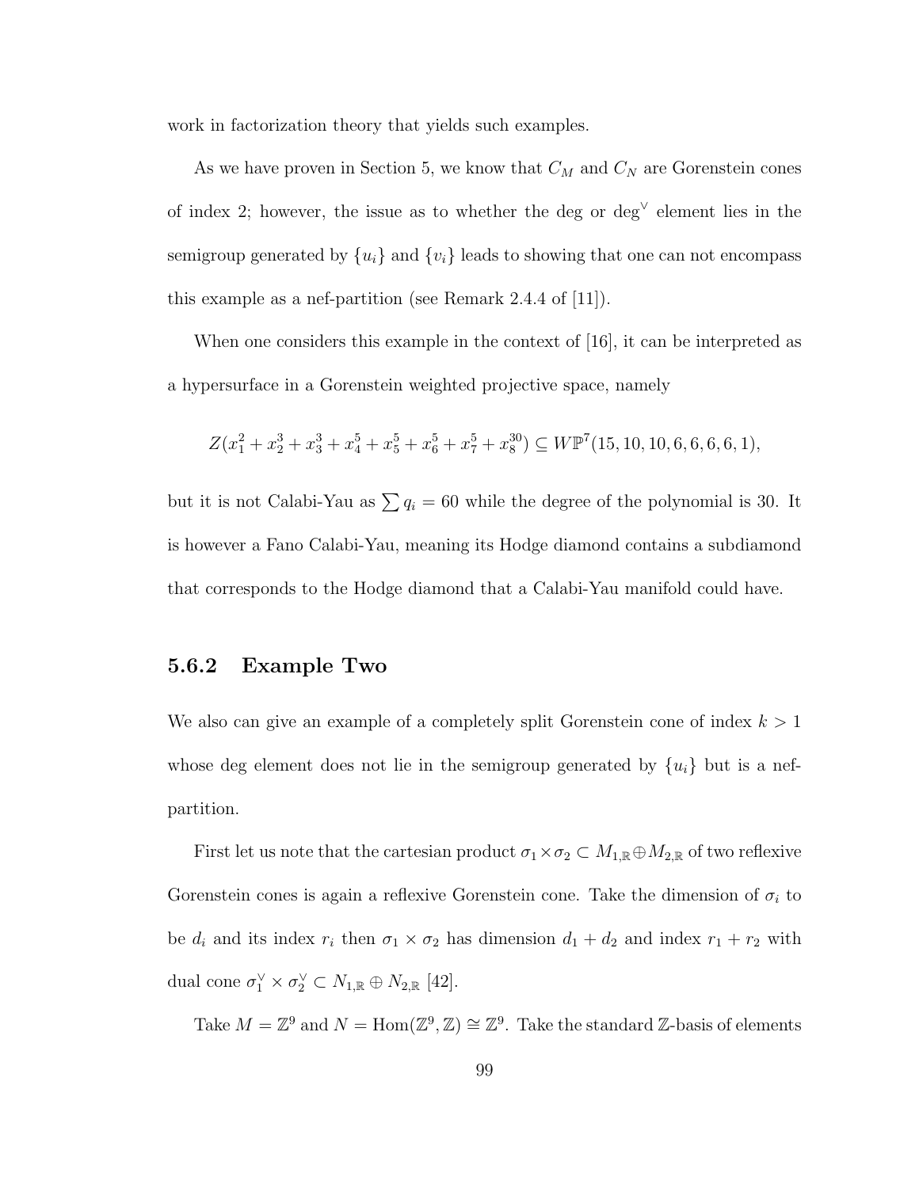work in factorization theory that yields such examples.

As we have proven in Section 5, we know that $C_M$ and $C_N$ are Gorenstein cones of index 2; however, the issue as to whether the deg or $\deg^\vee$ element lies in the semigroup generated by $\{u_i\}$ and $\{v_i\}$ leads to showing that one can not encompass this example as a nef-partition (see Remark 2.4.4 of [11]).

When one considers this example in the context of [16], it can be interpreted as a hypersurface in a Gorenstein weighted projective space, namely

$$Z(x_1^2 + x_2^3 + x_3^3 + x_4^5 + x_5^5 + x_6^5 + x_7^5 + x_8^{30}) \subseteq W\mathbb{P}^7(15, 10, 10, 6, 6, 6, 6, 1),$$

but it is not Calabi-Yau as $\sum q_i = 60$ while the degree of the polynomial is 30. It is however a Fano Calabi-Yau, meaning its Hodge diamond contains a subdiamond that corresponds to the Hodge diamond that a Calabi-Yau manifold could have.

### 5.6.2 Example Two

We also can give an example of a completely split Gorenstein cone of index $k > 1$ whose deg element does not lie in the semigroup generated by $\{u_i\}$ but is a nef-partition.

First let us note that the cartesian product $\sigma_1 \times \sigma_2 \subset M_{1,\mathbb{R}} \oplus M_{2,\mathbb{R}}$ of two reflexive Gorenstein cones is again a reflexive Gorenstein cone. Take the dimension of $\sigma_i$ to be $d_i$ and its index $r_i$ then $\sigma_1 \times \sigma_2$ has dimension $d_1 + d_2$ and index $r_1 + r_2$ with dual cone $\sigma_1^\vee \times \sigma_2^\vee \subset N_{1,\mathbb{R}} \oplus N_{2,\mathbb{R}}$ [42].

Take $M = \mathbb{Z}^9$ and $N = \text{Hom}(\mathbb{Z}^9, \mathbb{Z}) \cong \mathbb{Z}^9$. Take the standard $\mathbb{Z}$-basis of elements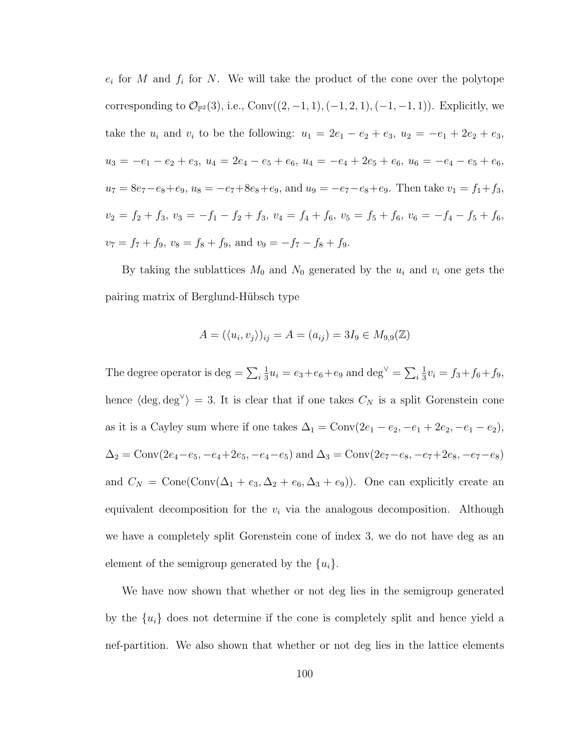$e_i$ for $M$ and $f_i$ for $N$. We will take the product of the cone over the polytope corresponding to $\mathcal{O}_{\mathbb{P}^2}(3)$, i.e., $\mathrm{Conv}((2,-1,1),(-1,2,1),(-1,-1,1))$. Explicitly, we take the $u_i$ and $v_i$ to be the following: $u_1 = 2e_1 - e_2 + e_3$, $u_2 = -e_1 + 2e_2 + e_3$, $u_3 = -e_1 - e_2 + e_3$, $u_4 = 2e_4 - e_5 + e_6$, $u_4 = -e_4 + 2e_5 + e_6$, $u_6 = -e_4 - e_5 + e_6$, $u_7 = 8e_7 - e_8 + e_9$, $u_8 = -e_7 + 8e_8 + e_9$, and $u_9 = -e_7 - e_8 + e_9$. Then take $v_1 = f_1 + f_3$, $v_2 = f_2 + f_3$, $v_3 = -f_1 - f_2 + f_3$, $v_4 = f_4 + f_6$, $v_5 = f_5 + f_6$, $v_6 = -f_4 - f_5 + f_6$, $v_7 = f_7 + f_9$, $v_8 = f_8 + f_9$, and $v_9 = -f_7 - f_8 + f_9$.

By taking the sublattices $M_0$ and $N_0$ generated by the $u_i$ and $v_i$ one gets the pairing matrix of Berglund-Hübsch type

$$A = (\langle u_i, v_j \rangle)_{ij} = A = (a_{ij}) = 3I_9 \in M_{9,9}(\mathbb{Z})$$

The degree operator is $\deg = \sum_i \frac{1}{3} u_i = e_3 + e_6 + e_9$ and $\deg^\vee = \sum_i \frac{1}{3} v_i = f_3 + f_6 + f_9$, hence $\langle \deg, \deg^\vee \rangle = 3$. It is clear that if one takes $C_N$ is a split Gorenstein cone as it is a Cayley sum where if one takes $\Delta_1 = \mathrm{Conv}(2e_1 - e_2, -e_1 + 2e_2, -e_1 - e_2)$, $\Delta_2 = \mathrm{Conv}(2e_4 - e_5, -e_4 + 2e_5, -e_4 - e_5)$ and $\Delta_3 = \mathrm{Conv}(2e_7 - e_8, -e_7 + 2e_8, -e_7 - e_8)$ and $C_N = \mathrm{Cone}(\mathrm{Conv}(\Delta_1 + e_3, \Delta_2 + e_6, \Delta_3 + e_9))$. One can explicitly create an equivalent decomposition for the $v_i$ via the analogous decomposition. Although we have a completely split Gorenstein cone of index 3, we do not have deg as an element of the semigroup generated by the $\{u_i\}$.

We have now shown that whether or not deg lies in the semigroup generated by the $\{u_i\}$ does not determine if the cone is completely split and hence yield a nef-partition. We also shown that whether or not deg lies in the lattice elements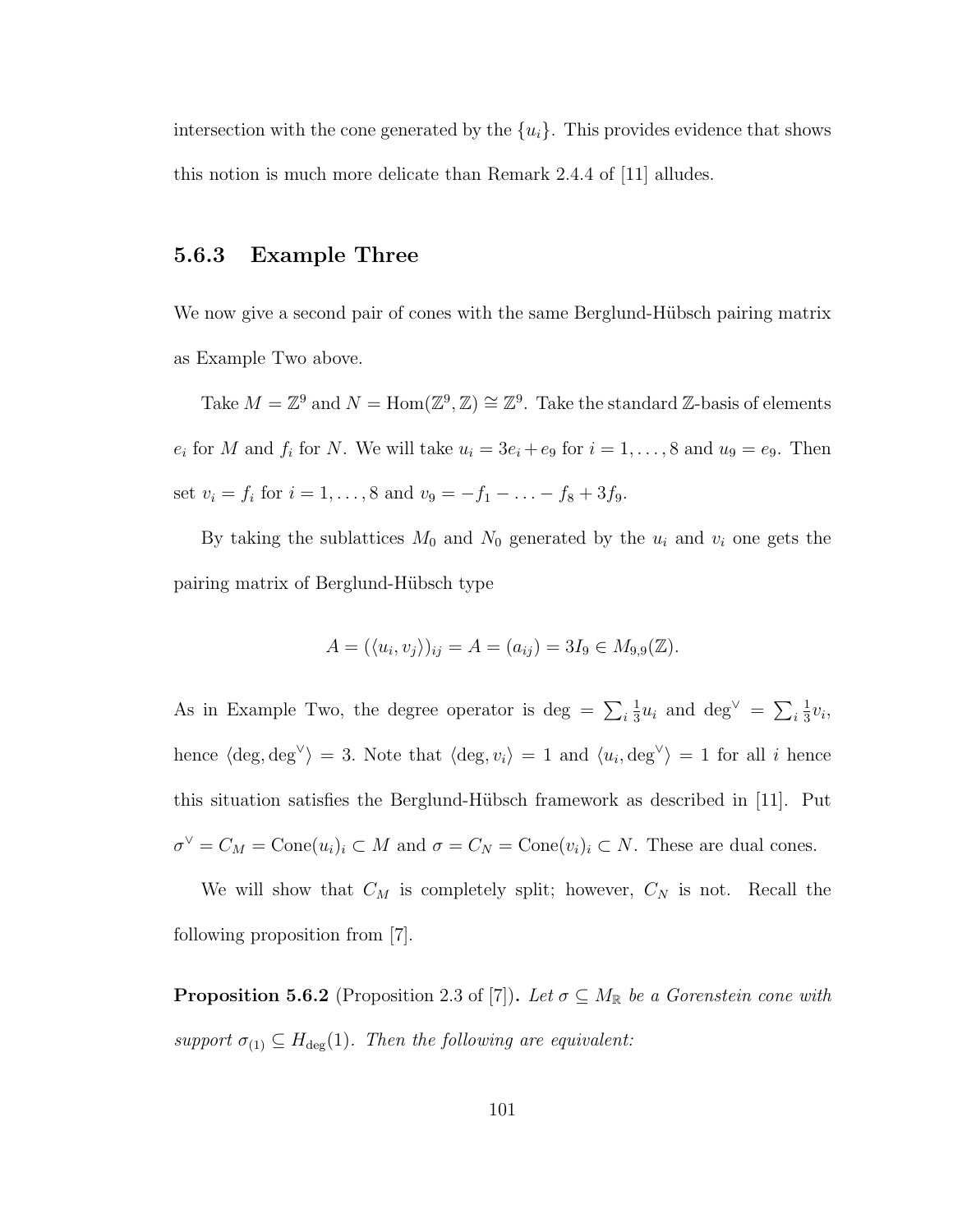intersection with the cone generated by the $\{u_i\}$. This provides evidence that shows this notion is much more delicate than Remark 2.4.4 of [11] alludes.

### 5.6.3 Example Three

We now give a second pair of cones with the same Berglund-Hübsch pairing matrix as Example Two above.

Take $M = \mathbb{Z}^9$ and $N = \mathrm{Hom}(\mathbb{Z}^9, \mathbb{Z}) \cong \mathbb{Z}^9$. Take the standard $\mathbb{Z}$-basis of elements $e_i$ for $M$ and $f_i$ for $N$. We will take $u_i = 3e_i + e_9$ for $i = 1, \ldots, 8$ and $u_9 = e_9$. Then set $v_i = f_i$ for $i = 1, \ldots, 8$ and $v_9 = -f_1 - \ldots - f_8 + 3f_9$.

By taking the sublattices $M_0$ and $N_0$ generated by the $u_i$ and $v_i$ one gets the pairing matrix of Berglund-Hübsch type

$$A = (\langle u_i, v_j \rangle)_{ij} = A = (a_{ij}) = 3I_9 \in M_{9,9}(\mathbb{Z}).$$

As in Example Two, the degree operator is $\deg = \sum_i \frac{1}{3} u_i$ and $\deg^\vee = \sum_i \frac{1}{3} v_i$, hence $\langle \deg, \deg^\vee \rangle = 3$. Note that $\langle \deg, v_i \rangle = 1$ and $\langle u_i, \deg^\vee \rangle = 1$ for all $i$ hence this situation satisfies the Berglund-Hübsch framework as described in [11]. Put $\sigma^\vee = C_M = \mathrm{Cone}(u_i)_i \subset M$ and $\sigma = C_N = \mathrm{Cone}(v_i)_i \subset N$. These are dual cones.

We will show that $C_M$ is completely split; however, $C_N$ is not. Recall the following proposition from [7].

**Proposition 5.6.2** (Proposition 2.3 of [7]). *Let $\sigma \subseteq M_{\mathbb{R}}$ be a Gorenstein cone with support $\sigma_{(1)} \subseteq H_{\deg}(1)$. Then the following are equivalent:*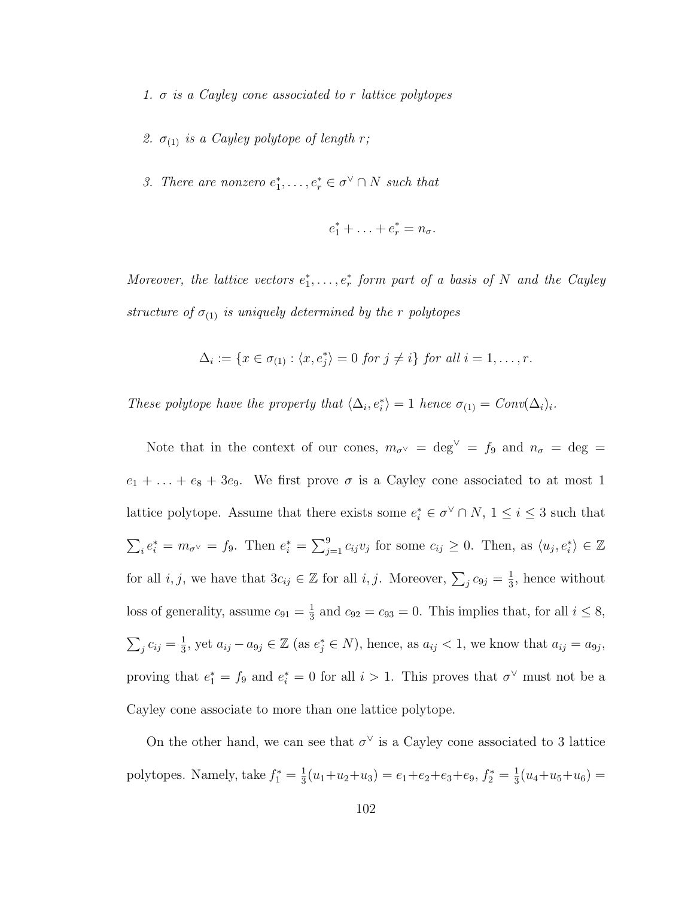*1. $\sigma$ is a Cayley cone associated to $r$ lattice polytopes*

*2. $\sigma_{(1)}$ is a Cayley polytope of length $r$;*

*3. There are nonzero $e_1^*, \ldots, e_r^* \in \sigma^\vee \cap N$ such that*

$$e_1^* + \ldots + e_r^* = n_\sigma.$$

*Moreover, the lattice vectors $e_1^*, \ldots, e_r^*$ form part of a basis of $N$ and the Cayley structure of $\sigma_{(1)}$ is uniquely determined by the $r$ polytopes*

$$\Delta_i := \{x \in \sigma_{(1)} : \langle x, e_j^* \rangle = 0 \text{ for } j \neq i\} \text{ for all } i = 1, \ldots, r.$$

*These polytope have the property that $\langle \Delta_i, e_i^* \rangle = 1$ hence $\sigma_{(1)} = Conv(\Delta_i)_i$.*

Note that in the context of our cones, $m_{\sigma^\vee} = \deg^\vee = f_9$ and $n_\sigma = \deg = e_1 + \ldots + e_8 + 3e_9$. We first prove $\sigma$ is a Cayley cone associated to at most 1 lattice polytope. Assume that there exists some $e_i^* \in \sigma^\vee \cap N$, $1 \leq i \leq 3$ such that $\sum_i e_i^* = m_{\sigma^\vee} = f_9$. Then $e_i^* = \sum_{j=1}^9 c_{ij} v_j$ for some $c_{ij} \geq 0$. Then, as $\langle u_j, e_i^* \rangle \in \mathbb{Z}$ for all $i, j$, we have that $3c_{ij} \in \mathbb{Z}$ for all $i, j$. Moreover, $\sum_j c_{9j} = \frac{1}{3}$, hence without loss of generality, assume $c_{91} = \frac{1}{3}$ and $c_{92} = c_{93} = 0$. This implies that, for all $i \leq 8$, $\sum_j c_{ij} = \frac{1}{3}$, yet $a_{ij} - a_{9j} \in \mathbb{Z}$ (as $e_j^* \in N$), hence, as $a_{ij} < 1$, we know that $a_{ij} = a_{9j}$, proving that $e_1^* = f_9$ and $e_i^* = 0$ for all $i > 1$. This proves that $\sigma^\vee$ must not be a Cayley cone associate to more than one lattice polytope.

On the other hand, we can see that $\sigma^\vee$ is a Cayley cone associated to 3 lattice polytopes. Namely, take $f_1^* = \frac{1}{3}(u_1 + u_2 + u_3) = e_1 + e_2 + e_3 + e_9$, $f_2^* = \frac{1}{3}(u_4 + u_5 + u_6) =$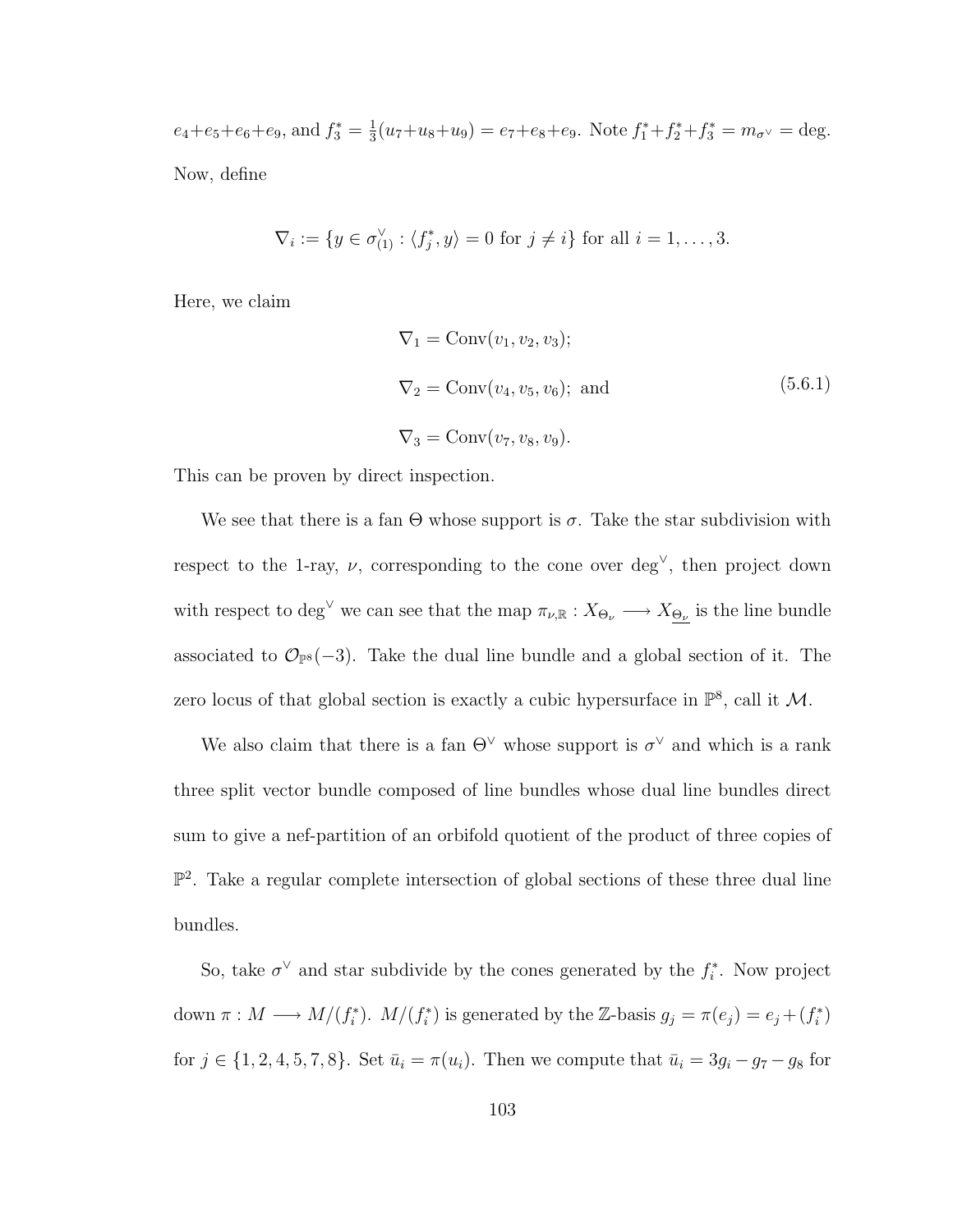$e_4+e_5+e_6+e_9$, and $f_3^* = \frac{1}{3}(u_7+u_8+u_9) = e_7+e_8+e_9$. Note $f_1^*+f_2^*+f_3^* = m_{\sigma^\vee} = \deg$. Now, define

$$\nabla_i := \{y \in \sigma^\vee_{(1)} : \langle f_j^*, y\rangle = 0 \text{ for } j \neq i\} \text{ for all } i = 1, \ldots, 3.$$

Here, we claim

$$\begin{aligned} \nabla_1 &= \operatorname{Conv}(v_1, v_2, v_3); \\ \nabla_2 &= \operatorname{Conv}(v_4, v_5, v_6); \text{ and} \\ \nabla_3 &= \operatorname{Conv}(v_7, v_8, v_9). \end{aligned} \tag{5.6.1}$$

This can be proven by direct inspection.

We see that there is a fan $\Theta$ whose support is $\sigma$. Take the star subdivision with respect to the 1-ray, $\nu$, corresponding to the cone over $\deg^\vee$, then project down with respect to $\deg^\vee$ we can see that the map $\pi_{\nu,\mathbb{R}} : X_{\Theta_\nu} \longrightarrow X_{\underline{\Theta_\nu}}$ is the line bundle associated to $\mathcal{O}_{\mathbb{P}^8}(-3)$. Take the dual line bundle and a global section of it. The zero locus of that global section is exactly a cubic hypersurface in $\mathbb{P}^8$, call it $\mathcal{M}$.

We also claim that there is a fan $\Theta^\vee$ whose support is $\sigma^\vee$ and which is a rank three split vector bundle composed of line bundles whose dual line bundles direct sum to give a nef-partition of an orbifold quotient of the product of three copies of $\mathbb{P}^2$. Take a regular complete intersection of global sections of these three dual line bundles.

So, take $\sigma^\vee$ and star subdivide by the cones generated by the $f_i^*$. Now project down $\pi : M \longrightarrow M/(f_i^*)$. $M/(f_i^*)$ is generated by the $\mathbb{Z}$-basis $g_j = \pi(e_j) = e_j + (f_i^*)$ for $j \in \{1, 2, 4, 5, 7, 8\}$. Set $\bar{u}_i = \pi(u_i)$. Then we compute that $\bar{u}_i = 3g_i - g_7 - g_8$ for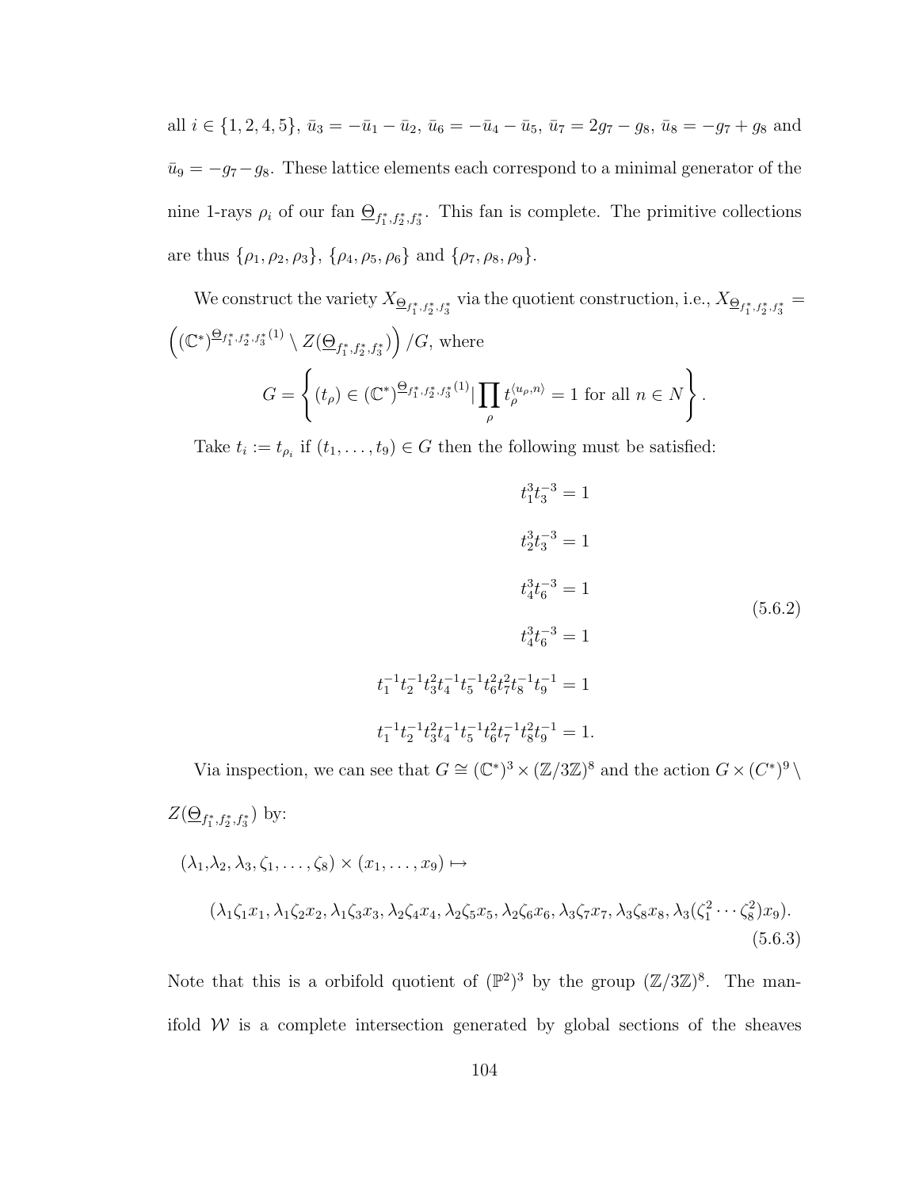all $i \in \{1, 2, 4, 5\}$, $\bar{u}_3 = -\bar{u}_1 - \bar{u}_2$, $\bar{u}_6 = -\bar{u}_4 - \bar{u}_5$, $\bar{u}_7 = 2g_7 - g_8$, $\bar{u}_8 = -g_7 + g_8$ and $\bar{u}_9 = -g_7 - g_8$. These lattice elements each correspond to a minimal generator of the nine 1-rays $\rho_i$ of our fan $\underline{\Theta}_{f_1^*, f_2^*, f_3^*}$. This fan is complete. The primitive collections are thus $\{\rho_1, \rho_2, \rho_3\}$, $\{\rho_4, \rho_5, \rho_6\}$ and $\{\rho_7, \rho_8, \rho_9\}$.

We construct the variety $X_{\underline{\Theta}_{f_1^*, f_2^*, f_3^*}}$ via the quotient construction, i.e., $X_{\underline{\Theta}_{f_1^*, f_2^*, f_3^*}} = \left( (\mathbb{C}^*)^{\underline{\Theta}_{f_1^*, f_2^*, f_3^*}(1)} \setminus Z(\underline{\Theta}_{f_1^*, f_2^*, f_3^*}) \right) / G$, where

$$G = \left\{ (t_\rho) \in (\mathbb{C}^*)^{\underline{\Theta}_{f_1^*, f_2^*, f_3^*}(1)} | \prod_\rho t_\rho^{\langle u_\rho, n \rangle} = 1 \text{ for all } n \in N \right\}.$$

Take $t_i := t_{\rho_i}$ if $(t_1, \ldots, t_9) \in G$ then the following must be satisfied:

$$\begin{aligned}
t_1^3 t_3^{-3} &= 1 \\
t_2^3 t_3^{-3} &= 1 \\
t_4^3 t_6^{-3} &= 1 \\
t_4^3 t_6^{-3} &= 1 \\
t_1^{-1} t_2^{-1} t_3^2 t_4^{-1} t_5^{-1} t_6^2 t_7^2 t_8^{-1} t_9^{-1} &= 1 \\
t_1^{-1} t_2^{-1} t_3^2 t_4^{-1} t_5^{-1} t_6^2 t_7^{-1} t_8^2 t_9^{-1} &= 1.
\end{aligned} \tag{5.6.2}$$

Via inspection, we can see that $G \cong (\mathbb{C}^*)^3 \times (\mathbb{Z}/3\mathbb{Z})^8$ and the action $G \times (C^*)^9 \setminus Z(\underline{\Theta}_{f_1^*, f_2^*, f_3^*})$ by:

$$(\lambda_1, \lambda_2, \lambda_3, \zeta_1, \ldots, \zeta_8) \times (x_1, \ldots, x_9) \mapsto$$

$$(\lambda_1 \zeta_1 x_1, \lambda_1 \zeta_2 x_2, \lambda_1 \zeta_3 x_3, \lambda_2 \zeta_4 x_4, \lambda_2 \zeta_5 x_5, \lambda_2 \zeta_6 x_6, \lambda_3 \zeta_7 x_7, \lambda_3 \zeta_8 x_8, \lambda_3 (\zeta_1^2 \cdots \zeta_8^2) x_9). \tag{5.6.3}$$

Note that this is a orbifold quotient of $(\mathbb{P}^2)^3$ by the group $(\mathbb{Z}/3\mathbb{Z})^8$. The manifold $\mathcal{W}$ is a complete intersection generated by global sections of the sheaves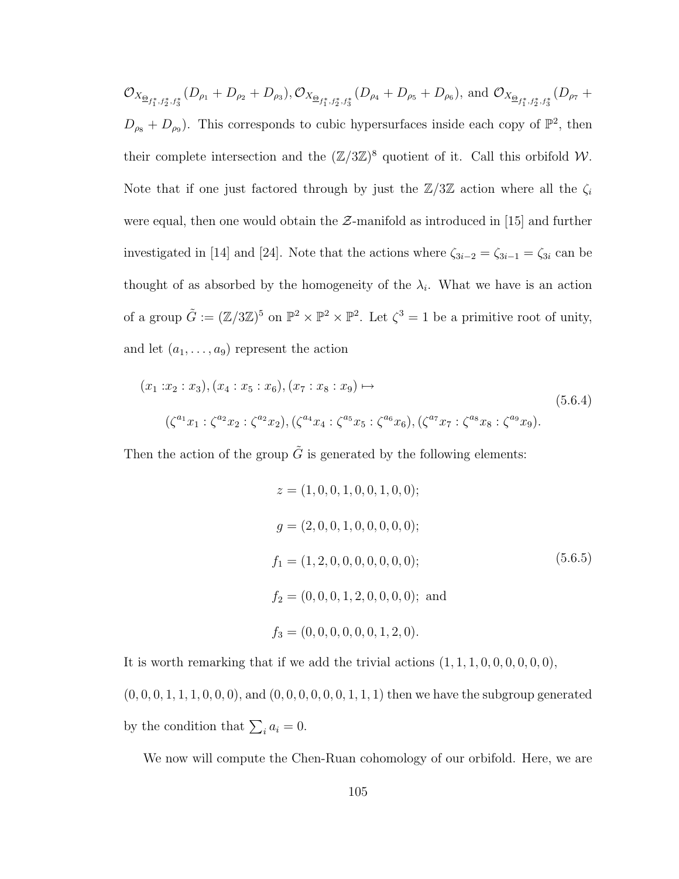$\mathcal{O}_{X_{\underline{\Theta}_{f_1^*,f_2^*,f_3^*}}}(D_{\rho_1}+D_{\rho_2}+D_{\rho_3}), \mathcal{O}_{X_{\underline{\Theta}_{f_1^*,f_2^*,f_3^*}}}(D_{\rho_4}+D_{\rho_5}+D_{\rho_6})$, and $\mathcal{O}_{X_{\underline{\Theta}_{f_1^*,f_2^*,f_3^*}}}(D_{\rho_7}+D_{\rho_8}+D_{\rho_9})$. This corresponds to cubic hypersurfaces inside each copy of $\mathbb{P}^2$, then their complete intersection and the $(\mathbb{Z}/3\mathbb{Z})^8$ quotient of it. Call this orbifold $\mathcal{W}$. Note that if one just factored through by just the $\mathbb{Z}/3\mathbb{Z}$ action where all the $\zeta_i$ were equal, then one would obtain the $\mathcal{Z}$-manifold as introduced in [15] and further investigated in [14] and [24]. Note that the actions where $\zeta_{3i-2} = \zeta_{3i-1} = \zeta_{3i}$ can be thought of as absorbed by the homogeneity of the $\lambda_i$. What we have is an action of a group $\tilde{G} := (\mathbb{Z}/3\mathbb{Z})^5$ on $\mathbb{P}^2 \times \mathbb{P}^2 \times \mathbb{P}^2$. Let $\zeta^3 = 1$ be a primitive root of unity, and let $(a_1, \ldots, a_9)$ represent the action

$$
\begin{aligned}
(x_1 : & x_2 : x_3), (x_4 : x_5 : x_6), (x_7 : x_8 : x_9) \mapsto \\
& (\zeta^{a_1}x_1 : \zeta^{a_2}x_2 : \zeta^{a_2}x_2), (\zeta^{a_4}x_4 : \zeta^{a_5}x_5 : \zeta^{a_6}x_6), (\zeta^{a_7}x_7 : \zeta^{a_8}x_8 : \zeta^{a_9}x_9).
\end{aligned}
\tag{5.6.4}
$$

Then the action of the group $\tilde{G}$ is generated by the following elements:

$$
\begin{aligned}
z &= (1, 0, 0, 1, 0, 0, 1, 0, 0); \\
g &= (2, 0, 0, 1, 0, 0, 0, 0, 0); \\
f_1 &= (1, 2, 0, 0, 0, 0, 0, 0, 0); \\
f_2 &= (0, 0, 0, 1, 2, 0, 0, 0, 0); \text{ and} \\
f_3 &= (0, 0, 0, 0, 0, 0, 1, 2, 0).
\end{aligned}
\tag{5.6.5}
$$

It is worth remarking that if we add the trivial actions $(1, 1, 1, 0, 0, 0, 0, 0, 0)$, $(0, 0, 0, 1, 1, 1, 0, 0, 0)$, and $(0, 0, 0, 0, 0, 0, 1, 1, 1)$ then we have the subgroup generated by the condition that $\sum_i a_i = 0$.

We now will compute the Chen-Ruan cohomology of our orbifold. Here, we are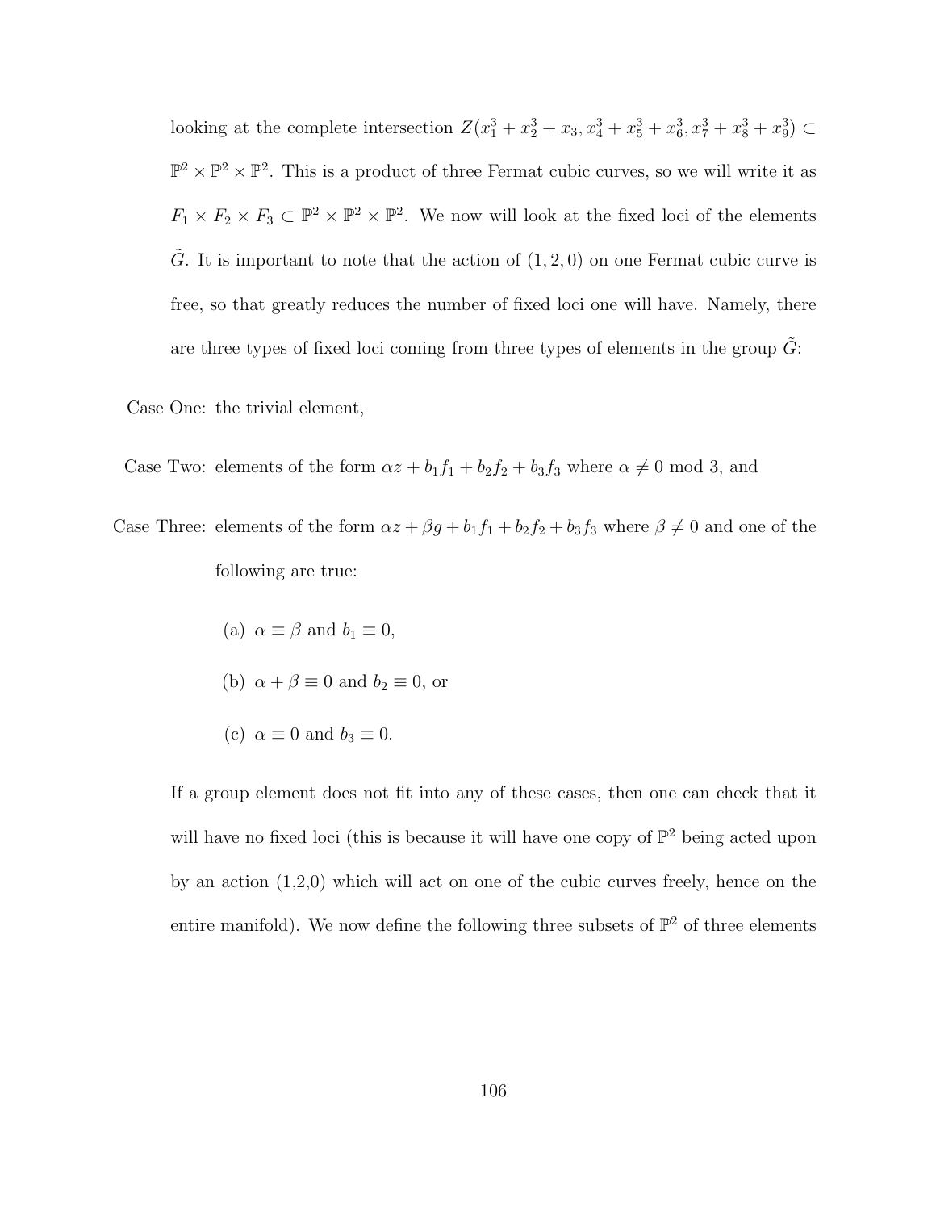looking at the complete intersection $Z(x_1^3 + x_2^3 + x_3, x_4^3 + x_5^3 + x_6^3, x_7^3 + x_8^3 + x_9^3) \subset \mathbb{P}^2 \times \mathbb{P}^2 \times \mathbb{P}^2$. This is a product of three Fermat cubic curves, so we will write it as $F_1 \times F_2 \times F_3 \subset \mathbb{P}^2 \times \mathbb{P}^2 \times \mathbb{P}^2$. We now will look at the fixed loci of the elements $\tilde{G}$. It is important to note that the action of $(1, 2, 0)$ on one Fermat cubic curve is free, so that greatly reduces the number of fixed loci one will have. Namely, there are three types of fixed loci coming from three types of elements in the group $\tilde{G}$:

Case One: the trivial element,

Case Two: elements of the form $\alpha z + b_1 f_1 + b_2 f_2 + b_3 f_3$ where $\alpha \neq 0 \bmod 3$, and

Case Three: elements of the form $\alpha z + \beta g + b_1 f_1 + b_2 f_2 + b_3 f_3$ where $\beta \neq 0$ and one of the following are true:

(a) $\alpha \equiv \beta$ and $b_1 \equiv 0$,

(b) $\alpha + \beta \equiv 0$ and $b_2 \equiv 0$, or

(c) $\alpha \equiv 0$ and $b_3 \equiv 0$.

If a group element does not fit into any of these cases, then one can check that it will have no fixed loci (this is because it will have one copy of $\mathbb{P}^2$ being acted upon by an action (1,2,0) which will act on one of the cubic curves freely, hence on the entire manifold). We now define the following three subsets of $\mathbb{P}^2$ of three elements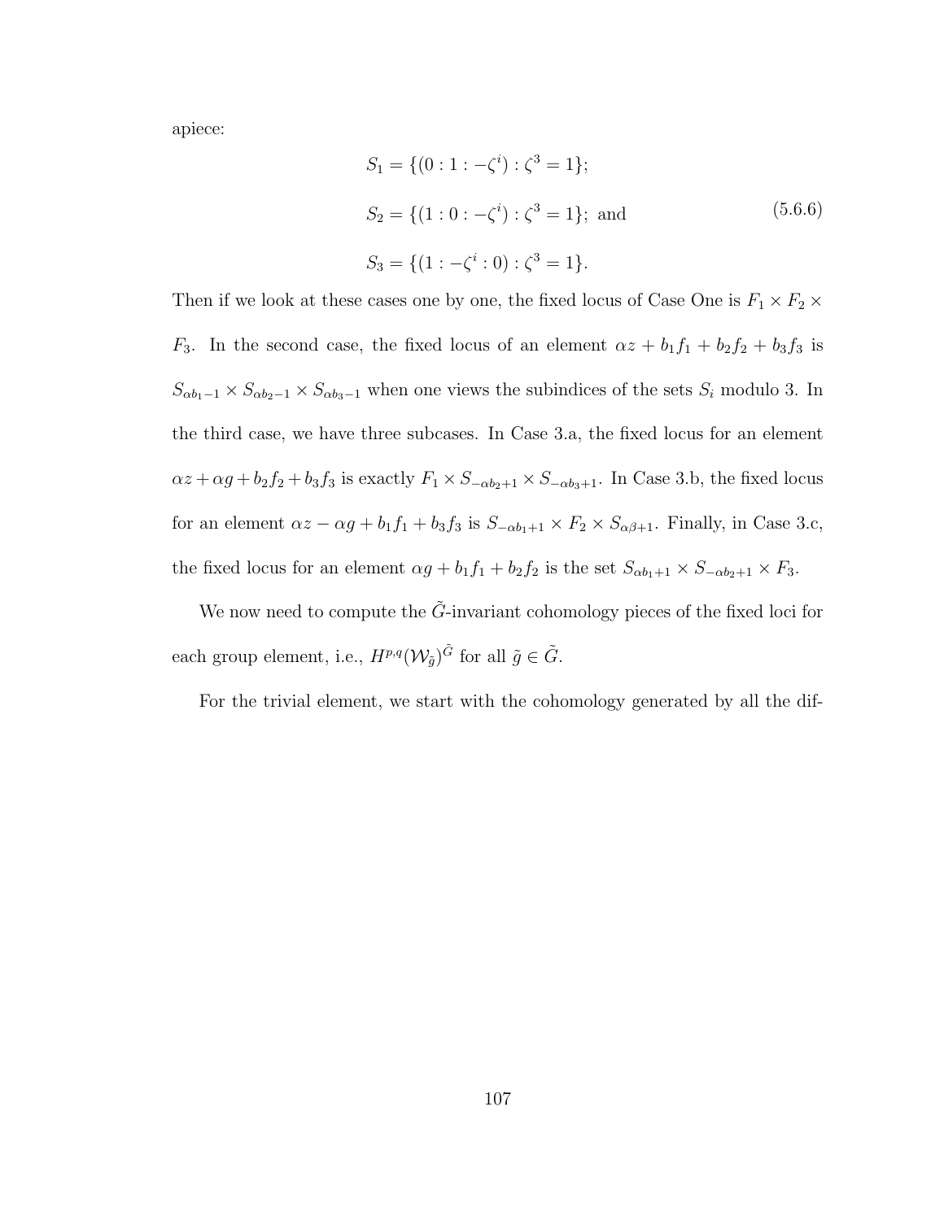apiece:

$$
\begin{aligned}
S_1 &= \{(0 : 1 : -\zeta^i) : \zeta^3 = 1\}; \\
S_2 &= \{(1 : 0 : -\zeta^i) : \zeta^3 = 1\}; \text{ and} \\
S_3 &= \{(1 : -\zeta^i : 0) : \zeta^3 = 1\}.
\end{aligned}
\tag{5.6.6}
$$

Then if we look at these cases one by one, the fixed locus of Case One is $F_1 \times F_2 \times F_3$. In the second case, the fixed locus of an element $\alpha z + b_1 f_1 + b_2 f_2 + b_3 f_3$ is $S_{\alpha b_1 - 1} \times S_{\alpha b_2 - 1} \times S_{\alpha b_3 - 1}$ when one views the subindices of the sets $S_i$ modulo 3. In the third case, we have three subcases. In Case 3.a, the fixed locus for an element $\alpha z + \alpha g + b_2 f_2 + b_3 f_3$ is exactly $F_1 \times S_{-\alpha b_2 + 1} \times S_{-\alpha b_3 + 1}$. In Case 3.b, the fixed locus for an element $\alpha z - \alpha g + b_1 f_1 + b_3 f_3$ is $S_{-\alpha b_1 + 1} \times F_2 \times S_{\alpha \beta + 1}$. Finally, in Case 3.c, the fixed locus for an element $\alpha g + b_1 f_1 + b_2 f_2$ is the set $S_{\alpha b_1 + 1} \times S_{-\alpha b_2 + 1} \times F_3$.

We now need to compute the $\tilde{G}$-invariant cohomology pieces of the fixed loci for each group element, i.e., $H^{p,q}(\mathcal{W}_{\tilde{g}})^{\tilde{G}}$ for all $\tilde{g} \in \tilde{G}$.

For the trivial element, we start with the cohomology generated by all the dif-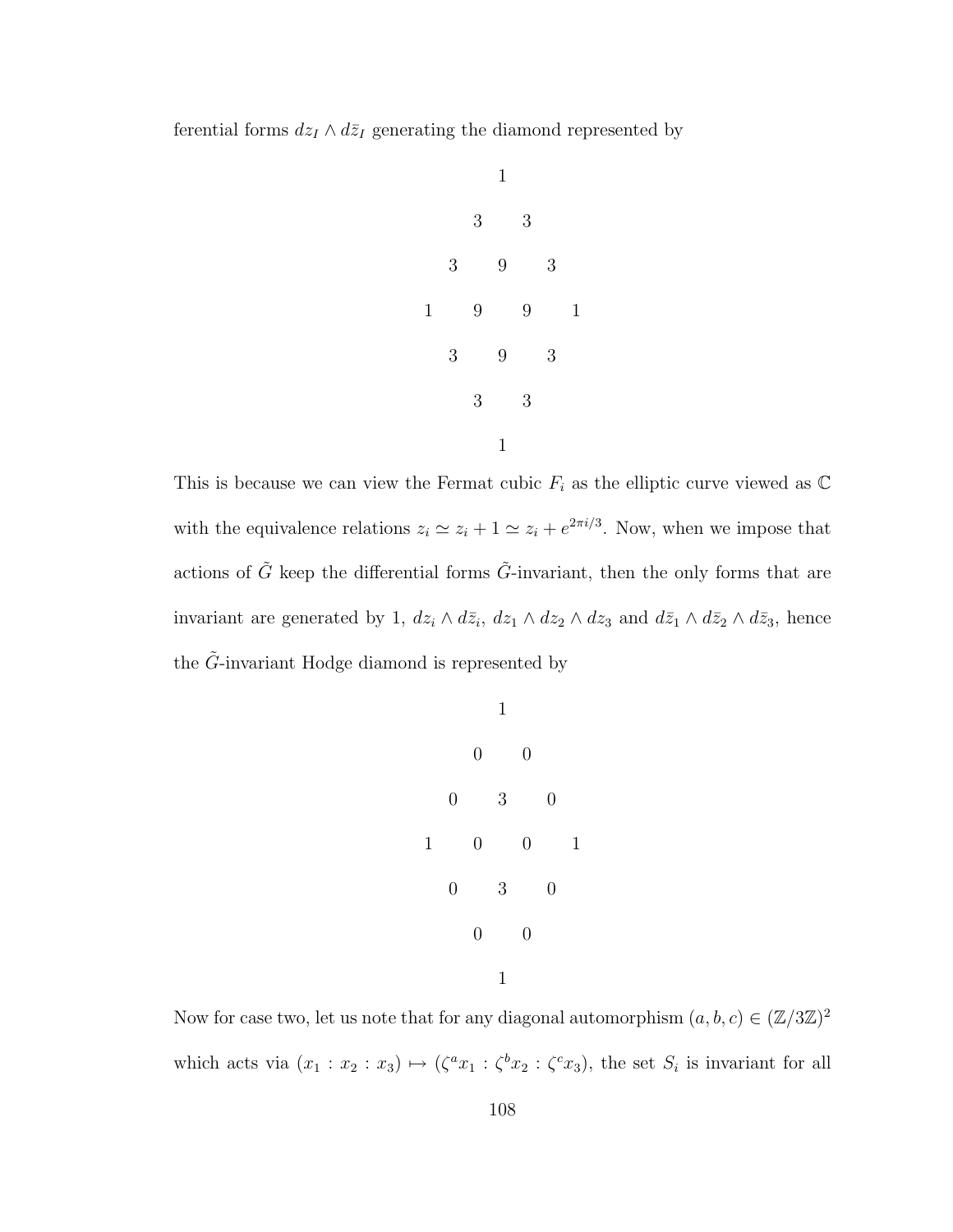ferential forms $dz_I \wedge d\bar{z}_I$ generating the diamond represented by

$$
\begin{array}{ccccccc}
 & & & 1 & & & \\
 & & 3 & & 3 & & \\
 & 3 & & 9 & & 3 & \\
1 & & 9 & & 9 & & 1 \\
 & 3 & & 9 & & 3 & \\
 & & 3 & & 3 & & \\
 & & & 1 & & &
\end{array}
$$

This is because we can view the Fermat cubic $F_i$ as the elliptic curve viewed as $\mathbb{C}$ with the equivalence relations $z_i \simeq z_i + 1 \simeq z_i + e^{2\pi i/3}$. Now, when we impose that actions of $\tilde{G}$ keep the differential forms $\tilde{G}$-invariant, then the only forms that are invariant are generated by 1, $dz_i \wedge d\bar{z}_i$, $dz_1 \wedge dz_2 \wedge dz_3$ and $d\bar{z}_1 \wedge d\bar{z}_2 \wedge d\bar{z}_3$, hence the $\tilde{G}$-invariant Hodge diamond is represented by

$$
\begin{array}{ccccccc}
 & & & 1 & & & \\
 & & 0 & & 0 & & \\
 & 0 & & 3 & & 0 & \\
1 & & 0 & & 0 & & 1 \\
 & 0 & & 3 & & 0 & \\
 & & 0 & & 0 & & \\
 & & & 1 & & &
\end{array}
$$

Now for case two, let us note that for any diagonal automorphism $(a, b, c) \in (\mathbb{Z}/3\mathbb{Z})^2$ which acts via $(x_1 : x_2 : x_3) \mapsto (\zeta^a x_1 : \zeta^b x_2 : \zeta^c x_3)$, the set $S_i$ is invariant for all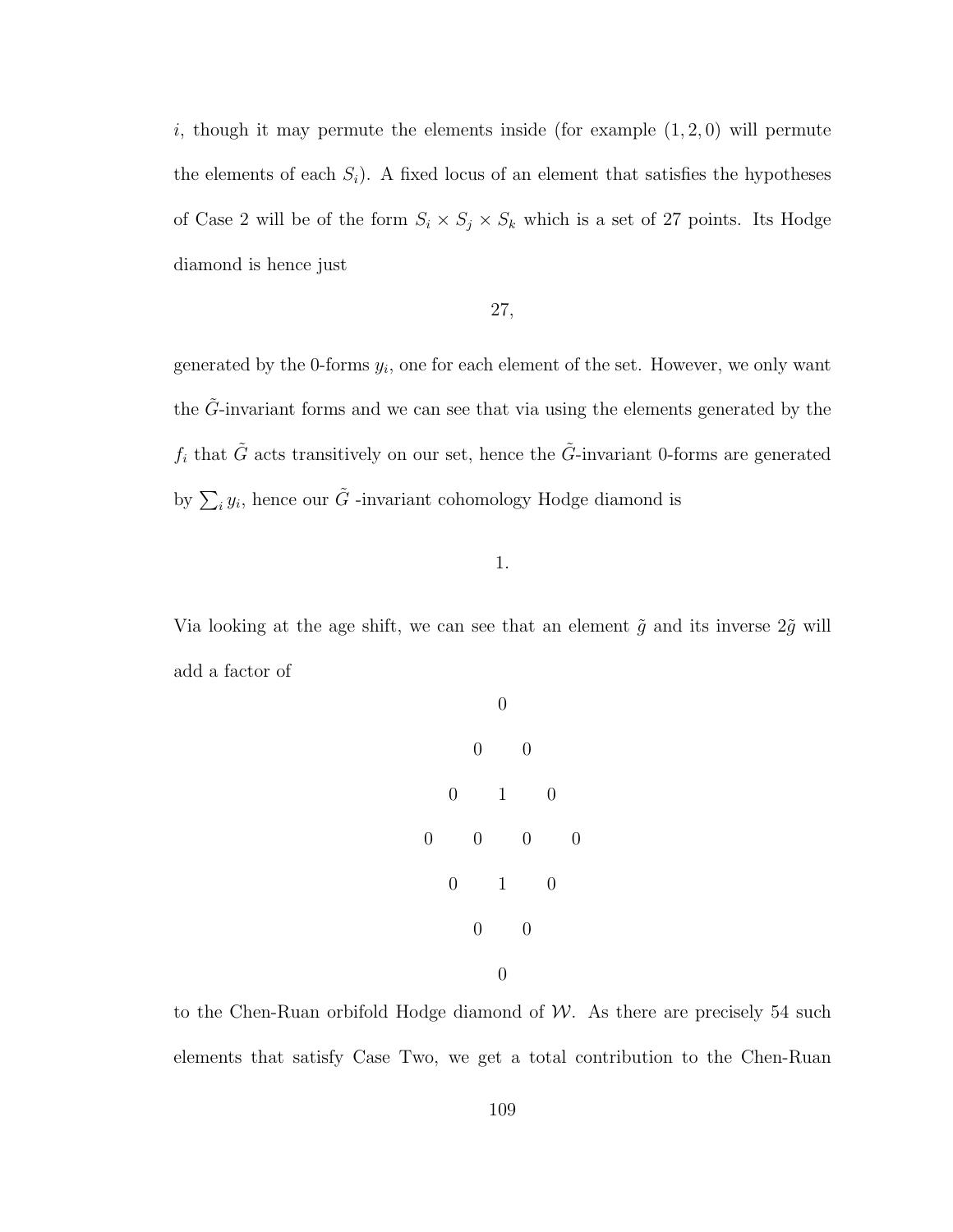$i$, though it may permute the elements inside (for example $(1, 2, 0)$ will permute the elements of each $S_i$). A fixed locus of an element that satisfies the hypotheses of Case 2 will be of the form $S_i \times S_j \times S_k$ which is a set of 27 points. Its Hodge diamond is hence just

$$27,$$

generated by the 0-forms $y_i$, one for each element of the set. However, we only want the $\tilde{G}$-invariant forms and we can see that via using the elements generated by the $f_i$ that $\tilde{G}$ acts transitively on our set, hence the $\tilde{G}$-invariant 0-forms are generated by $\sum_i y_i$, hence our $\tilde{G}$ -invariant cohomology Hodge diamond is

$$1.$$

Via looking at the age shift, we can see that an element $\tilde{g}$ and its inverse $2\tilde{g}$ will add a factor of

$$\begin{array}{ccccccc} & & & 0 & & & \\ & & 0 & & 0 & & \\ & 0 & & 1 & & 0 & \\ 0 & & 0 & & 0 & & 0 \\ & 0 & & 1 & & 0 & \\ & & 0 & & 0 & & \\ & & & 0 & & & \end{array}$$

to the Chen-Ruan orbifold Hodge diamond of $\mathcal{W}$. As there are precisely 54 such elements that satisfy Case Two, we get a total contribution to the Chen-Ruan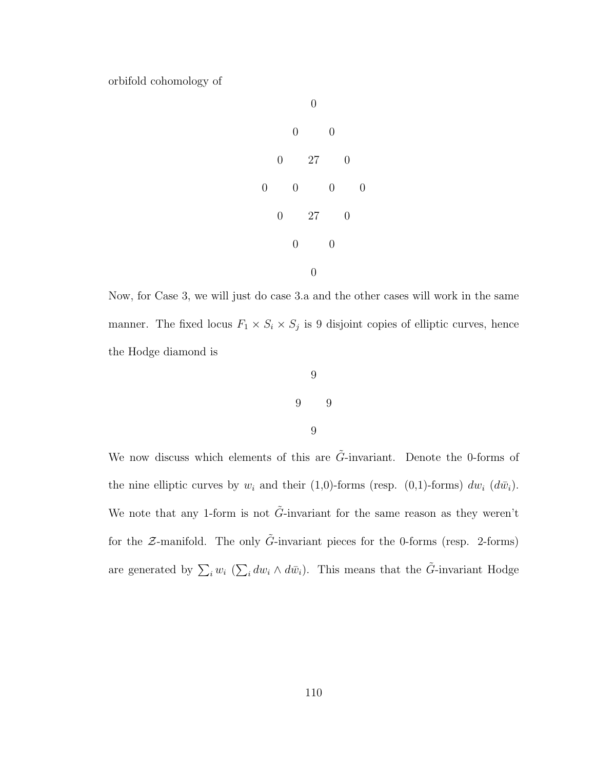orbifold cohomology of

$$
\begin{array}{ccccccc}
 & & & 0 & & & \\
 & & 0 & & 0 & & \\
 & 0 & & 27 & & 0 & \\
0 & & 0 & & 0 & & 0 \\
 & 0 & & 27 & & 0 & \\
 & & 0 & & 0 & & \\
 & & & 0 & & &
\end{array}
$$

Now, for Case 3, we will just do case 3.a and the other cases will work in the same manner. The fixed locus $F_1 \times S_i \times S_j$ is 9 disjoint copies of elliptic curves, hence the Hodge diamond is

$$
\begin{array}{ccc}
 & 9 & \\
9 & & 9 \\
 & 9 &
\end{array}
$$

We now discuss which elements of this are $\tilde{G}$-invariant. Denote the 0-forms of the nine elliptic curves by $w_i$ and their (1,0)-forms (resp. (0,1)-forms) $dw_i$ ($d\bar{w}_i$). We note that any 1-form is not $\tilde{G}$-invariant for the same reason as they weren't for the $\mathcal{Z}$-manifold. The only $\tilde{G}$-invariant pieces for the 0-forms (resp. 2-forms) are generated by $\sum_i w_i$ ($\sum_i dw_i \wedge d\bar{w}_i$). This means that the $\tilde{G}$-invariant Hodge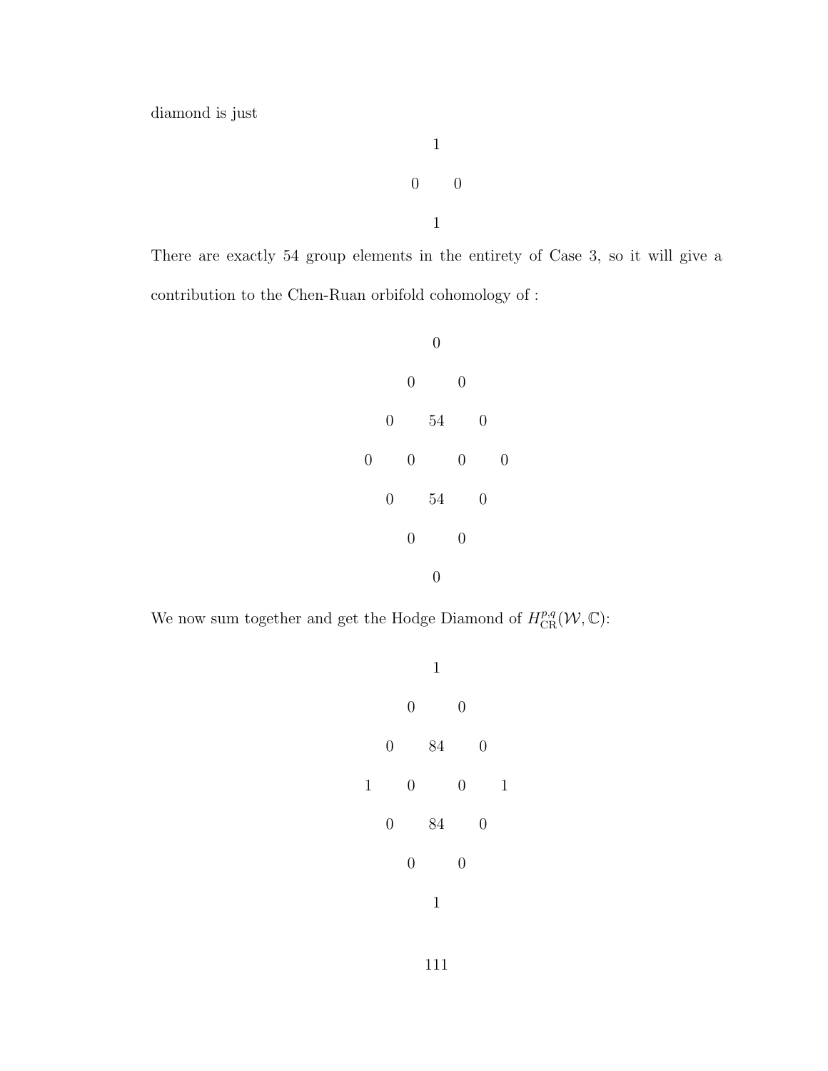diamond is just

$$
\begin{array}{ccc}
 & 1 & \\
0 & & 0 \\
 & 1 &
\end{array}
$$

There are exactly 54 group elements in the entirety of Case 3, so it will give a contribution to the Chen-Ruan orbifold cohomology of :

$$
\begin{array}{ccccccc}
 & & & 0 & & & \\
 & & 0 & & 0 & & \\
 & 0 & & 54 & & 0 & \\
0 & & 0 & & 0 & & 0 \\
 & 0 & & 54 & & 0 & \\
 & & 0 & & 0 & & \\
 & & & 0 & & &
\end{array}
$$

We now sum together and get the Hodge Diamond of $H^{p,q}_{\mathrm{CR}}(\mathcal{W}, \mathbb{C})$:

$$
\begin{array}{ccccccc}
 & & & 1 & & & \\
 & & 0 & & 0 & & \\
 & 0 & & 84 & & 0 & \\
1 & & 0 & & 0 & & 1 \\
 & 0 & & 84 & & 0 & \\
 & & 0 & & 0 & & \\
 & & & 1 & & &
\end{array}
$$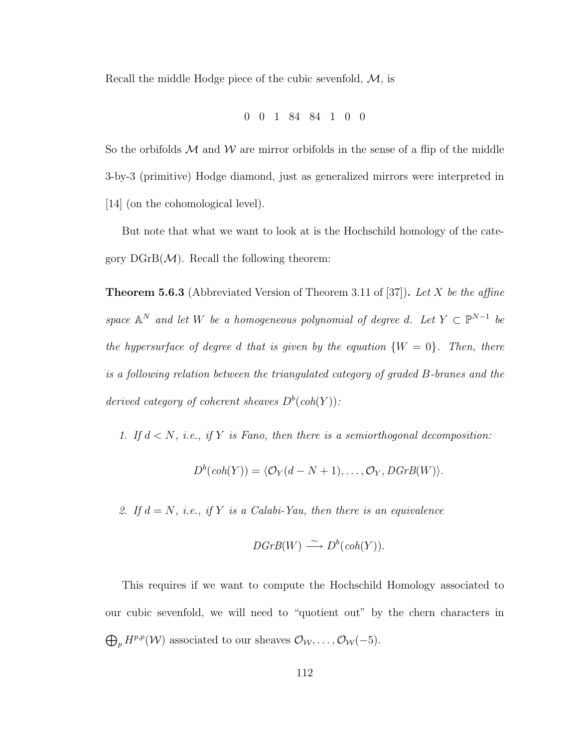Recall the middle Hodge piece of the cubic sevenfold, $\mathcal{M}$, is

$$0 \quad 0 \quad 1 \quad 84 \quad 84 \quad 1 \quad 0 \quad 0$$

So the orbifolds $\mathcal{M}$ and $\mathcal{W}$ are mirror orbifolds in the sense of a flip of the middle 3-by-3 (primitive) Hodge diamond, just as generalized mirrors were interpreted in [14] (on the cohomological level).

But note that what we want to look at is the Hochschild homology of the category $\mathrm{DGrB}(\mathcal{M})$. Recall the following theorem:

**Theorem 5.6.3** (Abbreviated Version of Theorem 3.11 of [37])**.** *Let $X$ be the affine space $\mathbb{A}^N$ and let $W$ be a homogeneous polynomial of degree $d$. Let $Y \subset \mathbb{P}^{N-1}$ be the hypersurface of degree $d$ that is given by the equation $\{W = 0\}$. Then, there is a following relation between the triangulated category of graded $B$-branes and the derived category of coherent sheaves $D^b(coh(Y))$:*

1. *If $d < N$, i.e., if $Y$ is Fano, then there is a semiorthogonal decomposition:*

$$D^b(coh(Y)) = \langle \mathcal{O}_Y(d - N + 1), \ldots, \mathcal{O}_Y, DGrB(W) \rangle.$$

2. *If $d = N$, i.e., if $Y$ is a Calabi-Yau, then there is an equivalence*

$$DGrB(W) \xrightarrow{\sim} D^b(coh(Y)).$$

This requires if we want to compute the Hochschild Homology associated to our cubic sevenfold, we will need to "quotient out" by the chern characters in $\bigoplus_p H^{p,p}(\mathcal{W})$ associated to our sheaves $\mathcal{O}_{\mathcal{W}}, \ldots, \mathcal{O}_{\mathcal{W}}(-5)$.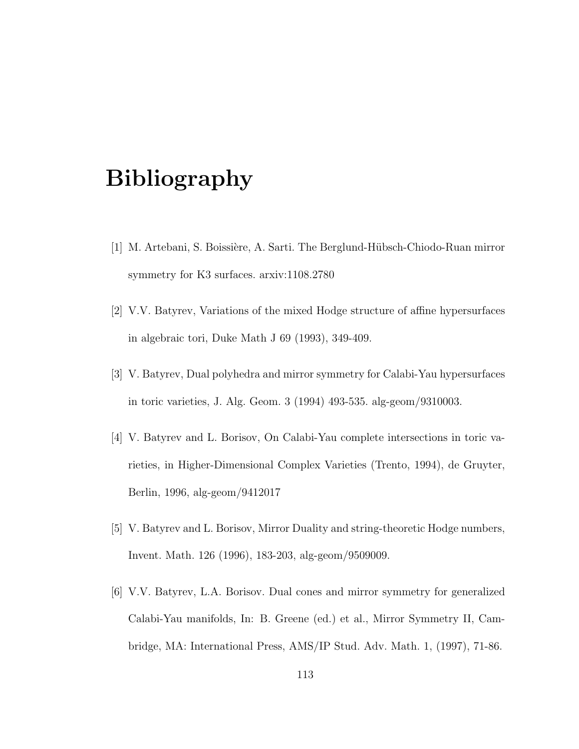# Bibliography

[1] M. Artebani, S. Boissière, A. Sarti. The Berglund-Hübsch-Chiodo-Ruan mirror symmetry for K3 surfaces. arxiv:1108.2780

[2] V.V. Batyrev, Variations of the mixed Hodge structure of affine hypersurfaces in algebraic tori, Duke Math J 69 (1993), 349-409.

[3] V. Batyrev, Dual polyhedra and mirror symmetry for Calabi-Yau hypersurfaces in toric varieties, J. Alg. Geom. 3 (1994) 493-535. alg-geom/9310003.

[4] V. Batyrev and L. Borisov, On Calabi-Yau complete intersections in toric varieties, in Higher-Dimensional Complex Varieties (Trento, 1994), de Gruyter, Berlin, 1996, alg-geom/9412017

[5] V. Batyrev and L. Borisov, Mirror Duality and string-theoretic Hodge numbers, Invent. Math. 126 (1996), 183-203, alg-geom/9509009.

[6] V.V. Batyrev, L.A. Borisov. Dual cones and mirror symmetry for generalized Calabi-Yau manifolds, In: B. Greene (ed.) et al., Mirror Symmetry II, Cambridge, MA: International Press, AMS/IP Stud. Adv. Math. 1, (1997), 71-86.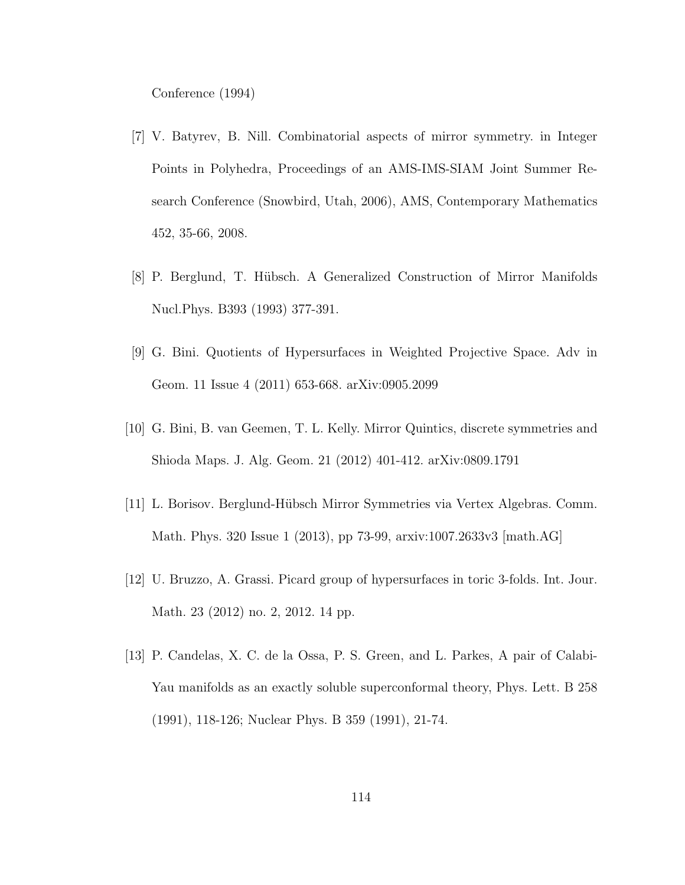Conference (1994)

[7] V. Batyrev, B. Nill. Combinatorial aspects of mirror symmetry. in Integer Points in Polyhedra, Proceedings of an AMS-IMS-SIAM Joint Summer Research Conference (Snowbird, Utah, 2006), AMS, Contemporary Mathematics 452, 35-66, 2008.

[8] P. Berglund, T. Hübsch. A Generalized Construction of Mirror Manifolds Nucl.Phys. B393 (1993) 377-391.

[9] G. Bini. Quotients of Hypersurfaces in Weighted Projective Space. Adv in Geom. 11 Issue 4 (2011) 653-668. arXiv:0905.2099

[10] G. Bini, B. van Geemen, T. L. Kelly. Mirror Quintics, discrete symmetries and Shioda Maps. J. Alg. Geom. 21 (2012) 401-412. arXiv:0809.1791

[11] L. Borisov. Berglund-Hübsch Mirror Symmetries via Vertex Algebras. Comm. Math. Phys. 320 Issue 1 (2013), pp 73-99, arxiv:1007.2633v3 [math.AG]

[12] U. Bruzzo, A. Grassi. Picard group of hypersurfaces in toric 3-folds. Int. Jour. Math. 23 (2012) no. 2, 2012. 14 pp.

[13] P. Candelas, X. C. de la Ossa, P. S. Green, and L. Parkes, A pair of Calabi-Yau manifolds as an exactly soluble superconformal theory, Phys. Lett. B 258 (1991), 118-126; Nuclear Phys. B 359 (1991), 21-74.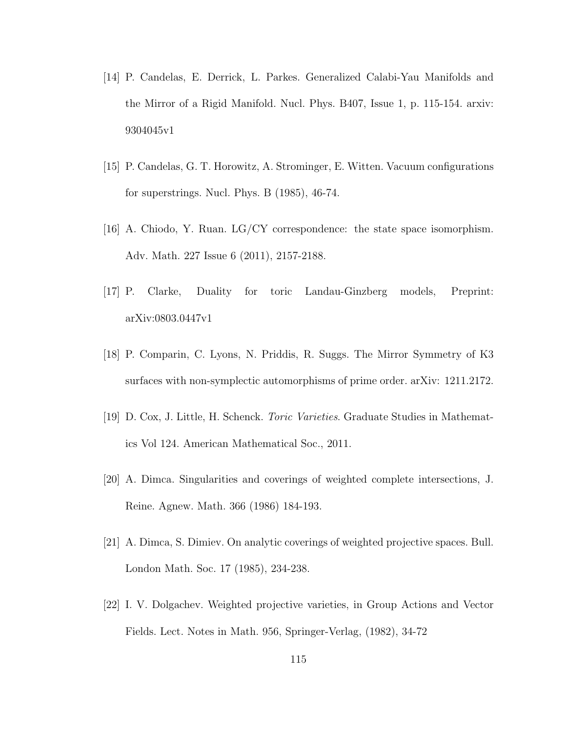[14] P. Candelas, E. Derrick, L. Parkes. Generalized Calabi-Yau Manifolds and the Mirror of a Rigid Manifold. Nucl. Phys. B407, Issue 1, p. 115-154. arxiv: 9304045v1

[15] P. Candelas, G. T. Horowitz, A. Strominger, E. Witten. Vacuum configurations for superstrings. Nucl. Phys. B (1985), 46-74.

[16] A. Chiodo, Y. Ruan. LG/CY correspondence: the state space isomorphism. Adv. Math. 227 Issue 6 (2011), 2157-2188.

[17] P. Clarke, Duality for toric Landau-Ginzberg models, Preprint: arXiv:0803.0447v1

[18] P. Comparin, C. Lyons, N. Priddis, R. Suggs. The Mirror Symmetry of K3 surfaces with non-symplectic automorphisms of prime order. arXiv: 1211.2172.

[19] D. Cox, J. Little, H. Schenck. *Toric Varieties*. Graduate Studies in Mathematics Vol 124. American Mathematical Soc., 2011.

[20] A. Dimca. Singularities and coverings of weighted complete intersections, J. Reine. Agnew. Math. 366 (1986) 184-193.

[21] A. Dimca, S. Dimiev. On analytic coverings of weighted projective spaces. Bull. London Math. Soc. 17 (1985), 234-238.

[22] I. V. Dolgachev. Weighted projective varieties, in Group Actions and Vector Fields. Lect. Notes in Math. 956, Springer-Verlag, (1982), 34-72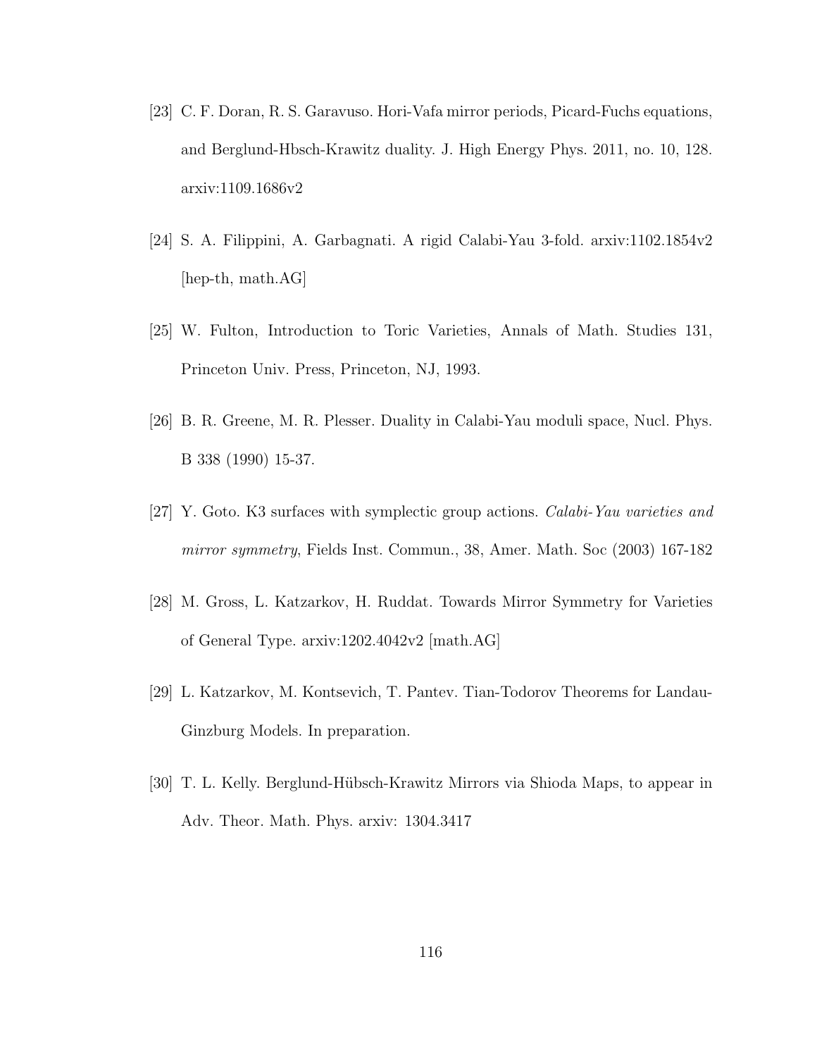[23] C. F. Doran, R. S. Garavuso. Hori-Vafa mirror periods, Picard-Fuchs equations, and Berglund-Hbsch-Krawitz duality. J. High Energy Phys. 2011, no. 10, 128. arxiv:1109.1686v2

[24] S. A. Filippini, A. Garbagnati. A rigid Calabi-Yau 3-fold. arxiv:1102.1854v2 [hep-th, math.AG]

[25] W. Fulton, Introduction to Toric Varieties, Annals of Math. Studies 131, Princeton Univ. Press, Princeton, NJ, 1993.

[26] B. R. Greene, M. R. Plesser. Duality in Calabi-Yau moduli space, Nucl. Phys. B 338 (1990) 15-37.

[27] Y. Goto. K3 surfaces with symplectic group actions. *Calabi-Yau varieties and mirror symmetry*, Fields Inst. Commun., 38, Amer. Math. Soc (2003) 167-182

[28] M. Gross, L. Katzarkov, H. Ruddat. Towards Mirror Symmetry for Varieties of General Type. arxiv:1202.4042v2 [math.AG]

[29] L. Katzarkov, M. Kontsevich, T. Pantev. Tian-Todorov Theorems for Landau-Ginzburg Models. In preparation.

[30] T. L. Kelly. Berglund-Hübsch-Krawitz Mirrors via Shioda Maps, to appear in Adv. Theor. Math. Phys. arxiv: 1304.3417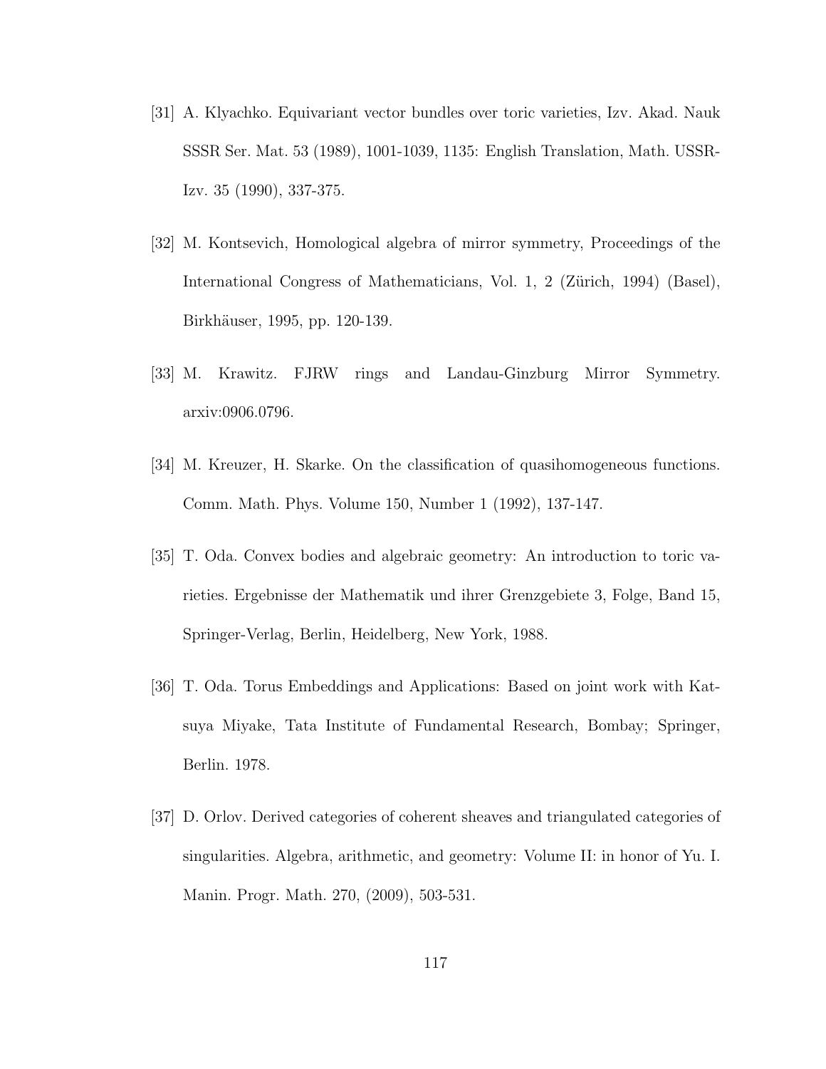[31] A. Klyachko. Equivariant vector bundles over toric varieties, Izv. Akad. Nauk SSSR Ser. Mat. 53 (1989), 1001-1039, 1135: English Translation, Math. USSR-Izv. 35 (1990), 337-375.

[32] M. Kontsevich, Homological algebra of mirror symmetry, Proceedings of the International Congress of Mathematicians, Vol. 1, 2 (Zürich, 1994) (Basel), Birkhäuser, 1995, pp. 120-139.

[33] M. Krawitz. FJRW rings and Landau-Ginzburg Mirror Symmetry. arxiv:0906.0796.

[34] M. Kreuzer, H. Skarke. On the classification of quasihomogeneous functions. Comm. Math. Phys. Volume 150, Number 1 (1992), 137-147.

[35] T. Oda. Convex bodies and algebraic geometry: An introduction to toric varieties. Ergebnisse der Mathematik und ihrer Grenzgebiete 3, Folge, Band 15, Springer-Verlag, Berlin, Heidelberg, New York, 1988.

[36] T. Oda. Torus Embeddings and Applications: Based on joint work with Katsuya Miyake, Tata Institute of Fundamental Research, Bombay; Springer, Berlin. 1978.

[37] D. Orlov. Derived categories of coherent sheaves and triangulated categories of singularities. Algebra, arithmetic, and geometry: Volume II: in honor of Yu. I. Manin. Progr. Math. 270, (2009), 503-531.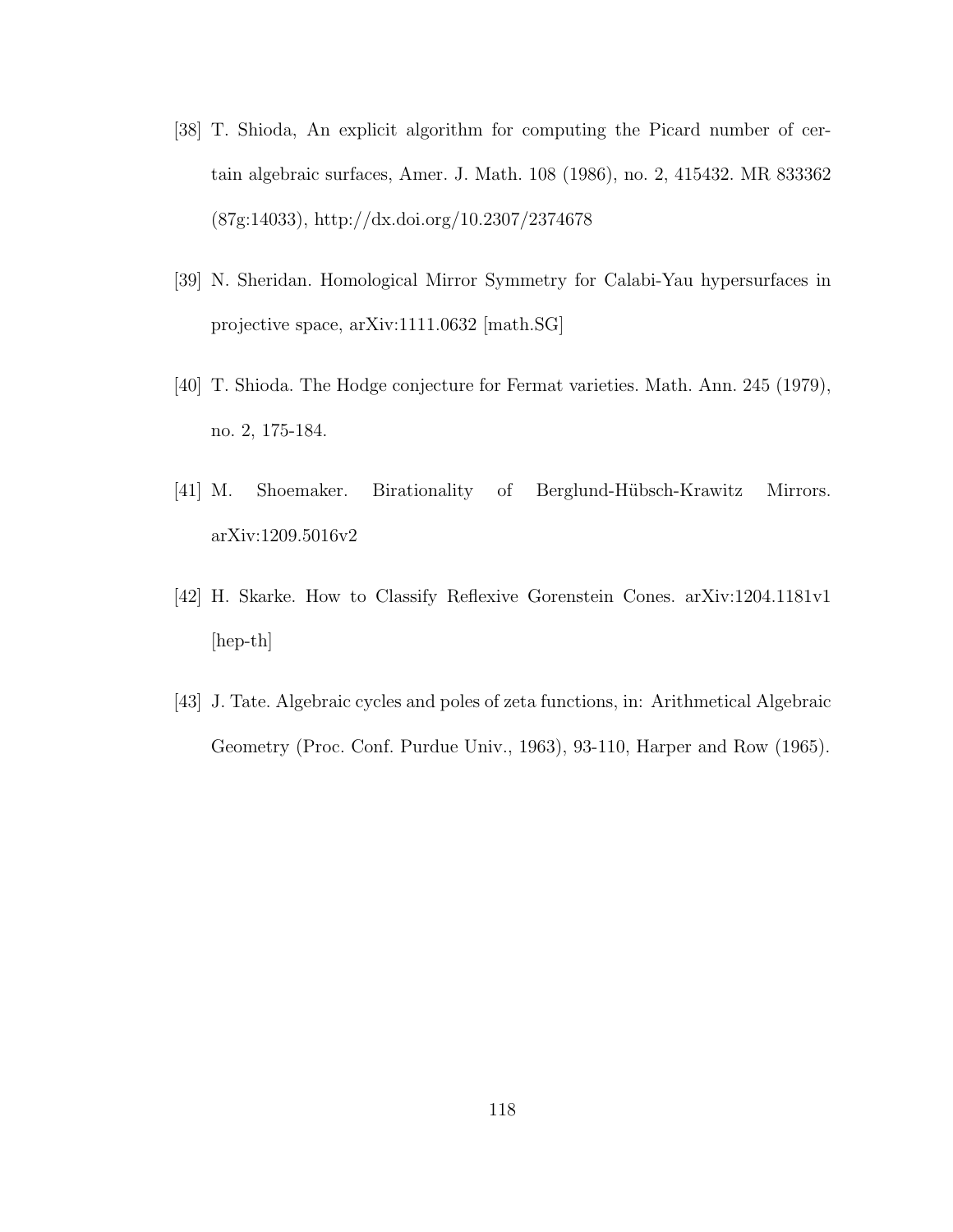[38] T. Shioda, An explicit algorithm for computing the Picard number of certain algebraic surfaces, Amer. J. Math. 108 (1986), no. 2, 415432. MR 833362 (87g:14033), http://dx.doi.org/10.2307/2374678

[39] N. Sheridan. Homological Mirror Symmetry for Calabi-Yau hypersurfaces in projective space, arXiv:1111.0632 [math.SG]

[40] T. Shioda. The Hodge conjecture for Fermat varieties. Math. Ann. 245 (1979), no. 2, 175-184.

[41] M. Shoemaker. Birationality of Berglund-Hübsch-Krawitz Mirrors. arXiv:1209.5016v2

[42] H. Skarke. How to Classify Reflexive Gorenstein Cones. arXiv:1204.1181v1 [hep-th]

[43] J. Tate. Algebraic cycles and poles of zeta functions, in: Arithmetical Algebraic Geometry (Proc. Conf. Purdue Univ., 1963), 93-110, Harper and Row (1965).